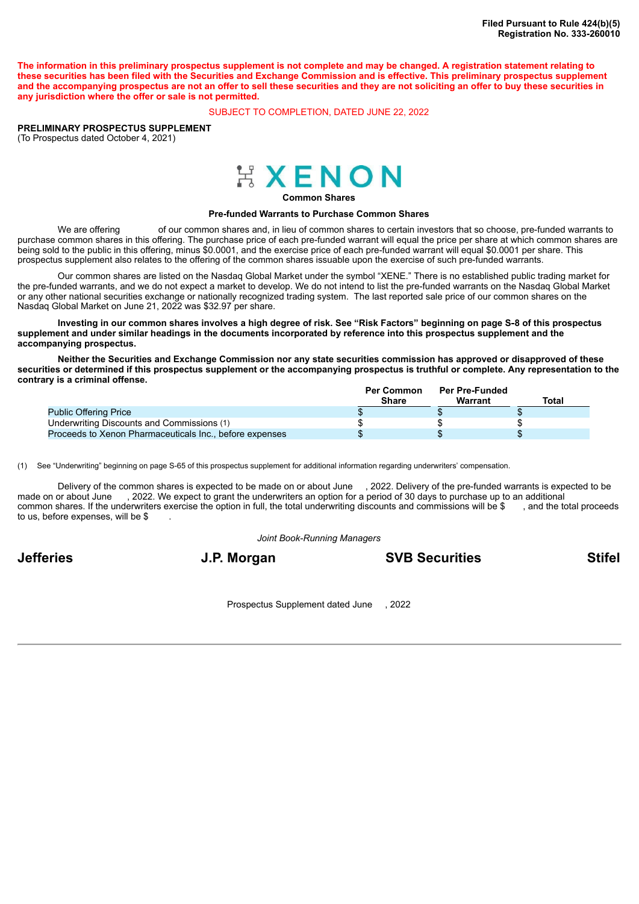**Filed Pursuant to Rule 424(b)(5)**
**Registration No. 333-260010**

**The information in this preliminary prospectus supplement is not complete and may be changed. A registration statement relating to these securities has been filed with the Securities and Exchange Commission and is effective. This preliminary prospectus supplement and the accompanying prospectus are not an offer to sell these securities and they are not soliciting an offer to buy these securities in any jurisdiction where the offer or sale is not permitted.**

SUBJECT TO COMPLETION, DATED JUNE 22, 2022

**PRELIMINARY PROSPECTUS SUPPLEMENT**
(To Prospectus dated October 4, 2021)

# XENON

**Common Shares**

**Pre-funded Warrants to Purchase Common Shares**

We are offering of our common shares and, in lieu of common shares to certain investors that so choose, pre-funded warrants to purchase common shares in this offering. The purchase price of each pre-funded warrant will equal the price per share at which common shares are being sold to the public in this offering, minus $0.0001, and the exercise price of each pre-funded warrant will equal $0.0001 per share. This prospectus supplement also relates to the offering of the common shares issuable upon the exercise of such pre-funded warrants.

Our common shares are listed on the Nasdaq Global Market under the symbol "XENE." There is no established public trading market for the pre-funded warrants, and we do not expect a market to develop. We do not intend to list the pre-funded warrants on the Nasdaq Global Market or any other national securities exchange or nationally recognized trading system. The last reported sale price of our common shares on the Nasdaq Global Market on June 21, 2022 was $32.97 per share.

**Investing in our common shares involves a high degree of risk. See "Risk Factors" beginning on page S-8 of this prospectus supplement and under similar headings in the documents incorporated by reference into this prospectus supplement and the accompanying prospectus.**

**Neither the Securities and Exchange Commission nor any state securities commission has approved or disapproved of these securities or determined if this prospectus supplement or the accompanying prospectus is truthful or complete. Any representation to the contrary is a criminal offense.**

| | Per Common Share | Per Pre-Funded Warrant | Total |
|---|---|---|---|
| Public Offering Price | $ | $ | $ |
| Underwriting Discounts and Commissions (1) | $ | $ | $ |
| Proceeds to Xenon Pharmaceuticals Inc., before expenses | $ | $ | $ |

(1) See "Underwriting" beginning on page S-65 of this prospectus supplement for additional information regarding underwriters' compensation.

Delivery of the common shares is expected to be made on or about June , 2022. Delivery of the pre-funded warrants is expected to be made on or about June , 2022. We expect to grant the underwriters an option for a period of 30 days to purchase up to an additional common shares. If the underwriters exercise the option in full, the total underwriting discounts and commissions will be $ , and the total proceeds to us, before expenses, will be $ .

*Joint Book-Running Managers*

**Jefferies** **J.P. Morgan** **SVB Securities** **Stifel**

Prospectus Supplement dated June , 2022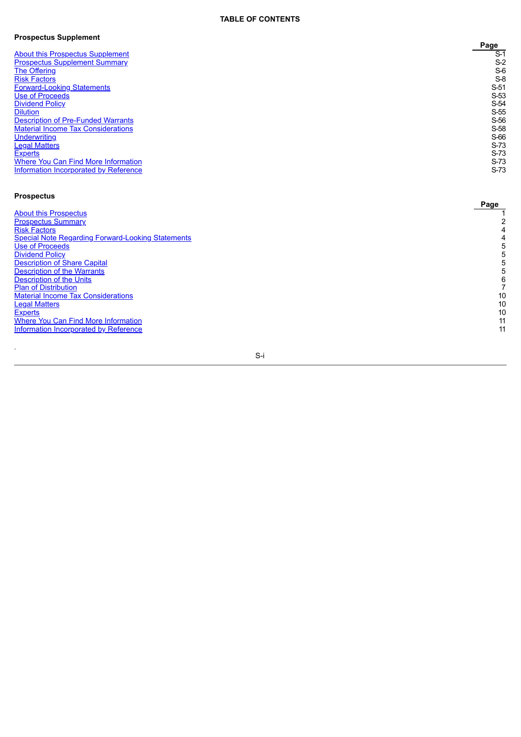# TABLE OF CONTENTS

**Prospectus Supplement**

| | Page |
|---|---|
| About this Prospectus Supplement | S-1 |
| Prospectus Supplement Summary | S-2 |
| The Offering | S-6 |
| Risk Factors | S-8 |
| Forward-Looking Statements | S-51 |
| Use of Proceeds | S-53 |
| Dividend Policy | S-54 |
| Dilution | S-55 |
| Description of Pre-Funded Warrants | S-56 |
| Material Income Tax Considerations | S-58 |
| Underwriting | S-66 |
| Legal Matters | S-73 |
| Experts | S-73 |
| Where You Can Find More Information | S-73 |
| Information Incorporated by Reference | S-73 |

**Prospectus**

| | Page |
|---|---|
| About this Prospectus | 1 |
| Prospectus Summary | 2 |
| Risk Factors | 4 |
| Special Note Regarding Forward-Looking Statements | 4 |
| Use of Proceeds | 5 |
| Dividend Policy | 5 |
| Description of Share Capital | 5 |
| Description of the Warrants | 5 |
| Description of the Units | 6 |
| Plan of Distribution | 7 |
| Material Income Tax Considerations | 10 |
| Legal Matters | 10 |
| Experts | 10 |
| Where You Can Find More Information | 11 |
| Information Incorporated by Reference | 11 |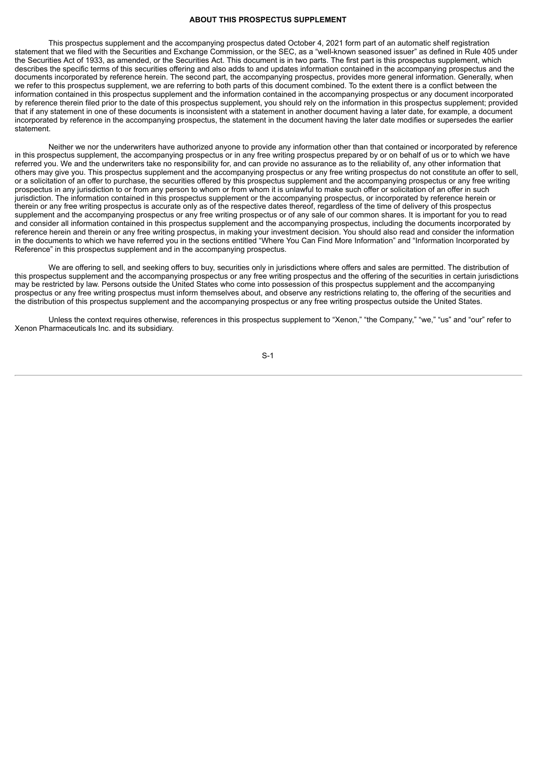## ABOUT THIS PROSPECTUS SUPPLEMENT

This prospectus supplement and the accompanying prospectus dated October 4, 2021 form part of an automatic shelf registration statement that we filed with the Securities and Exchange Commission, or the SEC, as a "well-known seasoned issuer" as defined in Rule 405 under the Securities Act of 1933, as amended, or the Securities Act. This document is in two parts. The first part is this prospectus supplement, which describes the specific terms of this securities offering and also adds to and updates information contained in the accompanying prospectus and the documents incorporated by reference herein. The second part, the accompanying prospectus, provides more general information. Generally, when we refer to this prospectus supplement, we are referring to both parts of this document combined. To the extent there is a conflict between the information contained in this prospectus supplement and the information contained in the accompanying prospectus or any document incorporated by reference therein filed prior to the date of this prospectus supplement, you should rely on the information in this prospectus supplement; provided that if any statement in one of these documents is inconsistent with a statement in another document having a later date, for example, a document incorporated by reference in the accompanying prospectus, the statement in the document having the later date modifies or supersedes the earlier statement.

Neither we nor the underwriters have authorized anyone to provide any information other than that contained or incorporated by reference in this prospectus supplement, the accompanying prospectus or in any free writing prospectus prepared by or on behalf of us or to which we have referred you. We and the underwriters take no responsibility for, and can provide no assurance as to the reliability of, any other information that others may give you. This prospectus supplement and the accompanying prospectus or any free writing prospectus do not constitute an offer to sell, or a solicitation of an offer to purchase, the securities offered by this prospectus supplement and the accompanying prospectus or any free writing prospectus in any jurisdiction to or from any person to whom or from whom it is unlawful to make such offer or solicitation of an offer in such jurisdiction. The information contained in this prospectus supplement or the accompanying prospectus, or incorporated by reference herein or therein or any free writing prospectus is accurate only as of the respective dates thereof, regardless of the time of delivery of this prospectus supplement and the accompanying prospectus or any free writing prospectus or of any sale of our common shares. It is important for you to read and consider all information contained in this prospectus supplement and the accompanying prospectus, including the documents incorporated by reference herein and therein or any free writing prospectus, in making your investment decision. You should also read and consider the information in the documents to which we have referred you in the sections entitled "Where You Can Find More Information" and "Information Incorporated by Reference" in this prospectus supplement and in the accompanying prospectus.

We are offering to sell, and seeking offers to buy, securities only in jurisdictions where offers and sales are permitted. The distribution of this prospectus supplement and the accompanying prospectus or any free writing prospectus and the offering of the securities in certain jurisdictions may be restricted by law. Persons outside the United States who come into possession of this prospectus supplement and the accompanying prospectus or any free writing prospectus must inform themselves about, and observe any restrictions relating to, the offering of the securities and the distribution of this prospectus supplement and the accompanying prospectus or any free writing prospectus outside the United States.

Unless the context requires otherwise, references in this prospectus supplement to "Xenon," "the Company," "we," "us" and "our" refer to Xenon Pharmaceuticals Inc. and its subsidiary.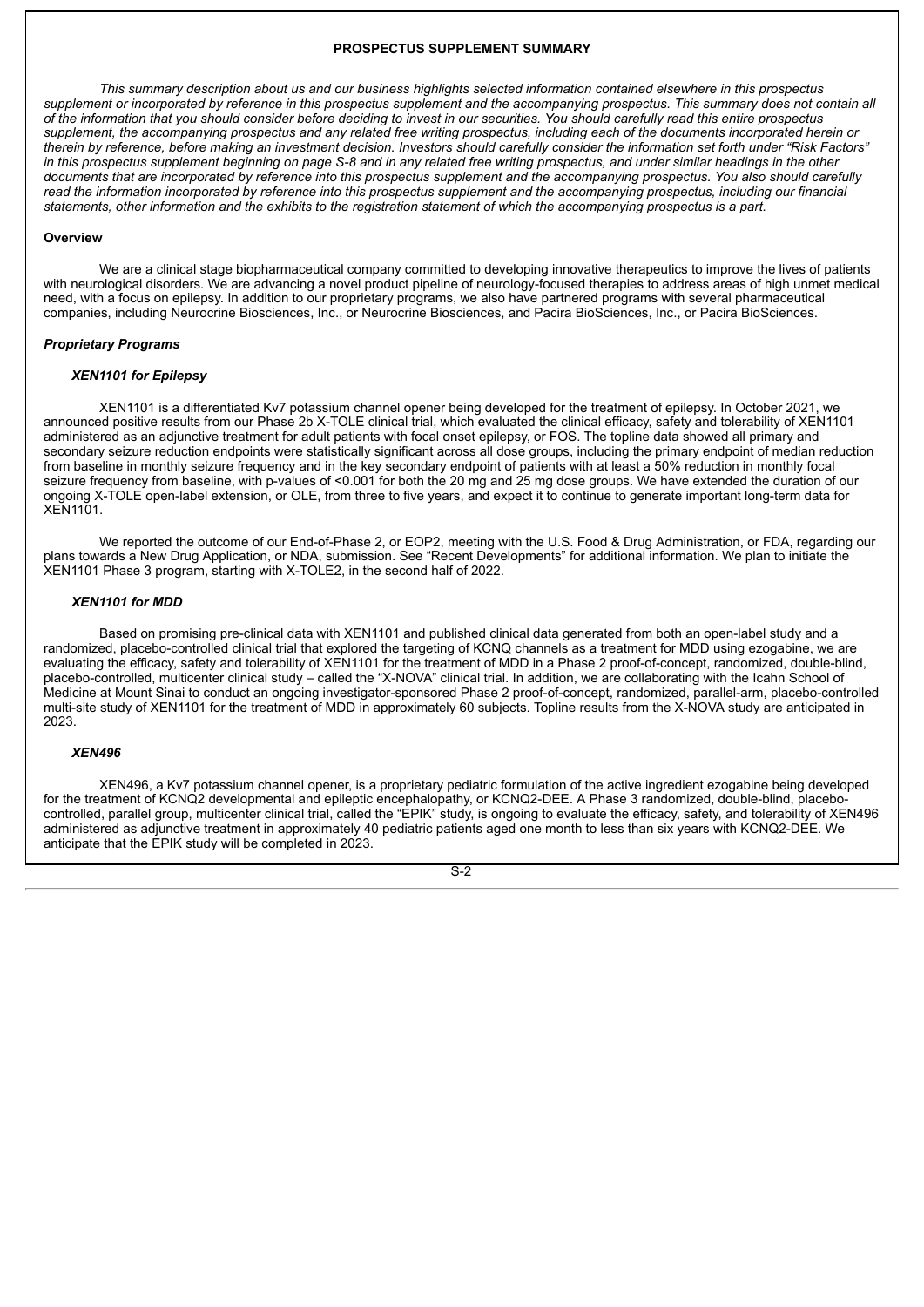## PROSPECTUS SUPPLEMENT SUMMARY

*This summary description about us and our business highlights selected information contained elsewhere in this prospectus supplement or incorporated by reference in this prospectus supplement and the accompanying prospectus. This summary does not contain all of the information that you should consider before deciding to invest in our securities. You should carefully read this entire prospectus supplement, the accompanying prospectus and any related free writing prospectus, including each of the documents incorporated herein or therein by reference, before making an investment decision. Investors should carefully consider the information set forth under "Risk Factors" in this prospectus supplement beginning on page S-8 and in any related free writing prospectus, and under similar headings in the other documents that are incorporated by reference into this prospectus supplement and the accompanying prospectus. You also should carefully read the information incorporated by reference into this prospectus supplement and the accompanying prospectus, including our financial statements, other information and the exhibits to the registration statement of which the accompanying prospectus is a part.*

### Overview

We are a clinical stage biopharmaceutical company committed to developing innovative therapeutics to improve the lives of patients with neurological disorders. We are advancing a novel product pipeline of neurology-focused therapies to address areas of high unmet medical need, with a focus on epilepsy. In addition to our proprietary programs, we also have partnered programs with several pharmaceutical companies, including Neurocrine Biosciences, Inc., or Neurocrine Biosciences, and Pacira BioSciences, Inc., or Pacira BioSciences.

#### *Proprietary Programs*

##### *XEN1101 for Epilepsy*

XEN1101 is a differentiated Kv7 potassium channel opener being developed for the treatment of epilepsy. In October 2021, we announced positive results from our Phase 2b X-TOLE clinical trial, which evaluated the clinical efficacy, safety and tolerability of XEN1101 administered as an adjunctive treatment for adult patients with focal onset epilepsy, or FOS. The topline data showed all primary and secondary seizure reduction endpoints were statistically significant across all dose groups, including the primary endpoint of median reduction from baseline in monthly seizure frequency and in the key secondary endpoint of patients with at least a 50% reduction in monthly focal seizure frequency from baseline, with p-values of <0.001 for both the 20 mg and 25 mg dose groups. We have extended the duration of our ongoing X-TOLE open-label extension, or OLE, from three to five years, and expect it to continue to generate important long-term data for XEN1101.

We reported the outcome of our End-of-Phase 2, or EOP2, meeting with the U.S. Food & Drug Administration, or FDA, regarding our plans towards a New Drug Application, or NDA, submission. See "Recent Developments" for additional information. We plan to initiate the XEN1101 Phase 3 program, starting with X-TOLE2, in the second half of 2022.

##### *XEN1101 for MDD*

Based on promising pre-clinical data with XEN1101 and published clinical data generated from both an open-label study and a randomized, placebo-controlled clinical trial that explored the targeting of KCNQ channels as a treatment for MDD using ezogabine, we are evaluating the efficacy, safety and tolerability of XEN1101 for the treatment of MDD in a Phase 2 proof-of-concept, randomized, double-blind, placebo-controlled, multicenter clinical study – called the "X-NOVA" clinical trial. In addition, we are collaborating with the Icahn School of Medicine at Mount Sinai to conduct an ongoing investigator-sponsored Phase 2 proof-of-concept, randomized, parallel-arm, placebo-controlled multi-site study of XEN1101 for the treatment of MDD in approximately 60 subjects. Topline results from the X-NOVA study are anticipated in 2023.

##### *XEN496*

XEN496, a Kv7 potassium channel opener, is a proprietary pediatric formulation of the active ingredient ezogabine being developed for the treatment of KCNQ2 developmental and epileptic encephalopathy, or KCNQ2-DEE. A Phase 3 randomized, double-blind, placebo-controlled, parallel group, multicenter clinical trial, called the "EPIK" study, is ongoing to evaluate the efficacy, safety, and tolerability of XEN496 administered as adjunctive treatment in approximately 40 pediatric patients aged one month to less than six years with KCNQ2-DEE. We anticipate that the EPIK study will be completed in 2023.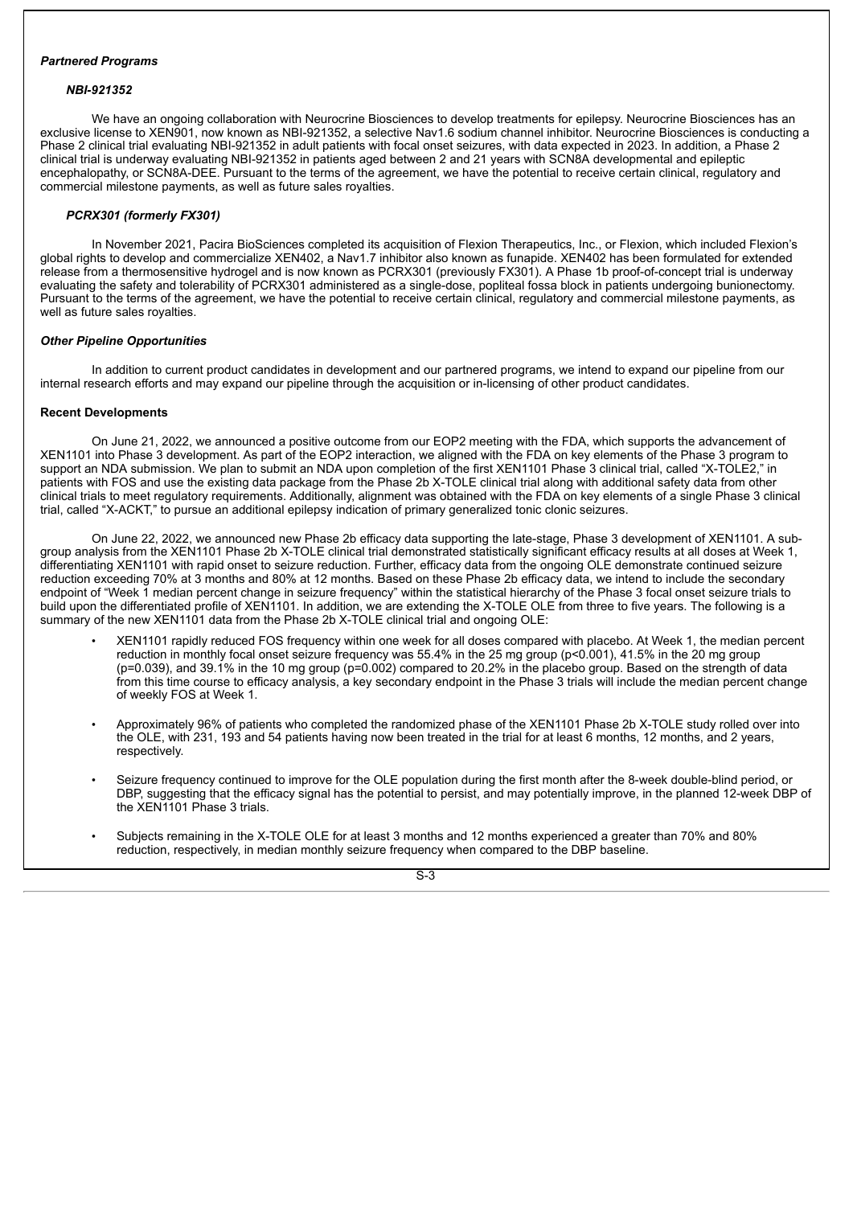***Partnered Programs***

***NBI-921352***

We have an ongoing collaboration with Neurocrine Biosciences to develop treatments for epilepsy. Neurocrine Biosciences has an exclusive license to XEN901, now known as NBI-921352, a selective Nav1.6 sodium channel inhibitor. Neurocrine Biosciences is conducting a Phase 2 clinical trial evaluating NBI-921352 in adult patients with focal onset seizures, with data expected in 2023. In addition, a Phase 2 clinical trial is underway evaluating NBI-921352 in patients aged between 2 and 21 years with SCN8A developmental and epileptic encephalopathy, or SCN8A-DEE. Pursuant to the terms of the agreement, we have the potential to receive certain clinical, regulatory and commercial milestone payments, as well as future sales royalties.

***PCRX301 (formerly FX301)***

In November 2021, Pacira BioSciences completed its acquisition of Flexion Therapeutics, Inc., or Flexion, which included Flexion's global rights to develop and commercialize XEN402, a Nav1.7 inhibitor also known as funapide. XEN402 has been formulated for extended release from a thermosensitive hydrogel and is now known as PCRX301 (previously FX301). A Phase 1b proof-of-concept trial is underway evaluating the safety and tolerability of PCRX301 administered as a single-dose, popliteal fossa block in patients undergoing bunionectomy. Pursuant to the terms of the agreement, we have the potential to receive certain clinical, regulatory and commercial milestone payments, as well as future sales royalties.

***Other Pipeline Opportunities***

In addition to current product candidates in development and our partnered programs, we intend to expand our pipeline from our internal research efforts and may expand our pipeline through the acquisition or in-licensing of other product candidates.

**Recent Developments**

On June 21, 2022, we announced a positive outcome from our EOP2 meeting with the FDA, which supports the advancement of XEN1101 into Phase 3 development. As part of the EOP2 interaction, we aligned with the FDA on key elements of the Phase 3 program to support an NDA submission. We plan to submit an NDA upon completion of the first XEN1101 Phase 3 clinical trial, called "X-TOLE2," in patients with FOS and use the existing data package from the Phase 2b X-TOLE clinical trial along with additional safety data from other clinical trials to meet regulatory requirements. Additionally, alignment was obtained with the FDA on key elements of a single Phase 3 clinical trial, called "X-ACKT," to pursue an additional epilepsy indication of primary generalized tonic clonic seizures.

On June 22, 2022, we announced new Phase 2b efficacy data supporting the late-stage, Phase 3 development of XEN1101. A sub-group analysis from the XEN1101 Phase 2b X-TOLE clinical trial demonstrated statistically significant efficacy results at all doses at Week 1, differentiating XEN1101 with rapid onset to seizure reduction. Further, efficacy data from the ongoing OLE demonstrate continued seizure reduction exceeding 70% at 3 months and 80% at 12 months. Based on these Phase 2b efficacy data, we intend to include the secondary endpoint of "Week 1 median percent change in seizure frequency" within the statistical hierarchy of the Phase 3 focal onset seizure trials to build upon the differentiated profile of XEN1101. In addition, we are extending the X-TOLE OLE from three to five years. The following is a summary of the new XEN1101 data from the Phase 2b X-TOLE clinical trial and ongoing OLE:

- XEN1101 rapidly reduced FOS frequency within one week for all doses compared with placebo. At Week 1, the median percent reduction in monthly focal onset seizure frequency was 55.4% in the 25 mg group ($p<0.001$), 41.5% in the 20 mg group ($p=0.039$), and 39.1% in the 10 mg group ($p=0.002$) compared to 20.2% in the placebo group. Based on the strength of data from this time course to efficacy analysis, a key secondary endpoint in the Phase 3 trials will include the median percent change of weekly FOS at Week 1.

- Approximately 96% of patients who completed the randomized phase of the XEN1101 Phase 2b X-TOLE study rolled over into the OLE, with 231, 193 and 54 patients having now been treated in the trial for at least 6 months, 12 months, and 2 years, respectively.

- Seizure frequency continued to improve for the OLE population during the first month after the 8-week double-blind period, or DBP, suggesting that the efficacy signal has the potential to persist, and may potentially improve, in the planned 12-week DBP of the XEN1101 Phase 3 trials.

- Subjects remaining in the X-TOLE OLE for at least 3 months and 12 months experienced a greater than 70% and 80% reduction, respectively, in median monthly seizure frequency when compared to the DBP baseline.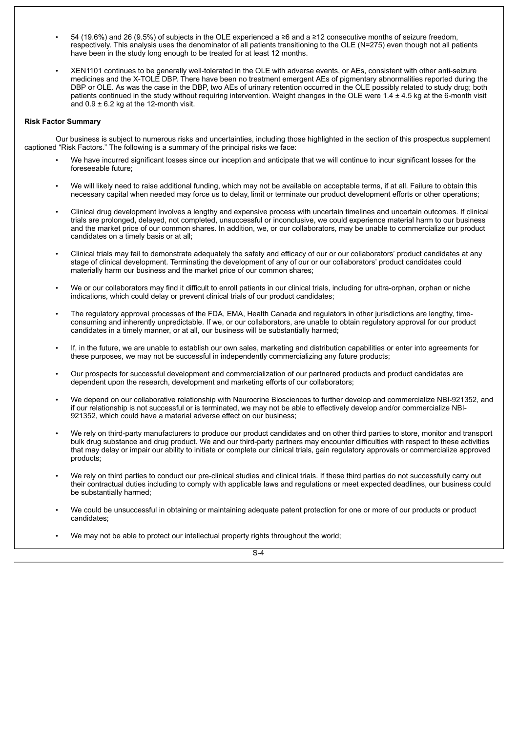- 54 (19.6%) and 26 (9.5%) of subjects in the OLE experienced a ≥6 and a ≥12 consecutive months of seizure freedom, respectively. This analysis uses the denominator of all patients transitioning to the OLE (N=275) even though not all patients have been in the study long enough to be treated for at least 12 months.

- XEN1101 continues to be generally well-tolerated in the OLE with adverse events, or AEs, consistent with other anti-seizure medicines and the X-TOLE DBP. There have been no treatment emergent AEs of pigmentary abnormalities reported during the DBP or OLE. As was the case in the DBP, two AEs of urinary retention occurred in the OLE possibly related to study drug; both patients continued in the study without requiring intervention. Weight changes in the OLE were 1.4 ± 4.5 kg at the 6-month visit and 0.9 ± 6.2 kg at the 12-month visit.

**Risk Factor Summary**

Our business is subject to numerous risks and uncertainties, including those highlighted in the section of this prospectus supplement captioned "Risk Factors." The following is a summary of the principal risks we face:

- We have incurred significant losses since our inception and anticipate that we will continue to incur significant losses for the foreseeable future;

- We will likely need to raise additional funding, which may not be available on acceptable terms, if at all. Failure to obtain this necessary capital when needed may force us to delay, limit or terminate our product development efforts or other operations;

- Clinical drug development involves a lengthy and expensive process with uncertain timelines and uncertain outcomes. If clinical trials are prolonged, delayed, not completed, unsuccessful or inconclusive, we could experience material harm to our business and the market price of our common shares. In addition, we, or our collaborators, may be unable to commercialize our product candidates on a timely basis or at all;

- Clinical trials may fail to demonstrate adequately the safety and efficacy of our or our collaborators' product candidates at any stage of clinical development. Terminating the development of any of our or our collaborators' product candidates could materially harm our business and the market price of our common shares;

- We or our collaborators may find it difficult to enroll patients in our clinical trials, including for ultra-orphan, orphan or niche indications, which could delay or prevent clinical trials of our product candidates;

- The regulatory approval processes of the FDA, EMA, Health Canada and regulators in other jurisdictions are lengthy, time-consuming and inherently unpredictable. If we, or our collaborators, are unable to obtain regulatory approval for our product candidates in a timely manner, or at all, our business will be substantially harmed;

- If, in the future, we are unable to establish our own sales, marketing and distribution capabilities or enter into agreements for these purposes, we may not be successful in independently commercializing any future products;

- Our prospects for successful development and commercialization of our partnered products and product candidates are dependent upon the research, development and marketing efforts of our collaborators;

- We depend on our collaborative relationship with Neurocrine Biosciences to further develop and commercialize NBI-921352, and if our relationship is not successful or is terminated, we may not be able to effectively develop and/or commercialize NBI-921352, which could have a material adverse effect on our business;

- We rely on third-party manufacturers to produce our product candidates and on other third parties to store, monitor and transport bulk drug substance and drug product. We and our third-party partners may encounter difficulties with respect to these activities that may delay or impair our ability to initiate or complete our clinical trials, gain regulatory approvals or commercialize approved products;

- We rely on third parties to conduct our pre-clinical studies and clinical trials. If these third parties do not successfully carry out their contractual duties including to comply with applicable laws and regulations or meet expected deadlines, our business could be substantially harmed;

- We could be unsuccessful in obtaining or maintaining adequate patent protection for one or more of our products or product candidates;

- We may not be able to protect our intellectual property rights throughout the world;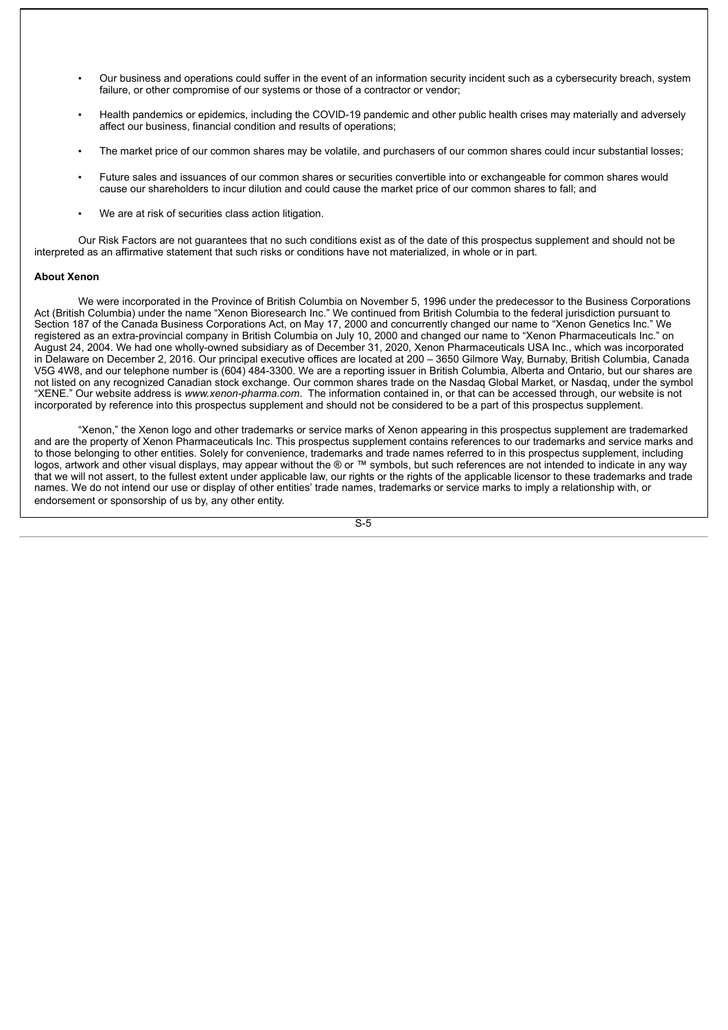- Our business and operations could suffer in the event of an information security incident such as a cybersecurity breach, system failure, or other compromise of our systems or those of a contractor or vendor;
- Health pandemics or epidemics, including the COVID-19 pandemic and other public health crises may materially and adversely affect our business, financial condition and results of operations;
- The market price of our common shares may be volatile, and purchasers of our common shares could incur substantial losses;
- Future sales and issuances of our common shares or securities convertible into or exchangeable for common shares would cause our shareholders to incur dilution and could cause the market price of our common shares to fall; and
- We are at risk of securities class action litigation.

Our Risk Factors are not guarantees that no such conditions exist as of the date of this prospectus supplement and should not be interpreted as an affirmative statement that such risks or conditions have not materialized, in whole or in part.

**About Xenon**

We were incorporated in the Province of British Columbia on November 5, 1996 under the predecessor to the Business Corporations Act (British Columbia) under the name "Xenon Bioresearch Inc." We continued from British Columbia to the federal jurisdiction pursuant to Section 187 of the Canada Business Corporations Act, on May 17, 2000 and concurrently changed our name to "Xenon Genetics Inc." We registered as an extra-provincial company in British Columbia on July 10, 2000 and changed our name to "Xenon Pharmaceuticals Inc." on August 24, 2004. We had one wholly-owned subsidiary as of December 31, 2020, Xenon Pharmaceuticals USA Inc., which was incorporated in Delaware on December 2, 2016. Our principal executive offices are located at 200 – 3650 Gilmore Way, Burnaby, British Columbia, Canada V5G 4W8, and our telephone number is (604) 484-3300. We are a reporting issuer in British Columbia, Alberta and Ontario, but our shares are not listed on any recognized Canadian stock exchange. Our common shares trade on the Nasdaq Global Market, or Nasdaq, under the symbol "XENE." Our website address is *www.xenon-pharma.com*. The information contained in, or that can be accessed through, our website is not incorporated by reference into this prospectus supplement and should not be considered to be a part of this prospectus supplement.

"Xenon," the Xenon logo and other trademarks or service marks of Xenon appearing in this prospectus supplement are trademarked and are the property of Xenon Pharmaceuticals Inc. This prospectus supplement contains references to our trademarks and service marks and to those belonging to other entities. Solely for convenience, trademarks and trade names referred to in this prospectus supplement, including logos, artwork and other visual displays, may appear without the ® or ™ symbols, but such references are not intended to indicate in any way that we will not assert, to the fullest extent under applicable law, our rights or the rights of the applicable licensor to these trademarks and trade names. We do not intend our use or display of other entities' trade names, trademarks or service marks to imply a relationship with, or endorsement or sponsorship of us by, any other entity.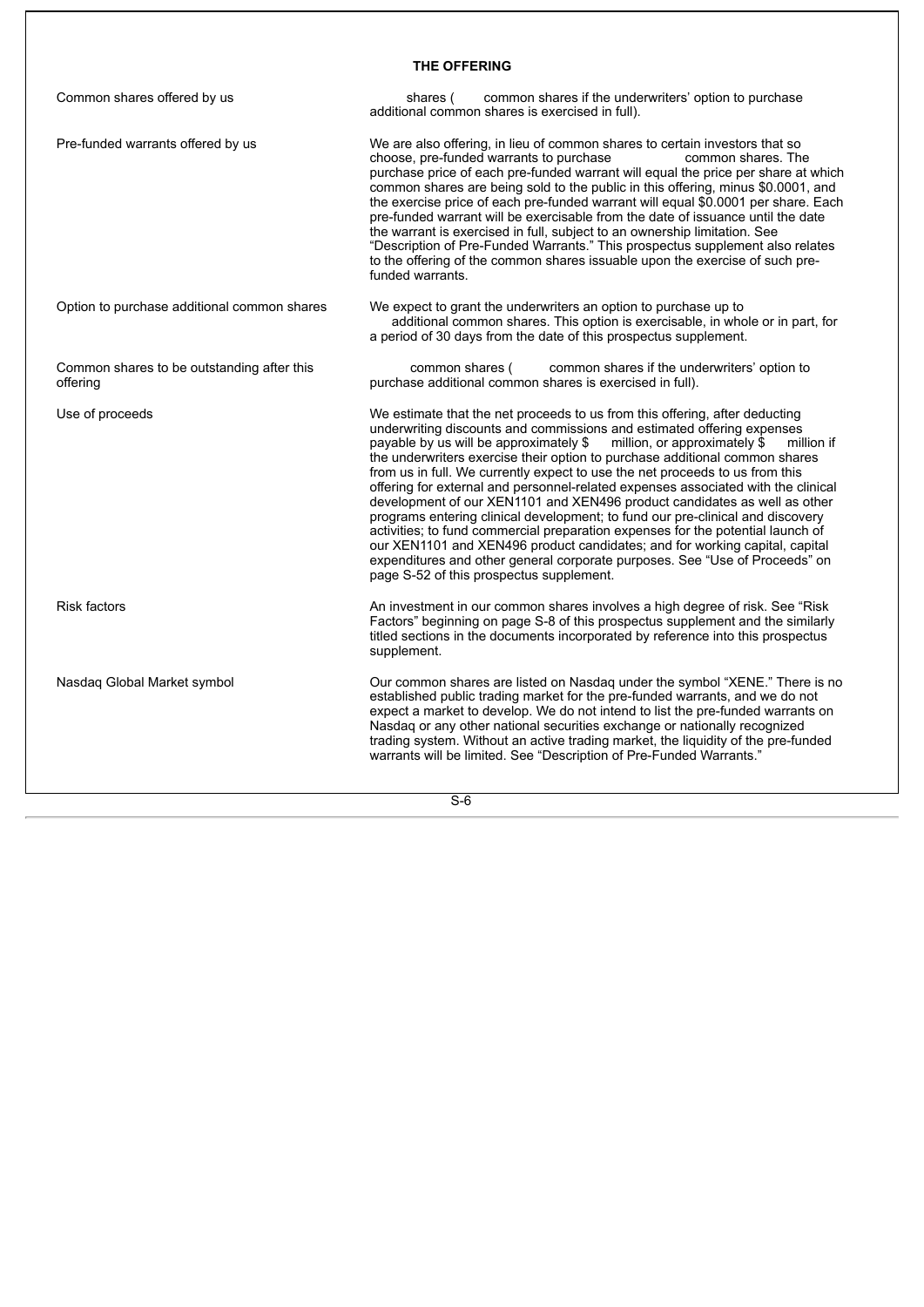## THE OFFERING

| | |
|---|---|
| Common shares offered by us | shares ( common shares if the underwriters' option to purchase additional common shares is exercised in full). |
| Pre-funded warrants offered by us | We are also offering, in lieu of common shares to certain investors that so choose, pre-funded warrants to purchase common shares. The purchase price of each pre-funded warrant will equal the price per share at which common shares are being sold to the public in this offering, minus $0.0001, and the exercise price of each pre-funded warrant will equal $0.0001 per share. Each pre-funded warrant will be exercisable from the date of issuance until the date the warrant is exercised in full, subject to an ownership limitation. See "Description of Pre-Funded Warrants." This prospectus supplement also relates to the offering of the common shares issuable upon the exercise of such pre-funded warrants. |
| Option to purchase additional common shares | We expect to grant the underwriters an option to purchase up to additional common shares. This option is exercisable, in whole or in part, for a period of 30 days from the date of this prospectus supplement. |
| Common shares to be outstanding after this offering | common shares ( common shares if the underwriters' option to purchase additional common shares is exercised in full). |
| Use of proceeds | We estimate that the net proceeds to us from this offering, after deducting underwriting discounts and commissions and estimated offering expenses payable by us will be approximately $ million, or approximately $ million if the underwriters exercise their option to purchase additional common shares from us in full. We currently expect to use the net proceeds to us from this offering for external and personnel-related expenses associated with the clinical development of our XEN1101 and XEN496 product candidates as well as other programs entering clinical development; to fund our pre-clinical and discovery activities; to fund commercial preparation expenses for the potential launch of our XEN1101 and XEN496 product candidates; and for working capital, capital expenditures and other general corporate purposes. See "Use of Proceeds" on page S-52 of this prospectus supplement. |
| Risk factors | An investment in our common shares involves a high degree of risk. See "Risk Factors" beginning on page S-8 of this prospectus supplement and the similarly titled sections in the documents incorporated by reference into this prospectus supplement. |
| Nasdaq Global Market symbol | Our common shares are listed on Nasdaq under the symbol "XENE." There is no established public trading market for the pre-funded warrants, and we do not expect a market to develop. We do not intend to list the pre-funded warrants on Nasdaq or any other national securities exchange or nationally recognized trading system. Without an active trading market, the liquidity of the pre-funded warrants will be limited. See "Description of Pre-Funded Warrants." |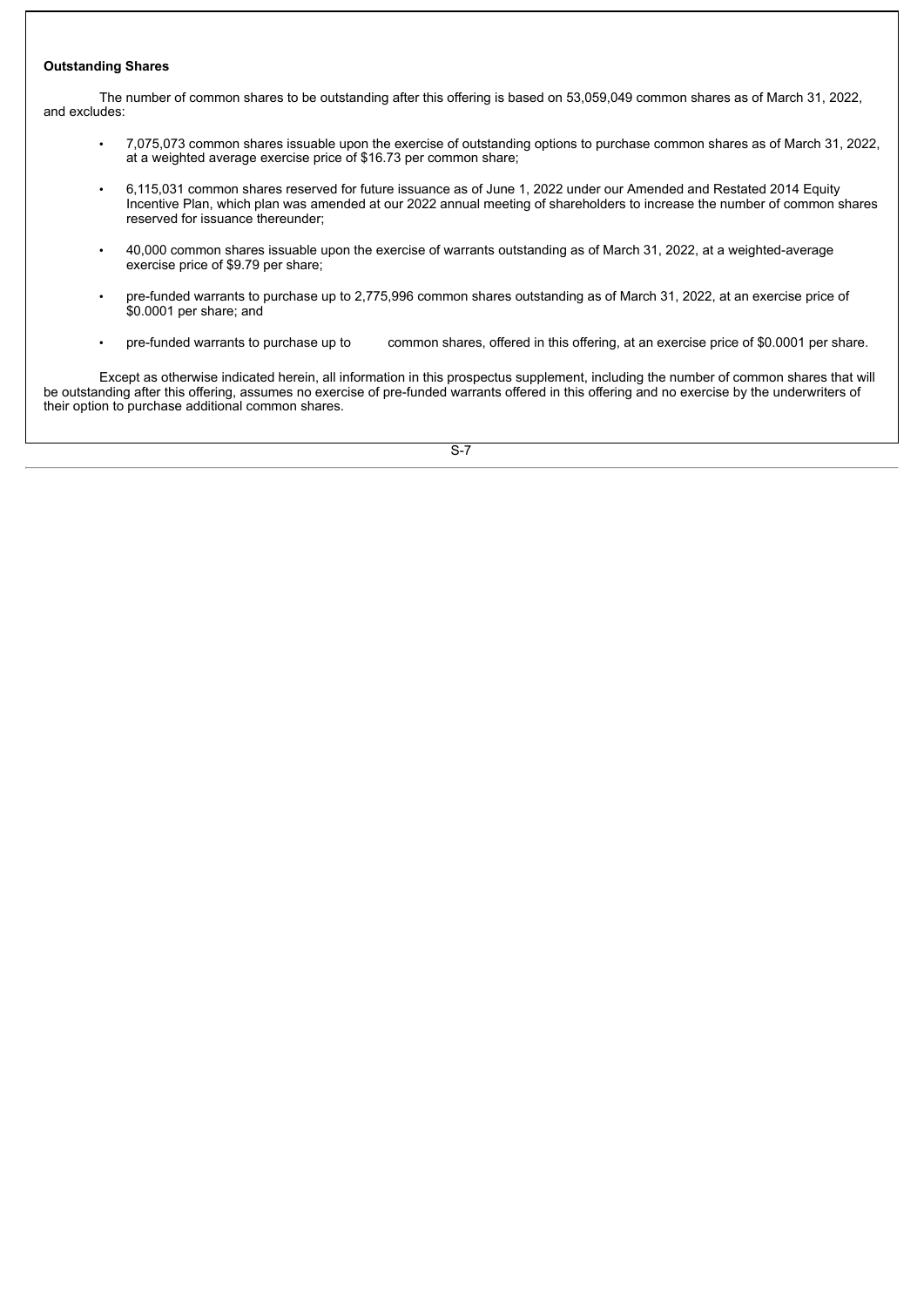**Outstanding Shares**

The number of common shares to be outstanding after this offering is based on 53,059,049 common shares as of March 31, 2022, and excludes:

- 7,075,073 common shares issuable upon the exercise of outstanding options to purchase common shares as of March 31, 2022, at a weighted average exercise price of $16.73 per common share;
- 6,115,031 common shares reserved for future issuance as of June 1, 2022 under our Amended and Restated 2014 Equity Incentive Plan, which plan was amended at our 2022 annual meeting of shareholders to increase the number of common shares reserved for issuance thereunder;
- 40,000 common shares issuable upon the exercise of warrants outstanding as of March 31, 2022, at a weighted-average exercise price of $9.79 per share;
- pre-funded warrants to purchase up to 2,775,996 common shares outstanding as of March 31, 2022, at an exercise price of $0.0001 per share; and
- pre-funded warrants to purchase up to common shares, offered in this offering, at an exercise price of $0.0001 per share.

Except as otherwise indicated herein, all information in this prospectus supplement, including the number of common shares that will be outstanding after this offering, assumes no exercise of pre-funded warrants offered in this offering and no exercise by the underwriters of their option to purchase additional common shares.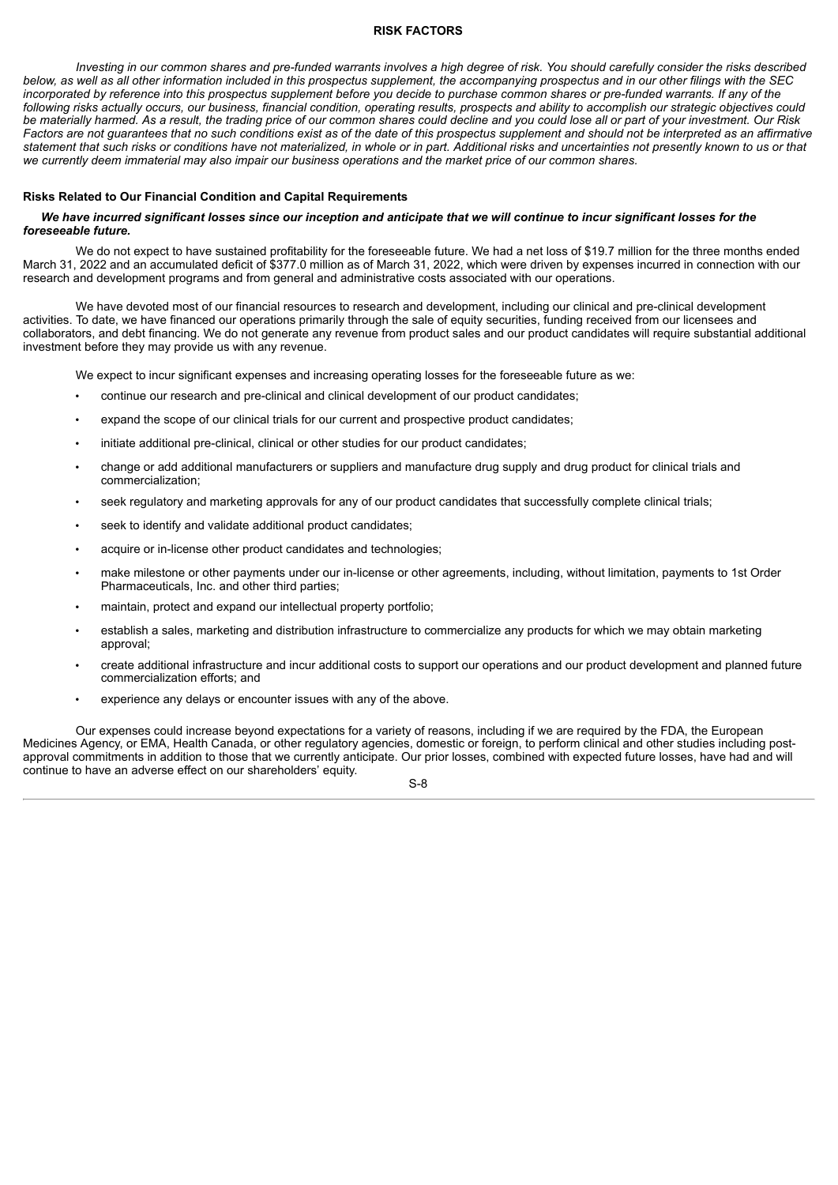# RISK FACTORS

*Investing in our common shares and pre-funded warrants involves a high degree of risk. You should carefully consider the risks described below, as well as all other information included in this prospectus supplement, the accompanying prospectus and in our other filings with the SEC incorporated by reference into this prospectus supplement before you decide to purchase common shares or pre-funded warrants. If any of the following risks actually occurs, our business, financial condition, operating results, prospects and ability to accomplish our strategic objectives could be materially harmed. As a result, the trading price of our common shares could decline and you could lose all or part of your investment. Our Risk Factors are not guarantees that no such conditions exist as of the date of this prospectus supplement and should not be interpreted as an affirmative statement that such risks or conditions have not materialized, in whole or in part. Additional risks and uncertainties not presently known to us or that we currently deem immaterial may also impair our business operations and the market price of our common shares.*

## Risks Related to Our Financial Condition and Capital Requirements

***We have incurred significant losses since our inception and anticipate that we will continue to incur significant losses for the foreseeable future.***

We do not expect to have sustained profitability for the foreseeable future. We had a net loss of $19.7 million for the three months ended March 31, 2022 and an accumulated deficit of $377.0 million as of March 31, 2022, which were driven by expenses incurred in connection with our research and development programs and from general and administrative costs associated with our operations.

We have devoted most of our financial resources to research and development, including our clinical and pre-clinical development activities. To date, we have financed our operations primarily through the sale of equity securities, funding received from our licensees and collaborators, and debt financing. We do not generate any revenue from product sales and our product candidates will require substantial additional investment before they may provide us with any revenue.

We expect to incur significant expenses and increasing operating losses for the foreseeable future as we:

- continue our research and pre-clinical and clinical development of our product candidates;
- expand the scope of our clinical trials for our current and prospective product candidates;
- initiate additional pre-clinical, clinical or other studies for our product candidates;
- change or add additional manufacturers or suppliers and manufacture drug supply and drug product for clinical trials and commercialization;
- seek regulatory and marketing approvals for any of our product candidates that successfully complete clinical trials;
- seek to identify and validate additional product candidates;
- acquire or in-license other product candidates and technologies;
- make milestone or other payments under our in-license or other agreements, including, without limitation, payments to 1st Order Pharmaceuticals, Inc. and other third parties;
- maintain, protect and expand our intellectual property portfolio;
- establish a sales, marketing and distribution infrastructure to commercialize any products for which we may obtain marketing approval;
- create additional infrastructure and incur additional costs to support our operations and our product development and planned future commercialization efforts; and
- experience any delays or encounter issues with any of the above.

Our expenses could increase beyond expectations for a variety of reasons, including if we are required by the FDA, the European Medicines Agency, or EMA, Health Canada, or other regulatory agencies, domestic or foreign, to perform clinical and other studies including post-approval commitments in addition to those that we currently anticipate. Our prior losses, combined with expected future losses, have had and will continue to have an adverse effect on our shareholders' equity.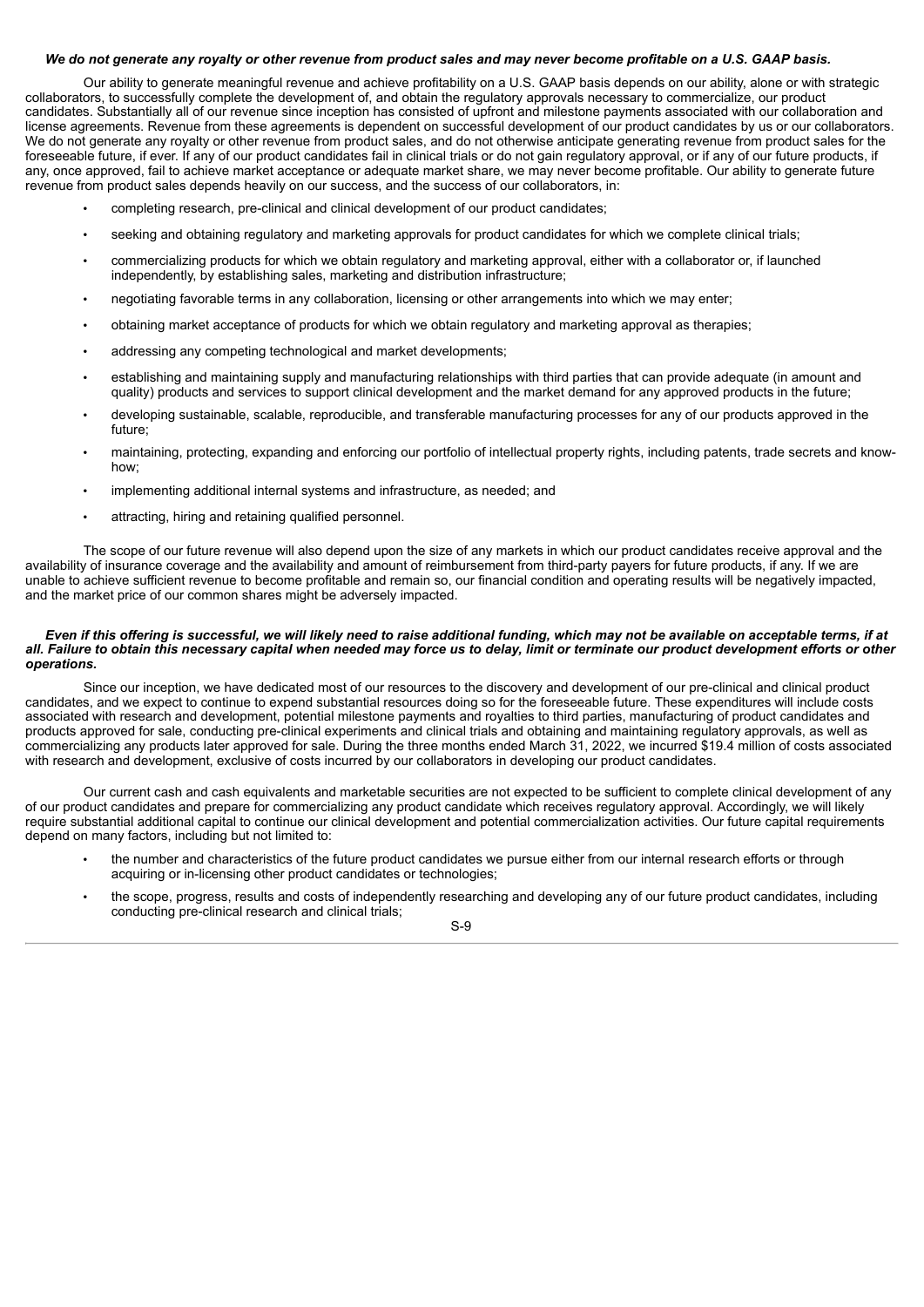***We do not generate any royalty or other revenue from product sales and may never become profitable on a U.S. GAAP basis.***

Our ability to generate meaningful revenue and achieve profitability on a U.S. GAAP basis depends on our ability, alone or with strategic collaborators, to successfully complete the development of, and obtain the regulatory approvals necessary to commercialize, our product candidates. Substantially all of our revenue since inception has consisted of upfront and milestone payments associated with our collaboration and license agreements. Revenue from these agreements is dependent on successful development of our product candidates by us or our collaborators. We do not generate any royalty or other revenue from product sales, and do not otherwise anticipate generating revenue from product sales for the foreseeable future, if ever. If any of our product candidates fail in clinical trials or do not gain regulatory approval, or if any of our future products, if any, once approved, fail to achieve market acceptance or adequate market share, we may never become profitable. Our ability to generate future revenue from product sales depends heavily on our success, and the success of our collaborators, in:

- completing research, pre-clinical and clinical development of our product candidates;
- seeking and obtaining regulatory and marketing approvals for product candidates for which we complete clinical trials;
- commercializing products for which we obtain regulatory and marketing approval, either with a collaborator or, if launched independently, by establishing sales, marketing and distribution infrastructure;
- negotiating favorable terms in any collaboration, licensing or other arrangements into which we may enter;
- obtaining market acceptance of products for which we obtain regulatory and marketing approval as therapies;
- addressing any competing technological and market developments;
- establishing and maintaining supply and manufacturing relationships with third parties that can provide adequate (in amount and quality) products and services to support clinical development and the market demand for any approved products in the future;
- developing sustainable, scalable, reproducible, and transferable manufacturing processes for any of our products approved in the future;
- maintaining, protecting, expanding and enforcing our portfolio of intellectual property rights, including patents, trade secrets and know-how;
- implementing additional internal systems and infrastructure, as needed; and
- attracting, hiring and retaining qualified personnel.

The scope of our future revenue will also depend upon the size of any markets in which our product candidates receive approval and the availability of insurance coverage and the availability and amount of reimbursement from third-party payers for future products, if any. If we are unable to achieve sufficient revenue to become profitable and remain so, our financial condition and operating results will be negatively impacted, and the market price of our common shares might be adversely impacted.

***Even if this offering is successful, we will likely need to raise additional funding, which may not be available on acceptable terms, if at all. Failure to obtain this necessary capital when needed may force us to delay, limit or terminate our product development efforts or other operations.***

Since our inception, we have dedicated most of our resources to the discovery and development of our pre-clinical and clinical product candidates, and we expect to continue to expend substantial resources doing so for the foreseeable future. These expenditures will include costs associated with research and development, potential milestone payments and royalties to third parties, manufacturing of product candidates and products approved for sale, conducting pre-clinical experiments and clinical trials and obtaining and maintaining regulatory approvals, as well as commercializing any products later approved for sale. During the three months ended March 31, 2022, we incurred $19.4 million of costs associated with research and development, exclusive of costs incurred by our collaborators in developing our product candidates.

Our current cash and cash equivalents and marketable securities are not expected to be sufficient to complete clinical development of any of our product candidates and prepare for commercializing any product candidate which receives regulatory approval. Accordingly, we will likely require substantial additional capital to continue our clinical development and potential commercialization activities. Our future capital requirements depend on many factors, including but not limited to:

- the number and characteristics of the future product candidates we pursue either from our internal research efforts or through acquiring or in-licensing other product candidates or technologies;
- the scope, progress, results and costs of independently researching and developing any of our future product candidates, including conducting pre-clinical research and clinical trials;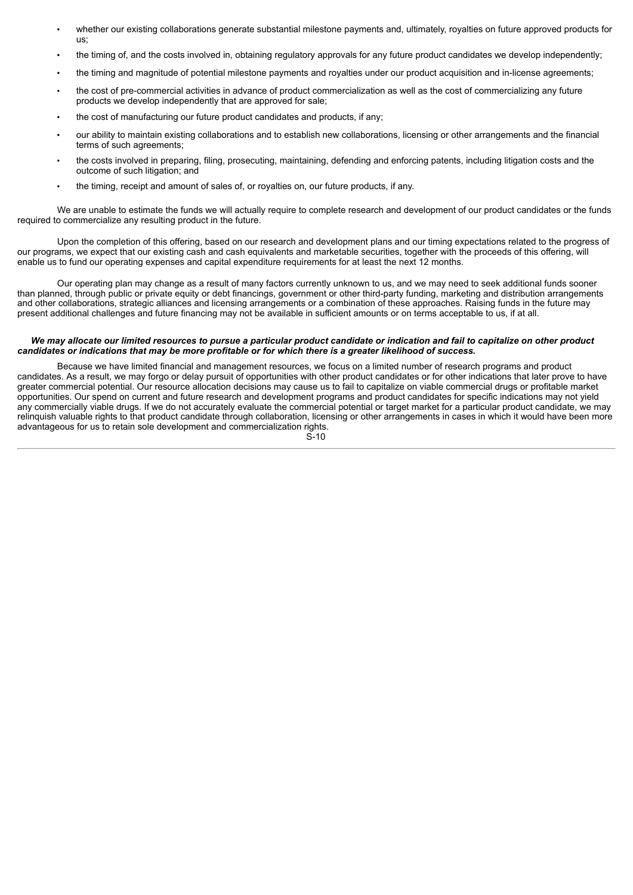- whether our existing collaborations generate substantial milestone payments and, ultimately, royalties on future approved products for us;
- the timing of, and the costs involved in, obtaining regulatory approvals for any future product candidates we develop independently;
- the timing and magnitude of potential milestone payments and royalties under our product acquisition and in-license agreements;
- the cost of pre-commercial activities in advance of product commercialization as well as the cost of commercializing any future products we develop independently that are approved for sale;
- the cost of manufacturing our future product candidates and products, if any;
- our ability to maintain existing collaborations and to establish new collaborations, licensing or other arrangements and the financial terms of such agreements;
- the costs involved in preparing, filing, prosecuting, maintaining, defending and enforcing patents, including litigation costs and the outcome of such litigation; and
- the timing, receipt and amount of sales of, or royalties on, our future products, if any.

We are unable to estimate the funds we will actually require to complete research and development of our product candidates or the funds required to commercialize any resulting product in the future.

Upon the completion of this offering, based on our research and development plans and our timing expectations related to the progress of our programs, we expect that our existing cash and cash equivalents and marketable securities, together with the proceeds of this offering, will enable us to fund our operating expenses and capital expenditure requirements for at least the next 12 months.

Our operating plan may change as a result of many factors currently unknown to us, and we may need to seek additional funds sooner than planned, through public or private equity or debt financings, government or other third-party funding, marketing and distribution arrangements and other collaborations, strategic alliances and licensing arrangements or a combination of these approaches. Raising funds in the future may present additional challenges and future financing may not be available in sufficient amounts or on terms acceptable to us, if at all.

***We may allocate our limited resources to pursue a particular product candidate or indication and fail to capitalize on other product candidates or indications that may be more profitable or for which there is a greater likelihood of success.***

Because we have limited financial and management resources, we focus on a limited number of research programs and product candidates. As a result, we may forgo or delay pursuit of opportunities with other product candidates or for other indications that later prove to have greater commercial potential. Our resource allocation decisions may cause us to fail to capitalize on viable commercial drugs or profitable market opportunities. Our spend on current and future research and development programs and product candidates for specific indications may not yield any commercially viable drugs. If we do not accurately evaluate the commercial potential or target market for a particular product candidate, we may relinquish valuable rights to that product candidate through collaboration, licensing or other arrangements in cases in which it would have been more advantageous for us to retain sole development and commercialization rights.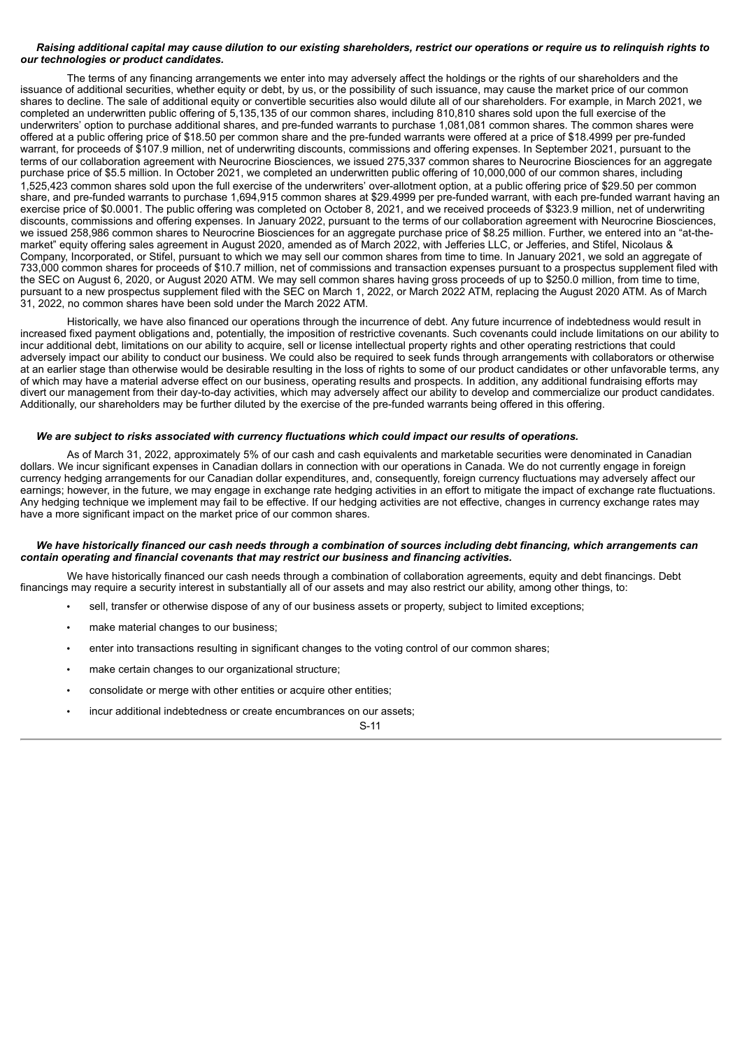***Raising additional capital may cause dilution to our existing shareholders, restrict our operations or require us to relinquish rights to our technologies or product candidates.***

The terms of any financing arrangements we enter into may adversely affect the holdings or the rights of our shareholders and the issuance of additional securities, whether equity or debt, by us, or the possibility of such issuance, may cause the market price of our common shares to decline. The sale of additional equity or convertible securities also would dilute all of our shareholders. For example, in March 2021, we completed an underwritten public offering of 5,135,135 of our common shares, including 810,810 shares sold upon the full exercise of the underwriters' option to purchase additional shares, and pre-funded warrants to purchase 1,081,081 common shares. The common shares were offered at a public offering price of $18.50 per common share and the pre-funded warrants were offered at a price of $18.4999 per pre-funded warrant, for proceeds of $107.9 million, net of underwriting discounts, commissions and offering expenses. In September 2021, pursuant to the terms of our collaboration agreement with Neurocrine Biosciences, we issued 275,337 common shares to Neurocrine Biosciences for an aggregate purchase price of $5.5 million. In October 2021, we completed an underwritten public offering of 10,000,000 of our common shares, including 1,525,423 common shares sold upon the full exercise of the underwriters' over-allotment option, at a public offering price of $29.50 per common share, and pre-funded warrants to purchase 1,694,915 common shares at $29.4999 per pre-funded warrant, with each pre-funded warrant having an exercise price of $0.0001. The public offering was completed on October 8, 2021, and we received proceeds of $323.9 million, net of underwriting discounts, commissions and offering expenses. In January 2022, pursuant to the terms of our collaboration agreement with Neurocrine Biosciences, we issued 258,986 common shares to Neurocrine Biosciences for an aggregate purchase price of $8.25 million. Further, we entered into an "at-the-market" equity offering sales agreement in August 2020, amended as of March 2022, with Jefferies LLC, or Jefferies, and Stifel, Nicolaus & Company, Incorporated, or Stifel, pursuant to which we may sell our common shares from time to time. In January 2021, we sold an aggregate of 733,000 common shares for proceeds of $10.7 million, net of commissions and transaction expenses pursuant to a prospectus supplement filed with the SEC on August 6, 2020, or August 2020 ATM. We may sell common shares having gross proceeds of up to $250.0 million, from time to time, pursuant to a new prospectus supplement filed with the SEC on March 1, 2022, or March 2022 ATM, replacing the August 2020 ATM. As of March 31, 2022, no common shares have been sold under the March 2022 ATM.

Historically, we have also financed our operations through the incurrence of debt. Any future incurrence of indebtedness would result in increased fixed payment obligations and, potentially, the imposition of restrictive covenants. Such covenants could include limitations on our ability to incur additional debt, limitations on our ability to acquire, sell or license intellectual property rights and other operating restrictions that could adversely impact our ability to conduct our business. We could also be required to seek funds through arrangements with collaborators or otherwise at an earlier stage than otherwise would be desirable resulting in the loss of rights to some of our product candidates or other unfavorable terms, any of which may have a material adverse effect on our business, operating results and prospects. In addition, any additional fundraising efforts may divert our management from their day-to-day activities, which may adversely affect our ability to develop and commercialize our product candidates. Additionally, our shareholders may be further diluted by the exercise of the pre-funded warrants being offered in this offering.

***We are subject to risks associated with currency fluctuations which could impact our results of operations.***

As of March 31, 2022, approximately 5% of our cash and cash equivalents and marketable securities were denominated in Canadian dollars. We incur significant expenses in Canadian dollars in connection with our operations in Canada. We do not currently engage in foreign currency hedging arrangements for our Canadian dollar expenditures, and, consequently, foreign currency fluctuations may adversely affect our earnings; however, in the future, we may engage in exchange rate hedging activities in an effort to mitigate the impact of exchange rate fluctuations. Any hedging technique we implement may fail to be effective. If our hedging activities are not effective, changes in currency exchange rates may have a more significant impact on the market price of our common shares.

***We have historically financed our cash needs through a combination of sources including debt financing, which arrangements can contain operating and financial covenants that may restrict our business and financing activities.***

We have historically financed our cash needs through a combination of collaboration agreements, equity and debt financings. Debt financings may require a security interest in substantially all of our assets and may also restrict our ability, among other things, to:

- sell, transfer or otherwise dispose of any of our business assets or property, subject to limited exceptions;
- make material changes to our business;
- enter into transactions resulting in significant changes to the voting control of our common shares;
- make certain changes to our organizational structure;
- consolidate or merge with other entities or acquire other entities;
- incur additional indebtedness or create encumbrances on our assets;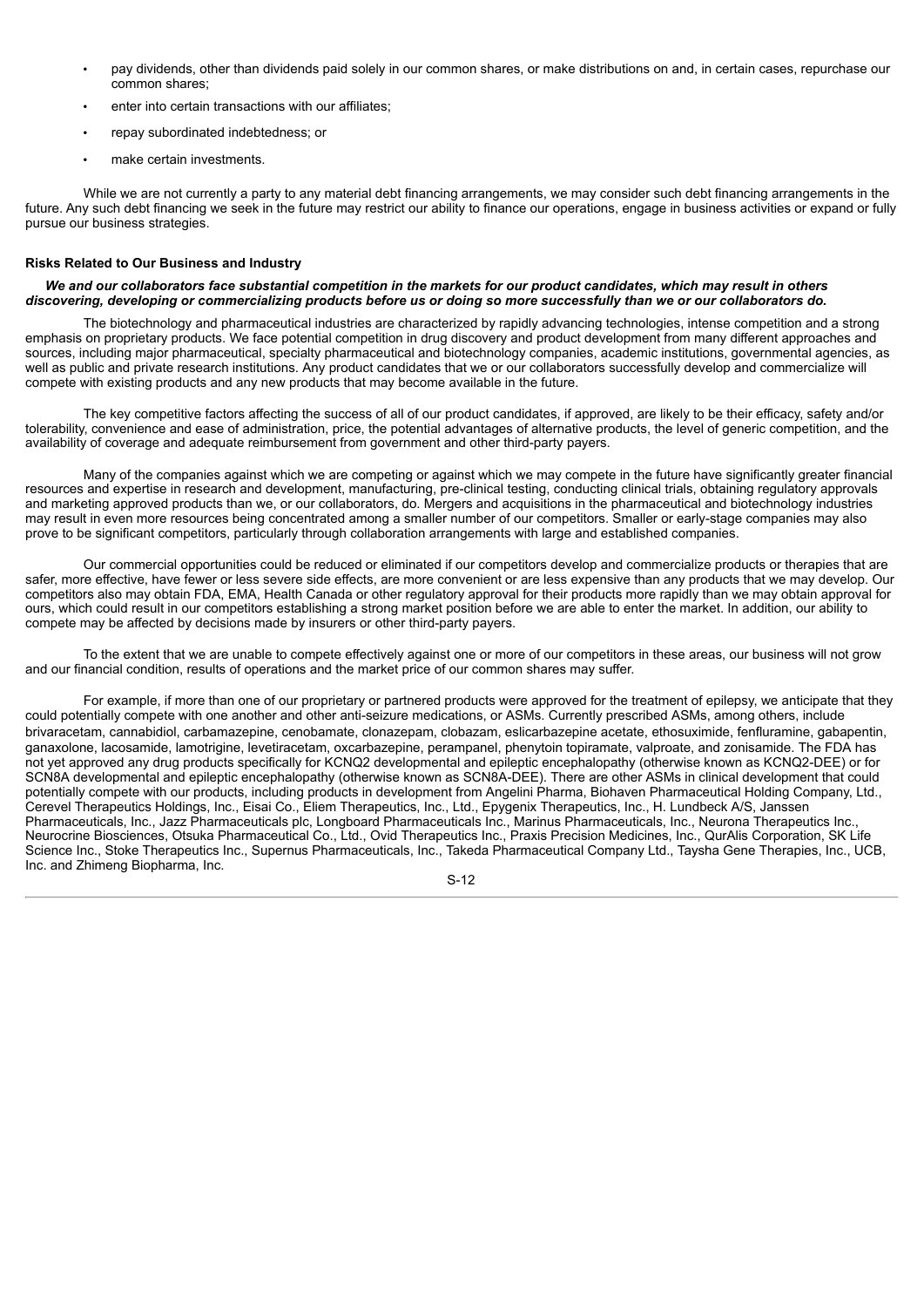- pay dividends, other than dividends paid solely in our common shares, or make distributions on and, in certain cases, repurchase our common shares;
- enter into certain transactions with our affiliates;
- repay subordinated indebtedness; or
- make certain investments.

While we are not currently a party to any material debt financing arrangements, we may consider such debt financing arrangements in the future. Any such debt financing we seek in the future may restrict our ability to finance our operations, engage in business activities or expand or fully pursue our business strategies.

**Risks Related to Our Business and Industry**

***We and our collaborators face substantial competition in the markets for our product candidates, which may result in others discovering, developing or commercializing products before us or doing so more successfully than we or our collaborators do.***

The biotechnology and pharmaceutical industries are characterized by rapidly advancing technologies, intense competition and a strong emphasis on proprietary products. We face potential competition in drug discovery and product development from many different approaches and sources, including major pharmaceutical, specialty pharmaceutical and biotechnology companies, academic institutions, governmental agencies, as well as public and private research institutions. Any product candidates that we or our collaborators successfully develop and commercialize will compete with existing products and any new products that may become available in the future.

The key competitive factors affecting the success of all of our product candidates, if approved, are likely to be their efficacy, safety and/or tolerability, convenience and ease of administration, price, the potential advantages of alternative products, the level of generic competition, and the availability of coverage and adequate reimbursement from government and other third-party payers.

Many of the companies against which we are competing or against which we may compete in the future have significantly greater financial resources and expertise in research and development, manufacturing, pre-clinical testing, conducting clinical trials, obtaining regulatory approvals and marketing approved products than we, or our collaborators, do. Mergers and acquisitions in the pharmaceutical and biotechnology industries may result in even more resources being concentrated among a smaller number of our competitors. Smaller or early-stage companies may also prove to be significant competitors, particularly through collaboration arrangements with large and established companies.

Our commercial opportunities could be reduced or eliminated if our competitors develop and commercialize products or therapies that are safer, more effective, have fewer or less severe side effects, are more convenient or are less expensive than any products that we may develop. Our competitors also may obtain FDA, EMA, Health Canada or other regulatory approval for their products more rapidly than we may obtain approval for ours, which could result in our competitors establishing a strong market position before we are able to enter the market. In addition, our ability to compete may be affected by decisions made by insurers or other third-party payers.

To the extent that we are unable to compete effectively against one or more of our competitors in these areas, our business will not grow and our financial condition, results of operations and the market price of our common shares may suffer.

For example, if more than one of our proprietary or partnered products were approved for the treatment of epilepsy, we anticipate that they could potentially compete with one another and other anti-seizure medications, or ASMs. Currently prescribed ASMs, among others, include brivaracetam, cannabidiol, carbamazepine, cenobamate, clonazepam, clobazam, eslicarbazepine acetate, ethosuximide, fenfluramine, gabapentin, ganaxolone, lacosamide, lamotrigine, levetiracetam, oxcarbazepine, perampanel, phenytoin topiramate, valproate, and zonisamide. The FDA has not yet approved any drug products specifically for KCNQ2 developmental and epileptic encephalopathy (otherwise known as KCNQ2-DEE) or for SCN8A developmental and epileptic encephalopathy (otherwise known as SCN8A-DEE). There are other ASMs in clinical development that could potentially compete with our products, including products in development from Angelini Pharma, Biohaven Pharmaceutical Holding Company, Ltd., Cerevel Therapeutics Holdings, Inc., Eisai Co., Eliem Therapeutics, Inc., Ltd., Epygenix Therapeutics, Inc., H. Lundbeck A/S, Janssen Pharmaceuticals, Inc., Jazz Pharmaceuticals plc, Longboard Pharmaceuticals Inc., Marinus Pharmaceuticals, Inc., Neurona Therapeutics Inc., Neurocrine Biosciences, Otsuka Pharmaceutical Co., Ltd., Ovid Therapeutics Inc., Praxis Precision Medicines, Inc., QurAlis Corporation, SK Life Science Inc., Stoke Therapeutics Inc., Supernus Pharmaceuticals, Inc., Takeda Pharmaceutical Company Ltd., Taysha Gene Therapies, Inc., UCB, Inc. and Zhimeng Biopharma, Inc.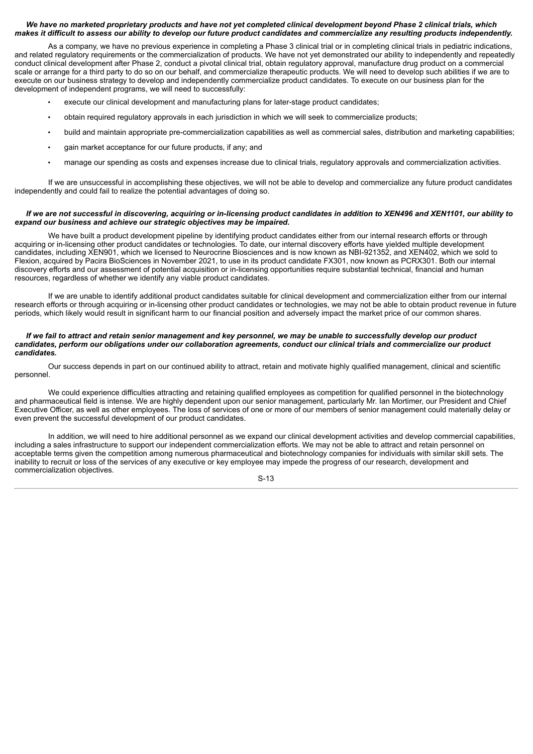***We have no marketed proprietary products and have not yet completed clinical development beyond Phase 2 clinical trials, which makes it difficult to assess our ability to develop our future product candidates and commercialize any resulting products independently.***

As a company, we have no previous experience in completing a Phase 3 clinical trial or in completing clinical trials in pediatric indications, and related regulatory requirements or the commercialization of products. We have not yet demonstrated our ability to independently and repeatedly conduct clinical development after Phase 2, conduct a pivotal clinical trial, obtain regulatory approval, manufacture drug product on a commercial scale or arrange for a third party to do so on our behalf, and commercialize therapeutic products. We will need to develop such abilities if we are to execute on our business strategy to develop and independently commercialize product candidates. To execute on our business plan for the development of independent programs, we will need to successfully:

- execute our clinical development and manufacturing plans for later-stage product candidates;
- obtain required regulatory approvals in each jurisdiction in which we will seek to commercialize products;
- build and maintain appropriate pre-commercialization capabilities as well as commercial sales, distribution and marketing capabilities;
- gain market acceptance for our future products, if any; and
- manage our spending as costs and expenses increase due to clinical trials, regulatory approvals and commercialization activities.

If we are unsuccessful in accomplishing these objectives, we will not be able to develop and commercialize any future product candidates independently and could fail to realize the potential advantages of doing so.

***If we are not successful in discovering, acquiring or in-licensing product candidates in addition to XEN496 and XEN1101, our ability to expand our business and achieve our strategic objectives may be impaired.***

We have built a product development pipeline by identifying product candidates either from our internal research efforts or through acquiring or in-licensing other product candidates or technologies. To date, our internal discovery efforts have yielded multiple development candidates, including XEN901, which we licensed to Neurocrine Biosciences and is now known as NBI-921352, and XEN402, which we sold to Flexion, acquired by Pacira BioSciences in November 2021, to use in its product candidate FX301, now known as PCRX301. Both our internal discovery efforts and our assessment of potential acquisition or in-licensing opportunities require substantial technical, financial and human resources, regardless of whether we identify any viable product candidates.

If we are unable to identify additional product candidates suitable for clinical development and commercialization either from our internal research efforts or through acquiring or in-licensing other product candidates or technologies, we may not be able to obtain product revenue in future periods, which likely would result in significant harm to our financial position and adversely impact the market price of our common shares.

***If we fail to attract and retain senior management and key personnel, we may be unable to successfully develop our product candidates, perform our obligations under our collaboration agreements, conduct our clinical trials and commercialize our product candidates.***

Our success depends in part on our continued ability to attract, retain and motivate highly qualified management, clinical and scientific personnel.

We could experience difficulties attracting and retaining qualified employees as competition for qualified personnel in the biotechnology and pharmaceutical field is intense. We are highly dependent upon our senior management, particularly Mr. Ian Mortimer, our President and Chief Executive Officer, as well as other employees. The loss of services of one or more of our members of senior management could materially delay or even prevent the successful development of our product candidates.

In addition, we will need to hire additional personnel as we expand our clinical development activities and develop commercial capabilities, including a sales infrastructure to support our independent commercialization efforts. We may not be able to attract and retain personnel on acceptable terms given the competition among numerous pharmaceutical and biotechnology companies for individuals with similar skill sets. The inability to recruit or loss of the services of any executive or key employee may impede the progress of our research, development and commercialization objectives.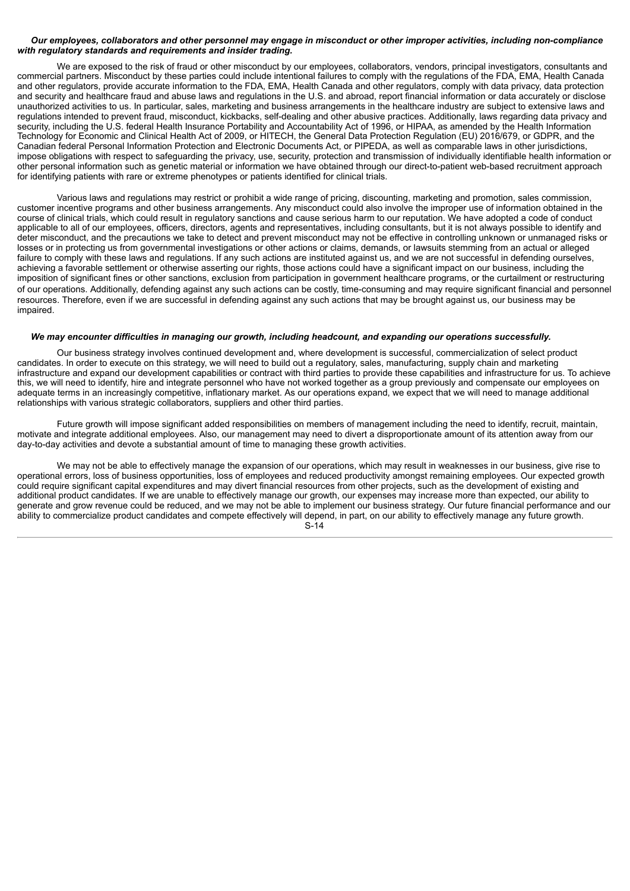***Our employees, collaborators and other personnel may engage in misconduct or other improper activities, including non-compliance with regulatory standards and requirements and insider trading.***

We are exposed to the risk of fraud or other misconduct by our employees, collaborators, vendors, principal investigators, consultants and commercial partners. Misconduct by these parties could include intentional failures to comply with the regulations of the FDA, EMA, Health Canada and other regulators, provide accurate information to the FDA, EMA, Health Canada and other regulators, comply with data privacy, data protection and security and healthcare fraud and abuse laws and regulations in the U.S. and abroad, report financial information or data accurately or disclose unauthorized activities to us. In particular, sales, marketing and business arrangements in the healthcare industry are subject to extensive laws and regulations intended to prevent fraud, misconduct, kickbacks, self-dealing and other abusive practices. Additionally, laws regarding data privacy and security, including the U.S. federal Health Insurance Portability and Accountability Act of 1996, or HIPAA, as amended by the Health Information Technology for Economic and Clinical Health Act of 2009, or HITECH, the General Data Protection Regulation (EU) 2016/679, or GDPR, and the Canadian federal Personal Information Protection and Electronic Documents Act, or PIPEDA, as well as comparable laws in other jurisdictions, impose obligations with respect to safeguarding the privacy, use, security, protection and transmission of individually identifiable health information or other personal information such as genetic material or information we have obtained through our direct-to-patient web-based recruitment approach for identifying patients with rare or extreme phenotypes or patients identified for clinical trials.

Various laws and regulations may restrict or prohibit a wide range of pricing, discounting, marketing and promotion, sales commission, customer incentive programs and other business arrangements. Any misconduct could also involve the improper use of information obtained in the course of clinical trials, which could result in regulatory sanctions and cause serious harm to our reputation. We have adopted a code of conduct applicable to all of our employees, officers, directors, agents and representatives, including consultants, but it is not always possible to identify and deter misconduct, and the precautions we take to detect and prevent misconduct may not be effective in controlling unknown or unmanaged risks or losses or in protecting us from governmental investigations or other actions or claims, demands, or lawsuits stemming from an actual or alleged failure to comply with these laws and regulations. If any such actions are instituted against us, and we are not successful in defending ourselves, achieving a favorable settlement or otherwise asserting our rights, those actions could have a significant impact on our business, including the imposition of significant fines or other sanctions, exclusion from participation in government healthcare programs, or the curtailment or restructuring of our operations. Additionally, defending against any such actions can be costly, time-consuming and may require significant financial and personnel resources. Therefore, even if we are successful in defending against any such actions that may be brought against us, our business may be impaired.

***We may encounter difficulties in managing our growth, including headcount, and expanding our operations successfully.***

Our business strategy involves continued development and, where development is successful, commercialization of select product candidates. In order to execute on this strategy, we will need to build out a regulatory, sales, manufacturing, supply chain and marketing infrastructure and expand our development capabilities or contract with third parties to provide these capabilities and infrastructure for us. To achieve this, we will need to identify, hire and integrate personnel who have not worked together as a group previously and compensate our employees on adequate terms in an increasingly competitive, inflationary market. As our operations expand, we expect that we will need to manage additional relationships with various strategic collaborators, suppliers and other third parties.

Future growth will impose significant added responsibilities on members of management including the need to identify, recruit, maintain, motivate and integrate additional employees. Also, our management may need to divert a disproportionate amount of its attention away from our day-to-day activities and devote a substantial amount of time to managing these growth activities.

We may not be able to effectively manage the expansion of our operations, which may result in weaknesses in our business, give rise to operational errors, loss of business opportunities, loss of employees and reduced productivity amongst remaining employees. Our expected growth could require significant capital expenditures and may divert financial resources from other projects, such as the development of existing and additional product candidates. If we are unable to effectively manage our growth, our expenses may increase more than expected, our ability to generate and grow revenue could be reduced, and we may not be able to implement our business strategy. Our future financial performance and our ability to commercialize product candidates and compete effectively will depend, in part, on our ability to effectively manage any future growth.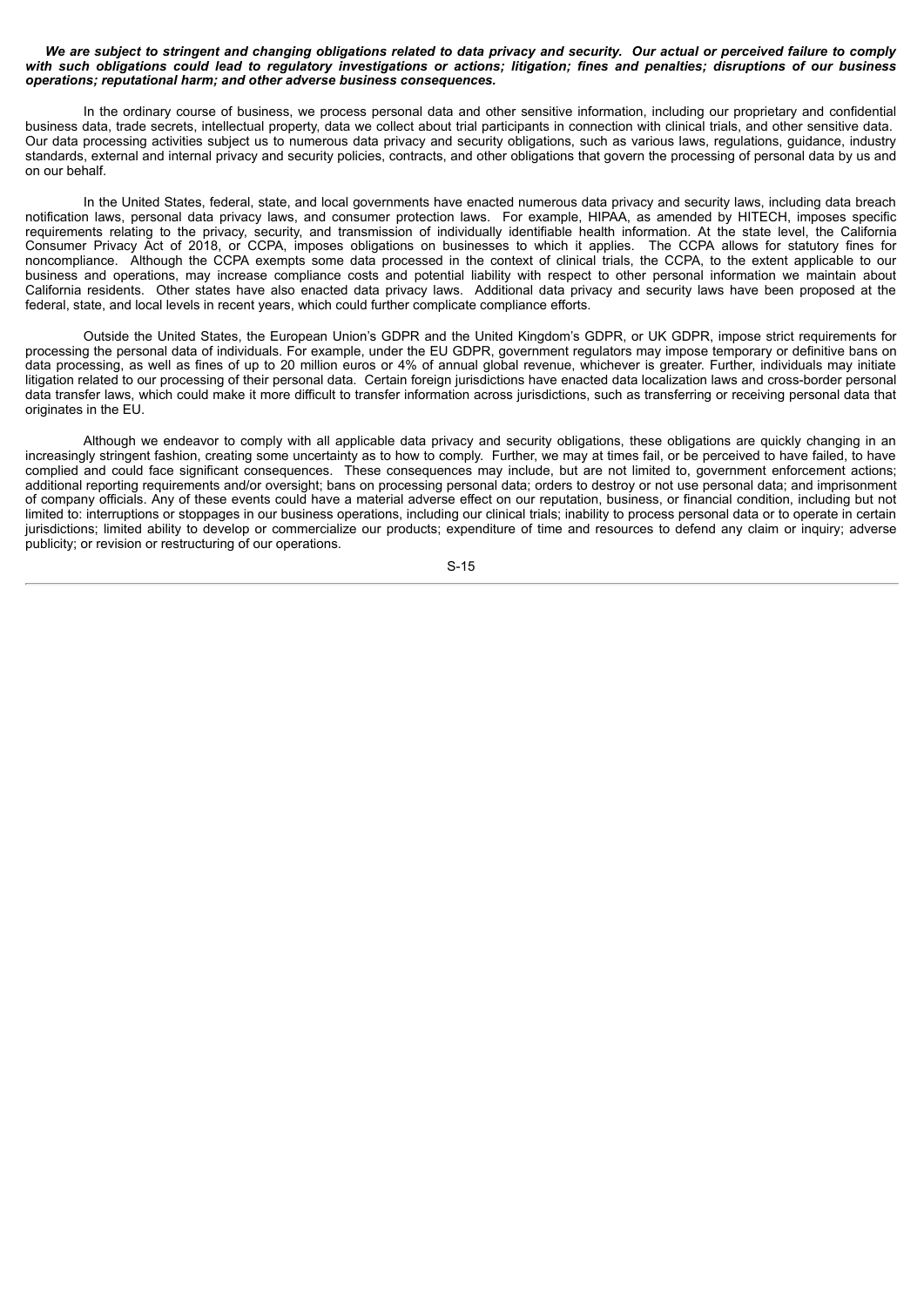***We are subject to stringent and changing obligations related to data privacy and security. Our actual or perceived failure to comply with such obligations could lead to regulatory investigations or actions; litigation; fines and penalties; disruptions of our business operations; reputational harm; and other adverse business consequences.***

In the ordinary course of business, we process personal data and other sensitive information, including our proprietary and confidential business data, trade secrets, intellectual property, data we collect about trial participants in connection with clinical trials, and other sensitive data. Our data processing activities subject us to numerous data privacy and security obligations, such as various laws, regulations, guidance, industry standards, external and internal privacy and security policies, contracts, and other obligations that govern the processing of personal data by us and on our behalf.

In the United States, federal, state, and local governments have enacted numerous data privacy and security laws, including data breach notification laws, personal data privacy laws, and consumer protection laws. For example, HIPAA, as amended by HITECH, imposes specific requirements relating to the privacy, security, and transmission of individually identifiable health information. At the state level, the California Consumer Privacy Act of 2018, or CCPA, imposes obligations on businesses to which it applies. The CCPA allows for statutory fines for noncompliance. Although the CCPA exempts some data processed in the context of clinical trials, the CCPA, to the extent applicable to our business and operations, may increase compliance costs and potential liability with respect to other personal information we maintain about California residents. Other states have also enacted data privacy laws. Additional data privacy and security laws have been proposed at the federal, state, and local levels in recent years, which could further complicate compliance efforts.

Outside the United States, the European Union's GDPR and the United Kingdom's GDPR, or UK GDPR, impose strict requirements for processing the personal data of individuals. For example, under the EU GDPR, government regulators may impose temporary or definitive bans on data processing, as well as fines of up to 20 million euros or 4% of annual global revenue, whichever is greater. Further, individuals may initiate litigation related to our processing of their personal data. Certain foreign jurisdictions have enacted data localization laws and cross-border personal data transfer laws, which could make it more difficult to transfer information across jurisdictions, such as transferring or receiving personal data that originates in the EU.

Although we endeavor to comply with all applicable data privacy and security obligations, these obligations are quickly changing in an increasingly stringent fashion, creating some uncertainty as to how to comply. Further, we may at times fail, or be perceived to have failed, to have complied and could face significant consequences. These consequences may include, but are not limited to, government enforcement actions; additional reporting requirements and/or oversight; bans on processing personal data; orders to destroy or not use personal data; and imprisonment of company officials. Any of these events could have a material adverse effect on our reputation, business, or financial condition, including but not limited to: interruptions or stoppages in our business operations, including our clinical trials; inability to process personal data or to operate in certain jurisdictions; limited ability to develop or commercialize our products; expenditure of time and resources to defend any claim or inquiry; adverse publicity; or revision or restructuring of our operations.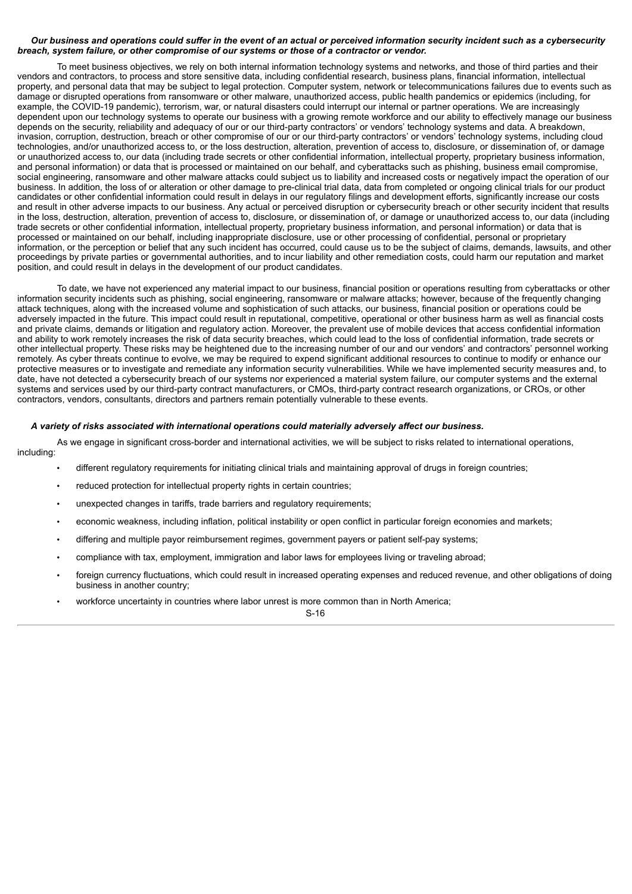***Our business and operations could suffer in the event of an actual or perceived information security incident such as a cybersecurity breach, system failure, or other compromise of our systems or those of a contractor or vendor.***

To meet business objectives, we rely on both internal information technology systems and networks, and those of third parties and their vendors and contractors, to process and store sensitive data, including confidential research, business plans, financial information, intellectual property, and personal data that may be subject to legal protection. Computer system, network or telecommunications failures due to events such as damage or disrupted operations from ransomware or other malware, unauthorized access, public health pandemics or epidemics (including, for example, the COVID-19 pandemic), terrorism, war, or natural disasters could interrupt our internal or partner operations. We are increasingly dependent upon our technology systems to operate our business with a growing remote workforce and our ability to effectively manage our business depends on the security, reliability and adequacy of our or our third-party contractors' or vendors' technology systems and data. A breakdown, invasion, corruption, destruction, breach or other compromise of our or our third-party contractors' or vendors' technology systems, including cloud technologies, and/or unauthorized access to, or the loss destruction, alteration, prevention of access to, disclosure, or dissemination of, or damage or unauthorized access to, our data (including trade secrets or other confidential information, intellectual property, proprietary business information, and personal information) or data that is processed or maintained on our behalf, and cyberattacks such as phishing, business email compromise, social engineering, ransomware and other malware attacks could subject us to liability and increased costs or negatively impact the operation of our business. In addition, the loss of or alteration or other damage to pre-clinical trial data, data from completed or ongoing clinical trials for our product candidates or other confidential information could result in delays in our regulatory filings and development efforts, significantly increase our costs and result in other adverse impacts to our business. Any actual or perceived disruption or cybersecurity breach or other security incident that results in the loss, destruction, alteration, prevention of access to, disclosure, or dissemination of, or damage or unauthorized access to, our data (including trade secrets or other confidential information, intellectual property, proprietary business information, and personal information) or data that is processed or maintained on our behalf, including inappropriate disclosure, use or other processing of confidential, personal or proprietary information, or the perception or belief that any such incident has occurred, could cause us to be the subject of claims, demands, lawsuits, and other proceedings by private parties or governmental authorities, and to incur liability and other remediation costs, could harm our reputation and market position, and could result in delays in the development of our product candidates.

To date, we have not experienced any material impact to our business, financial position or operations resulting from cyberattacks or other information security incidents such as phishing, social engineering, ransomware or malware attacks; however, because of the frequently changing attack techniques, along with the increased volume and sophistication of such attacks, our business, financial position or operations could be adversely impacted in the future. This impact could result in reputational, competitive, operational or other business harm as well as financial costs and private claims, demands or litigation and regulatory action. Moreover, the prevalent use of mobile devices that access confidential information and ability to work remotely increases the risk of data security breaches, which could lead to the loss of confidential information, trade secrets or other intellectual property. These risks may be heightened due to the increasing number of our and our vendors' and contractors' personnel working remotely. As cyber threats continue to evolve, we may be required to expend significant additional resources to continue to modify or enhance our protective measures or to investigate and remediate any information security vulnerabilities. While we have implemented security measures and, to date, have not detected a cybersecurity breach of our systems nor experienced a material system failure, our computer systems and the external systems and services used by our third-party contract manufacturers, or CMOs, third-party contract research organizations, or CROs, or other contractors, vendors, consultants, directors and partners remain potentially vulnerable to these events.

***A variety of risks associated with international operations could materially adversely affect our business.***

As we engage in significant cross-border and international activities, we will be subject to risks related to international operations, including:

- different regulatory requirements for initiating clinical trials and maintaining approval of drugs in foreign countries;
- reduced protection for intellectual property rights in certain countries;
- unexpected changes in tariffs, trade barriers and regulatory requirements;
- economic weakness, including inflation, political instability or open conflict in particular foreign economies and markets;
- differing and multiple payor reimbursement regimes, government payers or patient self-pay systems;
- compliance with tax, employment, immigration and labor laws for employees living or traveling abroad;
- foreign currency fluctuations, which could result in increased operating expenses and reduced revenue, and other obligations of doing business in another country;
- workforce uncertainty in countries where labor unrest is more common than in North America;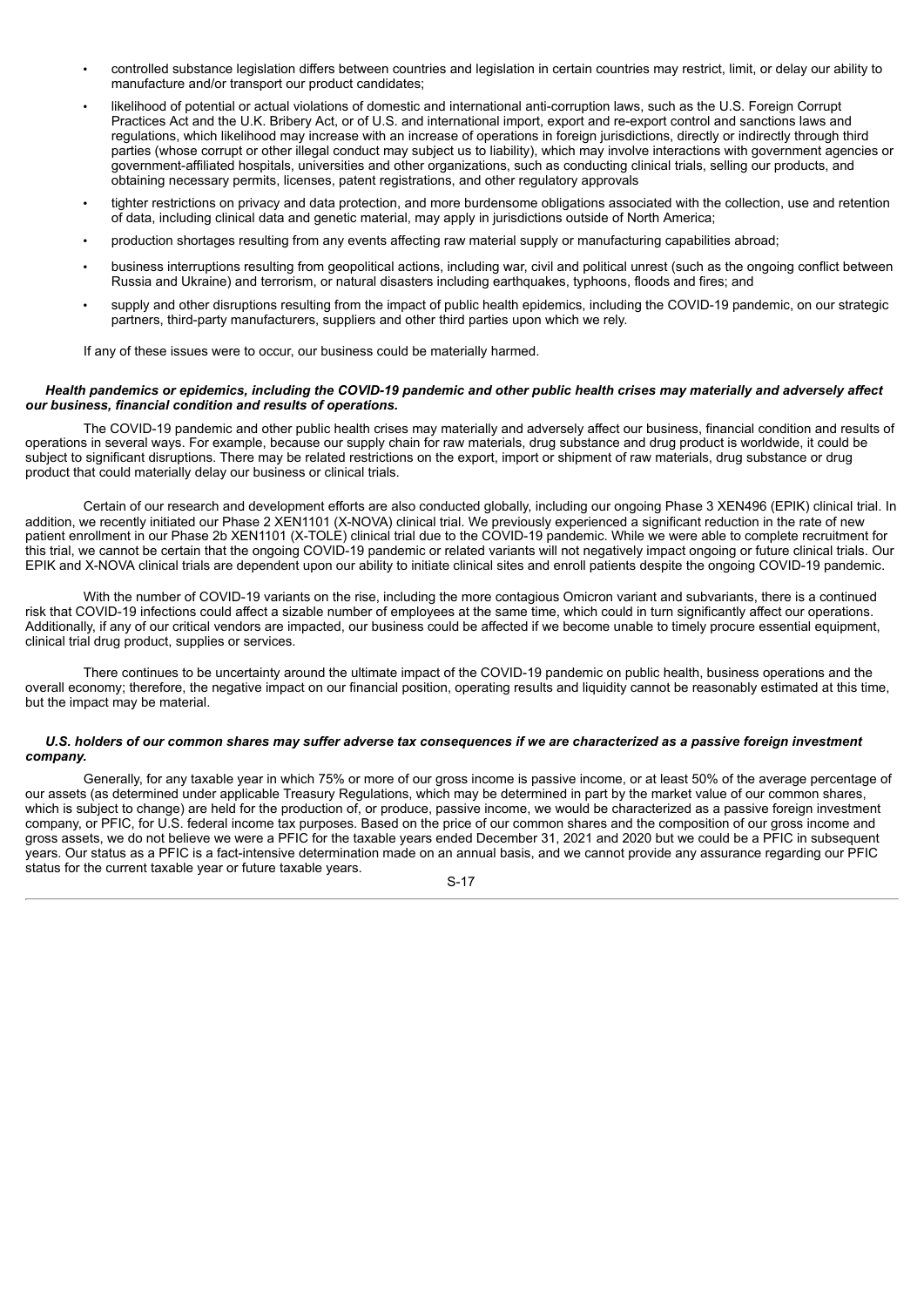- controlled substance legislation differs between countries and legislation in certain countries may restrict, limit, or delay our ability to manufacture and/or transport our product candidates;
- likelihood of potential or actual violations of domestic and international anti-corruption laws, such as the U.S. Foreign Corrupt Practices Act and the U.K. Bribery Act, or of U.S. and international import, export and re-export control and sanctions laws and regulations, which likelihood may increase with an increase of operations in foreign jurisdictions, directly or indirectly through third parties (whose corrupt or other illegal conduct may subject us to liability), which may involve interactions with government agencies or government-affiliated hospitals, universities and other organizations, such as conducting clinical trials, selling our products, and obtaining necessary permits, licenses, patent registrations, and other regulatory approvals
- tighter restrictions on privacy and data protection, and more burdensome obligations associated with the collection, use and retention of data, including clinical data and genetic material, may apply in jurisdictions outside of North America;
- production shortages resulting from any events affecting raw material supply or manufacturing capabilities abroad;
- business interruptions resulting from geopolitical actions, including war, civil and political unrest (such as the ongoing conflict between Russia and Ukraine) and terrorism, or natural disasters including earthquakes, typhoons, floods and fires; and
- supply and other disruptions resulting from the impact of public health epidemics, including the COVID-19 pandemic, on our strategic partners, third-party manufacturers, suppliers and other third parties upon which we rely.

If any of these issues were to occur, our business could be materially harmed.

***Health pandemics or epidemics, including the COVID-19 pandemic and other public health crises may materially and adversely affect our business, financial condition and results of operations.***

The COVID-19 pandemic and other public health crises may materially and adversely affect our business, financial condition and results of operations in several ways. For example, because our supply chain for raw materials, drug substance and drug product is worldwide, it could be subject to significant disruptions. There may be related restrictions on the export, import or shipment of raw materials, drug substance or drug product that could materially delay our business or clinical trials.

Certain of our research and development efforts are also conducted globally, including our ongoing Phase 3 XEN496 (EPIK) clinical trial. In addition, we recently initiated our Phase 2 XEN1101 (X-NOVA) clinical trial. We previously experienced a significant reduction in the rate of new patient enrollment in our Phase 2b XEN1101 (X-TOLE) clinical trial due to the COVID-19 pandemic. While we were able to complete recruitment for this trial, we cannot be certain that the ongoing COVID-19 pandemic or related variants will not negatively impact ongoing or future clinical trials. Our EPIK and X-NOVA clinical trials are dependent upon our ability to initiate clinical sites and enroll patients despite the ongoing COVID-19 pandemic.

With the number of COVID-19 variants on the rise, including the more contagious Omicron variant and subvariants, there is a continued risk that COVID-19 infections could affect a sizable number of employees at the same time, which could in turn significantly affect our operations. Additionally, if any of our critical vendors are impacted, our business could be affected if we become unable to timely procure essential equipment, clinical trial drug product, supplies or services.

There continues to be uncertainty around the ultimate impact of the COVID-19 pandemic on public health, business operations and the overall economy; therefore, the negative impact on our financial position, operating results and liquidity cannot be reasonably estimated at this time, but the impact may be material.

***U.S. holders of our common shares may suffer adverse tax consequences if we are characterized as a passive foreign investment company.***

Generally, for any taxable year in which 75% or more of our gross income is passive income, or at least 50% of the average percentage of our assets (as determined under applicable Treasury Regulations, which may be determined in part by the market value of our common shares, which is subject to change) are held for the production of, or produce, passive income, we would be characterized as a passive foreign investment company, or PFIC, for U.S. federal income tax purposes. Based on the price of our common shares and the composition of our gross income and gross assets, we do not believe we were a PFIC for the taxable years ended December 31, 2021 and 2020 but we could be a PFIC in subsequent years. Our status as a PFIC is a fact-intensive determination made on an annual basis, and we cannot provide any assurance regarding our PFIC status for the current taxable year or future taxable years.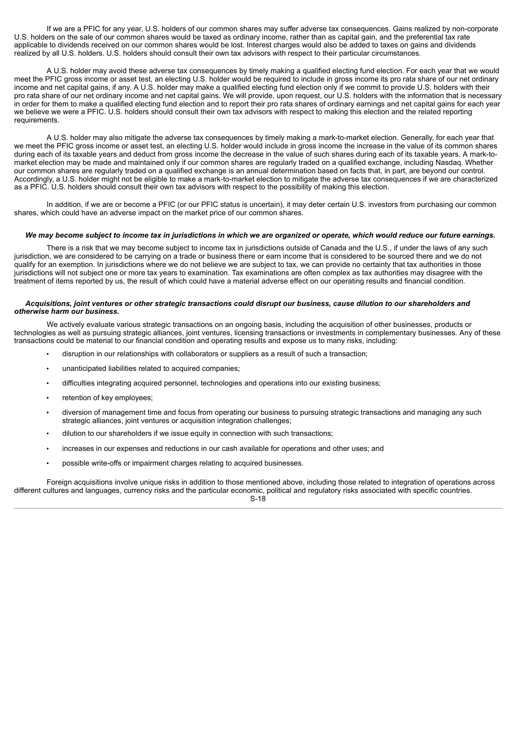If we are a PFIC for any year, U.S. holders of our common shares may suffer adverse tax consequences. Gains realized by non-corporate U.S. holders on the sale of our common shares would be taxed as ordinary income, rather than as capital gain, and the preferential tax rate applicable to dividends received on our common shares would be lost. Interest charges would also be added to taxes on gains and dividends realized by all U.S. holders. U.S. holders should consult their own tax advisors with respect to their particular circumstances.

A U.S. holder may avoid these adverse tax consequences by timely making a qualified electing fund election. For each year that we would meet the PFIC gross income or asset test, an electing U.S. holder would be required to include in gross income its pro rata share of our net ordinary income and net capital gains, if any. A U.S. holder may make a qualified electing fund election only if we commit to provide U.S. holders with their pro rata share of our net ordinary income and net capital gains. We will provide, upon request, our U.S. holders with the information that is necessary in order for them to make a qualified electing fund election and to report their pro rata shares of ordinary earnings and net capital gains for each year we believe we were a PFIC. U.S. holders should consult their own tax advisors with respect to making this election and the related reporting requirements.

A U.S. holder may also mitigate the adverse tax consequences by timely making a mark-to-market election. Generally, for each year that we meet the PFIC gross income or asset test, an electing U.S. holder would include in gross income the increase in the value of its common shares during each of its taxable years and deduct from gross income the decrease in the value of such shares during each of its taxable years. A mark-to-market election may be made and maintained only if our common shares are regularly traded on a qualified exchange, including Nasdaq. Whether our common shares are regularly traded on a qualified exchange is an annual determination based on facts that, in part, are beyond our control. Accordingly, a U.S. holder might not be eligible to make a mark-to-market election to mitigate the adverse tax consequences if we are characterized as a PFIC. U.S. holders should consult their own tax advisors with respect to the possibility of making this election.

In addition, if we are or become a PFIC (or our PFIC status is uncertain), it may deter certain U.S. investors from purchasing our common shares, which could have an adverse impact on the market price of our common shares.

***We may become subject to income tax in jurisdictions in which we are organized or operate, which would reduce our future earnings.***

There is a risk that we may become subject to income tax in jurisdictions outside of Canada and the U.S., if under the laws of any such jurisdiction, we are considered to be carrying on a trade or business there or earn income that is considered to be sourced there and we do not qualify for an exemption. In jurisdictions where we do not believe we are subject to tax, we can provide no certainty that tax authorities in those jurisdictions will not subject one or more tax years to examination. Tax examinations are often complex as tax authorities may disagree with the treatment of items reported by us, the result of which could have a material adverse effect on our operating results and financial condition.

***Acquisitions, joint ventures or other strategic transactions could disrupt our business, cause dilution to our shareholders and otherwise harm our business.***

We actively evaluate various strategic transactions on an ongoing basis, including the acquisition of other businesses, products or technologies as well as pursuing strategic alliances, joint ventures, licensing transactions or investments in complementary businesses. Any of these transactions could be material to our financial condition and operating results and expose us to many risks, including:

- disruption in our relationships with collaborators or suppliers as a result of such a transaction;
- unanticipated liabilities related to acquired companies;
- difficulties integrating acquired personnel, technologies and operations into our existing business;
- retention of key employees;
- diversion of management time and focus from operating our business to pursuing strategic transactions and managing any such strategic alliances, joint ventures or acquisition integration challenges;
- dilution to our shareholders if we issue equity in connection with such transactions;
- increases in our expenses and reductions in our cash available for operations and other uses; and
- possible write-offs or impairment charges relating to acquired businesses.

Foreign acquisitions involve unique risks in addition to those mentioned above, including those related to integration of operations across different cultures and languages, currency risks and the particular economic, political and regulatory risks associated with specific countries.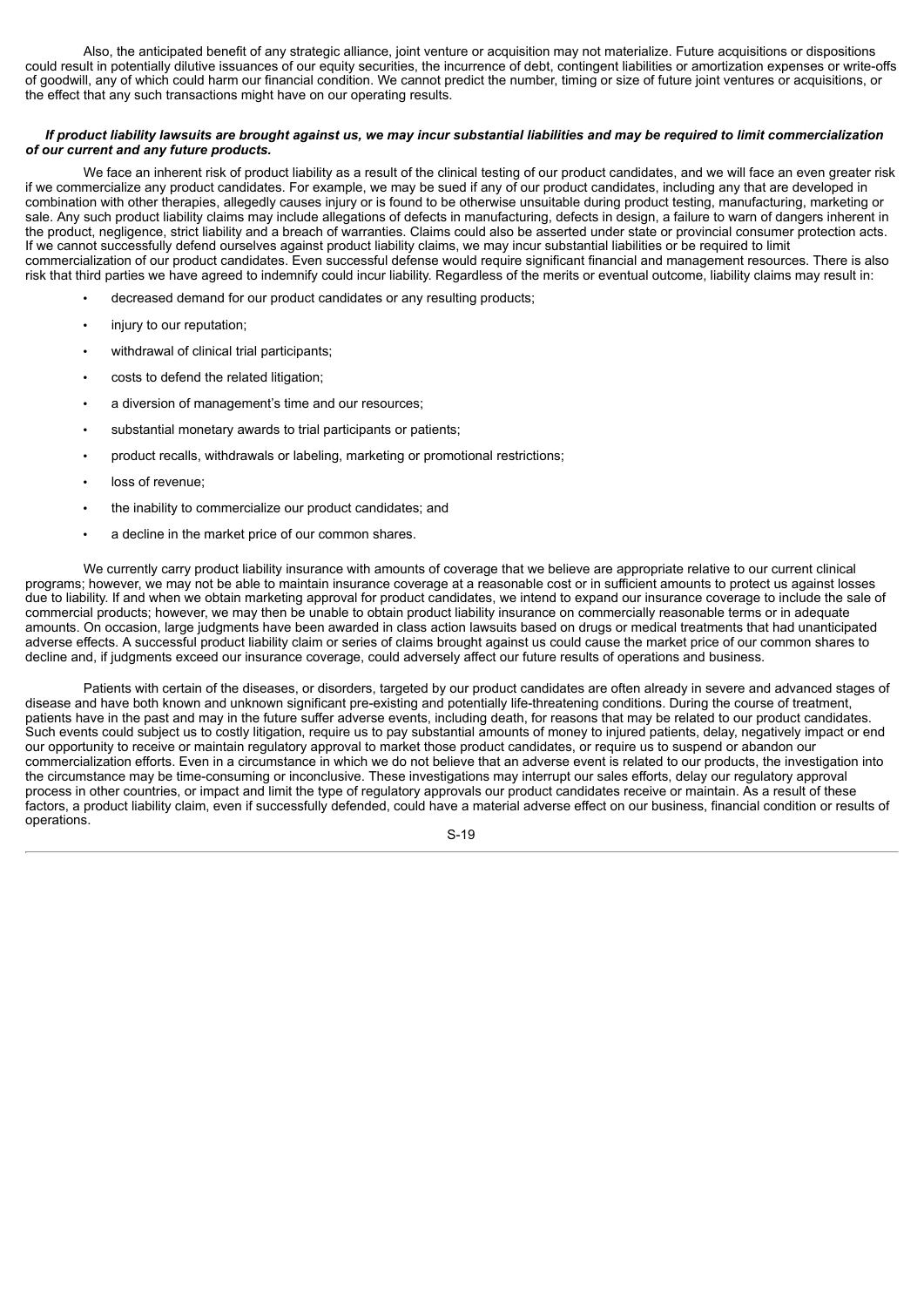Also, the anticipated benefit of any strategic alliance, joint venture or acquisition may not materialize. Future acquisitions or dispositions could result in potentially dilutive issuances of our equity securities, the incurrence of debt, contingent liabilities or amortization expenses or write-offs of goodwill, any of which could harm our financial condition. We cannot predict the number, timing or size of future joint ventures or acquisitions, or the effect that any such transactions might have on our operating results.

***If product liability lawsuits are brought against us, we may incur substantial liabilities and may be required to limit commercialization of our current and any future products.***

We face an inherent risk of product liability as a result of the clinical testing of our product candidates, and we will face an even greater risk if we commercialize any product candidates. For example, we may be sued if any of our product candidates, including any that are developed in combination with other therapies, allegedly causes injury or is found to be otherwise unsuitable during product testing, manufacturing, marketing or sale. Any such product liability claims may include allegations of defects in manufacturing, defects in design, a failure to warn of dangers inherent in the product, negligence, strict liability and a breach of warranties. Claims could also be asserted under state or provincial consumer protection acts. If we cannot successfully defend ourselves against product liability claims, we may incur substantial liabilities or be required to limit commercialization of our product candidates. Even successful defense would require significant financial and management resources. There is also risk that third parties we have agreed to indemnify could incur liability. Regardless of the merits or eventual outcome, liability claims may result in:

- decreased demand for our product candidates or any resulting products;
- injury to our reputation;
- withdrawal of clinical trial participants;
- costs to defend the related litigation;
- a diversion of management's time and our resources;
- substantial monetary awards to trial participants or patients;
- product recalls, withdrawals or labeling, marketing or promotional restrictions;
- loss of revenue;
- the inability to commercialize our product candidates; and
- a decline in the market price of our common shares.

We currently carry product liability insurance with amounts of coverage that we believe are appropriate relative to our current clinical programs; however, we may not be able to maintain insurance coverage at a reasonable cost or in sufficient amounts to protect us against losses due to liability. If and when we obtain marketing approval for product candidates, we intend to expand our insurance coverage to include the sale of commercial products; however, we may then be unable to obtain product liability insurance on commercially reasonable terms or in adequate amounts. On occasion, large judgments have been awarded in class action lawsuits based on drugs or medical treatments that had unanticipated adverse effects. A successful product liability claim or series of claims brought against us could cause the market price of our common shares to decline and, if judgments exceed our insurance coverage, could adversely affect our future results of operations and business.

Patients with certain of the diseases, or disorders, targeted by our product candidates are often already in severe and advanced stages of disease and have both known and unknown significant pre-existing and potentially life-threatening conditions. During the course of treatment, patients have in the past and may in the future suffer adverse events, including death, for reasons that may be related to our product candidates. Such events could subject us to costly litigation, require us to pay substantial amounts of money to injured patients, delay, negatively impact or end our opportunity to receive or maintain regulatory approval to market those product candidates, or require us to suspend or abandon our commercialization efforts. Even in a circumstance in which we do not believe that an adverse event is related to our products, the investigation into the circumstance may be time-consuming or inconclusive. These investigations may interrupt our sales efforts, delay our regulatory approval process in other countries, or impact and limit the type of regulatory approvals our product candidates receive or maintain. As a result of these factors, a product liability claim, even if successfully defended, could have a material adverse effect on our business, financial condition or results of operations.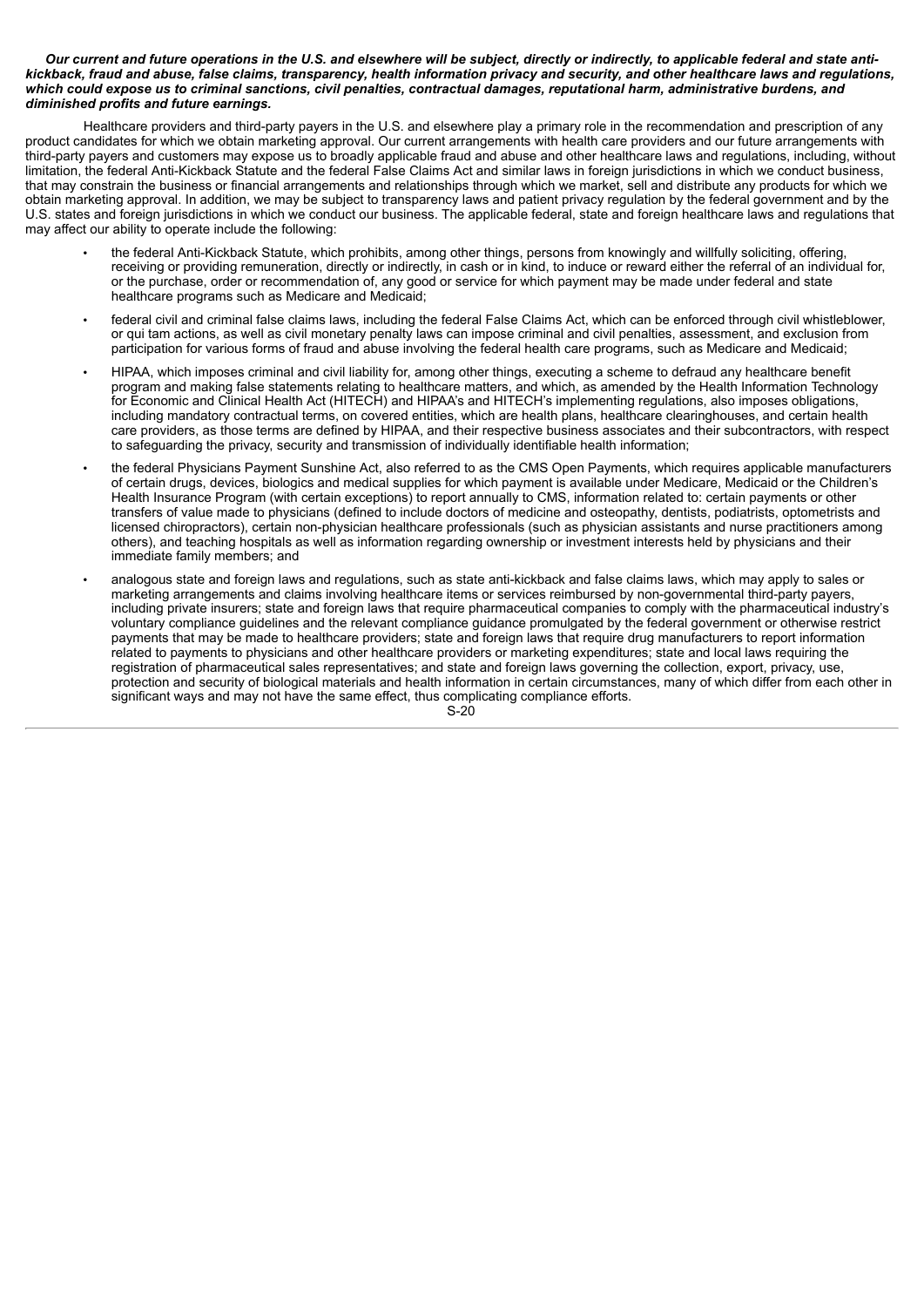***Our current and future operations in the U.S. and elsewhere will be subject, directly or indirectly, to applicable federal and state anti-kickback, fraud and abuse, false claims, transparency, health information privacy and security, and other healthcare laws and regulations, which could expose us to criminal sanctions, civil penalties, contractual damages, reputational harm, administrative burdens, and diminished profits and future earnings.***

Healthcare providers and third-party payers in the U.S. and elsewhere play a primary role in the recommendation and prescription of any product candidates for which we obtain marketing approval. Our current arrangements with health care providers and our future arrangements with third-party payers and customers may expose us to broadly applicable fraud and abuse and other healthcare laws and regulations, including, without limitation, the federal Anti-Kickback Statute and the federal False Claims Act and similar laws in foreign jurisdictions in which we conduct business, that may constrain the business or financial arrangements and relationships through which we market, sell and distribute any products for which we obtain marketing approval. In addition, we may be subject to transparency laws and patient privacy regulation by the federal government and by the U.S. states and foreign jurisdictions in which we conduct our business. The applicable federal, state and foreign healthcare laws and regulations that may affect our ability to operate include the following:

- the federal Anti-Kickback Statute, which prohibits, among other things, persons from knowingly and willfully soliciting, offering, receiving or providing remuneration, directly or indirectly, in cash or in kind, to induce or reward either the referral of an individual for, or the purchase, order or recommendation of, any good or service for which payment may be made under federal and state healthcare programs such as Medicare and Medicaid;
- federal civil and criminal false claims laws, including the federal False Claims Act, which can be enforced through civil whistleblower, or qui tam actions, as well as civil monetary penalty laws can impose criminal and civil penalties, assessment, and exclusion from participation for various forms of fraud and abuse involving the federal health care programs, such as Medicare and Medicaid;
- HIPAA, which imposes criminal and civil liability for, among other things, executing a scheme to defraud any healthcare benefit program and making false statements relating to healthcare matters, and which, as amended by the Health Information Technology for Economic and Clinical Health Act (HITECH) and HIPAA's and HITECH's implementing regulations, also imposes obligations, including mandatory contractual terms, on covered entities, which are health plans, healthcare clearinghouses, and certain health care providers, as those terms are defined by HIPAA, and their respective business associates and their subcontractors, with respect to safeguarding the privacy, security and transmission of individually identifiable health information;
- the federal Physicians Payment Sunshine Act, also referred to as the CMS Open Payments, which requires applicable manufacturers of certain drugs, devices, biologics and medical supplies for which payment is available under Medicare, Medicaid or the Children's Health Insurance Program (with certain exceptions) to report annually to CMS, information related to: certain payments or other transfers of value made to physicians (defined to include doctors of medicine and osteopathy, dentists, podiatrists, optometrists and licensed chiropractors), certain non-physician healthcare professionals (such as physician assistants and nurse practitioners among others), and teaching hospitals as well as information regarding ownership or investment interests held by physicians and their immediate family members; and
- analogous state and foreign laws and regulations, such as state anti-kickback and false claims laws, which may apply to sales or marketing arrangements and claims involving healthcare items or services reimbursed by non-governmental third-party payers, including private insurers; state and foreign laws that require pharmaceutical companies to comply with the pharmaceutical industry's voluntary compliance guidelines and the relevant compliance guidance promulgated by the federal government or otherwise restrict payments that may be made to healthcare providers; state and foreign laws that require drug manufacturers to report information related to payments to physicians and other healthcare providers or marketing expenditures; state and local laws requiring the registration of pharmaceutical sales representatives; and state and foreign laws governing the collection, export, privacy, use, protection and security of biological materials and health information in certain circumstances, many of which differ from each other in significant ways and may not have the same effect, thus complicating compliance efforts.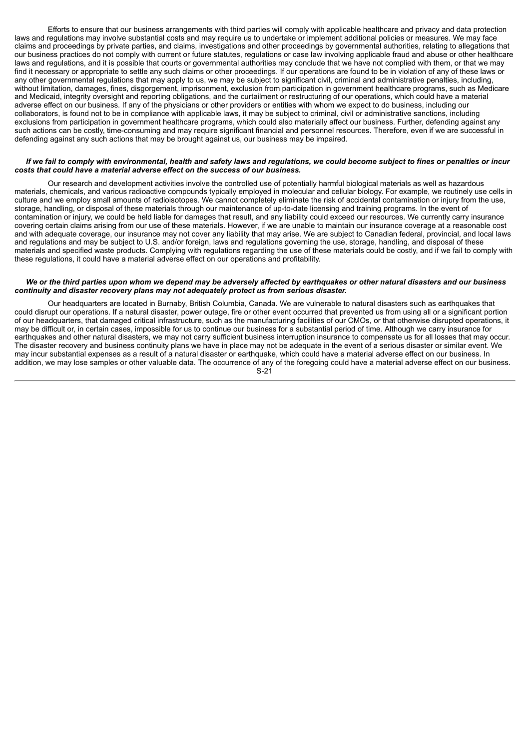Efforts to ensure that our business arrangements with third parties will comply with applicable healthcare and privacy and data protection laws and regulations may involve substantial costs and may require us to undertake or implement additional policies or measures. We may face claims and proceedings by private parties, and claims, investigations and other proceedings by governmental authorities, relating to allegations that our business practices do not comply with current or future statutes, regulations or case law involving applicable fraud and abuse or other healthcare laws and regulations, and it is possible that courts or governmental authorities may conclude that we have not complied with them, or that we may find it necessary or appropriate to settle any such claims or other proceedings. If our operations are found to be in violation of any of these laws or any other governmental regulations that may apply to us, we may be subject to significant civil, criminal and administrative penalties, including, without limitation, damages, fines, disgorgement, imprisonment, exclusion from participation in government healthcare programs, such as Medicare and Medicaid, integrity oversight and reporting obligations, and the curtailment or restructuring of our operations, which could have a material adverse effect on our business. If any of the physicians or other providers or entities with whom we expect to do business, including our collaborators, is found not to be in compliance with applicable laws, it may be subject to criminal, civil or administrative sanctions, including exclusions from participation in government healthcare programs, which could also materially affect our business. Further, defending against any such actions can be costly, time-consuming and may require significant financial and personnel resources. Therefore, even if we are successful in defending against any such actions that may be brought against us, our business may be impaired.

***If we fail to comply with environmental, health and safety laws and regulations, we could become subject to fines or penalties or incur costs that could have a material adverse effect on the success of our business.***

Our research and development activities involve the controlled use of potentially harmful biological materials as well as hazardous materials, chemicals, and various radioactive compounds typically employed in molecular and cellular biology. For example, we routinely use cells in culture and we employ small amounts of radioisotopes. We cannot completely eliminate the risk of accidental contamination or injury from the use, storage, handling, or disposal of these materials through our maintenance of up-to-date licensing and training programs. In the event of contamination or injury, we could be held liable for damages that result, and any liability could exceed our resources. We currently carry insurance covering certain claims arising from our use of these materials. However, if we are unable to maintain our insurance coverage at a reasonable cost and with adequate coverage, our insurance may not cover any liability that may arise. We are subject to Canadian federal, provincial, and local laws and regulations and may be subject to U.S. and/or foreign, laws and regulations governing the use, storage, handling, and disposal of these materials and specified waste products. Complying with regulations regarding the use of these materials could be costly, and if we fail to comply with these regulations, it could have a material adverse effect on our operations and profitability.

***We or the third parties upon whom we depend may be adversely affected by earthquakes or other natural disasters and our business continuity and disaster recovery plans may not adequately protect us from serious disaster.***

Our headquarters are located in Burnaby, British Columbia, Canada. We are vulnerable to natural disasters such as earthquakes that could disrupt our operations. If a natural disaster, power outage, fire or other event occurred that prevented us from using all or a significant portion of our headquarters, that damaged critical infrastructure, such as the manufacturing facilities of our CMOs, or that otherwise disrupted operations, it may be difficult or, in certain cases, impossible for us to continue our business for a substantial period of time. Although we carry insurance for earthquakes and other natural disasters, we may not carry sufficient business interruption insurance to compensate us for all losses that may occur. The disaster recovery and business continuity plans we have in place may not be adequate in the event of a serious disaster or similar event. We may incur substantial expenses as a result of a natural disaster or earthquake, which could have a material adverse effect on our business. In addition, we may lose samples or other valuable data. The occurrence of any of the foregoing could have a material adverse effect on our business.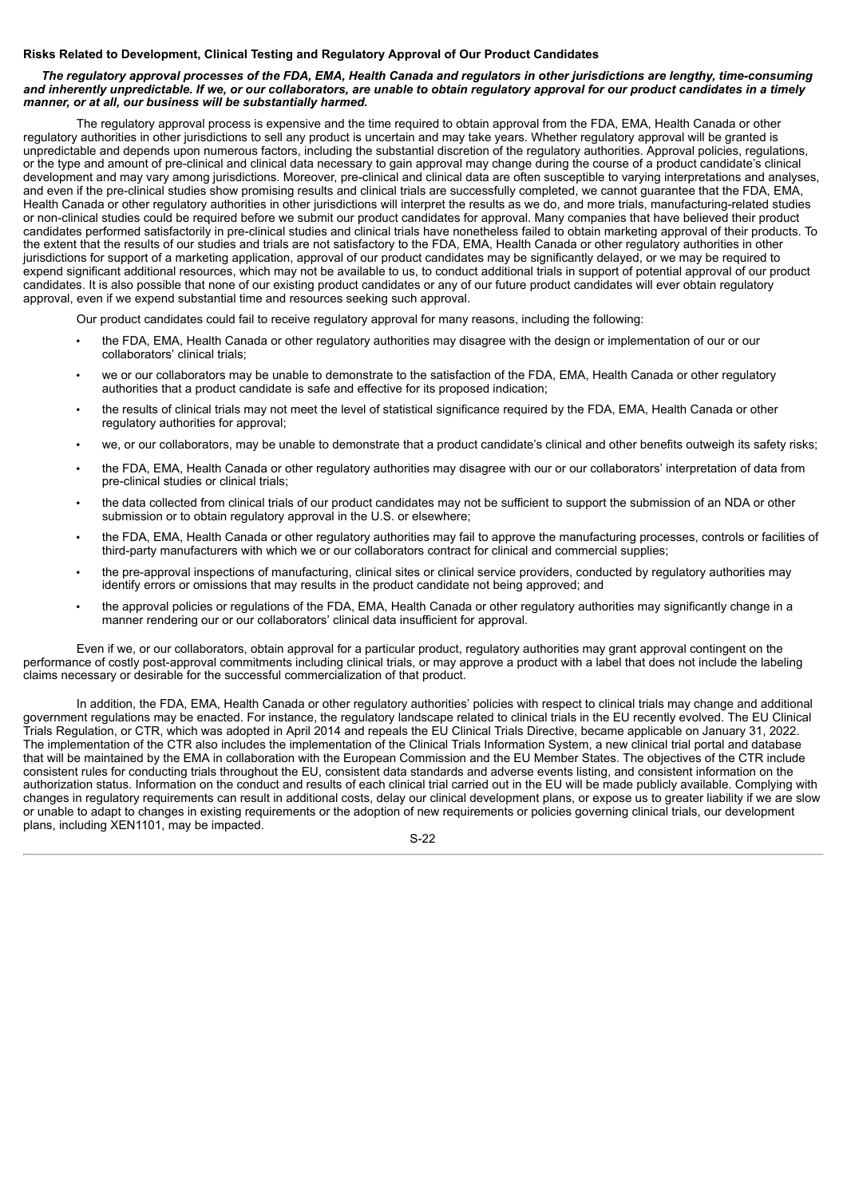### Risks Related to Development, Clinical Testing and Regulatory Approval of Our Product Candidates

***The regulatory approval processes of the FDA, EMA, Health Canada and regulators in other jurisdictions are lengthy, time-consuming and inherently unpredictable. If we, or our collaborators, are unable to obtain regulatory approval for our product candidates in a timely manner, or at all, our business will be substantially harmed.***

The regulatory approval process is expensive and the time required to obtain approval from the FDA, EMA, Health Canada or other regulatory authorities in other jurisdictions to sell any product is uncertain and may take years. Whether regulatory approval will be granted is unpredictable and depends upon numerous factors, including the substantial discretion of the regulatory authorities. Approval policies, regulations, or the type and amount of pre-clinical and clinical data necessary to gain approval may change during the course of a product candidate's clinical development and may vary among jurisdictions. Moreover, pre-clinical and clinical data are often susceptible to varying interpretations and analyses, and even if the pre-clinical studies show promising results and clinical trials are successfully completed, we cannot guarantee that the FDA, EMA, Health Canada or other regulatory authorities in other jurisdictions will interpret the results as we do, and more trials, manufacturing-related studies or non-clinical studies could be required before we submit our product candidates for approval. Many companies that have believed their product candidates performed satisfactorily in pre-clinical studies and clinical trials have nonetheless failed to obtain marketing approval of their products. To the extent that the results of our studies and trials are not satisfactory to the FDA, EMA, Health Canada or other regulatory authorities in other jurisdictions for support of a marketing application, approval of our product candidates may be significantly delayed, or we may be required to expend significant additional resources, which may not be available to us, to conduct additional trials in support of potential approval of our product candidates. It is also possible that none of our existing product candidates or any of our future product candidates will ever obtain regulatory approval, even if we expend substantial time and resources seeking such approval.

Our product candidates could fail to receive regulatory approval for many reasons, including the following:

- the FDA, EMA, Health Canada or other regulatory authorities may disagree with the design or implementation of our or our collaborators' clinical trials;
- we or our collaborators may be unable to demonstrate to the satisfaction of the FDA, EMA, Health Canada or other regulatory authorities that a product candidate is safe and effective for its proposed indication;
- the results of clinical trials may not meet the level of statistical significance required by the FDA, EMA, Health Canada or other regulatory authorities for approval;
- we, or our collaborators, may be unable to demonstrate that a product candidate's clinical and other benefits outweigh its safety risks;
- the FDA, EMA, Health Canada or other regulatory authorities may disagree with our or our collaborators' interpretation of data from pre-clinical studies or clinical trials;
- the data collected from clinical trials of our product candidates may not be sufficient to support the submission of an NDA or other submission or to obtain regulatory approval in the U.S. or elsewhere;
- the FDA, EMA, Health Canada or other regulatory authorities may fail to approve the manufacturing processes, controls or facilities of third-party manufacturers with which we or our collaborators contract for clinical and commercial supplies;
- the pre-approval inspections of manufacturing, clinical sites or clinical service providers, conducted by regulatory authorities may identify errors or omissions that may results in the product candidate not being approved; and
- the approval policies or regulations of the FDA, EMA, Health Canada or other regulatory authorities may significantly change in a manner rendering our or our collaborators' clinical data insufficient for approval.

Even if we, or our collaborators, obtain approval for a particular product, regulatory authorities may grant approval contingent on the performance of costly post-approval commitments including clinical trials, or may approve a product with a label that does not include the labeling claims necessary or desirable for the successful commercialization of that product.

In addition, the FDA, EMA, Health Canada or other regulatory authorities' policies with respect to clinical trials may change and additional government regulations may be enacted. For instance, the regulatory landscape related to clinical trials in the EU recently evolved. The EU Clinical Trials Regulation, or CTR, which was adopted in April 2014 and repeals the EU Clinical Trials Directive, became applicable on January 31, 2022. The implementation of the CTR also includes the implementation of the Clinical Trials Information System, a new clinical trial portal and database that will be maintained by the EMA in collaboration with the European Commission and the EU Member States. The objectives of the CTR include consistent rules for conducting trials throughout the EU, consistent data standards and adverse events listing, and consistent information on the authorization status. Information on the conduct and results of each clinical trial carried out in the EU will be made publicly available. Complying with changes in regulatory requirements can result in additional costs, delay our clinical development plans, or expose us to greater liability if we are slow or unable to adapt to changes in existing requirements or the adoption of new requirements or policies governing clinical trials, our development plans, including XEN1101, may be impacted.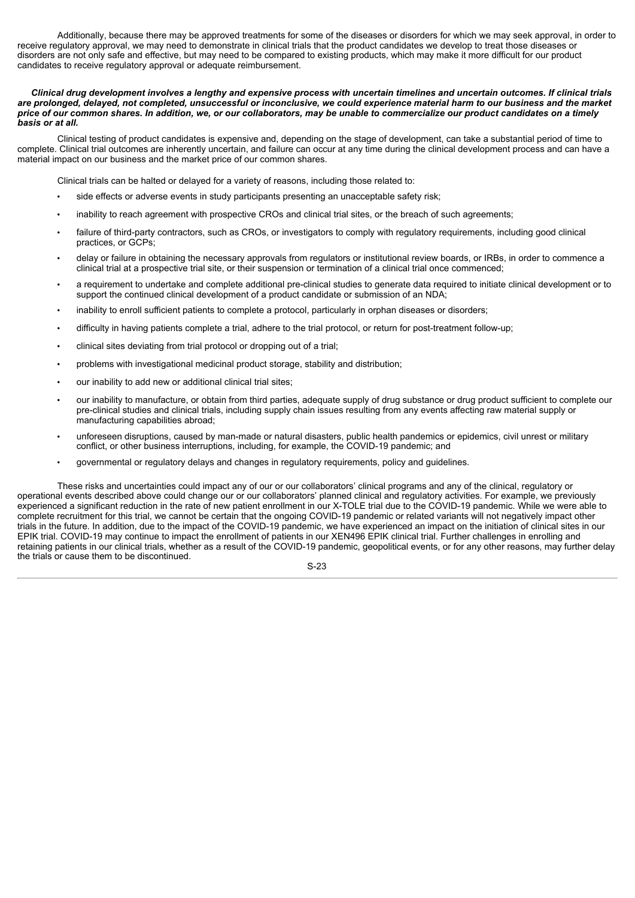Additionally, because there may be approved treatments for some of the diseases or disorders for which we may seek approval, in order to receive regulatory approval, we may need to demonstrate in clinical trials that the product candidates we develop to treat those diseases or disorders are not only safe and effective, but may need to be compared to existing products, which may make it more difficult for our product candidates to receive regulatory approval or adequate reimbursement.

***Clinical drug development involves a lengthy and expensive process with uncertain timelines and uncertain outcomes. If clinical trials are prolonged, delayed, not completed, unsuccessful or inconclusive, we could experience material harm to our business and the market price of our common shares. In addition, we, or our collaborators, may be unable to commercialize our product candidates on a timely basis or at all.***

Clinical testing of product candidates is expensive and, depending on the stage of development, can take a substantial period of time to complete. Clinical trial outcomes are inherently uncertain, and failure can occur at any time during the clinical development process and can have a material impact on our business and the market price of our common shares.

Clinical trials can be halted or delayed for a variety of reasons, including those related to:

- side effects or adverse events in study participants presenting an unacceptable safety risk;
- inability to reach agreement with prospective CROs and clinical trial sites, or the breach of such agreements;
- failure of third-party contractors, such as CROs, or investigators to comply with regulatory requirements, including good clinical practices, or GCPs;
- delay or failure in obtaining the necessary approvals from regulators or institutional review boards, or IRBs, in order to commence a clinical trial at a prospective trial site, or their suspension or termination of a clinical trial once commenced;
- a requirement to undertake and complete additional pre-clinical studies to generate data required to initiate clinical development or to support the continued clinical development of a product candidate or submission of an NDA;
- inability to enroll sufficient patients to complete a protocol, particularly in orphan diseases or disorders;
- difficulty in having patients complete a trial, adhere to the trial protocol, or return for post-treatment follow-up;
- clinical sites deviating from trial protocol or dropping out of a trial;
- problems with investigational medicinal product storage, stability and distribution;
- our inability to add new or additional clinical trial sites;
- our inability to manufacture, or obtain from third parties, adequate supply of drug substance or drug product sufficient to complete our pre-clinical studies and clinical trials, including supply chain issues resulting from any events affecting raw material supply or manufacturing capabilities abroad;
- unforeseen disruptions, caused by man-made or natural disasters, public health pandemics or epidemics, civil unrest or military conflict, or other business interruptions, including, for example, the COVID-19 pandemic; and
- governmental or regulatory delays and changes in regulatory requirements, policy and guidelines.

These risks and uncertainties could impact any of our or our collaborators' clinical programs and any of the clinical, regulatory or operational events described above could change our or our collaborators' planned clinical and regulatory activities. For example, we previously experienced a significant reduction in the rate of new patient enrollment in our X-TOLE trial due to the COVID-19 pandemic. While we were able to complete recruitment for this trial, we cannot be certain that the ongoing COVID-19 pandemic or related variants will not negatively impact other trials in the future. In addition, due to the impact of the COVID-19 pandemic, we have experienced an impact on the initiation of clinical sites in our EPIK trial. COVID-19 may continue to impact the enrollment of patients in our XEN496 EPIK clinical trial. Further challenges in enrolling and retaining patients in our clinical trials, whether as a result of the COVID-19 pandemic, geopolitical events, or for any other reasons, may further delay the trials or cause them to be discontinued.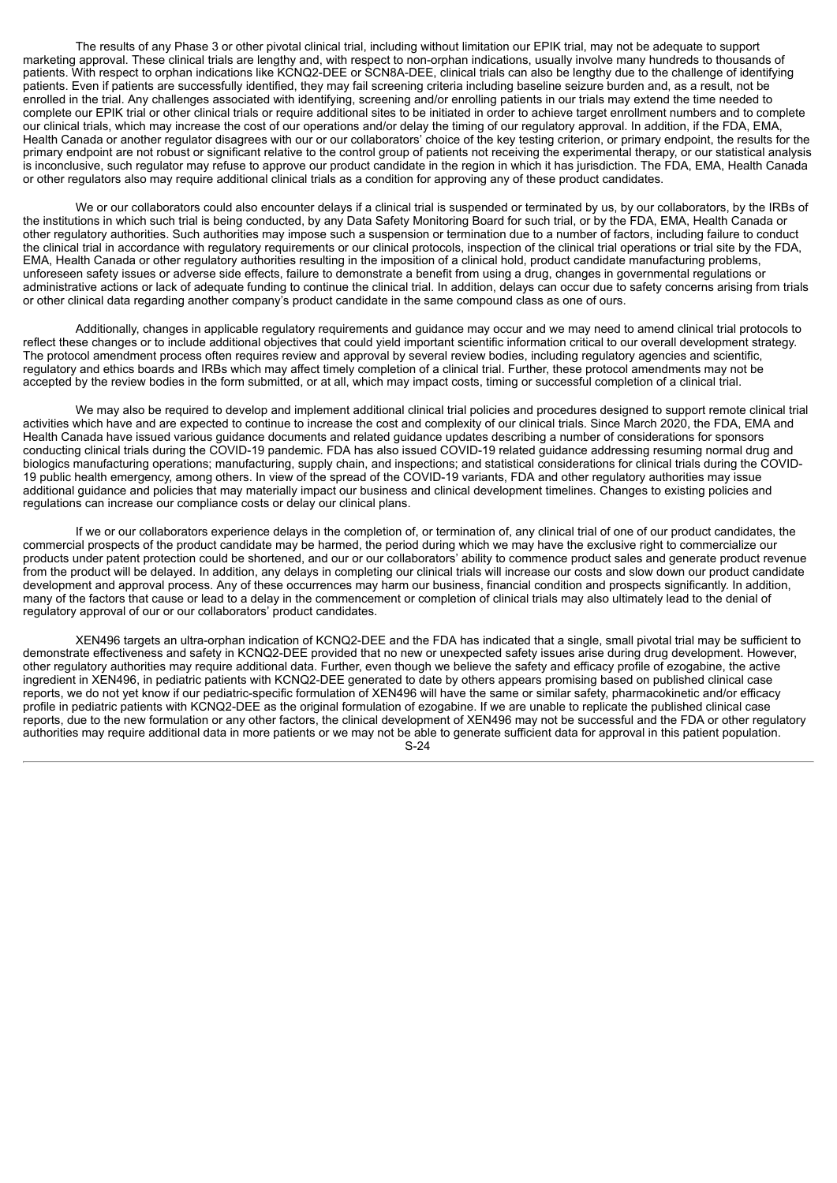The results of any Phase 3 or other pivotal clinical trial, including without limitation our EPIK trial, may not be adequate to support marketing approval. These clinical trials are lengthy and, with respect to non-orphan indications, usually involve many hundreds to thousands of patients. With respect to orphan indications like KCNQ2-DEE or SCN8A-DEE, clinical trials can also be lengthy due to the challenge of identifying patients. Even if patients are successfully identified, they may fail screening criteria including baseline seizure burden and, as a result, not be enrolled in the trial. Any challenges associated with identifying, screening and/or enrolling patients in our trials may extend the time needed to complete our EPIK trial or other clinical trials or require additional sites to be initiated in order to achieve target enrollment numbers and to complete our clinical trials, which may increase the cost of our operations and/or delay the timing of our regulatory approval. In addition, if the FDA, EMA, Health Canada or another regulator disagrees with our or our collaborators' choice of the key testing criterion, or primary endpoint, the results for the primary endpoint are not robust or significant relative to the control group of patients not receiving the experimental therapy, or our statistical analysis is inconclusive, such regulator may refuse to approve our product candidate in the region in which it has jurisdiction. The FDA, EMA, Health Canada or other regulators also may require additional clinical trials as a condition for approving any of these product candidates.

We or our collaborators could also encounter delays if a clinical trial is suspended or terminated by us, by our collaborators, by the IRBs of the institutions in which such trial is being conducted, by any Data Safety Monitoring Board for such trial, or by the FDA, EMA, Health Canada or other regulatory authorities. Such authorities may impose such a suspension or termination due to a number of factors, including failure to conduct the clinical trial in accordance with regulatory requirements or our clinical protocols, inspection of the clinical trial operations or trial site by the FDA, EMA, Health Canada or other regulatory authorities resulting in the imposition of a clinical hold, product candidate manufacturing problems, unforeseen safety issues or adverse side effects, failure to demonstrate a benefit from using a drug, changes in governmental regulations or administrative actions or lack of adequate funding to continue the clinical trial. In addition, delays can occur due to safety concerns arising from trials or other clinical data regarding another company's product candidate in the same compound class as one of ours.

Additionally, changes in applicable regulatory requirements and guidance may occur and we may need to amend clinical trial protocols to reflect these changes or to include additional objectives that could yield important scientific information critical to our overall development strategy. The protocol amendment process often requires review and approval by several review bodies, including regulatory agencies and scientific, regulatory and ethics boards and IRBs which may affect timely completion of a clinical trial. Further, these protocol amendments may not be accepted by the review bodies in the form submitted, or at all, which may impact costs, timing or successful completion of a clinical trial.

We may also be required to develop and implement additional clinical trial policies and procedures designed to support remote clinical trial activities which have and are expected to continue to increase the cost and complexity of our clinical trials. Since March 2020, the FDA, EMA and Health Canada have issued various guidance documents and related guidance updates describing a number of considerations for sponsors conducting clinical trials during the COVID-19 pandemic. FDA has also issued COVID-19 related guidance addressing resuming normal drug and biologics manufacturing operations; manufacturing, supply chain, and inspections; and statistical considerations for clinical trials during the COVID-19 public health emergency, among others. In view of the spread of the COVID-19 variants, FDA and other regulatory authorities may issue additional guidance and policies that may materially impact our business and clinical development timelines. Changes to existing policies and regulations can increase our compliance costs or delay our clinical plans.

If we or our collaborators experience delays in the completion of, or termination of, any clinical trial of one of our product candidates, the commercial prospects of the product candidate may be harmed, the period during which we may have the exclusive right to commercialize our products under patent protection could be shortened, and our or our collaborators' ability to commence product sales and generate product revenue from the product will be delayed. In addition, any delays in completing our clinical trials will increase our costs and slow down our product candidate development and approval process. Any of these occurrences may harm our business, financial condition and prospects significantly. In addition, many of the factors that cause or lead to a delay in the commencement or completion of clinical trials may also ultimately lead to the denial of regulatory approval of our or our collaborators' product candidates.

XEN496 targets an ultra-orphan indication of KCNQ2-DEE and the FDA has indicated that a single, small pivotal trial may be sufficient to demonstrate effectiveness and safety in KCNQ2-DEE provided that no new or unexpected safety issues arise during drug development. However, other regulatory authorities may require additional data. Further, even though we believe the safety and efficacy profile of ezogabine, the active ingredient in XEN496, in pediatric patients with KCNQ2-DEE generated to date by others appears promising based on published clinical case reports, we do not yet know if our pediatric-specific formulation of XEN496 will have the same or similar safety, pharmacokinetic and/or efficacy profile in pediatric patients with KCNQ2-DEE as the original formulation of ezogabine. If we are unable to replicate the published clinical case reports, due to the new formulation or any other factors, the clinical development of XEN496 may not be successful and the FDA or other regulatory authorities may require additional data in more patients or we may not be able to generate sufficient data for approval in this patient population.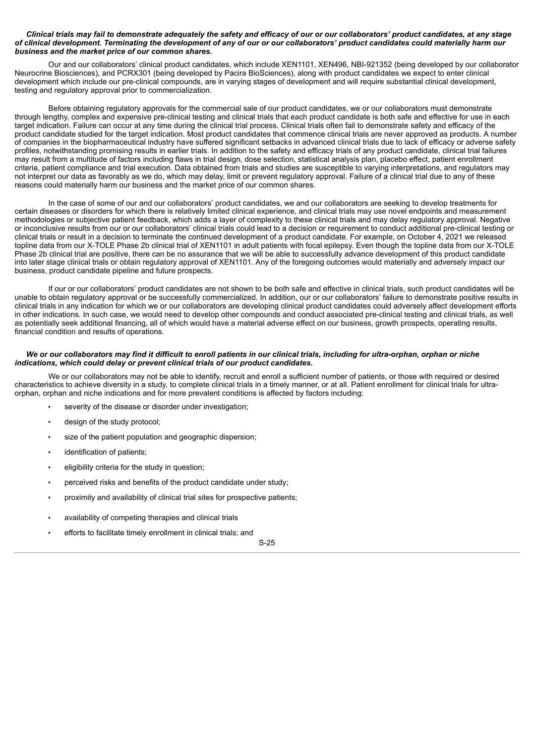***Clinical trials may fail to demonstrate adequately the safety and efficacy of our or our collaborators' product candidates, at any stage of clinical development. Terminating the development of any of our or our collaborators' product candidates could materially harm our business and the market price of our common shares.***

Our and our collaborators' clinical product candidates, which include XEN1101, XEN496, NBI-921352 (being developed by our collaborator Neurocrine Biosciences), and PCRX301 (being developed by Pacira BioSciences), along with product candidates we expect to enter clinical development which include our pre-clinical compounds, are in varying stages of development and will require substantial clinical development, testing and regulatory approval prior to commercialization.

Before obtaining regulatory approvals for the commercial sale of our product candidates, we or our collaborators must demonstrate through lengthy, complex and expensive pre-clinical testing and clinical trials that each product candidate is both safe and effective for use in each target indication. Failure can occur at any time during the clinical trial process. Clinical trials often fail to demonstrate safety and efficacy of the product candidate studied for the target indication. Most product candidates that commence clinical trials are never approved as products. A number of companies in the biopharmaceutical industry have suffered significant setbacks in advanced clinical trials due to lack of efficacy or adverse safety profiles, notwithstanding promising results in earlier trials. In addition to the safety and efficacy trials of any product candidate, clinical trial failures may result from a multitude of factors including flaws in trial design, dose selection, statistical analysis plan, placebo effect, patient enrollment criteria, patient compliance and trial execution. Data obtained from trials and studies are susceptible to varying interpretations, and regulators may not interpret our data as favorably as we do, which may delay, limit or prevent regulatory approval. Failure of a clinical trial due to any of these reasons could materially harm our business and the market price of our common shares.

In the case of some of our and our collaborators' product candidates, we and our collaborators are seeking to develop treatments for certain diseases or disorders for which there is relatively limited clinical experience, and clinical trials may use novel endpoints and measurement methodologies or subjective patient feedback, which adds a layer of complexity to these clinical trials and may delay regulatory approval. Negative or inconclusive results from our or our collaborators' clinical trials could lead to a decision or requirement to conduct additional pre-clinical testing or clinical trials or result in a decision to terminate the continued development of a product candidate. For example, on October 4, 2021 we released topline data from our X-TOLE Phase 2b clinical trial of XEN1101 in adult patients with focal epilepsy. Even though the topline data from our X-TOLE Phase 2b clinical trial are positive, there can be no assurance that we will be able to successfully advance development of this product candidate into later stage clinical trials or obtain regulatory approval of XEN1101. Any of the foregoing outcomes would materially and adversely impact our business, product candidate pipeline and future prospects.

If our or our collaborators' product candidates are not shown to be both safe and effective in clinical trials, such product candidates will be unable to obtain regulatory approval or be successfully commercialized. In addition, our or our collaborators' failure to demonstrate positive results in clinical trials in any indication for which we or our collaborators are developing clinical product candidates could adversely affect development efforts in other indications. In such case, we would need to develop other compounds and conduct associated pre-clinical testing and clinical trials, as well as potentially seek additional financing, all of which would have a material adverse effect on our business, growth prospects, operating results, financial condition and results of operations.

***We or our collaborators may find it difficult to enroll patients in our clinical trials, including for ultra-orphan, orphan or niche indications, which could delay or prevent clinical trials of our product candidates.***

We or our collaborators may not be able to identify, recruit and enroll a sufficient number of patients, or those with required or desired characteristics to achieve diversity in a study, to complete clinical trials in a timely manner, or at all. Patient enrollment for clinical trials for ultra-orphan, orphan and niche indications and for more prevalent conditions is affected by factors including:

- severity of the disease or disorder under investigation;
- design of the study protocol;
- size of the patient population and geographic dispersion;
- identification of patients;
- eligibility criteria for the study in question;
- perceived risks and benefits of the product candidate under study;
- proximity and availability of clinical trial sites for prospective patients;
- availability of competing therapies and clinical trials
- efforts to facilitate timely enrollment in clinical trials; and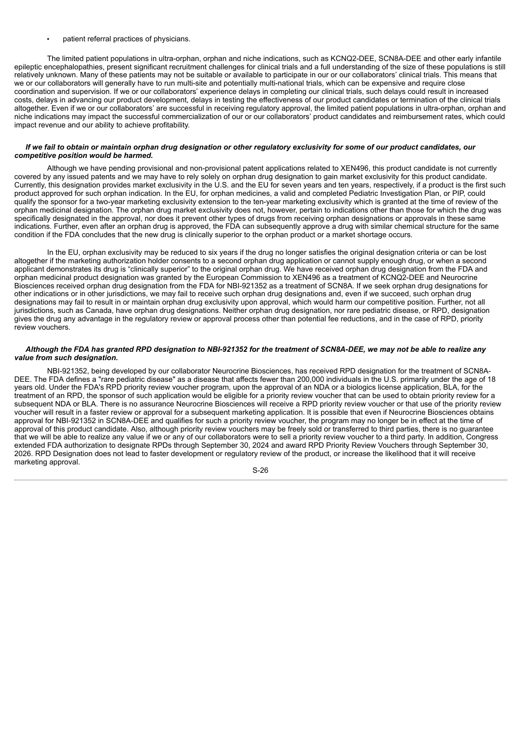- patient referral practices of physicians.

The limited patient populations in ultra-orphan, orphan and niche indications, such as KCNQ2-DEE, SCN8A-DEE and other early infantile epileptic encephalopathies, present significant recruitment challenges for clinical trials and a full understanding of the size of these populations is still relatively unknown. Many of these patients may not be suitable or available to participate in our or our collaborators' clinical trials. This means that we or our collaborators will generally have to run multi-site and potentially multi-national trials, which can be expensive and require close coordination and supervision. If we or our collaborators' experience delays in completing our clinical trials, such delays could result in increased costs, delays in advancing our product development, delays in testing the effectiveness of our product candidates or termination of the clinical trials altogether. Even if we or our collaborators' are successful in receiving regulatory approval, the limited patient populations in ultra-orphan, orphan and niche indications may impact the successful commercialization of our or our collaborators' product candidates and reimbursement rates, which could impact revenue and our ability to achieve profitability.

***If we fail to obtain or maintain orphan drug designation or other regulatory exclusivity for some of our product candidates, our competitive position would be harmed.***

Although we have pending provisional and non-provisional patent applications related to XEN496, this product candidate is not currently covered by any issued patents and we may have to rely solely on orphan drug designation to gain market exclusivity for this product candidate. Currently, this designation provides market exclusivity in the U.S. and the EU for seven years and ten years, respectively, if a product is the first such product approved for such orphan indication. In the EU, for orphan medicines, a valid and completed Pediatric Investigation Plan, or PIP, could qualify the sponsor for a two-year marketing exclusivity extension to the ten-year marketing exclusivity which is granted at the time of review of the orphan medicinal designation. The orphan drug market exclusivity does not, however, pertain to indications other than those for which the drug was specifically designated in the approval, nor does it prevent other types of drugs from receiving orphan designations or approvals in these same indications. Further, even after an orphan drug is approved, the FDA can subsequently approve a drug with similar chemical structure for the same condition if the FDA concludes that the new drug is clinically superior to the orphan product or a market shortage occurs.

In the EU, orphan exclusivity may be reduced to six years if the drug no longer satisfies the original designation criteria or can be lost altogether if the marketing authorization holder consents to a second orphan drug application or cannot supply enough drug, or when a second applicant demonstrates its drug is "clinically superior" to the original orphan drug. We have received orphan drug designation from the FDA and orphan medicinal product designation was granted by the European Commission to XEN496 as a treatment of KCNQ2-DEE and Neurocrine Biosciences received orphan drug designation from the FDA for NBI-921352 as a treatment of SCN8A. If we seek orphan drug designations for other indications or in other jurisdictions, we may fail to receive such orphan drug designations and, even if we succeed, such orphan drug designations may fail to result in or maintain orphan drug exclusivity upon approval, which would harm our competitive position. Further, not all jurisdictions, such as Canada, have orphan drug designations. Neither orphan drug designation, nor rare pediatric disease, or RPD, designation gives the drug any advantage in the regulatory review or approval process other than potential fee reductions, and in the case of RPD, priority review vouchers.

***Although the FDA has granted RPD designation to NBI-921352 for the treatment of SCN8A-DEE, we may not be able to realize any value from such designation.***

NBI-921352, being developed by our collaborator Neurocrine Biosciences, has received RPD designation for the treatment of SCN8A-DEE. The FDA defines a "rare pediatric disease" as a disease that affects fewer than 200,000 individuals in the U.S. primarily under the age of 18 years old. Under the FDA's RPD priority review voucher program, upon the approval of an NDA or a biologics license application, BLA, for the treatment of an RPD, the sponsor of such application would be eligible for a priority review voucher that can be used to obtain priority review for a subsequent NDA or BLA. There is no assurance Neurocrine Biosciences will receive a RPD priority review voucher or that use of the priority review voucher will result in a faster review or approval for a subsequent marketing application. It is possible that even if Neurocrine Biosciences obtains approval for NBI-921352 in SCN8A-DEE and qualifies for such a priority review voucher, the program may no longer be in effect at the time of approval of this product candidate. Also, although priority review vouchers may be freely sold or transferred to third parties, there is no guarantee that we will be able to realize any value if we or any of our collaborators were to sell a priority review voucher to a third party. In addition, Congress extended FDA authorization to designate RPDs through September 30, 2024 and award RPD Priority Review Vouchers through September 30, 2026. RPD Designation does not lead to faster development or regulatory review of the product, or increase the likelihood that it will receive marketing approval.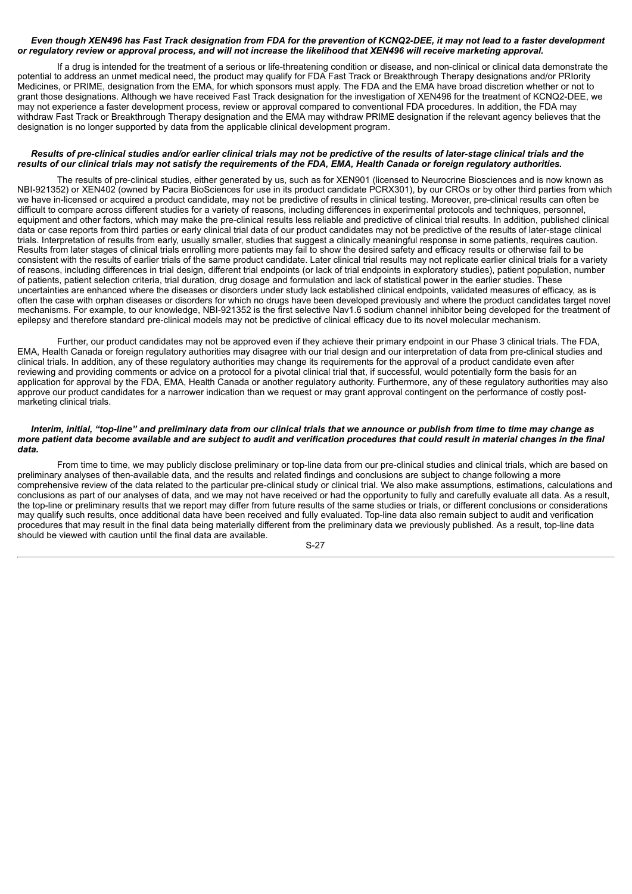***Even though XEN496 has Fast Track designation from FDA for the prevention of KCNQ2-DEE, it may not lead to a faster development or regulatory review or approval process, and will not increase the likelihood that XEN496 will receive marketing approval.***

If a drug is intended for the treatment of a serious or life-threatening condition or disease, and non-clinical or clinical data demonstrate the potential to address an unmet medical need, the product may qualify for FDA Fast Track or Breakthrough Therapy designations and/or PRIority Medicines, or PRIME, designation from the EMA, for which sponsors must apply. The FDA and the EMA have broad discretion whether or not to grant those designations. Although we have received Fast Track designation for the investigation of XEN496 for the treatment of KCNQ2-DEE, we may not experience a faster development process, review or approval compared to conventional FDA procedures. In addition, the FDA may withdraw Fast Track or Breakthrough Therapy designation and the EMA may withdraw PRIME designation if the relevant agency believes that the designation is no longer supported by data from the applicable clinical development program.

***Results of pre-clinical studies and/or earlier clinical trials may not be predictive of the results of later-stage clinical trials and the results of our clinical trials may not satisfy the requirements of the FDA, EMA, Health Canada or foreign regulatory authorities.***

The results of pre-clinical studies, either generated by us, such as for XEN901 (licensed to Neurocrine Biosciences and is now known as NBI-921352) or XEN402 (owned by Pacira BioSciences for use in its product candidate PCRX301), by our CROs or by other third parties from which we have in-licensed or acquired a product candidate, may not be predictive of results in clinical testing. Moreover, pre-clinical results can often be difficult to compare across different studies for a variety of reasons, including differences in experimental protocols and techniques, personnel, equipment and other factors, which may make the pre-clinical results less reliable and predictive of clinical trial results. In addition, published clinical data or case reports from third parties or early clinical trial data of our product candidates may not be predictive of the results of later-stage clinical trials. Interpretation of results from early, usually smaller, studies that suggest a clinically meaningful response in some patients, requires caution. Results from later stages of clinical trials enrolling more patients may fail to show the desired safety and efficacy results or otherwise fail to be consistent with the results of earlier trials of the same product candidate. Later clinical trial results may not replicate earlier clinical trials for a variety of reasons, including differences in trial design, different trial endpoints (or lack of trial endpoints in exploratory studies), patient population, number of patients, patient selection criteria, trial duration, drug dosage and formulation and lack of statistical power in the earlier studies. These uncertainties are enhanced where the diseases or disorders under study lack established clinical endpoints, validated measures of efficacy, as is often the case with orphan diseases or disorders for which no drugs have been developed previously and where the product candidates target novel mechanisms. For example, to our knowledge, NBI-921352 is the first selective Nav1.6 sodium channel inhibitor being developed for the treatment of epilepsy and therefore standard pre-clinical models may not be predictive of clinical efficacy due to its novel molecular mechanism.

Further, our product candidates may not be approved even if they achieve their primary endpoint in our Phase 3 clinical trials. The FDA, EMA, Health Canada or foreign regulatory authorities may disagree with our trial design and our interpretation of data from pre-clinical studies and clinical trials. In addition, any of these regulatory authorities may change its requirements for the approval of a product candidate even after reviewing and providing comments or advice on a protocol for a pivotal clinical trial that, if successful, would potentially form the basis for an application for approval by the FDA, EMA, Health Canada or another regulatory authority. Furthermore, any of these regulatory authorities may also approve our product candidates for a narrower indication than we request or may grant approval contingent on the performance of costly post-marketing clinical trials.

***Interim, initial, "top-line" and preliminary data from our clinical trials that we announce or publish from time to time may change as more patient data become available and are subject to audit and verification procedures that could result in material changes in the final data.***

From time to time, we may publicly disclose preliminary or top-line data from our pre-clinical studies and clinical trials, which are based on preliminary analyses of then-available data, and the results and related findings and conclusions are subject to change following a more comprehensive review of the data related to the particular pre-clinical study or clinical trial. We also make assumptions, estimations, calculations and conclusions as part of our analyses of data, and we may not have received or had the opportunity to fully and carefully evaluate all data. As a result, the top-line or preliminary results that we report may differ from future results of the same studies or trials, or different conclusions or considerations may qualify such results, once additional data have been received and fully evaluated. Top-line data also remain subject to audit and verification procedures that may result in the final data being materially different from the preliminary data we previously published. As a result, top-line data should be viewed with caution until the final data are available.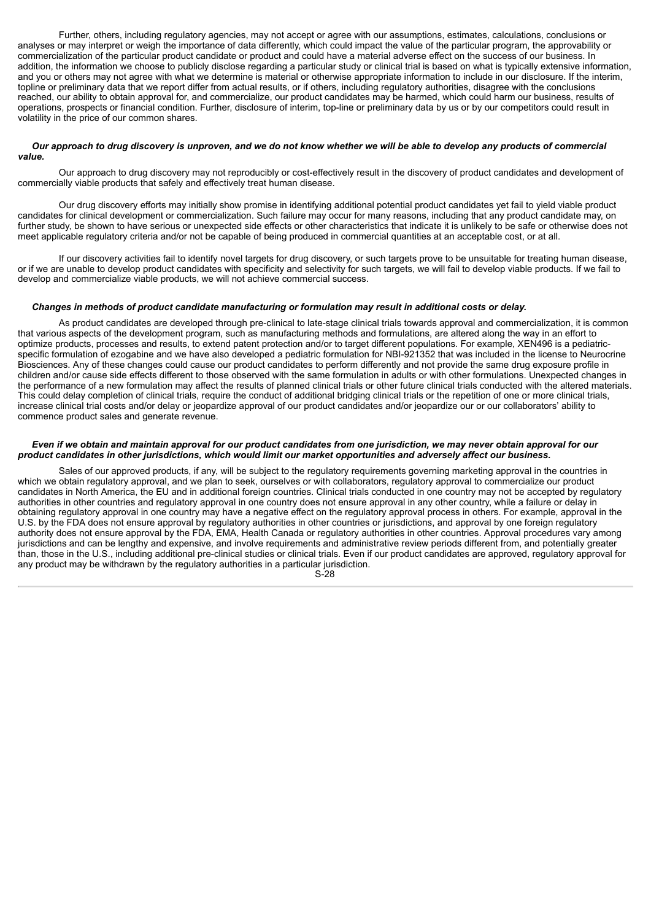Further, others, including regulatory agencies, may not accept or agree with our assumptions, estimates, calculations, conclusions or analyses or may interpret or weigh the importance of data differently, which could impact the value of the particular program, the approvability or commercialization of the particular product candidate or product and could have a material adverse effect on the success of our business. In addition, the information we choose to publicly disclose regarding a particular study or clinical trial is based on what is typically extensive information, and you or others may not agree with what we determine is material or otherwise appropriate information to include in our disclosure. If the interim, topline or preliminary data that we report differ from actual results, or if others, including regulatory authorities, disagree with the conclusions reached, our ability to obtain approval for, and commercialize, our product candidates may be harmed, which could harm our business, results of operations, prospects or financial condition. Further, disclosure of interim, top-line or preliminary data by us or by our competitors could result in volatility in the price of our common shares.

***Our approach to drug discovery is unproven, and we do not know whether we will be able to develop any products of commercial value.***

Our approach to drug discovery may not reproducibly or cost-effectively result in the discovery of product candidates and development of commercially viable products that safely and effectively treat human disease.

Our drug discovery efforts may initially show promise in identifying additional potential product candidates yet fail to yield viable product candidates for clinical development or commercialization. Such failure may occur for many reasons, including that any product candidate may, on further study, be shown to have serious or unexpected side effects or other characteristics that indicate it is unlikely to be safe or otherwise does not meet applicable regulatory criteria and/or not be capable of being produced in commercial quantities at an acceptable cost, or at all.

If our discovery activities fail to identify novel targets for drug discovery, or such targets prove to be unsuitable for treating human disease, or if we are unable to develop product candidates with specificity and selectivity for such targets, we will fail to develop viable products. If we fail to develop and commercialize viable products, we will not achieve commercial success.

***Changes in methods of product candidate manufacturing or formulation may result in additional costs or delay.***

As product candidates are developed through pre-clinical to late-stage clinical trials towards approval and commercialization, it is common that various aspects of the development program, such as manufacturing methods and formulations, are altered along the way in an effort to optimize products, processes and results, to extend patent protection and/or to target different populations. For example, XEN496 is a pediatric-specific formulation of ezogabine and we have also developed a pediatric formulation for NBI-921352 that was included in the license to Neurocrine Biosciences. Any of these changes could cause our product candidates to perform differently and not provide the same drug exposure profile in children and/or cause side effects different to those observed with the same formulation in adults or with other formulations. Unexpected changes in the performance of a new formulation may affect the results of planned clinical trials or other future clinical trials conducted with the altered materials. This could delay completion of clinical trials, require the conduct of additional bridging clinical trials or the repetition of one or more clinical trials, increase clinical trial costs and/or delay or jeopardize approval of our product candidates and/or jeopardize our or our collaborators' ability to commence product sales and generate revenue.

***Even if we obtain and maintain approval for our product candidates from one jurisdiction, we may never obtain approval for our product candidates in other jurisdictions, which would limit our market opportunities and adversely affect our business.***

Sales of our approved products, if any, will be subject to the regulatory requirements governing marketing approval in the countries in which we obtain regulatory approval, and we plan to seek, ourselves or with collaborators, regulatory approval to commercialize our product candidates in North America, the EU and in additional foreign countries. Clinical trials conducted in one country may not be accepted by regulatory authorities in other countries and regulatory approval in one country does not ensure approval in any other country, while a failure or delay in obtaining regulatory approval in one country may have a negative effect on the regulatory approval process in others. For example, approval in the U.S. by the FDA does not ensure approval by regulatory authorities in other countries or jurisdictions, and approval by one foreign regulatory authority does not ensure approval by the FDA, EMA, Health Canada or regulatory authorities in other countries. Approval procedures vary among jurisdictions and can be lengthy and expensive, and involve requirements and administrative review periods different from, and potentially greater than, those in the U.S., including additional pre-clinical studies or clinical trials. Even if our product candidates are approved, regulatory approval for any product may be withdrawn by the regulatory authorities in a particular jurisdiction.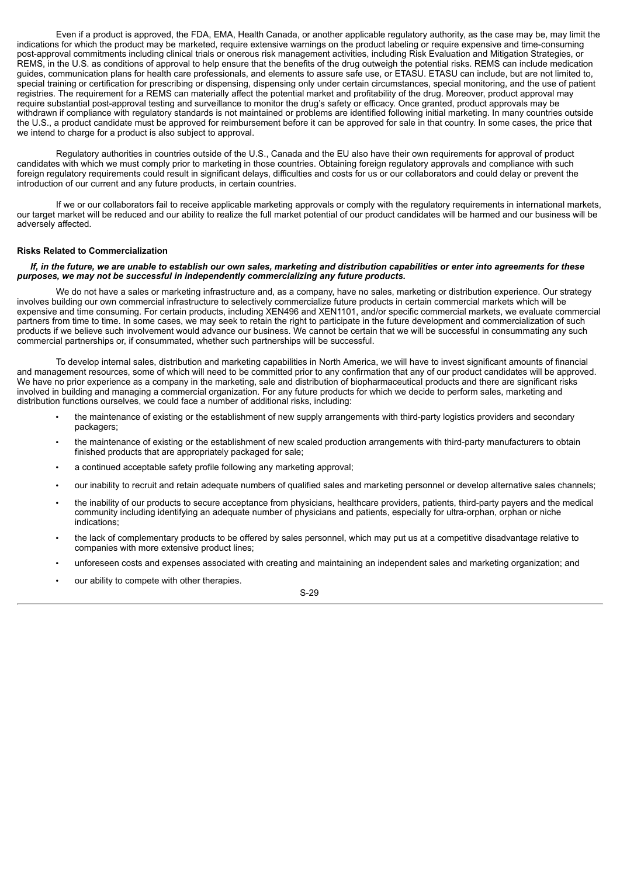Even if a product is approved, the FDA, EMA, Health Canada, or another applicable regulatory authority, as the case may be, may limit the indications for which the product may be marketed, require extensive warnings on the product labeling or require expensive and time-consuming post-approval commitments including clinical trials or onerous risk management activities, including Risk Evaluation and Mitigation Strategies, or REMS, in the U.S. as conditions of approval to help ensure that the benefits of the drug outweigh the potential risks. REMS can include medication guides, communication plans for health care professionals, and elements to assure safe use, or ETASU. ETASU can include, but are not limited to, special training or certification for prescribing or dispensing, dispensing only under certain circumstances, special monitoring, and the use of patient registries. The requirement for a REMS can materially affect the potential market and profitability of the drug. Moreover, product approval may require substantial post-approval testing and surveillance to monitor the drug's safety or efficacy. Once granted, product approvals may be withdrawn if compliance with regulatory standards is not maintained or problems are identified following initial marketing. In many countries outside the U.S., a product candidate must be approved for reimbursement before it can be approved for sale in that country. In some cases, the price that we intend to charge for a product is also subject to approval.

Regulatory authorities in countries outside of the U.S., Canada and the EU also have their own requirements for approval of product candidates with which we must comply prior to marketing in those countries. Obtaining foreign regulatory approvals and compliance with such foreign regulatory requirements could result in significant delays, difficulties and costs for us or our collaborators and could delay or prevent the introduction of our current and any future products, in certain countries.

If we or our collaborators fail to receive applicable marketing approvals or comply with the regulatory requirements in international markets, our target market will be reduced and our ability to realize the full market potential of our product candidates will be harmed and our business will be adversely affected.

**Risks Related to Commercialization**

***If, in the future, we are unable to establish our own sales, marketing and distribution capabilities or enter into agreements for these purposes, we may not be successful in independently commercializing any future products.***

We do not have a sales or marketing infrastructure and, as a company, have no sales, marketing or distribution experience. Our strategy involves building our own commercial infrastructure to selectively commercialize future products in certain commercial markets which will be expensive and time consuming. For certain products, including XEN496 and XEN1101, and/or specific commercial markets, we evaluate commercial partners from time to time. In some cases, we may seek to retain the right to participate in the future development and commercialization of such products if we believe such involvement would advance our business. We cannot be certain that we will be successful in consummating any such commercial partnerships or, if consummated, whether such partnerships will be successful.

To develop internal sales, distribution and marketing capabilities in North America, we will have to invest significant amounts of financial and management resources, some of which will need to be committed prior to any confirmation that any of our product candidates will be approved. We have no prior experience as a company in the marketing, sale and distribution of biopharmaceutical products and there are significant risks involved in building and managing a commercial organization. For any future products for which we decide to perform sales, marketing and distribution functions ourselves, we could face a number of additional risks, including:

- the maintenance of existing or the establishment of new supply arrangements with third-party logistics providers and secondary packagers;
- the maintenance of existing or the establishment of new scaled production arrangements with third-party manufacturers to obtain finished products that are appropriately packaged for sale;
- a continued acceptable safety profile following any marketing approval;
- our inability to recruit and retain adequate numbers of qualified sales and marketing personnel or develop alternative sales channels;
- the inability of our products to secure acceptance from physicians, healthcare providers, patients, third-party payers and the medical community including identifying an adequate number of physicians and patients, especially for ultra-orphan, orphan or niche indications;
- the lack of complementary products to be offered by sales personnel, which may put us at a competitive disadvantage relative to companies with more extensive product lines;
- unforeseen costs and expenses associated with creating and maintaining an independent sales and marketing organization; and
- our ability to compete with other therapies.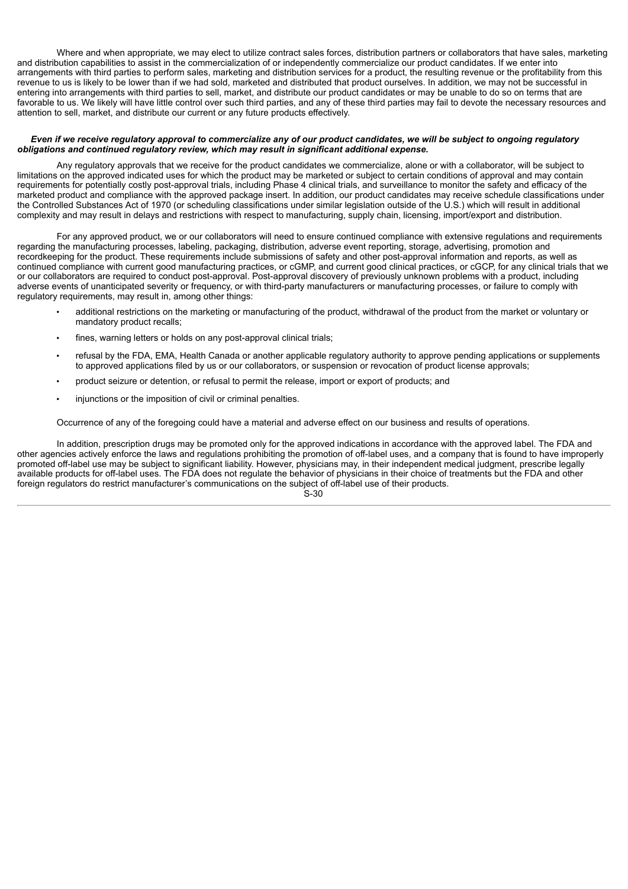Where and when appropriate, we may elect to utilize contract sales forces, distribution partners or collaborators that have sales, marketing and distribution capabilities to assist in the commercialization of or independently commercialize our product candidates. If we enter into arrangements with third parties to perform sales, marketing and distribution services for a product, the resulting revenue or the profitability from this revenue to us is likely to be lower than if we had sold, marketed and distributed that product ourselves. In addition, we may not be successful in entering into arrangements with third parties to sell, market, and distribute our product candidates or may be unable to do so on terms that are favorable to us. We likely will have little control over such third parties, and any of these third parties may fail to devote the necessary resources and attention to sell, market, and distribute our current or any future products effectively.

***Even if we receive regulatory approval to commercialize any of our product candidates, we will be subject to ongoing regulatory obligations and continued regulatory review, which may result in significant additional expense.***

Any regulatory approvals that we receive for the product candidates we commercialize, alone or with a collaborator, will be subject to limitations on the approved indicated uses for which the product may be marketed or subject to certain conditions of approval and may contain requirements for potentially costly post-approval trials, including Phase 4 clinical trials, and surveillance to monitor the safety and efficacy of the marketed product and compliance with the approved package insert. In addition, our product candidates may receive schedule classifications under the Controlled Substances Act of 1970 (or scheduling classifications under similar legislation outside of the U.S.) which will result in additional complexity and may result in delays and restrictions with respect to manufacturing, supply chain, licensing, import/export and distribution.

For any approved product, we or our collaborators will need to ensure continued compliance with extensive regulations and requirements regarding the manufacturing processes, labeling, packaging, distribution, adverse event reporting, storage, advertising, promotion and recordkeeping for the product. These requirements include submissions of safety and other post-approval information and reports, as well as continued compliance with current good manufacturing practices, or cGMP, and current good clinical practices, or cGCP, for any clinical trials that we or our collaborators are required to conduct post-approval. Post-approval discovery of previously unknown problems with a product, including adverse events of unanticipated severity or frequency, or with third-party manufacturers or manufacturing processes, or failure to comply with regulatory requirements, may result in, among other things:

- additional restrictions on the marketing or manufacturing of the product, withdrawal of the product from the market or voluntary or mandatory product recalls;
- fines, warning letters or holds on any post-approval clinical trials;
- refusal by the FDA, EMA, Health Canada or another applicable regulatory authority to approve pending applications or supplements to approved applications filed by us or our collaborators, or suspension or revocation of product license approvals;
- product seizure or detention, or refusal to permit the release, import or export of products; and
- injunctions or the imposition of civil or criminal penalties.

Occurrence of any of the foregoing could have a material and adverse effect on our business and results of operations.

In addition, prescription drugs may be promoted only for the approved indications in accordance with the approved label. The FDA and other agencies actively enforce the laws and regulations prohibiting the promotion of off-label uses, and a company that is found to have improperly promoted off-label use may be subject to significant liability. However, physicians may, in their independent medical judgment, prescribe legally available products for off-label uses. The FDA does not regulate the behavior of physicians in their choice of treatments but the FDA and other foreign regulators do restrict manufacturer's communications on the subject of off-label use of their products.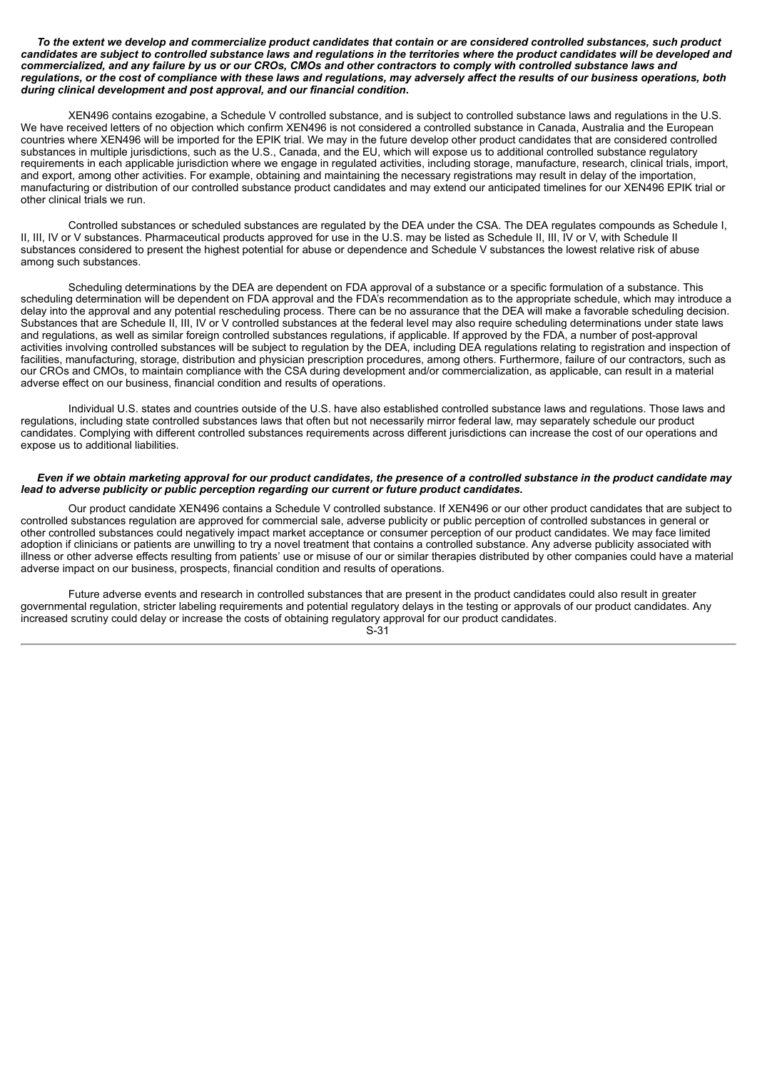***To the extent we develop and commercialize product candidates that contain or are considered controlled substances, such product candidates are subject to controlled substance laws and regulations in the territories where the product candidates will be developed and commercialized, and any failure by us or our CROs, CMOs and other contractors to comply with controlled substance laws and regulations, or the cost of compliance with these laws and regulations, may adversely affect the results of our business operations, both during clinical development and post approval, and our financial condition.***

XEN496 contains ezogabine, a Schedule V controlled substance, and is subject to controlled substance laws and regulations in the U.S. We have received letters of no objection which confirm XEN496 is not considered a controlled substance in Canada, Australia and the European countries where XEN496 will be imported for the EPIK trial. We may in the future develop other product candidates that are considered controlled substances in multiple jurisdictions, such as the U.S., Canada, and the EU, which will expose us to additional controlled substance regulatory requirements in each applicable jurisdiction where we engage in regulated activities, including storage, manufacture, research, clinical trials, import, and export, among other activities. For example, obtaining and maintaining the necessary registrations may result in delay of the importation, manufacturing or distribution of our controlled substance product candidates and may extend our anticipated timelines for our XEN496 EPIK trial or other clinical trials we run.

Controlled substances or scheduled substances are regulated by the DEA under the CSA. The DEA regulates compounds as Schedule I, II, III, IV or V substances. Pharmaceutical products approved for use in the U.S. may be listed as Schedule II, III, IV or V, with Schedule II substances considered to present the highest potential for abuse or dependence and Schedule V substances the lowest relative risk of abuse among such substances.

Scheduling determinations by the DEA are dependent on FDA approval of a substance or a specific formulation of a substance. This scheduling determination will be dependent on FDA approval and the FDA's recommendation as to the appropriate schedule, which may introduce a delay into the approval and any potential rescheduling process. There can be no assurance that the DEA will make a favorable scheduling decision. Substances that are Schedule II, III, IV or V controlled substances at the federal level may also require scheduling determinations under state laws and regulations, as well as similar foreign controlled substances regulations, if applicable. If approved by the FDA, a number of post-approval activities involving controlled substances will be subject to regulation by the DEA, including DEA regulations relating to registration and inspection of facilities, manufacturing, storage, distribution and physician prescription procedures, among others. Furthermore, failure of our contractors, such as our CROs and CMOs, to maintain compliance with the CSA during development and/or commercialization, as applicable, can result in a material adverse effect on our business, financial condition and results of operations.

Individual U.S. states and countries outside of the U.S. have also established controlled substance laws and regulations. Those laws and regulations, including state controlled substances laws that often but not necessarily mirror federal law, may separately schedule our product candidates. Complying with different controlled substances requirements across different jurisdictions can increase the cost of our operations and expose us to additional liabilities.

***Even if we obtain marketing approval for our product candidates, the presence of a controlled substance in the product candidate may lead to adverse publicity or public perception regarding our current or future product candidates.***

Our product candidate XEN496 contains a Schedule V controlled substance. If XEN496 or our other product candidates that are subject to controlled substances regulation are approved for commercial sale, adverse publicity or public perception of controlled substances in general or other controlled substances could negatively impact market acceptance or consumer perception of our product candidates. We may face limited adoption if clinicians or patients are unwilling to try a novel treatment that contains a controlled substance. Any adverse publicity associated with illness or other adverse effects resulting from patients' use or misuse of our or similar therapies distributed by other companies could have a material adverse impact on our business, prospects, financial condition and results of operations.

Future adverse events and research in controlled substances that are present in the product candidates could also result in greater governmental regulation, stricter labeling requirements and potential regulatory delays in the testing or approvals of our product candidates. Any increased scrutiny could delay or increase the costs of obtaining regulatory approval for our product candidates.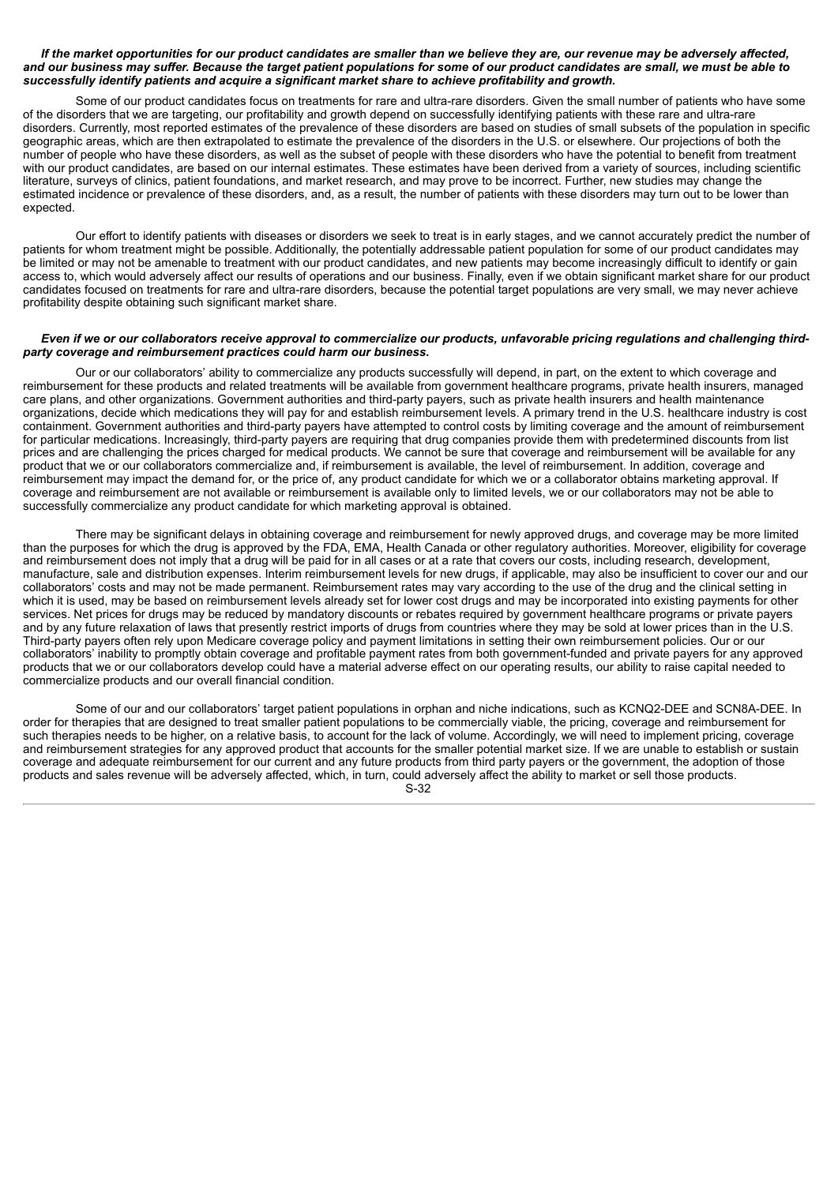***If the market opportunities for our product candidates are smaller than we believe they are, our revenue may be adversely affected, and our business may suffer. Because the target patient populations for some of our product candidates are small, we must be able to successfully identify patients and acquire a significant market share to achieve profitability and growth.***

Some of our product candidates focus on treatments for rare and ultra-rare disorders. Given the small number of patients who have some of the disorders that we are targeting, our profitability and growth depend on successfully identifying patients with these rare and ultra-rare disorders. Currently, most reported estimates of the prevalence of these disorders are based on studies of small subsets of the population in specific geographic areas, which are then extrapolated to estimate the prevalence of the disorders in the U.S. or elsewhere. Our projections of both the number of people who have these disorders, as well as the subset of people with these disorders who have the potential to benefit from treatment with our product candidates, are based on our internal estimates. These estimates have been derived from a variety of sources, including scientific literature, surveys of clinics, patient foundations, and market research, and may prove to be incorrect. Further, new studies may change the estimated incidence or prevalence of these disorders, and, as a result, the number of patients with these disorders may turn out to be lower than expected.

Our effort to identify patients with diseases or disorders we seek to treat is in early stages, and we cannot accurately predict the number of patients for whom treatment might be possible. Additionally, the potentially addressable patient population for some of our product candidates may be limited or may not be amenable to treatment with our product candidates, and new patients may become increasingly difficult to identify or gain access to, which would adversely affect our results of operations and our business. Finally, even if we obtain significant market share for our product candidates focused on treatments for rare and ultra-rare disorders, because the potential target populations are very small, we may never achieve profitability despite obtaining such significant market share.

***Even if we or our collaborators receive approval to commercialize our products, unfavorable pricing regulations and challenging third-party coverage and reimbursement practices could harm our business.***

Our or our collaborators' ability to commercialize any products successfully will depend, in part, on the extent to which coverage and reimbursement for these products and related treatments will be available from government healthcare programs, private health insurers, managed care plans, and other organizations. Government authorities and third-party payers, such as private health insurers and health maintenance organizations, decide which medications they will pay for and establish reimbursement levels. A primary trend in the U.S. healthcare industry is cost containment. Government authorities and third-party payers have attempted to control costs by limiting coverage and the amount of reimbursement for particular medications. Increasingly, third-party payers are requiring that drug companies provide them with predetermined discounts from list prices and are challenging the prices charged for medical products. We cannot be sure that coverage and reimbursement will be available for any product that we or our collaborators commercialize and, if reimbursement is available, the level of reimbursement. In addition, coverage and reimbursement may impact the demand for, or the price of, any product candidate for which we or a collaborator obtains marketing approval. If coverage and reimbursement are not available or reimbursement is available only to limited levels, we or our collaborators may not be able to successfully commercialize any product candidate for which marketing approval is obtained.

There may be significant delays in obtaining coverage and reimbursement for newly approved drugs, and coverage may be more limited than the purposes for which the drug is approved by the FDA, EMA, Health Canada or other regulatory authorities. Moreover, eligibility for coverage and reimbursement does not imply that a drug will be paid for in all cases or at a rate that covers our costs, including research, development, manufacture, sale and distribution expenses. Interim reimbursement levels for new drugs, if applicable, may also be insufficient to cover our and our collaborators' costs and may not be made permanent. Reimbursement rates may vary according to the use of the drug and the clinical setting in which it is used, may be based on reimbursement levels already set for lower cost drugs and may be incorporated into existing payments for other services. Net prices for drugs may be reduced by mandatory discounts or rebates required by government healthcare programs or private payers and by any future relaxation of laws that presently restrict imports of drugs from countries where they may be sold at lower prices than in the U.S. Third-party payers often rely upon Medicare coverage policy and payment limitations in setting their own reimbursement policies. Our or our collaborators' inability to promptly obtain coverage and profitable payment rates from both government-funded and private payers for any approved products that we or our collaborators develop could have a material adverse effect on our operating results, our ability to raise capital needed to commercialize products and our overall financial condition.

Some of our and our collaborators' target patient populations in orphan and niche indications, such as KCNQ2-DEE and SCN8A-DEE. In order for therapies that are designed to treat smaller patient populations to be commercially viable, the pricing, coverage and reimbursement for such therapies needs to be higher, on a relative basis, to account for the lack of volume. Accordingly, we will need to implement pricing, coverage and reimbursement strategies for any approved product that accounts for the smaller potential market size. If we are unable to establish or sustain coverage and adequate reimbursement for our current and any future products from third party payers or the government, the adoption of those products and sales revenue will be adversely affected, which, in turn, could adversely affect the ability to market or sell those products.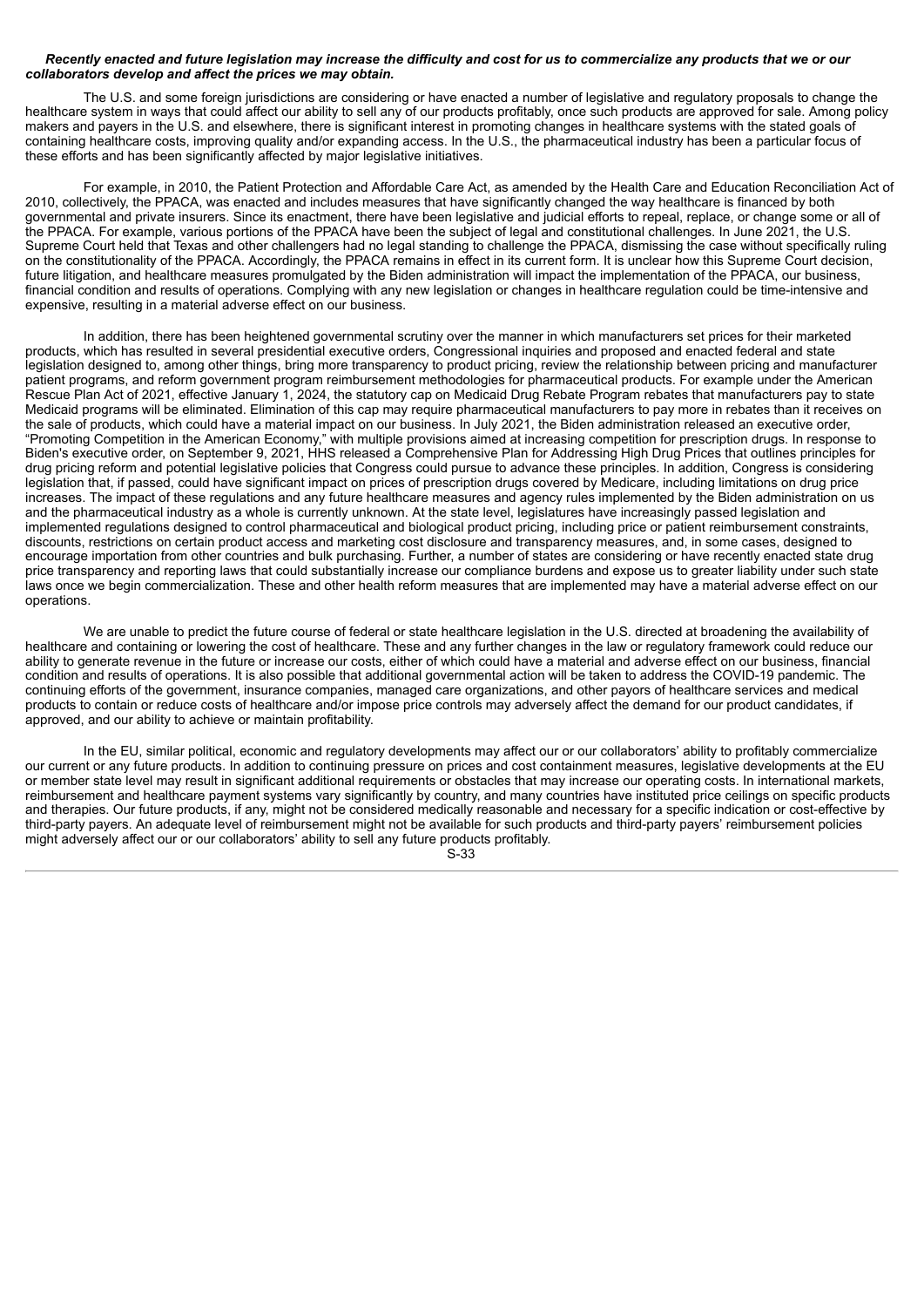***Recently enacted and future legislation may increase the difficulty and cost for us to commercialize any products that we or our collaborators develop and affect the prices we may obtain.***

The U.S. and some foreign jurisdictions are considering or have enacted a number of legislative and regulatory proposals to change the healthcare system in ways that could affect our ability to sell any of our products profitably, once such products are approved for sale. Among policy makers and payers in the U.S. and elsewhere, there is significant interest in promoting changes in healthcare systems with the stated goals of containing healthcare costs, improving quality and/or expanding access. In the U.S., the pharmaceutical industry has been a particular focus of these efforts and has been significantly affected by major legislative initiatives.

For example, in 2010, the Patient Protection and Affordable Care Act, as amended by the Health Care and Education Reconciliation Act of 2010, collectively, the PPACA, was enacted and includes measures that have significantly changed the way healthcare is financed by both governmental and private insurers. Since its enactment, there have been legislative and judicial efforts to repeal, replace, or change some or all of the PPACA. For example, various portions of the PPACA have been the subject of legal and constitutional challenges. In June 2021, the U.S. Supreme Court held that Texas and other challengers had no legal standing to challenge the PPACA, dismissing the case without specifically ruling on the constitutionality of the PPACA. Accordingly, the PPACA remains in effect in its current form. It is unclear how this Supreme Court decision, future litigation, and healthcare measures promulgated by the Biden administration will impact the implementation of the PPACA, our business, financial condition and results of operations. Complying with any new legislation or changes in healthcare regulation could be time-intensive and expensive, resulting in a material adverse effect on our business.

In addition, there has been heightened governmental scrutiny over the manner in which manufacturers set prices for their marketed products, which has resulted in several presidential executive orders, Congressional inquiries and proposed and enacted federal and state legislation designed to, among other things, bring more transparency to product pricing, review the relationship between pricing and manufacturer patient programs, and reform government program reimbursement methodologies for pharmaceutical products. For example under the American Rescue Plan Act of 2021, effective January 1, 2024, the statutory cap on Medicaid Drug Rebate Program rebates that manufacturers pay to state Medicaid programs will be eliminated. Elimination of this cap may require pharmaceutical manufacturers to pay more in rebates than it receives on the sale of products, which could have a material impact on our business. In July 2021, the Biden administration released an executive order, "Promoting Competition in the American Economy," with multiple provisions aimed at increasing competition for prescription drugs. In response to Biden's executive order, on September 9, 2021, HHS released a Comprehensive Plan for Addressing High Drug Prices that outlines principles for drug pricing reform and potential legislative policies that Congress could pursue to advance these principles. In addition, Congress is considering legislation that, if passed, could have significant impact on prices of prescription drugs covered by Medicare, including limitations on drug price increases. The impact of these regulations and any future healthcare measures and agency rules implemented by the Biden administration on us and the pharmaceutical industry as a whole is currently unknown. At the state level, legislatures have increasingly passed legislation and implemented regulations designed to control pharmaceutical and biological product pricing, including price or patient reimbursement constraints, discounts, restrictions on certain product access and marketing cost disclosure and transparency measures, and, in some cases, designed to encourage importation from other countries and bulk purchasing. Further, a number of states are considering or have recently enacted state drug price transparency and reporting laws that could substantially increase our compliance burdens and expose us to greater liability under such state laws once we begin commercialization. These and other health reform measures that are implemented may have a material adverse effect on our operations.

We are unable to predict the future course of federal or state healthcare legislation in the U.S. directed at broadening the availability of healthcare and containing or lowering the cost of healthcare. These and any further changes in the law or regulatory framework could reduce our ability to generate revenue in the future or increase our costs, either of which could have a material and adverse effect on our business, financial condition and results of operations. It is also possible that additional governmental action will be taken to address the COVID-19 pandemic. The continuing efforts of the government, insurance companies, managed care organizations, and other payors of healthcare services and medical products to contain or reduce costs of healthcare and/or impose price controls may adversely affect the demand for our product candidates, if approved, and our ability to achieve or maintain profitability.

In the EU, similar political, economic and regulatory developments may affect our or our collaborators' ability to profitably commercialize our current or any future products. In addition to continuing pressure on prices and cost containment measures, legislative developments at the EU or member state level may result in significant additional requirements or obstacles that may increase our operating costs. In international markets, reimbursement and healthcare payment systems vary significantly by country, and many countries have instituted price ceilings on specific products and therapies. Our future products, if any, might not be considered medically reasonable and necessary for a specific indication or cost-effective by third-party payers. An adequate level of reimbursement might not be available for such products and third-party payers' reimbursement policies might adversely affect our or our collaborators' ability to sell any future products profitably.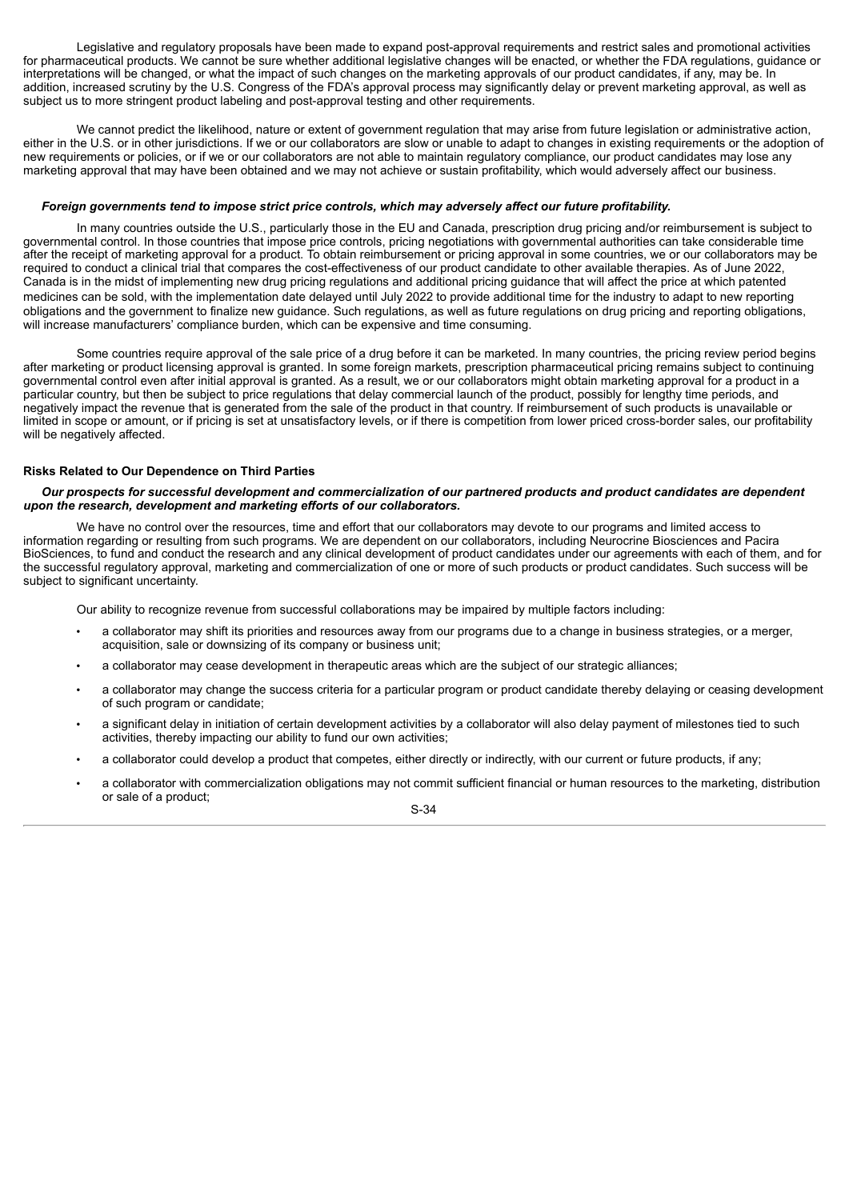Legislative and regulatory proposals have been made to expand post-approval requirements and restrict sales and promotional activities for pharmaceutical products. We cannot be sure whether additional legislative changes will be enacted, or whether the FDA regulations, guidance or interpretations will be changed, or what the impact of such changes on the marketing approvals of our product candidates, if any, may be. In addition, increased scrutiny by the U.S. Congress of the FDA's approval process may significantly delay or prevent marketing approval, as well as subject us to more stringent product labeling and post-approval testing and other requirements.

We cannot predict the likelihood, nature or extent of government regulation that may arise from future legislation or administrative action, either in the U.S. or in other jurisdictions. If we or our collaborators are slow or unable to adapt to changes in existing requirements or the adoption of new requirements or policies, or if we or our collaborators are not able to maintain regulatory compliance, our product candidates may lose any marketing approval that may have been obtained and we may not achieve or sustain profitability, which would adversely affect our business.

***Foreign governments tend to impose strict price controls, which may adversely affect our future profitability.***

In many countries outside the U.S., particularly those in the EU and Canada, prescription drug pricing and/or reimbursement is subject to governmental control. In those countries that impose price controls, pricing negotiations with governmental authorities can take considerable time after the receipt of marketing approval for a product. To obtain reimbursement or pricing approval in some countries, we or our collaborators may be required to conduct a clinical trial that compares the cost-effectiveness of our product candidate to other available therapies. As of June 2022, Canada is in the midst of implementing new drug pricing regulations and additional pricing guidance that will affect the price at which patented medicines can be sold, with the implementation date delayed until July 2022 to provide additional time for the industry to adapt to new reporting obligations and the government to finalize new guidance. Such regulations, as well as future regulations on drug pricing and reporting obligations, will increase manufacturers' compliance burden, which can be expensive and time consuming.

Some countries require approval of the sale price of a drug before it can be marketed. In many countries, the pricing review period begins after marketing or product licensing approval is granted. In some foreign markets, prescription pharmaceutical pricing remains subject to continuing governmental control even after initial approval is granted. As a result, we or our collaborators might obtain marketing approval for a product in a particular country, but then be subject to price regulations that delay commercial launch of the product, possibly for lengthy time periods, and negatively impact the revenue that is generated from the sale of the product in that country. If reimbursement of such products is unavailable or limited in scope or amount, or if pricing is set at unsatisfactory levels, or if there is competition from lower priced cross-border sales, our profitability will be negatively affected.

**Risks Related to Our Dependence on Third Parties**

***Our prospects for successful development and commercialization of our partnered products and product candidates are dependent upon the research, development and marketing efforts of our collaborators.***

We have no control over the resources, time and effort that our collaborators may devote to our programs and limited access to information regarding or resulting from such programs. We are dependent on our collaborators, including Neurocrine Biosciences and Pacira BioSciences, to fund and conduct the research and any clinical development of product candidates under our agreements with each of them, and for the successful regulatory approval, marketing and commercialization of one or more of such products or product candidates. Such success will be subject to significant uncertainty.

Our ability to recognize revenue from successful collaborations may be impaired by multiple factors including:

- a collaborator may shift its priorities and resources away from our programs due to a change in business strategies, or a merger, acquisition, sale or downsizing of its company or business unit;
- a collaborator may cease development in therapeutic areas which are the subject of our strategic alliances;
- a collaborator may change the success criteria for a particular program or product candidate thereby delaying or ceasing development of such program or candidate;
- a significant delay in initiation of certain development activities by a collaborator will also delay payment of milestones tied to such activities, thereby impacting our ability to fund our own activities;
- a collaborator could develop a product that competes, either directly or indirectly, with our current or future products, if any;
- a collaborator with commercialization obligations may not commit sufficient financial or human resources to the marketing, distribution or sale of a product;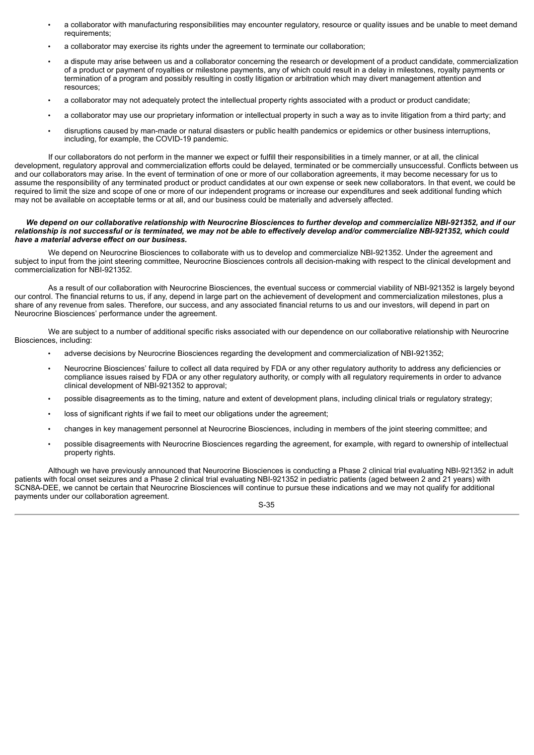- a collaborator with manufacturing responsibilities may encounter regulatory, resource or quality issues and be unable to meet demand requirements;
- a collaborator may exercise its rights under the agreement to terminate our collaboration;
- a dispute may arise between us and a collaborator concerning the research or development of a product candidate, commercialization of a product or payment of royalties or milestone payments, any of which could result in a delay in milestones, royalty payments or termination of a program and possibly resulting in costly litigation or arbitration which may divert management attention and resources;
- a collaborator may not adequately protect the intellectual property rights associated with a product or product candidate;
- a collaborator may use our proprietary information or intellectual property in such a way as to invite litigation from a third party; and
- disruptions caused by man-made or natural disasters or public health pandemics or epidemics or other business interruptions, including, for example, the COVID-19 pandemic.

If our collaborators do not perform in the manner we expect or fulfill their responsibilities in a timely manner, or at all, the clinical development, regulatory approval and commercialization efforts could be delayed, terminated or be commercially unsuccessful. Conflicts between us and our collaborators may arise. In the event of termination of one or more of our collaboration agreements, it may become necessary for us to assume the responsibility of any terminated product or product candidates at our own expense or seek new collaborators. In that event, we could be required to limit the size and scope of one or more of our independent programs or increase our expenditures and seek additional funding which may not be available on acceptable terms or at all, and our business could be materially and adversely affected.

***We depend on our collaborative relationship with Neurocrine Biosciences to further develop and commercialize NBI-921352, and if our relationship is not successful or is terminated, we may not be able to effectively develop and/or commercialize NBI-921352, which could have a material adverse effect on our business.***

We depend on Neurocrine Biosciences to collaborate with us to develop and commercialize NBI-921352. Under the agreement and subject to input from the joint steering committee, Neurocrine Biosciences controls all decision-making with respect to the clinical development and commercialization for NBI-921352.

As a result of our collaboration with Neurocrine Biosciences, the eventual success or commercial viability of NBI-921352 is largely beyond our control. The financial returns to us, if any, depend in large part on the achievement of development and commercialization milestones, plus a share of any revenue from sales. Therefore, our success, and any associated financial returns to us and our investors, will depend in part on Neurocrine Biosciences' performance under the agreement.

We are subject to a number of additional specific risks associated with our dependence on our collaborative relationship with Neurocrine Biosciences, including:

- adverse decisions by Neurocrine Biosciences regarding the development and commercialization of NBI-921352;
- Neurocrine Biosciences' failure to collect all data required by FDA or any other regulatory authority to address any deficiencies or compliance issues raised by FDA or any other regulatory authority, or comply with all regulatory requirements in order to advance clinical development of NBI-921352 to approval;
- possible disagreements as to the timing, nature and extent of development plans, including clinical trials or regulatory strategy;
- loss of significant rights if we fail to meet our obligations under the agreement;
- changes in key management personnel at Neurocrine Biosciences, including in members of the joint steering committee; and
- possible disagreements with Neurocrine Biosciences regarding the agreement, for example, with regard to ownership of intellectual property rights.

Although we have previously announced that Neurocrine Biosciences is conducting a Phase 2 clinical trial evaluating NBI-921352 in adult patients with focal onset seizures and a Phase 2 clinical trial evaluating NBI-921352 in pediatric patients (aged between 2 and 21 years) with SCN8A-DEE, we cannot be certain that Neurocrine Biosciences will continue to pursue these indications and we may not qualify for additional payments under our collaboration agreement.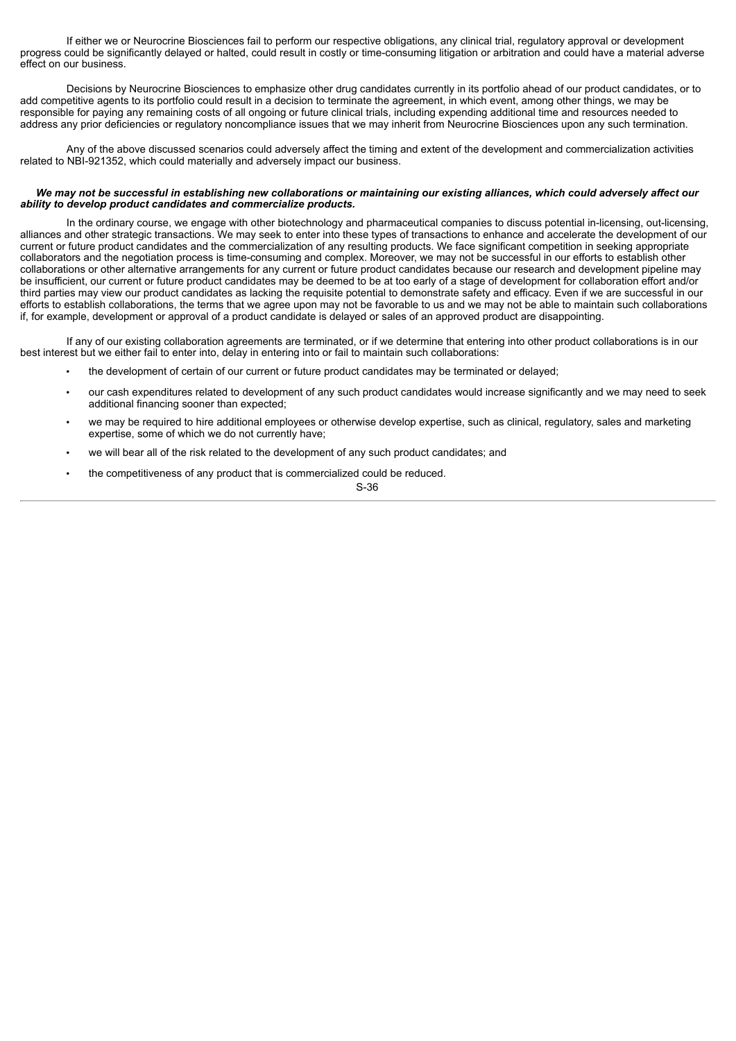If either we or Neurocrine Biosciences fail to perform our respective obligations, any clinical trial, regulatory approval or development progress could be significantly delayed or halted, could result in costly or time-consuming litigation or arbitration and could have a material adverse effect on our business.

Decisions by Neurocrine Biosciences to emphasize other drug candidates currently in its portfolio ahead of our product candidates, or to add competitive agents to its portfolio could result in a decision to terminate the agreement, in which event, among other things, we may be responsible for paying any remaining costs of all ongoing or future clinical trials, including expending additional time and resources needed to address any prior deficiencies or regulatory noncompliance issues that we may inherit from Neurocrine Biosciences upon any such termination.

Any of the above discussed scenarios could adversely affect the timing and extent of the development and commercialization activities related to NBI-921352, which could materially and adversely impact our business.

***We may not be successful in establishing new collaborations or maintaining our existing alliances, which could adversely affect our ability to develop product candidates and commercialize products.***

In the ordinary course, we engage with other biotechnology and pharmaceutical companies to discuss potential in-licensing, out-licensing, alliances and other strategic transactions. We may seek to enter into these types of transactions to enhance and accelerate the development of our current or future product candidates and the commercialization of any resulting products. We face significant competition in seeking appropriate collaborators and the negotiation process is time-consuming and complex. Moreover, we may not be successful in our efforts to establish other collaborations or other alternative arrangements for any current or future product candidates because our research and development pipeline may be insufficient, our current or future product candidates may be deemed to be at too early of a stage of development for collaboration effort and/or third parties may view our product candidates as lacking the requisite potential to demonstrate safety and efficacy. Even if we are successful in our efforts to establish collaborations, the terms that we agree upon may not be favorable to us and we may not be able to maintain such collaborations if, for example, development or approval of a product candidate is delayed or sales of an approved product are disappointing.

If any of our existing collaboration agreements are terminated, or if we determine that entering into other product collaborations is in our best interest but we either fail to enter into, delay in entering into or fail to maintain such collaborations:

- the development of certain of our current or future product candidates may be terminated or delayed;
- our cash expenditures related to development of any such product candidates would increase significantly and we may need to seek additional financing sooner than expected;
- we may be required to hire additional employees or otherwise develop expertise, such as clinical, regulatory, sales and marketing expertise, some of which we do not currently have;
- we will bear all of the risk related to the development of any such product candidates; and
- the competitiveness of any product that is commercialized could be reduced.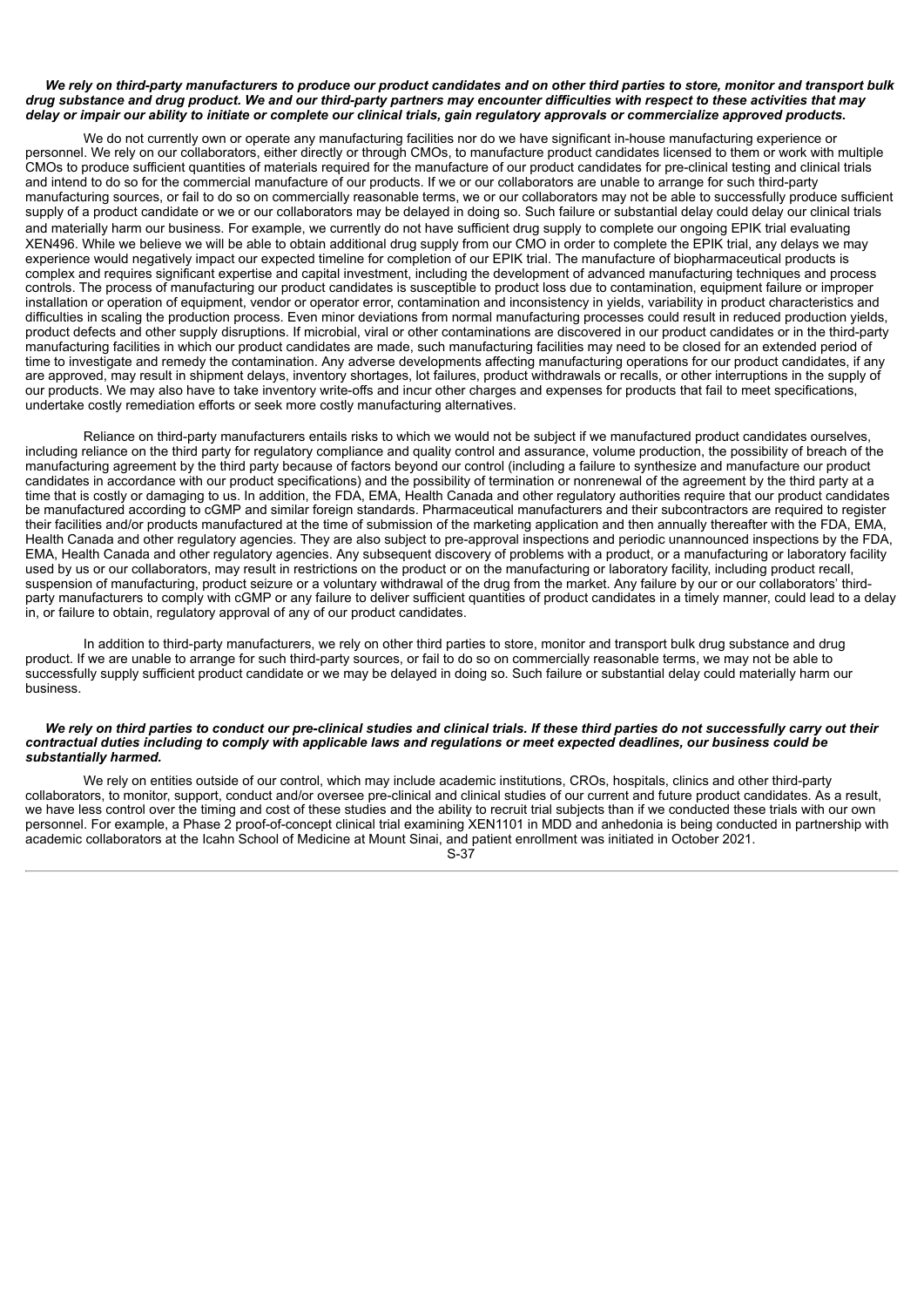***We rely on third-party manufacturers to produce our product candidates and on other third parties to store, monitor and transport bulk drug substance and drug product. We and our third-party partners may encounter difficulties with respect to these activities that may delay or impair our ability to initiate or complete our clinical trials, gain regulatory approvals or commercialize approved products.***

We do not currently own or operate any manufacturing facilities nor do we have significant in-house manufacturing experience or personnel. We rely on our collaborators, either directly or through CMOs, to manufacture product candidates licensed to them or work with multiple CMOs to produce sufficient quantities of materials required for the manufacture of our product candidates for pre-clinical testing and clinical trials and intend to do so for the commercial manufacture of our products. If we or our collaborators are unable to arrange for such third-party manufacturing sources, or fail to do so on commercially reasonable terms, we or our collaborators may not be able to successfully produce sufficient supply of a product candidate or we or our collaborators may be delayed in doing so. Such failure or substantial delay could delay our clinical trials and materially harm our business. For example, we currently do not have sufficient drug supply to complete our ongoing EPIK trial evaluating XEN496. While we believe we will be able to obtain additional drug supply from our CMO in order to complete the EPIK trial, any delays we may experience would negatively impact our expected timeline for completion of our EPIK trial. The manufacture of biopharmaceutical products is complex and requires significant expertise and capital investment, including the development of advanced manufacturing techniques and process controls. The process of manufacturing our product candidates is susceptible to product loss due to contamination, equipment failure or improper installation or operation of equipment, vendor or operator error, contamination and inconsistency in yields, variability in product characteristics and difficulties in scaling the production process. Even minor deviations from normal manufacturing processes could result in reduced production yields, product defects and other supply disruptions. If microbial, viral or other contaminations are discovered in our product candidates or in the third-party manufacturing facilities in which our product candidates are made, such manufacturing facilities may need to be closed for an extended period of time to investigate and remedy the contamination. Any adverse developments affecting manufacturing operations for our product candidates, if any are approved, may result in shipment delays, inventory shortages, lot failures, product withdrawals or recalls, or other interruptions in the supply of our products. We may also have to take inventory write-offs and incur other charges and expenses for products that fail to meet specifications, undertake costly remediation efforts or seek more costly manufacturing alternatives.

Reliance on third-party manufacturers entails risks to which we would not be subject if we manufactured product candidates ourselves, including reliance on the third party for regulatory compliance and quality control and assurance, volume production, the possibility of breach of the manufacturing agreement by the third party because of factors beyond our control (including a failure to synthesize and manufacture our product candidates in accordance with our product specifications) and the possibility of termination or nonrenewal of the agreement by the third party at a time that is costly or damaging to us. In addition, the FDA, EMA, Health Canada and other regulatory authorities require that our product candidates be manufactured according to cGMP and similar foreign standards. Pharmaceutical manufacturers and their subcontractors are required to register their facilities and/or products manufactured at the time of submission of the marketing application and then annually thereafter with the FDA, EMA, Health Canada and other regulatory agencies. They are also subject to pre-approval inspections and periodic unannounced inspections by the FDA, EMA, Health Canada and other regulatory agencies. Any subsequent discovery of problems with a product, or a manufacturing or laboratory facility used by us or our collaborators, may result in restrictions on the product or on the manufacturing or laboratory facility, including product recall, suspension of manufacturing, product seizure or a voluntary withdrawal of the drug from the market. Any failure by our or our collaborators' third-party manufacturers to comply with cGMP or any failure to deliver sufficient quantities of product candidates in a timely manner, could lead to a delay in, or failure to obtain, regulatory approval of any of our product candidates.

In addition to third-party manufacturers, we rely on other third parties to store, monitor and transport bulk drug substance and drug product. If we are unable to arrange for such third-party sources, or fail to do so on commercially reasonable terms, we may not be able to successfully supply sufficient product candidate or we may be delayed in doing so. Such failure or substantial delay could materially harm our business.

***We rely on third parties to conduct our pre-clinical studies and clinical trials. If these third parties do not successfully carry out their contractual duties including to comply with applicable laws and regulations or meet expected deadlines, our business could be substantially harmed.***

We rely on entities outside of our control, which may include academic institutions, CROs, hospitals, clinics and other third-party collaborators, to monitor, support, conduct and/or oversee pre-clinical and clinical studies of our current and future product candidates. As a result, we have less control over the timing and cost of these studies and the ability to recruit trial subjects than if we conducted these trials with our own personnel. For example, a Phase 2 proof-of-concept clinical trial examining XEN1101 in MDD and anhedonia is being conducted in partnership with academic collaborators at the Icahn School of Medicine at Mount Sinai, and patient enrollment was initiated in October 2021.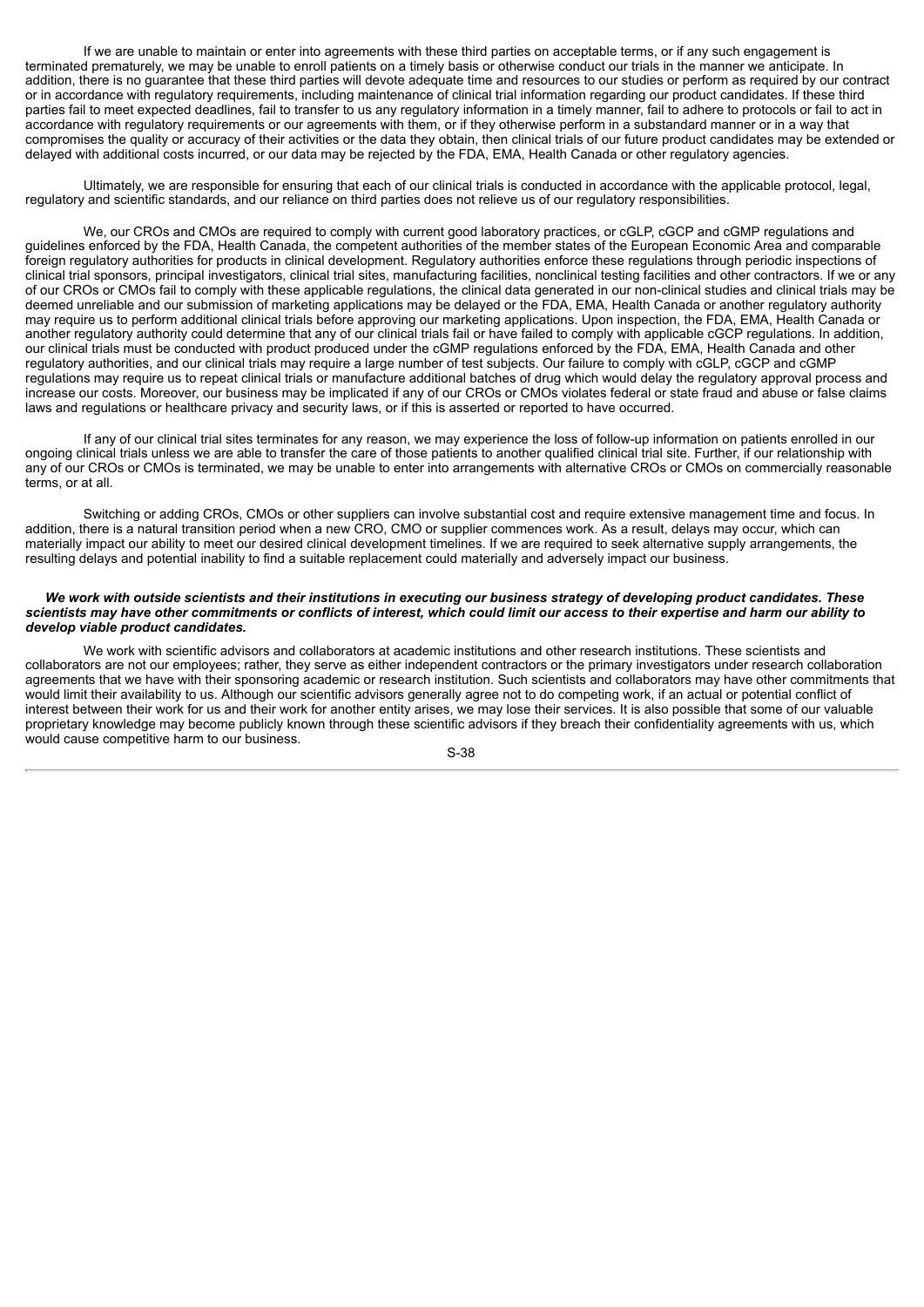If we are unable to maintain or enter into agreements with these third parties on acceptable terms, or if any such engagement is terminated prematurely, we may be unable to enroll patients on a timely basis or otherwise conduct our trials in the manner we anticipate. In addition, there is no guarantee that these third parties will devote adequate time and resources to our studies or perform as required by our contract or in accordance with regulatory requirements, including maintenance of clinical trial information regarding our product candidates. If these third parties fail to meet expected deadlines, fail to transfer to us any regulatory information in a timely manner, fail to adhere to protocols or fail to act in accordance with regulatory requirements or our agreements with them, or if they otherwise perform in a substandard manner or in a way that compromises the quality or accuracy of their activities or the data they obtain, then clinical trials of our future product candidates may be extended or delayed with additional costs incurred, or our data may be rejected by the FDA, EMA, Health Canada or other regulatory agencies.

Ultimately, we are responsible for ensuring that each of our clinical trials is conducted in accordance with the applicable protocol, legal, regulatory and scientific standards, and our reliance on third parties does not relieve us of our regulatory responsibilities.

We, our CROs and CMOs are required to comply with current good laboratory practices, or cGLP, cGCP and cGMP regulations and guidelines enforced by the FDA, Health Canada, the competent authorities of the member states of the European Economic Area and comparable foreign regulatory authorities for products in clinical development. Regulatory authorities enforce these regulations through periodic inspections of clinical trial sponsors, principal investigators, clinical trial sites, manufacturing facilities, nonclinical testing facilities and other contractors. If we or any of our CROs or CMOs fail to comply with these applicable regulations, the clinical data generated in our non-clinical studies and clinical trials may be deemed unreliable and our submission of marketing applications may be delayed or the FDA, EMA, Health Canada or another regulatory authority may require us to perform additional clinical trials before approving our marketing applications. Upon inspection, the FDA, EMA, Health Canada or another regulatory authority could determine that any of our clinical trials fail or have failed to comply with applicable cGCP regulations. In addition, our clinical trials must be conducted with product produced under the cGMP regulations enforced by the FDA, EMA, Health Canada and other regulatory authorities, and our clinical trials may require a large number of test subjects. Our failure to comply with cGLP, cGCP and cGMP regulations may require us to repeat clinical trials or manufacture additional batches of drug which would delay the regulatory approval process and increase our costs. Moreover, our business may be implicated if any of our CROs or CMOs violates federal or state fraud and abuse or false claims laws and regulations or healthcare privacy and security laws, or if this is asserted or reported to have occurred.

If any of our clinical trial sites terminates for any reason, we may experience the loss of follow-up information on patients enrolled in our ongoing clinical trials unless we are able to transfer the care of those patients to another qualified clinical trial site. Further, if our relationship with any of our CROs or CMOs is terminated, we may be unable to enter into arrangements with alternative CROs or CMOs on commercially reasonable terms, or at all.

Switching or adding CROs, CMOs or other suppliers can involve substantial cost and require extensive management time and focus. In addition, there is a natural transition period when a new CRO, CMO or supplier commences work. As a result, delays may occur, which can materially impact our ability to meet our desired clinical development timelines. If we are required to seek alternative supply arrangements, the resulting delays and potential inability to find a suitable replacement could materially and adversely impact our business.

***We work with outside scientists and their institutions in executing our business strategy of developing product candidates. These scientists may have other commitments or conflicts of interest, which could limit our access to their expertise and harm our ability to develop viable product candidates.***

We work with scientific advisors and collaborators at academic institutions and other research institutions. These scientists and collaborators are not our employees; rather, they serve as either independent contractors or the primary investigators under research collaboration agreements that we have with their sponsoring academic or research institution. Such scientists and collaborators may have other commitments that would limit their availability to us. Although our scientific advisors generally agree not to do competing work, if an actual or potential conflict of interest between their work for us and their work for another entity arises, we may lose their services. It is also possible that some of our valuable proprietary knowledge may become publicly known through these scientific advisors if they breach their confidentiality agreements with us, which would cause competitive harm to our business.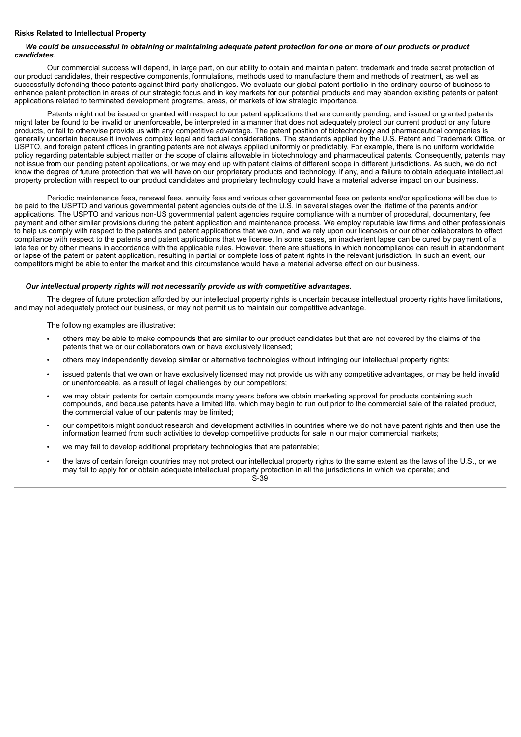**Risks Related to Intellectual Property**

***We could be unsuccessful in obtaining or maintaining adequate patent protection for one or more of our products or product candidates.***

Our commercial success will depend, in large part, on our ability to obtain and maintain patent, trademark and trade secret protection of our product candidates, their respective components, formulations, methods used to manufacture them and methods of treatment, as well as successfully defending these patents against third-party challenges. We evaluate our global patent portfolio in the ordinary course of business to enhance patent protection in areas of our strategic focus and in key markets for our potential products and may abandon existing patents or patent applications related to terminated development programs, areas, or markets of low strategic importance.

Patents might not be issued or granted with respect to our patent applications that are currently pending, and issued or granted patents might later be found to be invalid or unenforceable, be interpreted in a manner that does not adequately protect our current product or any future products, or fail to otherwise provide us with any competitive advantage. The patent position of biotechnology and pharmaceutical companies is generally uncertain because it involves complex legal and factual considerations. The standards applied by the U.S. Patent and Trademark Office, or USPTO, and foreign patent offices in granting patents are not always applied uniformly or predictably. For example, there is no uniform worldwide policy regarding patentable subject matter or the scope of claims allowable in biotechnology and pharmaceutical patents. Consequently, patents may not issue from our pending patent applications, or we may end up with patent claims of different scope in different jurisdictions. As such, we do not know the degree of future protection that we will have on our proprietary products and technology, if any, and a failure to obtain adequate intellectual property protection with respect to our product candidates and proprietary technology could have a material adverse impact on our business.

Periodic maintenance fees, renewal fees, annuity fees and various other governmental fees on patents and/or applications will be due to be paid to the USPTO and various governmental patent agencies outside of the U.S. in several stages over the lifetime of the patents and/or applications. The USPTO and various non-US governmental patent agencies require compliance with a number of procedural, documentary, fee payment and other similar provisions during the patent application and maintenance process. We employ reputable law firms and other professionals to help us comply with respect to the patents and patent applications that we own, and we rely upon our licensors or our other collaborators to effect compliance with respect to the patents and patent applications that we license. In some cases, an inadvertent lapse can be cured by payment of a late fee or by other means in accordance with the applicable rules. However, there are situations in which noncompliance can result in abandonment or lapse of the patent or patent application, resulting in partial or complete loss of patent rights in the relevant jurisdiction. In such an event, our competitors might be able to enter the market and this circumstance would have a material adverse effect on our business.

***Our intellectual property rights will not necessarily provide us with competitive advantages.***

The degree of future protection afforded by our intellectual property rights is uncertain because intellectual property rights have limitations, and may not adequately protect our business, or may not permit us to maintain our competitive advantage.

The following examples are illustrative:

- others may be able to make compounds that are similar to our product candidates but that are not covered by the claims of the patents that we or our collaborators own or have exclusively licensed;
- others may independently develop similar or alternative technologies without infringing our intellectual property rights;
- issued patents that we own or have exclusively licensed may not provide us with any competitive advantages, or may be held invalid or unenforceable, as a result of legal challenges by our competitors;
- we may obtain patents for certain compounds many years before we obtain marketing approval for products containing such compounds, and because patents have a limited life, which may begin to run out prior to the commercial sale of the related product, the commercial value of our patents may be limited;
- our competitors might conduct research and development activities in countries where we do not have patent rights and then use the information learned from such activities to develop competitive products for sale in our major commercial markets;
- we may fail to develop additional proprietary technologies that are patentable;
- the laws of certain foreign countries may not protect our intellectual property rights to the same extent as the laws of the U.S., or we may fail to apply for or obtain adequate intellectual property protection in all the jurisdictions in which we operate; and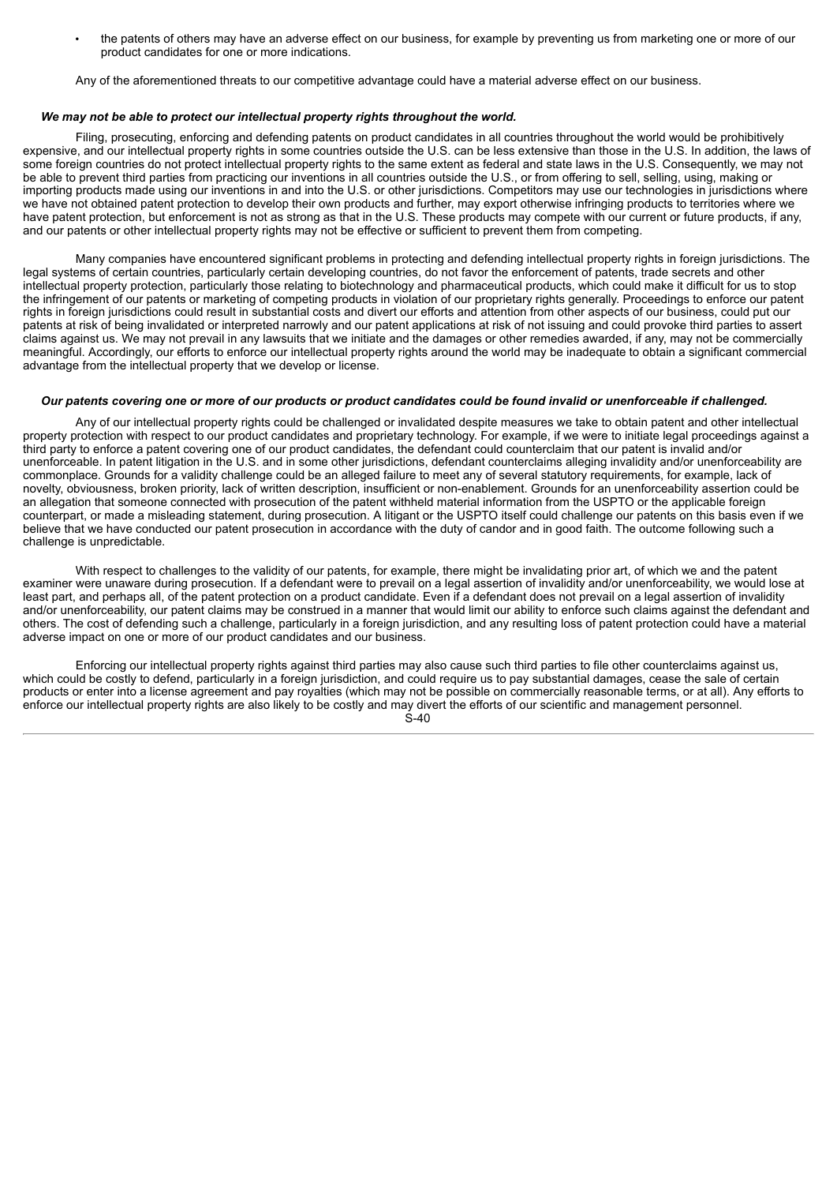- the patents of others may have an adverse effect on our business, for example by preventing us from marketing one or more of our product candidates for one or more indications.

Any of the aforementioned threats to our competitive advantage could have a material adverse effect on our business.

***We may not be able to protect our intellectual property rights throughout the world.***

Filing, prosecuting, enforcing and defending patents on product candidates in all countries throughout the world would be prohibitively expensive, and our intellectual property rights in some countries outside the U.S. can be less extensive than those in the U.S. In addition, the laws of some foreign countries do not protect intellectual property rights to the same extent as federal and state laws in the U.S. Consequently, we may not be able to prevent third parties from practicing our inventions in all countries outside the U.S., or from offering to sell, selling, using, making or importing products made using our inventions in and into the U.S. or other jurisdictions. Competitors may use our technologies in jurisdictions where we have not obtained patent protection to develop their own products and further, may export otherwise infringing products to territories where we have patent protection, but enforcement is not as strong as that in the U.S. These products may compete with our current or future products, if any, and our patents or other intellectual property rights may not be effective or sufficient to prevent them from competing.

Many companies have encountered significant problems in protecting and defending intellectual property rights in foreign jurisdictions. The legal systems of certain countries, particularly certain developing countries, do not favor the enforcement of patents, trade secrets and other intellectual property protection, particularly those relating to biotechnology and pharmaceutical products, which could make it difficult for us to stop the infringement of our patents or marketing of competing products in violation of our proprietary rights generally. Proceedings to enforce our patent rights in foreign jurisdictions could result in substantial costs and divert our efforts and attention from other aspects of our business, could put our patents at risk of being invalidated or interpreted narrowly and our patent applications at risk of not issuing and could provoke third parties to assert claims against us. We may not prevail in any lawsuits that we initiate and the damages or other remedies awarded, if any, may not be commercially meaningful. Accordingly, our efforts to enforce our intellectual property rights around the world may be inadequate to obtain a significant commercial advantage from the intellectual property that we develop or license.

***Our patents covering one or more of our products or product candidates could be found invalid or unenforceable if challenged.***

Any of our intellectual property rights could be challenged or invalidated despite measures we take to obtain patent and other intellectual property protection with respect to our product candidates and proprietary technology. For example, if we were to initiate legal proceedings against a third party to enforce a patent covering one of our product candidates, the defendant could counterclaim that our patent is invalid and/or unenforceable. In patent litigation in the U.S. and in some other jurisdictions, defendant counterclaims alleging invalidity and/or unenforceability are commonplace. Grounds for a validity challenge could be an alleged failure to meet any of several statutory requirements, for example, lack of novelty, obviousness, broken priority, lack of written description, insufficient or non-enablement. Grounds for an unenforceability assertion could be an allegation that someone connected with prosecution of the patent withheld material information from the USPTO or the applicable foreign counterpart, or made a misleading statement, during prosecution. A litigant or the USPTO itself could challenge our patents on this basis even if we believe that we have conducted our patent prosecution in accordance with the duty of candor and in good faith. The outcome following such a challenge is unpredictable.

With respect to challenges to the validity of our patents, for example, there might be invalidating prior art, of which we and the patent examiner were unaware during prosecution. If a defendant were to prevail on a legal assertion of invalidity and/or unenforceability, we would lose at least part, and perhaps all, of the patent protection on a product candidate. Even if a defendant does not prevail on a legal assertion of invalidity and/or unenforceability, our patent claims may be construed in a manner that would limit our ability to enforce such claims against the defendant and others. The cost of defending such a challenge, particularly in a foreign jurisdiction, and any resulting loss of patent protection could have a material adverse impact on one or more of our product candidates and our business.

Enforcing our intellectual property rights against third parties may also cause such third parties to file other counterclaims against us, which could be costly to defend, particularly in a foreign jurisdiction, and could require us to pay substantial damages, cease the sale of certain products or enter into a license agreement and pay royalties (which may not be possible on commercially reasonable terms, or at all). Any efforts to enforce our intellectual property rights are also likely to be costly and may divert the efforts of our scientific and management personnel.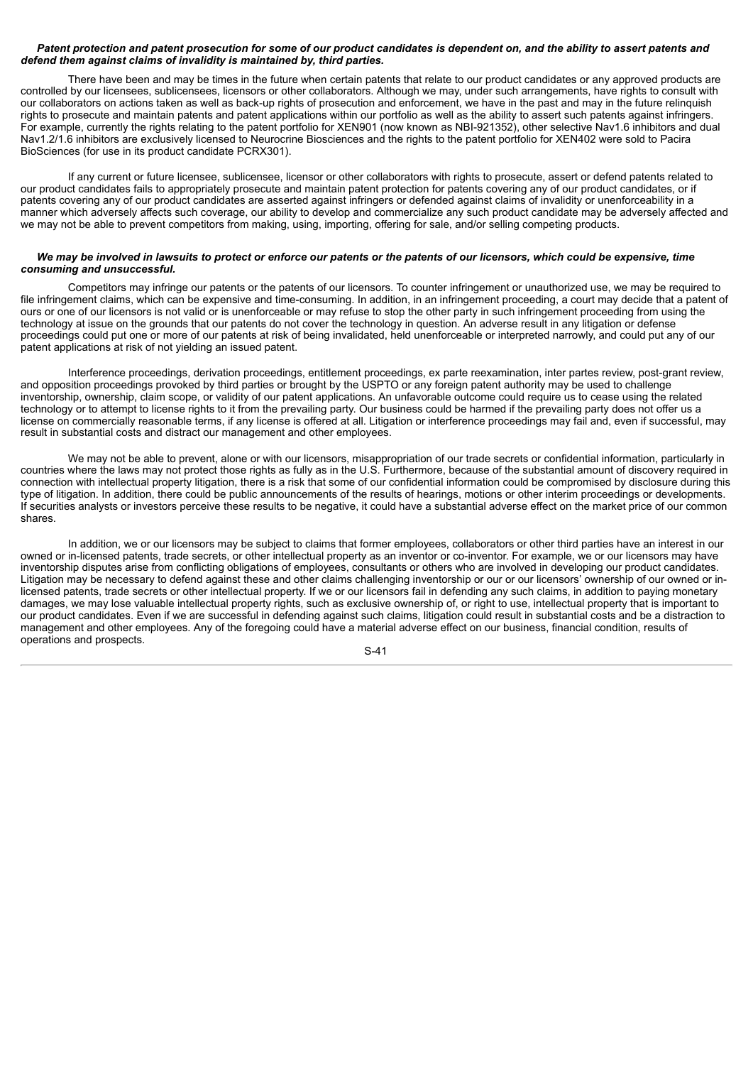***Patent protection and patent prosecution for some of our product candidates is dependent on, and the ability to assert patents and defend them against claims of invalidity is maintained by, third parties.***

There have been and may be times in the future when certain patents that relate to our product candidates or any approved products are controlled by our licensees, sublicensees, licensors or other collaborators. Although we may, under such arrangements, have rights to consult with our collaborators on actions taken as well as back-up rights of prosecution and enforcement, we have in the past and may in the future relinquish rights to prosecute and maintain patents and patent applications within our portfolio as well as the ability to assert such patents against infringers. For example, currently the rights relating to the patent portfolio for XEN901 (now known as NBI-921352), other selective Nav1.6 inhibitors and dual Nav1.2/1.6 inhibitors are exclusively licensed to Neurocrine Biosciences and the rights to the patent portfolio for XEN402 were sold to Pacira BioSciences (for use in its product candidate PCRX301).

If any current or future licensee, sublicensee, licensor or other collaborators with rights to prosecute, assert or defend patents related to our product candidates fails to appropriately prosecute and maintain patent protection for patents covering any of our product candidates, or if patents covering any of our product candidates are asserted against infringers or defended against claims of invalidity or unenforceability in a manner which adversely affects such coverage, our ability to develop and commercialize any such product candidate may be adversely affected and we may not be able to prevent competitors from making, using, importing, offering for sale, and/or selling competing products.

***We may be involved in lawsuits to protect or enforce our patents or the patents of our licensors, which could be expensive, time consuming and unsuccessful.***

Competitors may infringe our patents or the patents of our licensors. To counter infringement or unauthorized use, we may be required to file infringement claims, which can be expensive and time-consuming. In addition, in an infringement proceeding, a court may decide that a patent of ours or one of our licensors is not valid or is unenforceable or may refuse to stop the other party in such infringement proceeding from using the technology at issue on the grounds that our patents do not cover the technology in question. An adverse result in any litigation or defense proceedings could put one or more of our patents at risk of being invalidated, held unenforceable or interpreted narrowly, and could put any of our patent applications at risk of not yielding an issued patent.

Interference proceedings, derivation proceedings, entitlement proceedings, ex parte reexamination, inter partes review, post-grant review, and opposition proceedings provoked by third parties or brought by the USPTO or any foreign patent authority may be used to challenge inventorship, ownership, claim scope, or validity of our patent applications. An unfavorable outcome could require us to cease using the related technology or to attempt to license rights to it from the prevailing party. Our business could be harmed if the prevailing party does not offer us a license on commercially reasonable terms, if any license is offered at all. Litigation or interference proceedings may fail and, even if successful, may result in substantial costs and distract our management and other employees.

We may not be able to prevent, alone or with our licensors, misappropriation of our trade secrets or confidential information, particularly in countries where the laws may not protect those rights as fully as in the U.S. Furthermore, because of the substantial amount of discovery required in connection with intellectual property litigation, there is a risk that some of our confidential information could be compromised by disclosure during this type of litigation. In addition, there could be public announcements of the results of hearings, motions or other interim proceedings or developments. If securities analysts or investors perceive these results to be negative, it could have a substantial adverse effect on the market price of our common shares.

In addition, we or our licensors may be subject to claims that former employees, collaborators or other third parties have an interest in our owned or in-licensed patents, trade secrets, or other intellectual property as an inventor or co-inventor. For example, we or our licensors may have inventorship disputes arise from conflicting obligations of employees, consultants or others who are involved in developing our product candidates. Litigation may be necessary to defend against these and other claims challenging inventorship or our or our licensors' ownership of our owned or in-licensed patents, trade secrets or other intellectual property. If we or our licensors fail in defending any such claims, in addition to paying monetary damages, we may lose valuable intellectual property rights, such as exclusive ownership of, or right to use, intellectual property that is important to our product candidates. Even if we are successful in defending against such claims, litigation could result in substantial costs and be a distraction to management and other employees. Any of the foregoing could have a material adverse effect on our business, financial condition, results of operations and prospects.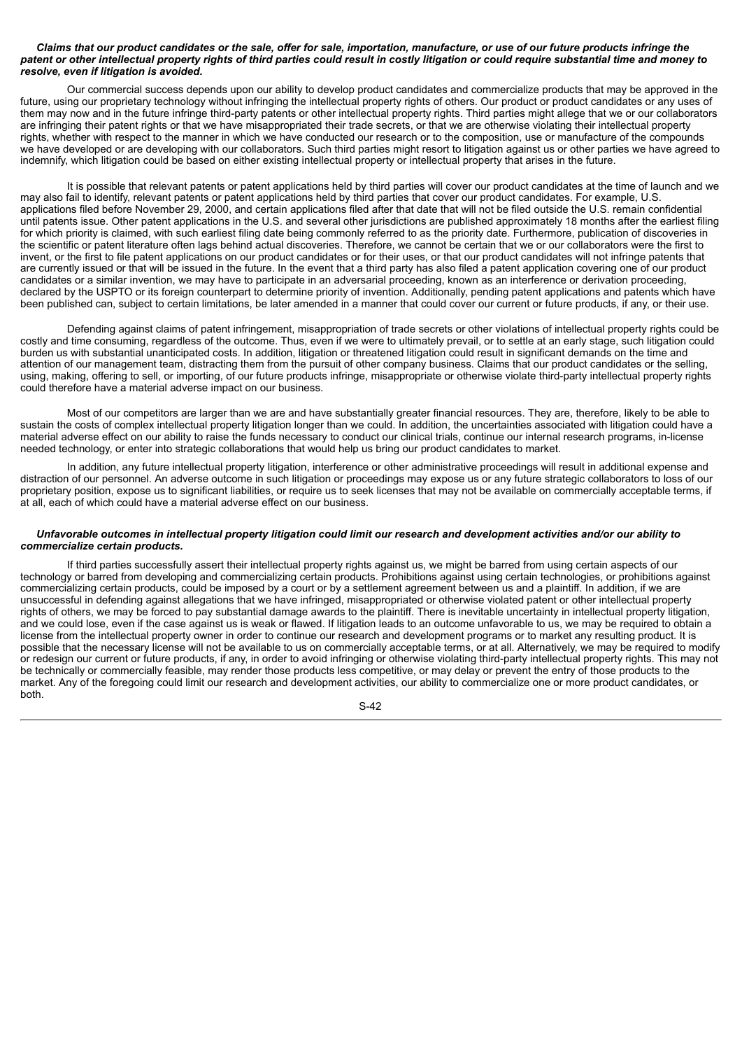***Claims that our product candidates or the sale, offer for sale, importation, manufacture, or use of our future products infringe the patent or other intellectual property rights of third parties could result in costly litigation or could require substantial time and money to resolve, even if litigation is avoided.***

Our commercial success depends upon our ability to develop product candidates and commercialize products that may be approved in the future, using our proprietary technology without infringing the intellectual property rights of others. Our product or product candidates or any uses of them may now and in the future infringe third-party patents or other intellectual property rights. Third parties might allege that we or our collaborators are infringing their patent rights or that we have misappropriated their trade secrets, or that we are otherwise violating their intellectual property rights, whether with respect to the manner in which we have conducted our research or to the composition, use or manufacture of the compounds we have developed or are developing with our collaborators. Such third parties might resort to litigation against us or other parties we have agreed to indemnify, which litigation could be based on either existing intellectual property or intellectual property that arises in the future.

It is possible that relevant patents or patent applications held by third parties will cover our product candidates at the time of launch and we may also fail to identify, relevant patents or patent applications held by third parties that cover our product candidates. For example, U.S. applications filed before November 29, 2000, and certain applications filed after that date that will not be filed outside the U.S. remain confidential until patents issue. Other patent applications in the U.S. and several other jurisdictions are published approximately 18 months after the earliest filing for which priority is claimed, with such earliest filing date being commonly referred to as the priority date. Furthermore, publication of discoveries in the scientific or patent literature often lags behind actual discoveries. Therefore, we cannot be certain that we or our collaborators were the first to invent, or the first to file patent applications on our product candidates or for their uses, or that our product candidates will not infringe patents that are currently issued or that will be issued in the future. In the event that a third party has also filed a patent application covering one of our product candidates or a similar invention, we may have to participate in an adversarial proceeding, known as an interference or derivation proceeding, declared by the USPTO or its foreign counterpart to determine priority of invention. Additionally, pending patent applications and patents which have been published can, subject to certain limitations, be later amended in a manner that could cover our current or future products, if any, or their use.

Defending against claims of patent infringement, misappropriation of trade secrets or other violations of intellectual property rights could be costly and time consuming, regardless of the outcome. Thus, even if we were to ultimately prevail, or to settle at an early stage, such litigation could burden us with substantial unanticipated costs. In addition, litigation or threatened litigation could result in significant demands on the time and attention of our management team, distracting them from the pursuit of other company business. Claims that our product candidates or the selling, using, making, offering to sell, or importing, of our future products infringe, misappropriate or otherwise violate third-party intellectual property rights could therefore have a material adverse impact on our business.

Most of our competitors are larger than we are and have substantially greater financial resources. They are, therefore, likely to be able to sustain the costs of complex intellectual property litigation longer than we could. In addition, the uncertainties associated with litigation could have a material adverse effect on our ability to raise the funds necessary to conduct our clinical trials, continue our internal research programs, in-license needed technology, or enter into strategic collaborations that would help us bring our product candidates to market.

In addition, any future intellectual property litigation, interference or other administrative proceedings will result in additional expense and distraction of our personnel. An adverse outcome in such litigation or proceedings may expose us or any future strategic collaborators to loss of our proprietary position, expose us to significant liabilities, or require us to seek licenses that may not be available on commercially acceptable terms, if at all, each of which could have a material adverse effect on our business.

***Unfavorable outcomes in intellectual property litigation could limit our research and development activities and/or our ability to commercialize certain products.***

If third parties successfully assert their intellectual property rights against us, we might be barred from using certain aspects of our technology or barred from developing and commercializing certain products. Prohibitions against using certain technologies, or prohibitions against commercializing certain products, could be imposed by a court or by a settlement agreement between us and a plaintiff. In addition, if we are unsuccessful in defending against allegations that we have infringed, misappropriated or otherwise violated patent or other intellectual property rights of others, we may be forced to pay substantial damage awards to the plaintiff. There is inevitable uncertainty in intellectual property litigation, and we could lose, even if the case against us is weak or flawed. If litigation leads to an outcome unfavorable to us, we may be required to obtain a license from the intellectual property owner in order to continue our research and development programs or to market any resulting product. It is possible that the necessary license will not be available to us on commercially acceptable terms, or at all. Alternatively, we may be required to modify or redesign our current or future products, if any, in order to avoid infringing or otherwise violating third-party intellectual property rights. This may not be technically or commercially feasible, may render those products less competitive, or may delay or prevent the entry of those products to the market. Any of the foregoing could limit our research and development activities, our ability to commercialize one or more product candidates, or both.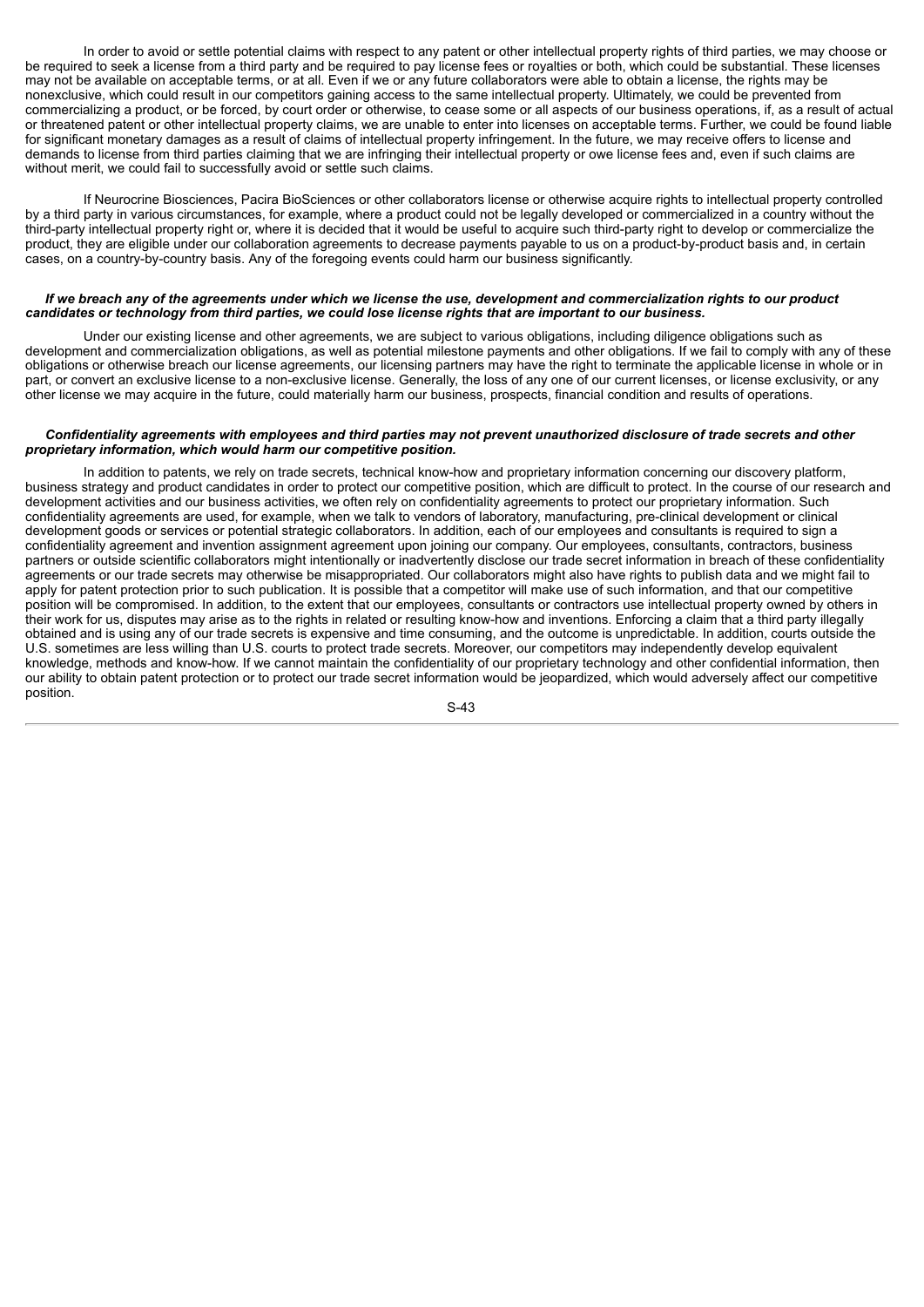In order to avoid or settle potential claims with respect to any patent or other intellectual property rights of third parties, we may choose or be required to seek a license from a third party and be required to pay license fees or royalties or both, which could be substantial. These licenses may not be available on acceptable terms, or at all. Even if we or any future collaborators were able to obtain a license, the rights may be nonexclusive, which could result in our competitors gaining access to the same intellectual property. Ultimately, we could be prevented from commercializing a product, or be forced, by court order or otherwise, to cease some or all aspects of our business operations, if, as a result of actual or threatened patent or other intellectual property claims, we are unable to enter into licenses on acceptable terms. Further, we could be found liable for significant monetary damages as a result of claims of intellectual property infringement. In the future, we may receive offers to license and demands to license from third parties claiming that we are infringing their intellectual property or owe license fees and, even if such claims are without merit, we could fail to successfully avoid or settle such claims.

If Neurocrine Biosciences, Pacira BioSciences or other collaborators license or otherwise acquire rights to intellectual property controlled by a third party in various circumstances, for example, where a product could not be legally developed or commercialized in a country without the third-party intellectual property right or, where it is decided that it would be useful to acquire such third-party right to develop or commercialize the product, they are eligible under our collaboration agreements to decrease payments payable to us on a product-by-product basis and, in certain cases, on a country-by-country basis. Any of the foregoing events could harm our business significantly.

***If we breach any of the agreements under which we license the use, development and commercialization rights to our product candidates or technology from third parties, we could lose license rights that are important to our business.***

Under our existing license and other agreements, we are subject to various obligations, including diligence obligations such as development and commercialization obligations, as well as potential milestone payments and other obligations. If we fail to comply with any of these obligations or otherwise breach our license agreements, our licensing partners may have the right to terminate the applicable license in whole or in part, or convert an exclusive license to a non-exclusive license. Generally, the loss of any one of our current licenses, or license exclusivity, or any other license we may acquire in the future, could materially harm our business, prospects, financial condition and results of operations.

***Confidentiality agreements with employees and third parties may not prevent unauthorized disclosure of trade secrets and other proprietary information, which would harm our competitive position.***

In addition to patents, we rely on trade secrets, technical know-how and proprietary information concerning our discovery platform, business strategy and product candidates in order to protect our competitive position, which are difficult to protect. In the course of our research and development activities and our business activities, we often rely on confidentiality agreements to protect our proprietary information. Such confidentiality agreements are used, for example, when we talk to vendors of laboratory, manufacturing, pre-clinical development or clinical development goods or services or potential strategic collaborators. In addition, each of our employees and consultants is required to sign a confidentiality agreement and invention assignment agreement upon joining our company. Our employees, consultants, contractors, business partners or outside scientific collaborators might intentionally or inadvertently disclose our trade secret information in breach of these confidentiality agreements or our trade secrets may otherwise be misappropriated. Our collaborators might also have rights to publish data and we might fail to apply for patent protection prior to such publication. It is possible that a competitor will make use of such information, and that our competitive position will be compromised. In addition, to the extent that our employees, consultants or contractors use intellectual property owned by others in their work for us, disputes may arise as to the rights in related or resulting know-how and inventions. Enforcing a claim that a third party illegally obtained and is using any of our trade secrets is expensive and time consuming, and the outcome is unpredictable. In addition, courts outside the U.S. sometimes are less willing than U.S. courts to protect trade secrets. Moreover, our competitors may independently develop equivalent knowledge, methods and know-how. If we cannot maintain the confidentiality of our proprietary technology and other confidential information, then our ability to obtain patent protection or to protect our trade secret information would be jeopardized, which would adversely affect our competitive position.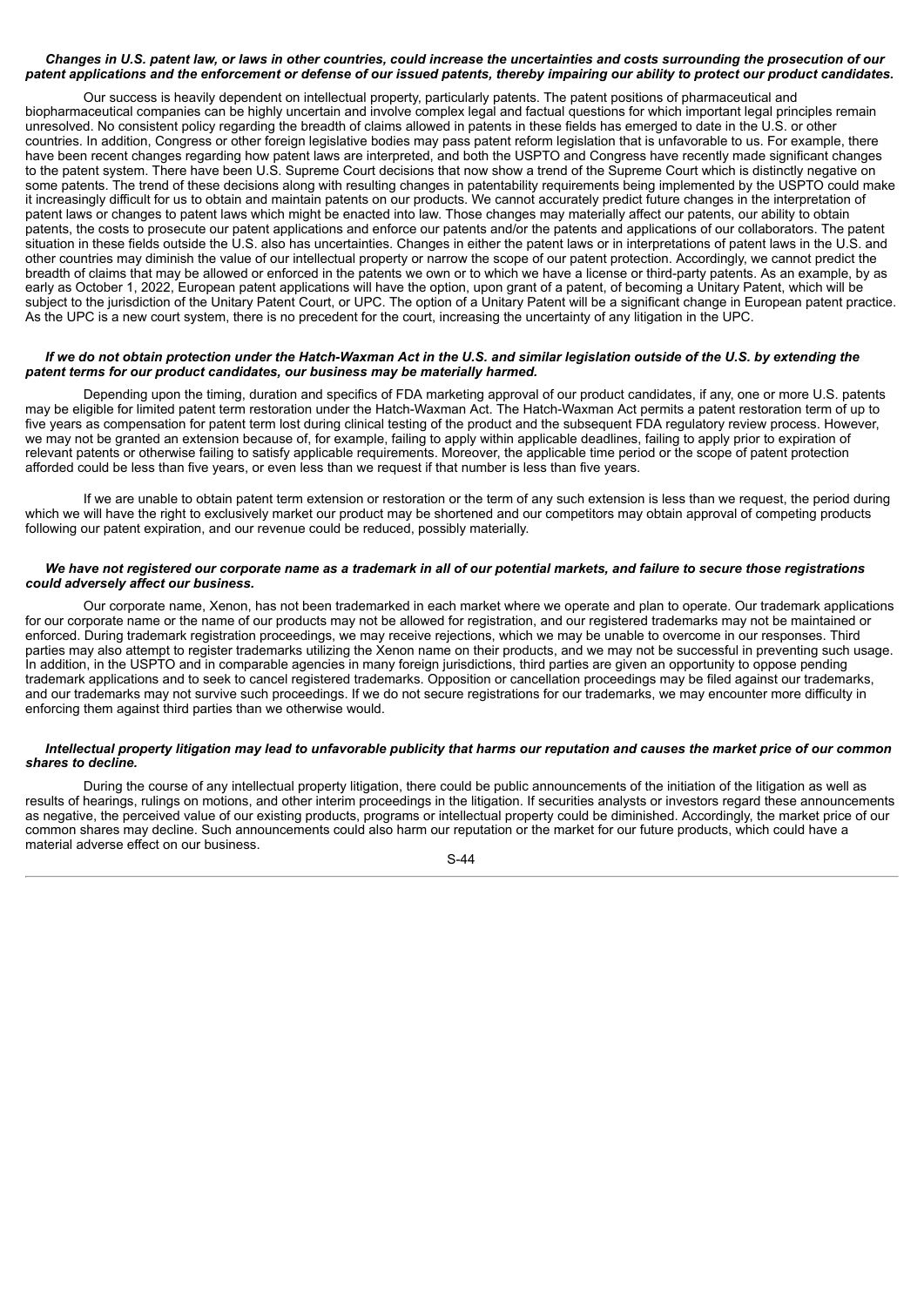***Changes in U.S. patent law, or laws in other countries, could increase the uncertainties and costs surrounding the prosecution of our patent applications and the enforcement or defense of our issued patents, thereby impairing our ability to protect our product candidates.***

Our success is heavily dependent on intellectual property, particularly patents. The patent positions of pharmaceutical and biopharmaceutical companies can be highly uncertain and involve complex legal and factual questions for which important legal principles remain unresolved. No consistent policy regarding the breadth of claims allowed in patents in these fields has emerged to date in the U.S. or other countries. In addition, Congress or other foreign legislative bodies may pass patent reform legislation that is unfavorable to us. For example, there have been recent changes regarding how patent laws are interpreted, and both the USPTO and Congress have recently made significant changes to the patent system. There have been U.S. Supreme Court decisions that now show a trend of the Supreme Court which is distinctly negative on some patents. The trend of these decisions along with resulting changes in patentability requirements being implemented by the USPTO could make it increasingly difficult for us to obtain and maintain patents on our products. We cannot accurately predict future changes in the interpretation of patent laws or changes to patent laws which might be enacted into law. Those changes may materially affect our patents, our ability to obtain patents, the costs to prosecute our patent applications and enforce our patents and/or the patents and applications of our collaborators. The patent situation in these fields outside the U.S. also has uncertainties. Changes in either the patent laws or in interpretations of patent laws in the U.S. and other countries may diminish the value of our intellectual property or narrow the scope of our patent protection. Accordingly, we cannot predict the breadth of claims that may be allowed or enforced in the patents we own or to which we have a license or third-party patents. As an example, by as early as October 1, 2022, European patent applications will have the option, upon grant of a patent, of becoming a Unitary Patent, which will be subject to the jurisdiction of the Unitary Patent Court, or UPC. The option of a Unitary Patent will be a significant change in European patent practice. As the UPC is a new court system, there is no precedent for the court, increasing the uncertainty of any litigation in the UPC.

***If we do not obtain protection under the Hatch-Waxman Act in the U.S. and similar legislation outside of the U.S. by extending the patent terms for our product candidates, our business may be materially harmed.***

Depending upon the timing, duration and specifics of FDA marketing approval of our product candidates, if any, one or more U.S. patents may be eligible for limited patent term restoration under the Hatch-Waxman Act. The Hatch-Waxman Act permits a patent restoration term of up to five years as compensation for patent term lost during clinical testing of the product and the subsequent FDA regulatory review process. However, we may not be granted an extension because of, for example, failing to apply within applicable deadlines, failing to apply prior to expiration of relevant patents or otherwise failing to satisfy applicable requirements. Moreover, the applicable time period or the scope of patent protection afforded could be less than five years, or even less than we request if that number is less than five years.

If we are unable to obtain patent term extension or restoration or the term of any such extension is less than we request, the period during which we will have the right to exclusively market our product may be shortened and our competitors may obtain approval of competing products following our patent expiration, and our revenue could be reduced, possibly materially.

***We have not registered our corporate name as a trademark in all of our potential markets, and failure to secure those registrations could adversely affect our business.***

Our corporate name, Xenon, has not been trademarked in each market where we operate and plan to operate. Our trademark applications for our corporate name or the name of our products may not be allowed for registration, and our registered trademarks may not be maintained or enforced. During trademark registration proceedings, we may receive rejections, which we may be unable to overcome in our responses. Third parties may also attempt to register trademarks utilizing the Xenon name on their products, and we may not be successful in preventing such usage. In addition, in the USPTO and in comparable agencies in many foreign jurisdictions, third parties are given an opportunity to oppose pending trademark applications and to seek to cancel registered trademarks. Opposition or cancellation proceedings may be filed against our trademarks, and our trademarks may not survive such proceedings. If we do not secure registrations for our trademarks, we may encounter more difficulty in enforcing them against third parties than we otherwise would.

***Intellectual property litigation may lead to unfavorable publicity that harms our reputation and causes the market price of our common shares to decline.***

During the course of any intellectual property litigation, there could be public announcements of the initiation of the litigation as well as results of hearings, rulings on motions, and other interim proceedings in the litigation. If securities analysts or investors regard these announcements as negative, the perceived value of our existing products, programs or intellectual property could be diminished. Accordingly, the market price of our common shares may decline. Such announcements could also harm our reputation or the market for our future products, which could have a material adverse effect on our business.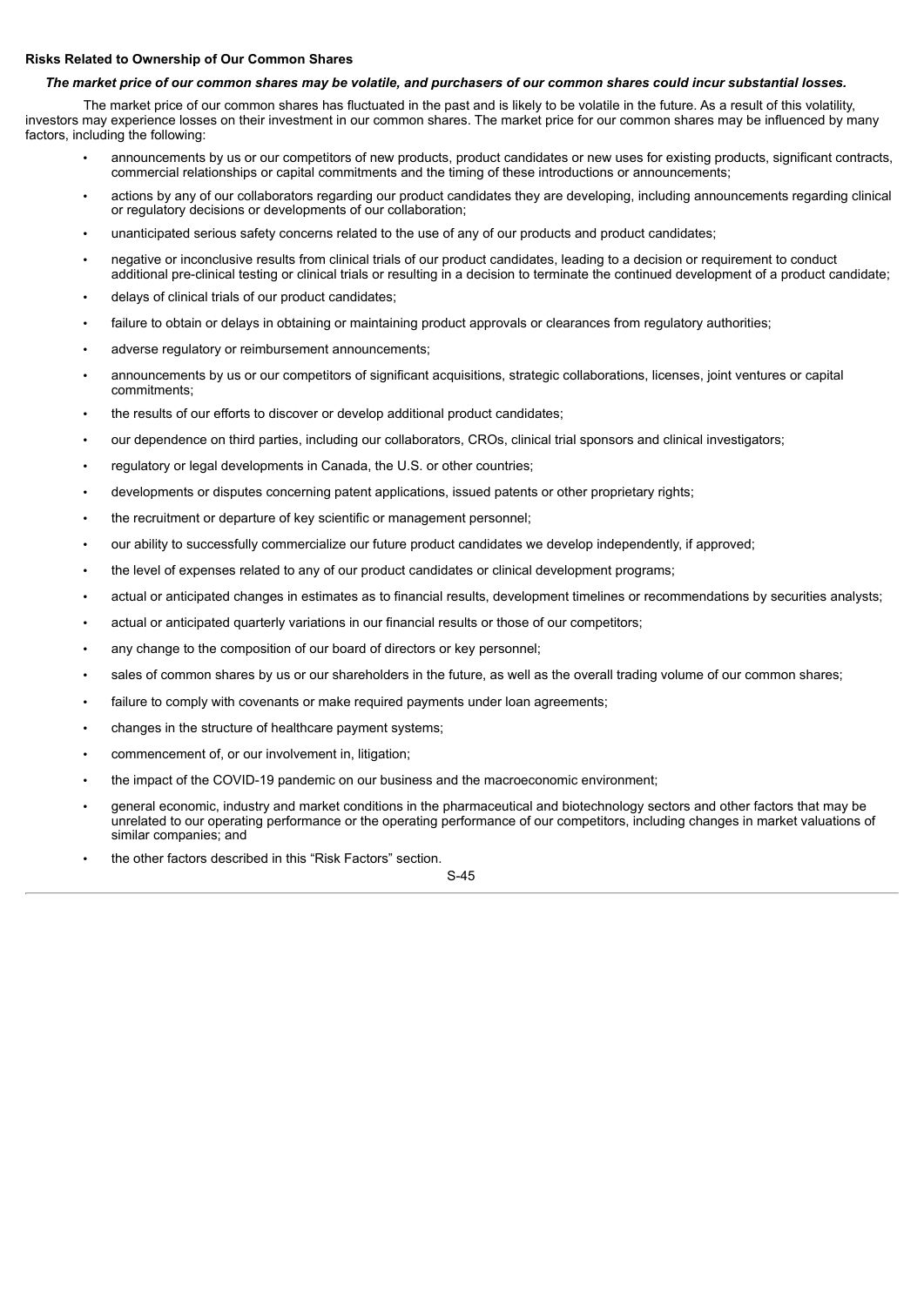**Risks Related to Ownership of Our Common Shares**

***The market price of our common shares may be volatile, and purchasers of our common shares could incur substantial losses.***

The market price of our common shares has fluctuated in the past and is likely to be volatile in the future. As a result of this volatility, investors may experience losses on their investment in our common shares. The market price for our common shares may be influenced by many factors, including the following:

- announcements by us or our competitors of new products, product candidates or new uses for existing products, significant contracts, commercial relationships or capital commitments and the timing of these introductions or announcements;
- actions by any of our collaborators regarding our product candidates they are developing, including announcements regarding clinical or regulatory decisions or developments of our collaboration;
- unanticipated serious safety concerns related to the use of any of our products and product candidates;
- negative or inconclusive results from clinical trials of our product candidates, leading to a decision or requirement to conduct additional pre-clinical testing or clinical trials or resulting in a decision to terminate the continued development of a product candidate;
- delays of clinical trials of our product candidates;
- failure to obtain or delays in obtaining or maintaining product approvals or clearances from regulatory authorities;
- adverse regulatory or reimbursement announcements;
- announcements by us or our competitors of significant acquisitions, strategic collaborations, licenses, joint ventures or capital commitments;
- the results of our efforts to discover or develop additional product candidates;
- our dependence on third parties, including our collaborators, CROs, clinical trial sponsors and clinical investigators;
- regulatory or legal developments in Canada, the U.S. or other countries;
- developments or disputes concerning patent applications, issued patents or other proprietary rights;
- the recruitment or departure of key scientific or management personnel;
- our ability to successfully commercialize our future product candidates we develop independently, if approved;
- the level of expenses related to any of our product candidates or clinical development programs;
- actual or anticipated changes in estimates as to financial results, development timelines or recommendations by securities analysts;
- actual or anticipated quarterly variations in our financial results or those of our competitors;
- any change to the composition of our board of directors or key personnel;
- sales of common shares by us or our shareholders in the future, as well as the overall trading volume of our common shares;
- failure to comply with covenants or make required payments under loan agreements;
- changes in the structure of healthcare payment systems;
- commencement of, or our involvement in, litigation;
- the impact of the COVID-19 pandemic on our business and the macroeconomic environment;
- general economic, industry and market conditions in the pharmaceutical and biotechnology sectors and other factors that may be unrelated to our operating performance or the operating performance of our competitors, including changes in market valuations of similar companies; and
- the other factors described in this "Risk Factors" section.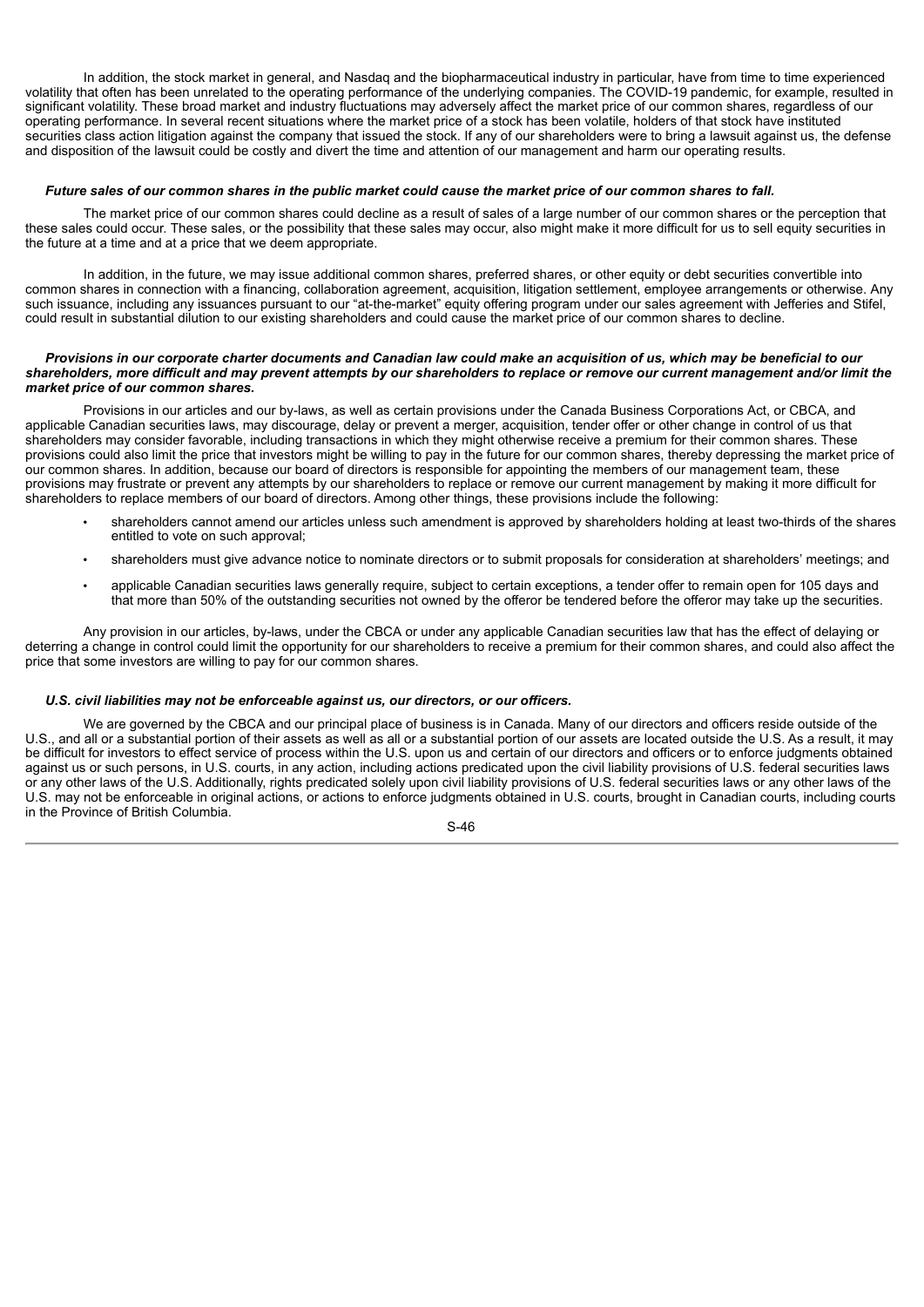In addition, the stock market in general, and Nasdaq and the biopharmaceutical industry in particular, have from time to time experienced volatility that often has been unrelated to the operating performance of the underlying companies. The COVID-19 pandemic, for example, resulted in significant volatility. These broad market and industry fluctuations may adversely affect the market price of our common shares, regardless of our operating performance. In several recent situations where the market price of a stock has been volatile, holders of that stock have instituted securities class action litigation against the company that issued the stock. If any of our shareholders were to bring a lawsuit against us, the defense and disposition of the lawsuit could be costly and divert the time and attention of our management and harm our operating results.

***Future sales of our common shares in the public market could cause the market price of our common shares to fall.***

The market price of our common shares could decline as a result of sales of a large number of our common shares or the perception that these sales could occur. These sales, or the possibility that these sales may occur, also might make it more difficult for us to sell equity securities in the future at a time and at a price that we deem appropriate.

In addition, in the future, we may issue additional common shares, preferred shares, or other equity or debt securities convertible into common shares in connection with a financing, collaboration agreement, acquisition, litigation settlement, employee arrangements or otherwise. Any such issuance, including any issuances pursuant to our "at-the-market" equity offering program under our sales agreement with Jefferies and Stifel, could result in substantial dilution to our existing shareholders and could cause the market price of our common shares to decline.

***Provisions in our corporate charter documents and Canadian law could make an acquisition of us, which may be beneficial to our shareholders, more difficult and may prevent attempts by our shareholders to replace or remove our current management and/or limit the market price of our common shares.***

Provisions in our articles and our by-laws, as well as certain provisions under the Canada Business Corporations Act, or CBCA, and applicable Canadian securities laws, may discourage, delay or prevent a merger, acquisition, tender offer or other change in control of us that shareholders may consider favorable, including transactions in which they might otherwise receive a premium for their common shares. These provisions could also limit the price that investors might be willing to pay in the future for our common shares, thereby depressing the market price of our common shares. In addition, because our board of directors is responsible for appointing the members of our management team, these provisions may frustrate or prevent any attempts by our shareholders to replace or remove our current management by making it more difficult for shareholders to replace members of our board of directors. Among other things, these provisions include the following:

- shareholders cannot amend our articles unless such amendment is approved by shareholders holding at least two-thirds of the shares entitled to vote on such approval;
- shareholders must give advance notice to nominate directors or to submit proposals for consideration at shareholders' meetings; and
- applicable Canadian securities laws generally require, subject to certain exceptions, a tender offer to remain open for 105 days and that more than 50% of the outstanding securities not owned by the offeror be tendered before the offeror may take up the securities.

Any provision in our articles, by-laws, under the CBCA or under any applicable Canadian securities law that has the effect of delaying or deterring a change in control could limit the opportunity for our shareholders to receive a premium for their common shares, and could also affect the price that some investors are willing to pay for our common shares.

***U.S. civil liabilities may not be enforceable against us, our directors, or our officers.***

We are governed by the CBCA and our principal place of business is in Canada. Many of our directors and officers reside outside of the U.S., and all or a substantial portion of their assets as well as all or a substantial portion of our assets are located outside the U.S. As a result, it may be difficult for investors to effect service of process within the U.S. upon us and certain of our directors and officers or to enforce judgments obtained against us or such persons, in U.S. courts, in any action, including actions predicated upon the civil liability provisions of U.S. federal securities laws or any other laws of the U.S. Additionally, rights predicated solely upon civil liability provisions of U.S. federal securities laws or any other laws of the U.S. may not be enforceable in original actions, or actions to enforce judgments obtained in U.S. courts, brought in Canadian courts, including courts in the Province of British Columbia.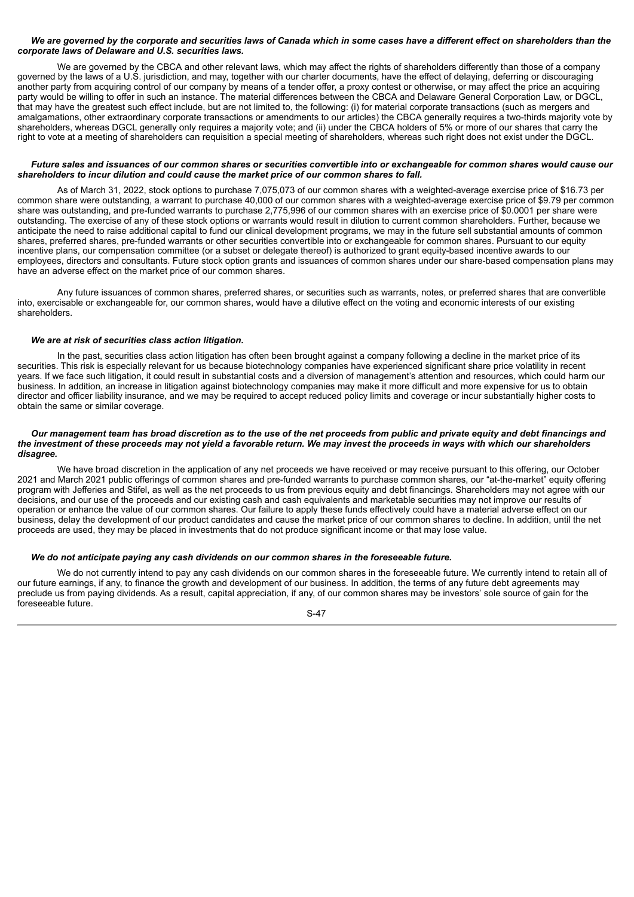***We are governed by the corporate and securities laws of Canada which in some cases have a different effect on shareholders than the corporate laws of Delaware and U.S. securities laws.***

We are governed by the CBCA and other relevant laws, which may affect the rights of shareholders differently than those of a company governed by the laws of a U.S. jurisdiction, and may, together with our charter documents, have the effect of delaying, deferring or discouraging another party from acquiring control of our company by means of a tender offer, a proxy contest or otherwise, or may affect the price an acquiring party would be willing to offer in such an instance. The material differences between the CBCA and Delaware General Corporation Law, or DGCL, that may have the greatest such effect include, but are not limited to, the following: (i) for material corporate transactions (such as mergers and amalgamations, other extraordinary corporate transactions or amendments to our articles) the CBCA generally requires a two-thirds majority vote by shareholders, whereas DGCL generally only requires a majority vote; and (ii) under the CBCA holders of 5% or more of our shares that carry the right to vote at a meeting of shareholders can requisition a special meeting of shareholders, whereas such right does not exist under the DGCL.

***Future sales and issuances of our common shares or securities convertible into or exchangeable for common shares would cause our shareholders to incur dilution and could cause the market price of our common shares to fall.***

As of March 31, 2022, stock options to purchase 7,075,073 of our common shares with a weighted-average exercise price of $16.73 per common share were outstanding, a warrant to purchase 40,000 of our common shares with a weighted-average exercise price of $9.79 per common share was outstanding, and pre-funded warrants to purchase 2,775,996 of our common shares with an exercise price of $0.0001 per share were outstanding. The exercise of any of these stock options or warrants would result in dilution to current common shareholders. Further, because we anticipate the need to raise additional capital to fund our clinical development programs, we may in the future sell substantial amounts of common shares, preferred shares, pre-funded warrants or other securities convertible into or exchangeable for common shares. Pursuant to our equity incentive plans, our compensation committee (or a subset or delegate thereof) is authorized to grant equity-based incentive awards to our employees, directors and consultants. Future stock option grants and issuances of common shares under our share-based compensation plans may have an adverse effect on the market price of our common shares.

Any future issuances of common shares, preferred shares, or securities such as warrants, notes, or preferred shares that are convertible into, exercisable or exchangeable for, our common shares, would have a dilutive effect on the voting and economic interests of our existing shareholders.

***We are at risk of securities class action litigation.***

In the past, securities class action litigation has often been brought against a company following a decline in the market price of its securities. This risk is especially relevant for us because biotechnology companies have experienced significant share price volatility in recent years. If we face such litigation, it could result in substantial costs and a diversion of management's attention and resources, which could harm our business. In addition, an increase in litigation against biotechnology companies may make it more difficult and more expensive for us to obtain director and officer liability insurance, and we may be required to accept reduced policy limits and coverage or incur substantially higher costs to obtain the same or similar coverage.

***Our management team has broad discretion as to the use of the net proceeds from public and private equity and debt financings and the investment of these proceeds may not yield a favorable return. We may invest the proceeds in ways with which our shareholders disagree.***

We have broad discretion in the application of any net proceeds we have received or may receive pursuant to this offering, our October 2021 and March 2021 public offerings of common shares and pre-funded warrants to purchase common shares, our "at-the-market" equity offering program with Jefferies and Stifel, as well as the net proceeds to us from previous equity and debt financings. Shareholders may not agree with our decisions, and our use of the proceeds and our existing cash and cash equivalents and marketable securities may not improve our results of operation or enhance the value of our common shares. Our failure to apply these funds effectively could have a material adverse effect on our business, delay the development of our product candidates and cause the market price of our common shares to decline. In addition, until the net proceeds are used, they may be placed in investments that do not produce significant income or that may lose value.

***We do not anticipate paying any cash dividends on our common shares in the foreseeable future.***

We do not currently intend to pay any cash dividends on our common shares in the foreseeable future. We currently intend to retain all of our future earnings, if any, to finance the growth and development of our business. In addition, the terms of any future debt agreements may preclude us from paying dividends. As a result, capital appreciation, if any, of our common shares may be investors' sole source of gain for the foreseeable future.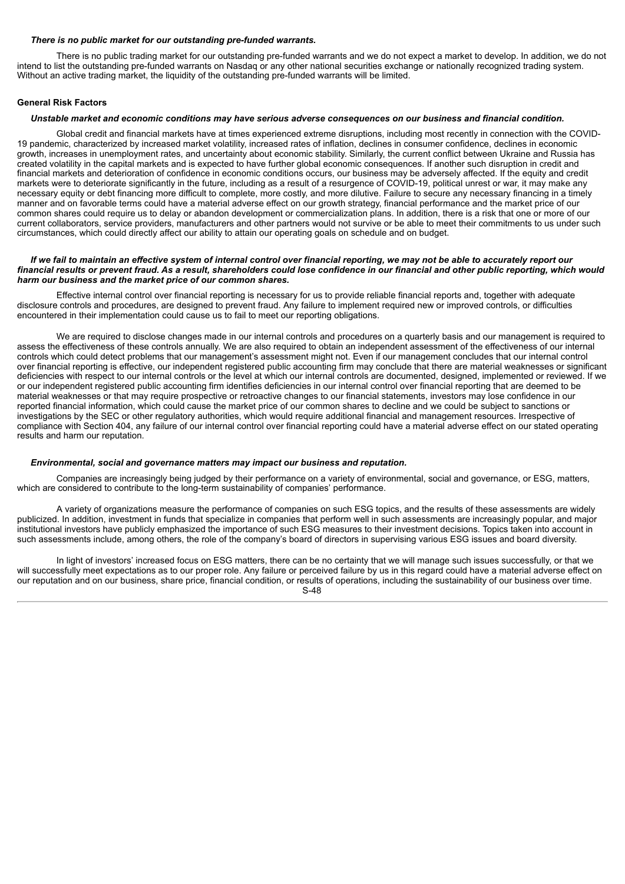***There is no public market for our outstanding pre-funded warrants.***

There is no public trading market for our outstanding pre-funded warrants and we do not expect a market to develop. In addition, we do not intend to list the outstanding pre-funded warrants on Nasdaq or any other national securities exchange or nationally recognized trading system. Without an active trading market, the liquidity of the outstanding pre-funded warrants will be limited.

**General Risk Factors**

***Unstable market and economic conditions may have serious adverse consequences on our business and financial condition.***

Global credit and financial markets have at times experienced extreme disruptions, including most recently in connection with the COVID-19 pandemic, characterized by increased market volatility, increased rates of inflation, declines in consumer confidence, declines in economic growth, increases in unemployment rates, and uncertainty about economic stability. Similarly, the current conflict between Ukraine and Russia has created volatility in the capital markets and is expected to have further global economic consequences. If another such disruption in credit and financial markets and deterioration of confidence in economic conditions occurs, our business may be adversely affected. If the equity and credit markets were to deteriorate significantly in the future, including as a result of a resurgence of COVID-19, political unrest or war, it may make any necessary equity or debt financing more difficult to complete, more costly, and more dilutive. Failure to secure any necessary financing in a timely manner and on favorable terms could have a material adverse effect on our growth strategy, financial performance and the market price of our common shares could require us to delay or abandon development or commercialization plans. In addition, there is a risk that one or more of our current collaborators, service providers, manufacturers and other partners would not survive or be able to meet their commitments to us under such circumstances, which could directly affect our ability to attain our operating goals on schedule and on budget.

***If we fail to maintain an effective system of internal control over financial reporting, we may not be able to accurately report our financial results or prevent fraud. As a result, shareholders could lose confidence in our financial and other public reporting, which would harm our business and the market price of our common shares.***

Effective internal control over financial reporting is necessary for us to provide reliable financial reports and, together with adequate disclosure controls and procedures, are designed to prevent fraud. Any failure to implement required new or improved controls, or difficulties encountered in their implementation could cause us to fail to meet our reporting obligations.

We are required to disclose changes made in our internal controls and procedures on a quarterly basis and our management is required to assess the effectiveness of these controls annually. We are also required to obtain an independent assessment of the effectiveness of our internal controls which could detect problems that our management's assessment might not. Even if our management concludes that our internal control over financial reporting is effective, our independent registered public accounting firm may conclude that there are material weaknesses or significant deficiencies with respect to our internal controls or the level at which our internal controls are documented, designed, implemented or reviewed. If we or our independent registered public accounting firm identifies deficiencies in our internal control over financial reporting that are deemed to be material weaknesses or that may require prospective or retroactive changes to our financial statements, investors may lose confidence in our reported financial information, which could cause the market price of our common shares to decline and we could be subject to sanctions or investigations by the SEC or other regulatory authorities, which would require additional financial and management resources. Irrespective of compliance with Section 404, any failure of our internal control over financial reporting could have a material adverse effect on our stated operating results and harm our reputation.

***Environmental, social and governance matters may impact our business and reputation.***

Companies are increasingly being judged by their performance on a variety of environmental, social and governance, or ESG, matters, which are considered to contribute to the long-term sustainability of companies' performance.

A variety of organizations measure the performance of companies on such ESG topics, and the results of these assessments are widely publicized. In addition, investment in funds that specialize in companies that perform well in such assessments are increasingly popular, and major institutional investors have publicly emphasized the importance of such ESG measures to their investment decisions. Topics taken into account in such assessments include, among others, the role of the company's board of directors in supervising various ESG issues and board diversity.

In light of investors' increased focus on ESG matters, there can be no certainty that we will manage such issues successfully, or that we will successfully meet expectations as to our proper role. Any failure or perceived failure by us in this regard could have a material adverse effect on our reputation and on our business, share price, financial condition, or results of operations, including the sustainability of our business over time.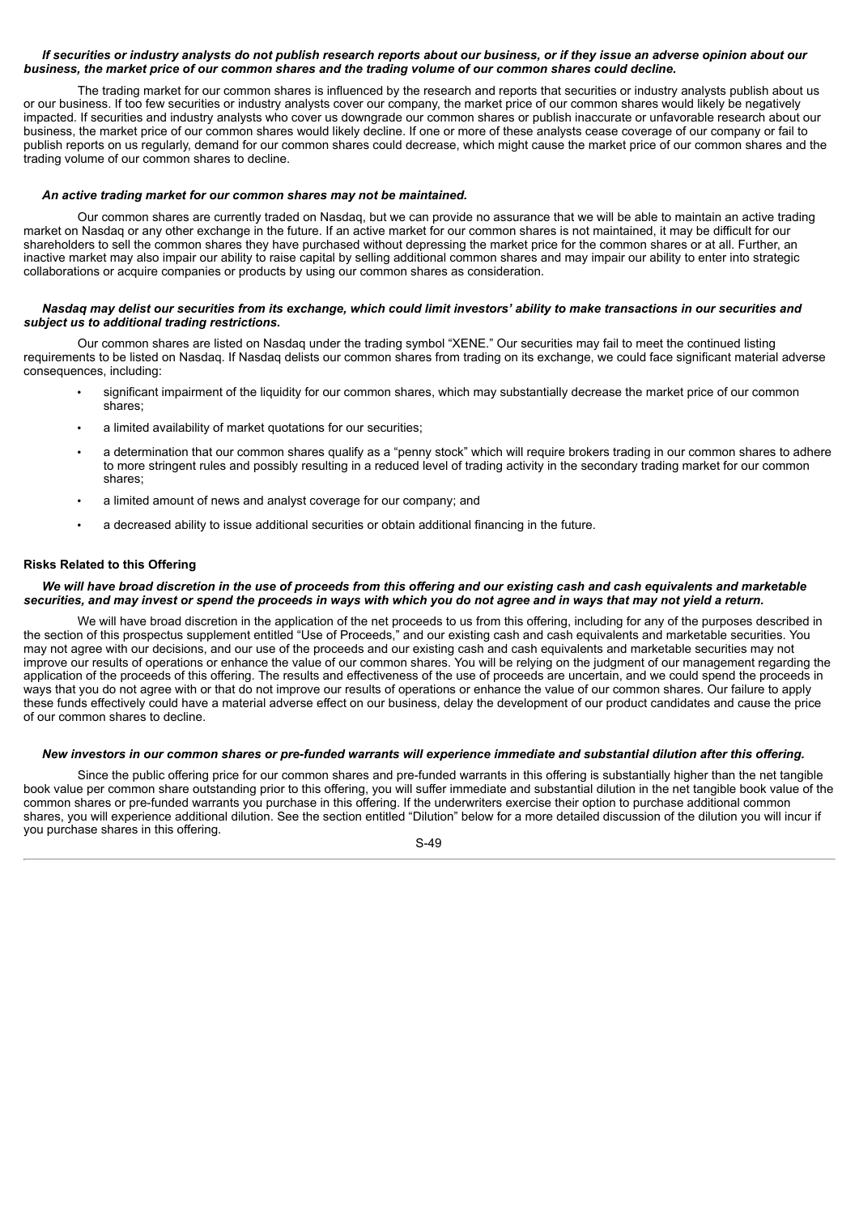***If securities or industry analysts do not publish research reports about our business, or if they issue an adverse opinion about our business, the market price of our common shares and the trading volume of our common shares could decline.***

The trading market for our common shares is influenced by the research and reports that securities or industry analysts publish about us or our business. If too few securities or industry analysts cover our company, the market price of our common shares would likely be negatively impacted. If securities and industry analysts who cover us downgrade our common shares or publish inaccurate or unfavorable research about our business, the market price of our common shares would likely decline. If one or more of these analysts cease coverage of our company or fail to publish reports on us regularly, demand for our common shares could decrease, which might cause the market price of our common shares and the trading volume of our common shares to decline.

***An active trading market for our common shares may not be maintained.***

Our common shares are currently traded on Nasdaq, but we can provide no assurance that we will be able to maintain an active trading market on Nasdaq or any other exchange in the future. If an active market for our common shares is not maintained, it may be difficult for our shareholders to sell the common shares they have purchased without depressing the market price for the common shares or at all. Further, an inactive market may also impair our ability to raise capital by selling additional common shares and may impair our ability to enter into strategic collaborations or acquire companies or products by using our common shares as consideration.

***Nasdaq may delist our securities from its exchange, which could limit investors' ability to make transactions in our securities and subject us to additional trading restrictions.***

Our common shares are listed on Nasdaq under the trading symbol "XENE." Our securities may fail to meet the continued listing requirements to be listed on Nasdaq. If Nasdaq delists our common shares from trading on its exchange, we could face significant material adverse consequences, including:

- significant impairment of the liquidity for our common shares, which may substantially decrease the market price of our common shares;
- a limited availability of market quotations for our securities;
- a determination that our common shares qualify as a "penny stock" which will require brokers trading in our common shares to adhere to more stringent rules and possibly resulting in a reduced level of trading activity in the secondary trading market for our common shares;
- a limited amount of news and analyst coverage for our company; and
- a decreased ability to issue additional securities or obtain additional financing in the future.

**Risks Related to this Offering**

***We will have broad discretion in the use of proceeds from this offering and our existing cash and cash equivalents and marketable securities, and may invest or spend the proceeds in ways with which you do not agree and in ways that may not yield a return.***

We will have broad discretion in the application of the net proceeds to us from this offering, including for any of the purposes described in the section of this prospectus supplement entitled "Use of Proceeds," and our existing cash and cash equivalents and marketable securities. You may not agree with our decisions, and our use of the proceeds and our existing cash and cash equivalents and marketable securities may not improve our results of operations or enhance the value of our common shares. You will be relying on the judgment of our management regarding the application of the proceeds of this offering. The results and effectiveness of the use of proceeds are uncertain, and we could spend the proceeds in ways that you do not agree with or that do not improve our results of operations or enhance the value of our common shares. Our failure to apply these funds effectively could have a material adverse effect on our business, delay the development of our product candidates and cause the price of our common shares to decline.

***New investors in our common shares or pre-funded warrants will experience immediate and substantial dilution after this offering.***

Since the public offering price for our common shares and pre-funded warrants in this offering is substantially higher than the net tangible book value per common share outstanding prior to this offering, you will suffer immediate and substantial dilution in the net tangible book value of the common shares or pre-funded warrants you purchase in this offering. If the underwriters exercise their option to purchase additional common shares, you will experience additional dilution. See the section entitled "Dilution" below for a more detailed discussion of the dilution you will incur if you purchase shares in this offering.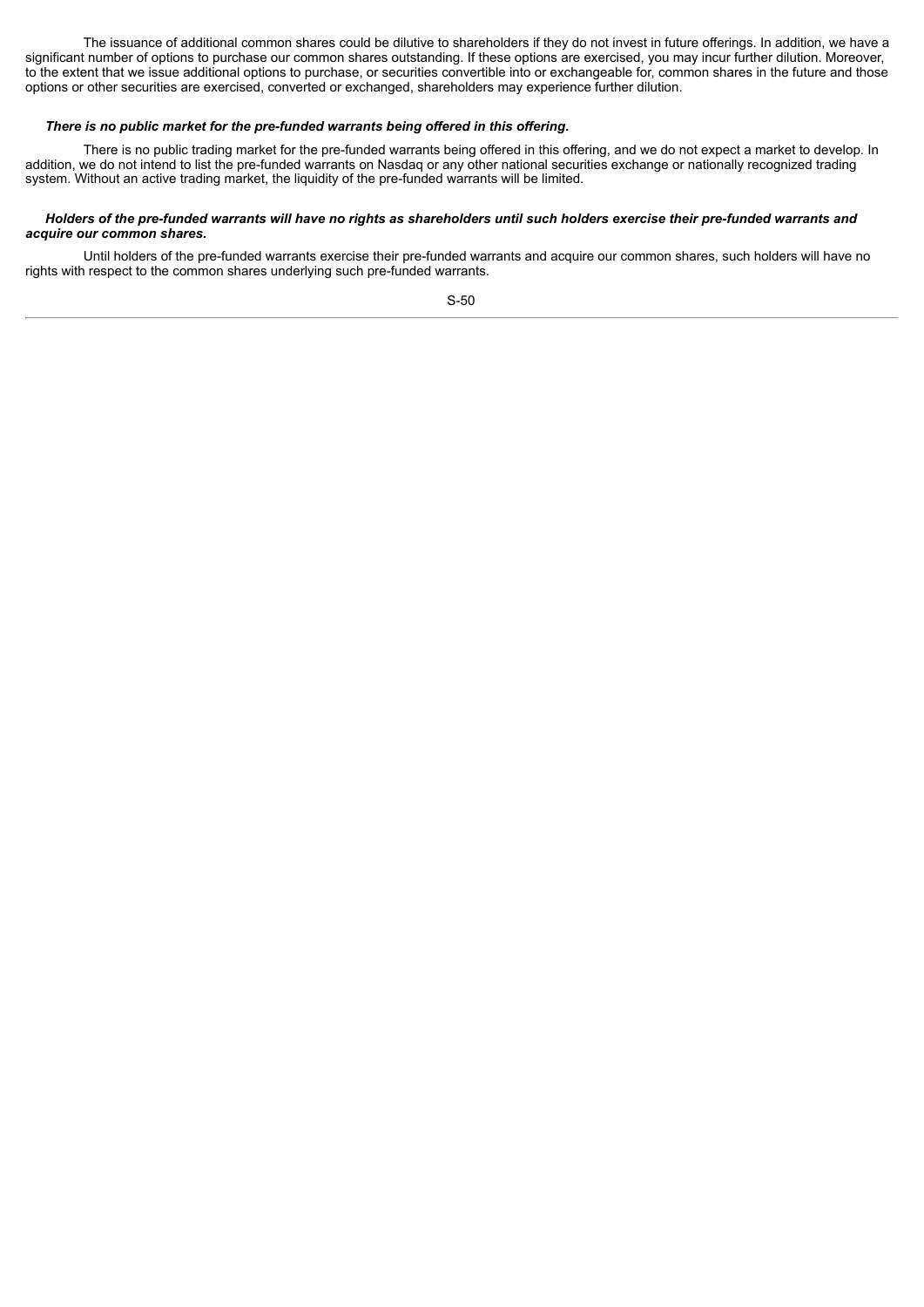The issuance of additional common shares could be dilutive to shareholders if they do not invest in future offerings. In addition, we have a significant number of options to purchase our common shares outstanding. If these options are exercised, you may incur further dilution. Moreover, to the extent that we issue additional options to purchase, or securities convertible into or exchangeable for, common shares in the future and those options or other securities are exercised, converted or exchanged, shareholders may experience further dilution.

***There is no public market for the pre-funded warrants being offered in this offering.***

There is no public trading market for the pre-funded warrants being offered in this offering, and we do not expect a market to develop. In addition, we do not intend to list the pre-funded warrants on Nasdaq or any other national securities exchange or nationally recognized trading system. Without an active trading market, the liquidity of the pre-funded warrants will be limited.

***Holders of the pre-funded warrants will have no rights as shareholders until such holders exercise their pre-funded warrants and acquire our common shares.***

Until holders of the pre-funded warrants exercise their pre-funded warrants and acquire our common shares, such holders will have no rights with respect to the common shares underlying such pre-funded warrants.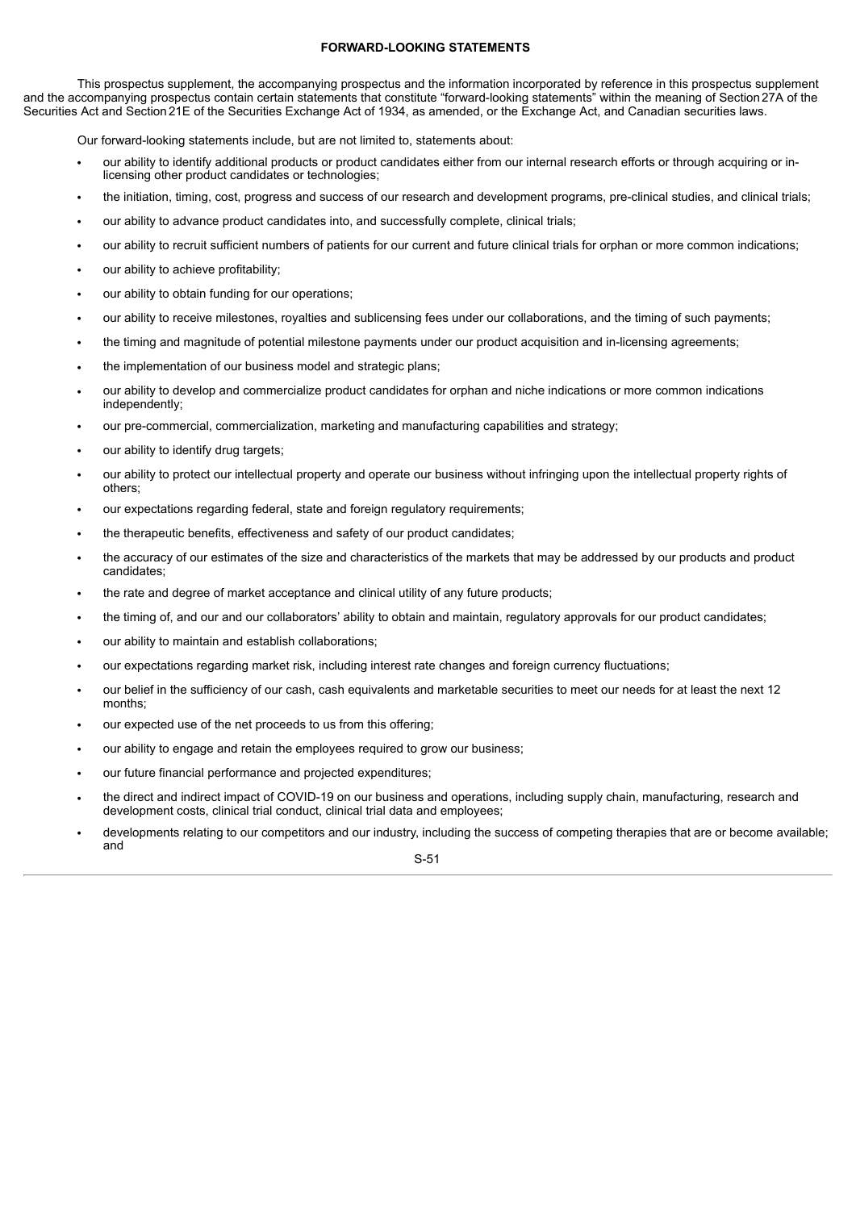## FORWARD-LOOKING STATEMENTS

This prospectus supplement, the accompanying prospectus and the information incorporated by reference in this prospectus supplement and the accompanying prospectus contain certain statements that constitute "forward-looking statements" within the meaning of Section 27A of the Securities Act and Section 21E of the Securities Exchange Act of 1934, as amended, or the Exchange Act, and Canadian securities laws.

Our forward-looking statements include, but are not limited to, statements about:

- our ability to identify additional products or product candidates either from our internal research efforts or through acquiring or in-licensing other product candidates or technologies;
- the initiation, timing, cost, progress and success of our research and development programs, pre-clinical studies, and clinical trials;
- our ability to advance product candidates into, and successfully complete, clinical trials;
- our ability to recruit sufficient numbers of patients for our current and future clinical trials for orphan or more common indications;
- our ability to achieve profitability;
- our ability to obtain funding for our operations;
- our ability to receive milestones, royalties and sublicensing fees under our collaborations, and the timing of such payments;
- the timing and magnitude of potential milestone payments under our product acquisition and in-licensing agreements;
- the implementation of our business model and strategic plans;
- our ability to develop and commercialize product candidates for orphan and niche indications or more common indications independently;
- our pre-commercial, commercialization, marketing and manufacturing capabilities and strategy;
- our ability to identify drug targets;
- our ability to protect our intellectual property and operate our business without infringing upon the intellectual property rights of others;
- our expectations regarding federal, state and foreign regulatory requirements;
- the therapeutic benefits, effectiveness and safety of our product candidates;
- the accuracy of our estimates of the size and characteristics of the markets that may be addressed by our products and product candidates;
- the rate and degree of market acceptance and clinical utility of any future products;
- the timing of, and our and our collaborators' ability to obtain and maintain, regulatory approvals for our product candidates;
- our ability to maintain and establish collaborations;
- our expectations regarding market risk, including interest rate changes and foreign currency fluctuations;
- our belief in the sufficiency of our cash, cash equivalents and marketable securities to meet our needs for at least the next 12 months;
- our expected use of the net proceeds to us from this offering;
- our ability to engage and retain the employees required to grow our business;
- our future financial performance and projected expenditures;
- the direct and indirect impact of COVID-19 on our business and operations, including supply chain, manufacturing, research and development costs, clinical trial conduct, clinical trial data and employees;
- developments relating to our competitors and our industry, including the success of competing therapies that are or become available; and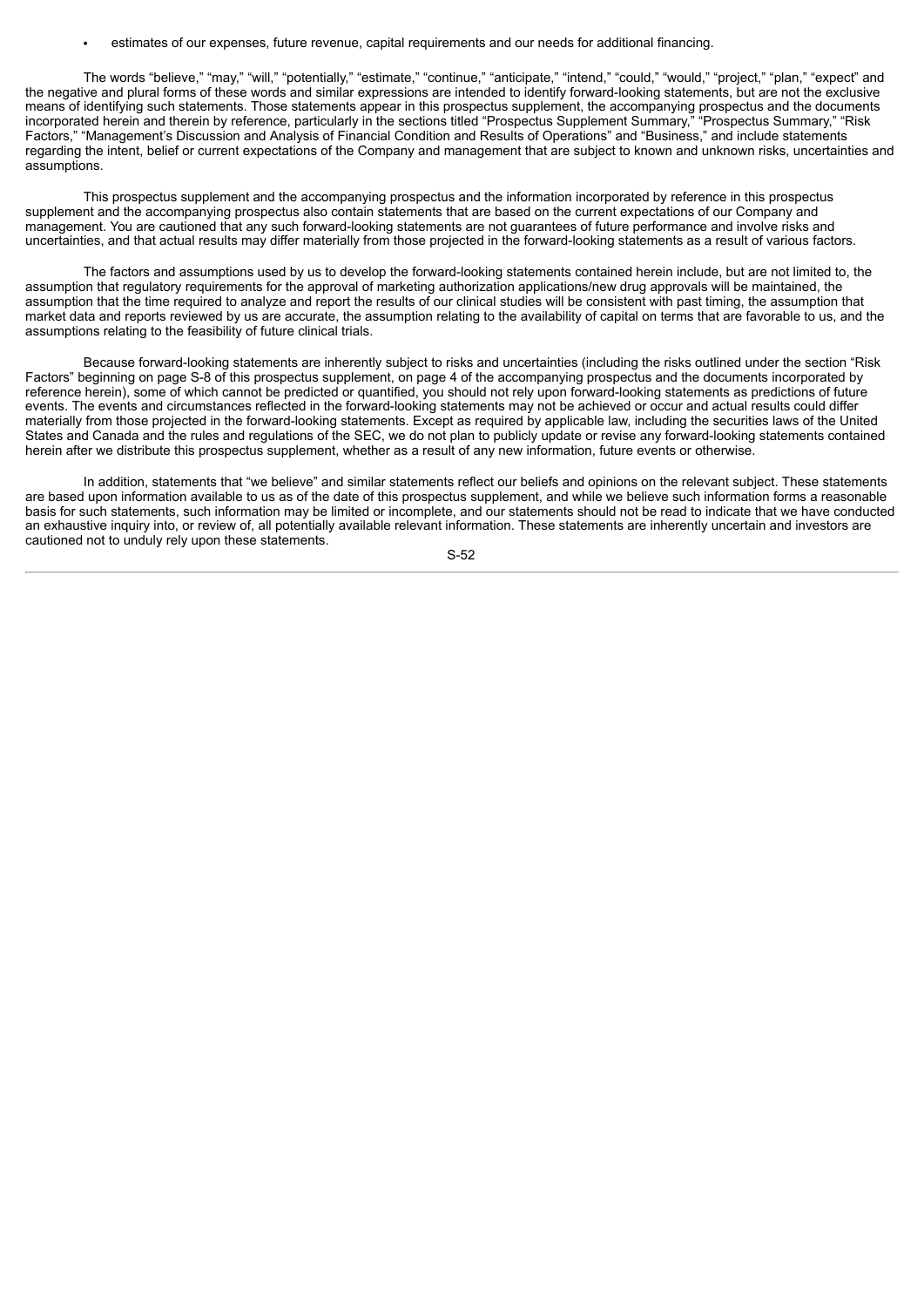- estimates of our expenses, future revenue, capital requirements and our needs for additional financing.

The words "believe," "may," "will," "potentially," "estimate," "continue," "anticipate," "intend," "could," "would," "project," "plan," "expect" and the negative and plural forms of these words and similar expressions are intended to identify forward-looking statements, but are not the exclusive means of identifying such statements. Those statements appear in this prospectus supplement, the accompanying prospectus and the documents incorporated herein and therein by reference, particularly in the sections titled "Prospectus Supplement Summary," "Prospectus Summary," "Risk Factors," "Management's Discussion and Analysis of Financial Condition and Results of Operations" and "Business," and include statements regarding the intent, belief or current expectations of the Company and management that are subject to known and unknown risks, uncertainties and assumptions.

This prospectus supplement and the accompanying prospectus and the information incorporated by reference in this prospectus supplement and the accompanying prospectus also contain statements that are based on the current expectations of our Company and management. You are cautioned that any such forward-looking statements are not guarantees of future performance and involve risks and uncertainties, and that actual results may differ materially from those projected in the forward-looking statements as a result of various factors.

The factors and assumptions used by us to develop the forward-looking statements contained herein include, but are not limited to, the assumption that regulatory requirements for the approval of marketing authorization applications/new drug approvals will be maintained, the assumption that the time required to analyze and report the results of our clinical studies will be consistent with past timing, the assumption that market data and reports reviewed by us are accurate, the assumption relating to the availability of capital on terms that are favorable to us, and the assumptions relating to the feasibility of future clinical trials.

Because forward-looking statements are inherently subject to risks and uncertainties (including the risks outlined under the section "Risk Factors" beginning on page S-8 of this prospectus supplement, on page 4 of the accompanying prospectus and the documents incorporated by reference herein), some of which cannot be predicted or quantified, you should not rely upon forward-looking statements as predictions of future events. The events and circumstances reflected in the forward-looking statements may not be achieved or occur and actual results could differ materially from those projected in the forward-looking statements. Except as required by applicable law, including the securities laws of the United States and Canada and the rules and regulations of the SEC, we do not plan to publicly update or revise any forward-looking statements contained herein after we distribute this prospectus supplement, whether as a result of any new information, future events or otherwise.

In addition, statements that "we believe" and similar statements reflect our beliefs and opinions on the relevant subject. These statements are based upon information available to us as of the date of this prospectus supplement, and while we believe such information forms a reasonable basis for such statements, such information may be limited or incomplete, and our statements should not be read to indicate that we have conducted an exhaustive inquiry into, or review of, all potentially available relevant information. These statements are inherently uncertain and investors are cautioned not to unduly rely upon these statements.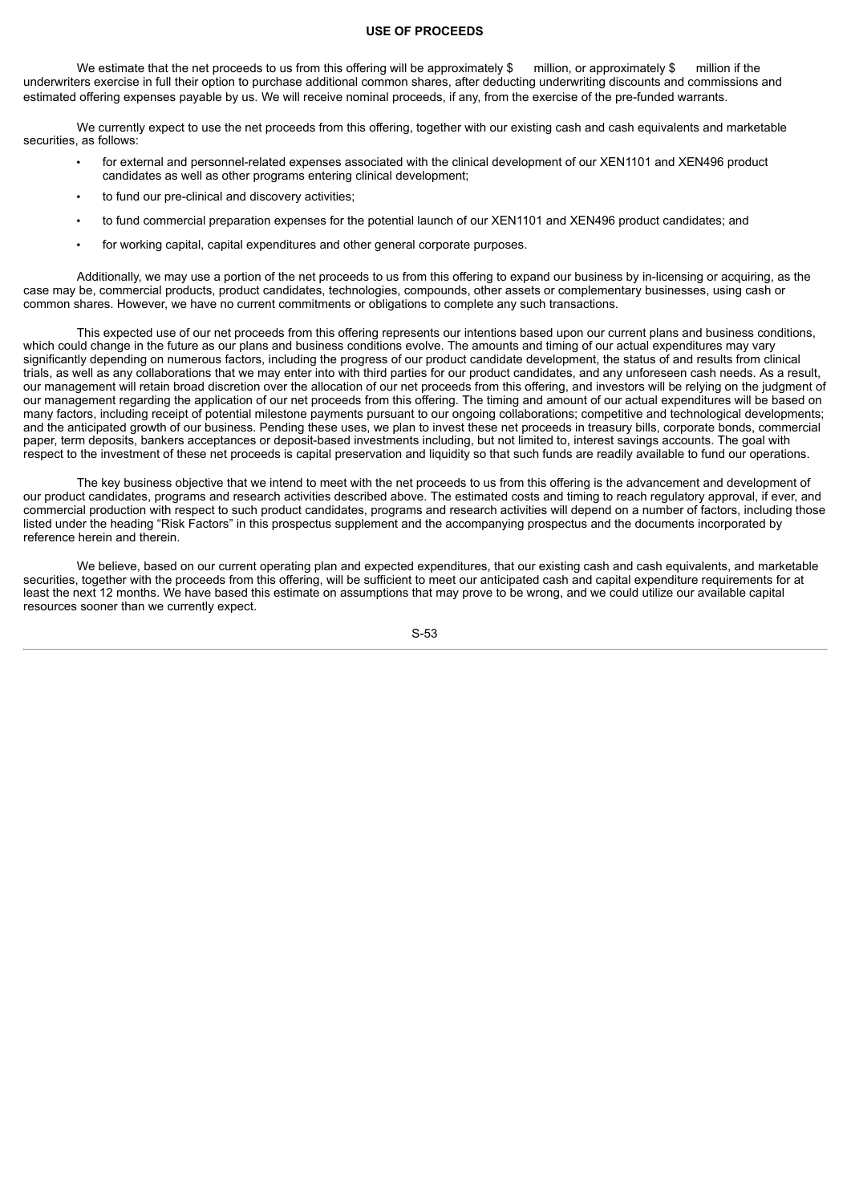## USE OF PROCEEDS

We estimate that the net proceeds to us from this offering will be approximately $ million, or approximately $ million if the underwriters exercise in full their option to purchase additional common shares, after deducting underwriting discounts and commissions and estimated offering expenses payable by us. We will receive nominal proceeds, if any, from the exercise of the pre-funded warrants.

We currently expect to use the net proceeds from this offering, together with our existing cash and cash equivalents and marketable securities, as follows:

- for external and personnel-related expenses associated with the clinical development of our XEN1101 and XEN496 product candidates as well as other programs entering clinical development;
- to fund our pre-clinical and discovery activities;
- to fund commercial preparation expenses for the potential launch of our XEN1101 and XEN496 product candidates; and
- for working capital, capital expenditures and other general corporate purposes.

Additionally, we may use a portion of the net proceeds to us from this offering to expand our business by in-licensing or acquiring, as the case may be, commercial products, product candidates, technologies, compounds, other assets or complementary businesses, using cash or common shares. However, we have no current commitments or obligations to complete any such transactions.

This expected use of our net proceeds from this offering represents our intentions based upon our current plans and business conditions, which could change in the future as our plans and business conditions evolve. The amounts and timing of our actual expenditures may vary significantly depending on numerous factors, including the progress of our product candidate development, the status of and results from clinical trials, as well as any collaborations that we may enter into with third parties for our product candidates, and any unforeseen cash needs. As a result, our management will retain broad discretion over the allocation of our net proceeds from this offering, and investors will be relying on the judgment of our management regarding the application of our net proceeds from this offering. The timing and amount of our actual expenditures will be based on many factors, including receipt of potential milestone payments pursuant to our ongoing collaborations; competitive and technological developments; and the anticipated growth of our business. Pending these uses, we plan to invest these net proceeds in treasury bills, corporate bonds, commercial paper, term deposits, bankers acceptances or deposit-based investments including, but not limited to, interest savings accounts. The goal with respect to the investment of these net proceeds is capital preservation and liquidity so that such funds are readily available to fund our operations.

The key business objective that we intend to meet with the net proceeds to us from this offering is the advancement and development of our product candidates, programs and research activities described above. The estimated costs and timing to reach regulatory approval, if ever, and commercial production with respect to such product candidates, programs and research activities will depend on a number of factors, including those listed under the heading "Risk Factors" in this prospectus supplement and the accompanying prospectus and the documents incorporated by reference herein and therein.

We believe, based on our current operating plan and expected expenditures, that our existing cash and cash equivalents, and marketable securities, together with the proceeds from this offering, will be sufficient to meet our anticipated cash and capital expenditure requirements for at least the next 12 months. We have based this estimate on assumptions that may prove to be wrong, and we could utilize our available capital resources sooner than we currently expect.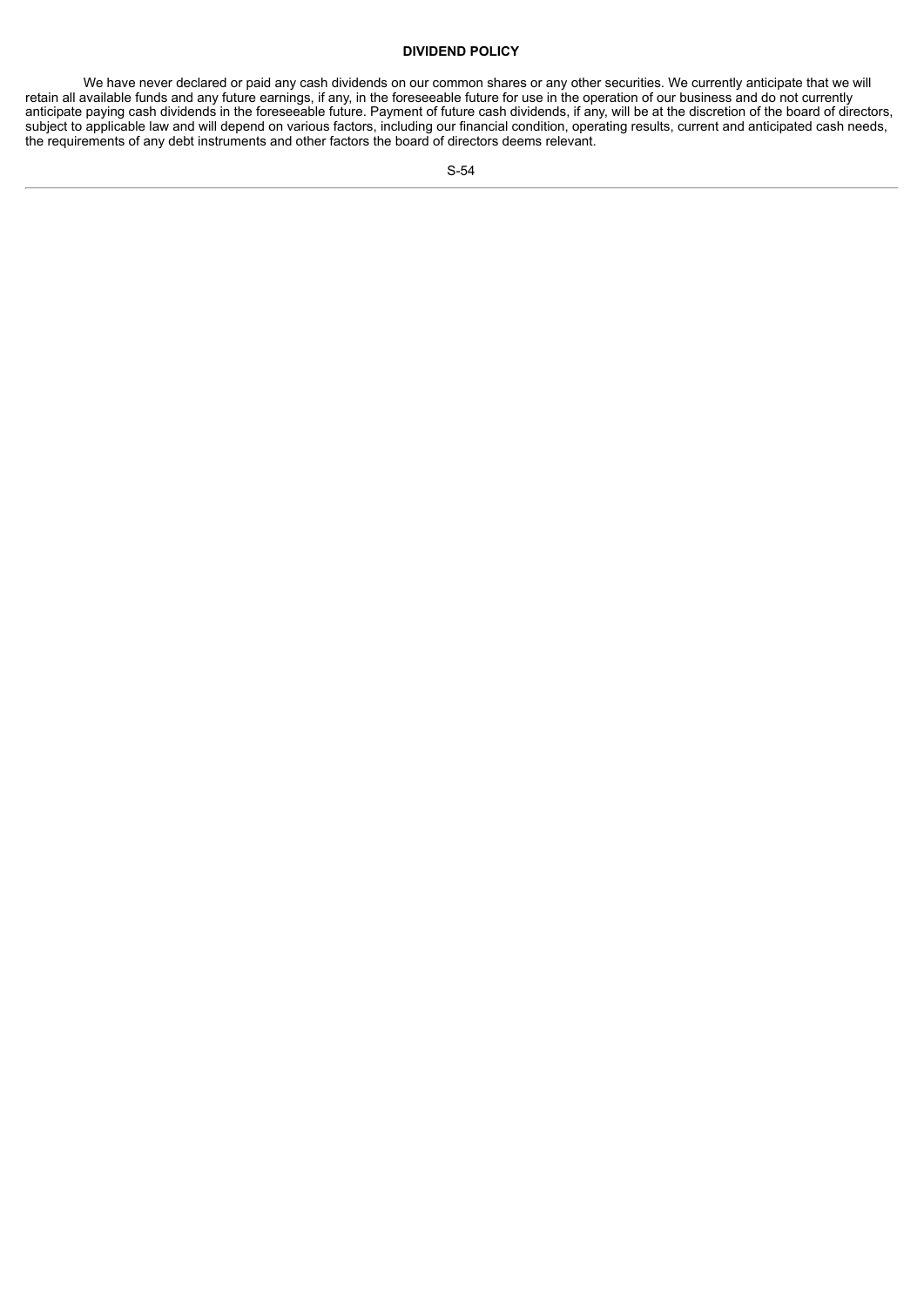## DIVIDEND POLICY

We have never declared or paid any cash dividends on our common shares or any other securities. We currently anticipate that we will retain all available funds and any future earnings, if any, in the foreseeable future for use in the operation of our business and do not currently anticipate paying cash dividends in the foreseeable future. Payment of future cash dividends, if any, will be at the discretion of the board of directors, subject to applicable law and will depend on various factors, including our financial condition, operating results, current and anticipated cash needs, the requirements of any debt instruments and other factors the board of directors deems relevant.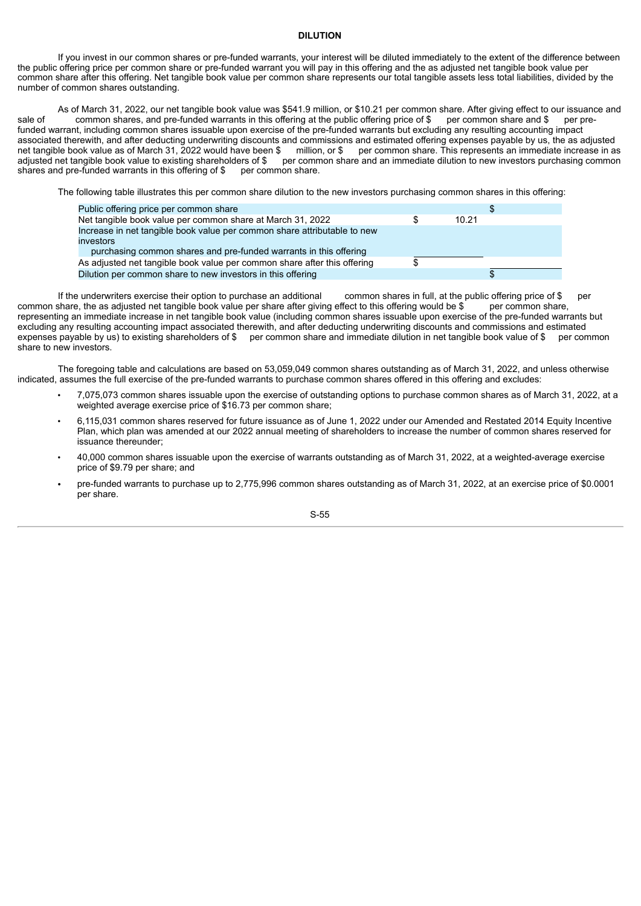## DILUTION

If you invest in our common shares or pre-funded warrants, your interest will be diluted immediately to the extent of the difference between the public offering price per common share or pre-funded warrant you will pay in this offering and the as adjusted net tangible book value per common share after this offering. Net tangible book value per common share represents our total tangible assets less total liabilities, divided by the number of common shares outstanding.

As of March 31, 2022, our net tangible book value was $541.9 million, or $10.21 per common share. After giving effect to our issuance and sale of common shares, and pre-funded warrants in this offering at the public offering price of $ per common share and $ per pre-funded warrant, including common shares issuable upon exercise of the pre-funded warrants but excluding any resulting accounting impact associated therewith, and after deducting underwriting discounts and commissions and estimated offering expenses payable by us, the as adjusted net tangible book value as of March 31, 2022 would have been $ million, or $ per common share. This represents an immediate increase in as adjusted net tangible book value to existing shareholders of $ per common share and an immediate dilution to new investors purchasing common shares and pre-funded warrants in this offering of $ per common share.

The following table illustrates this per common share dilution to the new investors purchasing common shares in this offering:

| | | |
|---|---|---|
| Public offering price per common share | | $ |
| Net tangible book value per common share at March 31, 2022 | $ 10.21 | |
| Increase in net tangible book value per common share attributable to new investors purchasing common shares and pre-funded warrants in this offering | | |
| As adjusted net tangible book value per common share after this offering | $ | |
| Dilution per common share to new investors in this offering | | $ |

If the underwriters exercise their option to purchase an additional common shares in full, at the public offering price of $ per common share, the as adjusted net tangible book value per share after giving effect to this offering would be $ per common share, representing an immediate increase in net tangible book value (including common shares issuable upon exercise of the pre-funded warrants but excluding any resulting accounting impact associated therewith, and after deducting underwriting discounts and commissions and estimated expenses payable by us) to existing shareholders of $ per common share and immediate dilution in net tangible book value of $ per common share to new investors.

The foregoing table and calculations are based on 53,059,049 common shares outstanding as of March 31, 2022, and unless otherwise indicated, assumes the full exercise of the pre-funded warrants to purchase common shares offered in this offering and excludes:

- 7,075,073 common shares issuable upon the exercise of outstanding options to purchase common shares as of March 31, 2022, at a weighted average exercise price of $16.73 per common share;
- 6,115,031 common shares reserved for future issuance as of June 1, 2022 under our Amended and Restated 2014 Equity Incentive Plan, which plan was amended at our 2022 annual meeting of shareholders to increase the number of common shares reserved for issuance thereunder;
- 40,000 common shares issuable upon the exercise of warrants outstanding as of March 31, 2022, at a weighted-average exercise price of $9.79 per share; and
- pre-funded warrants to purchase up to 2,775,996 common shares outstanding as of March 31, 2022, at an exercise price of $0.0001 per share.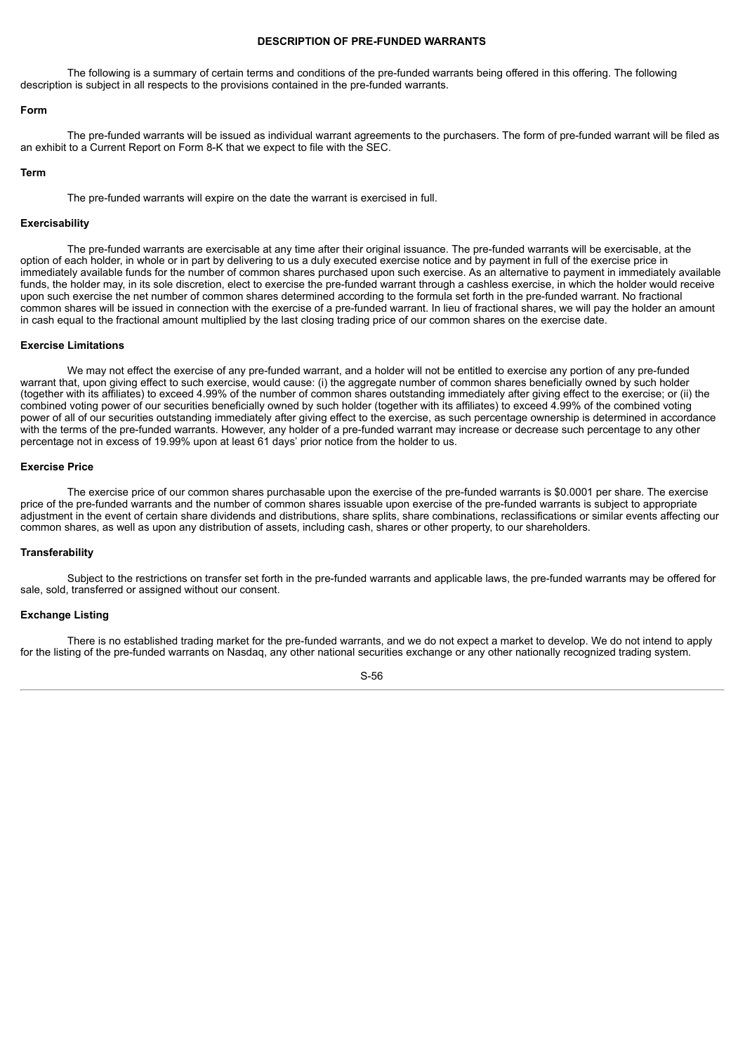## DESCRIPTION OF PRE-FUNDED WARRANTS

The following is a summary of certain terms and conditions of the pre-funded warrants being offered in this offering. The following description is subject in all respects to the provisions contained in the pre-funded warrants.

### Form

The pre-funded warrants will be issued as individual warrant agreements to the purchasers. The form of pre-funded warrant will be filed as an exhibit to a Current Report on Form 8-K that we expect to file with the SEC.

### Term

The pre-funded warrants will expire on the date the warrant is exercised in full.

### Exercisability

The pre-funded warrants are exercisable at any time after their original issuance. The pre-funded warrants will be exercisable, at the option of each holder, in whole or in part by delivering to us a duly executed exercise notice and by payment in full of the exercise price in immediately available funds for the number of common shares purchased upon such exercise. As an alternative to payment in immediately available funds, the holder may, in its sole discretion, elect to exercise the pre-funded warrant through a cashless exercise, in which the holder would receive upon such exercise the net number of common shares determined according to the formula set forth in the pre-funded warrant. No fractional common shares will be issued in connection with the exercise of a pre-funded warrant. In lieu of fractional shares, we will pay the holder an amount in cash equal to the fractional amount multiplied by the last closing trading price of our common shares on the exercise date.

### Exercise Limitations

We may not effect the exercise of any pre-funded warrant, and a holder will not be entitled to exercise any portion of any pre-funded warrant that, upon giving effect to such exercise, would cause: (i) the aggregate number of common shares beneficially owned by such holder (together with its affiliates) to exceed 4.99% of the number of common shares outstanding immediately after giving effect to the exercise; or (ii) the combined voting power of our securities beneficially owned by such holder (together with its affiliates) to exceed 4.99% of the combined voting power of all of our securities outstanding immediately after giving effect to the exercise, as such percentage ownership is determined in accordance with the terms of the pre-funded warrants. However, any holder of a pre-funded warrant may increase or decrease such percentage to any other percentage not in excess of 19.99% upon at least 61 days' prior notice from the holder to us.

### Exercise Price

The exercise price of our common shares purchasable upon the exercise of the pre-funded warrants is $0.0001 per share. The exercise price of the pre-funded warrants and the number of common shares issuable upon exercise of the pre-funded warrants is subject to appropriate adjustment in the event of certain share dividends and distributions, share splits, share combinations, reclassifications or similar events affecting our common shares, as well as upon any distribution of assets, including cash, shares or other property, to our shareholders.

### Transferability

Subject to the restrictions on transfer set forth in the pre-funded warrants and applicable laws, the pre-funded warrants may be offered for sale, sold, transferred or assigned without our consent.

### Exchange Listing

There is no established trading market for the pre-funded warrants, and we do not expect a market to develop. We do not intend to apply for the listing of the pre-funded warrants on Nasdaq, any other national securities exchange or any other nationally recognized trading system.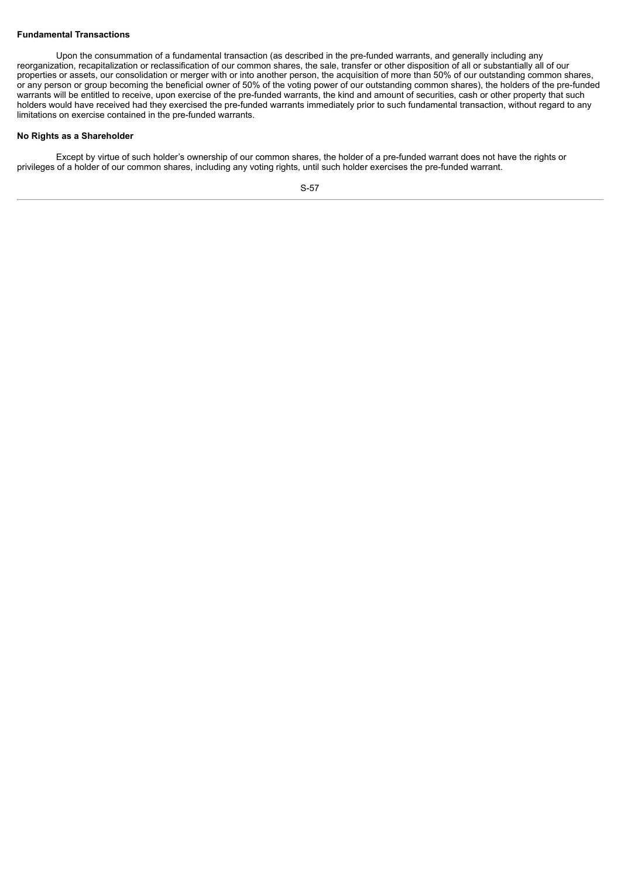**Fundamental Transactions**

Upon the consummation of a fundamental transaction (as described in the pre-funded warrants, and generally including any reorganization, recapitalization or reclassification of our common shares, the sale, transfer or other disposition of all or substantially all of our properties or assets, our consolidation or merger with or into another person, the acquisition of more than 50% of our outstanding common shares, or any person or group becoming the beneficial owner of 50% of the voting power of our outstanding common shares), the holders of the pre-funded warrants will be entitled to receive, upon exercise of the pre-funded warrants, the kind and amount of securities, cash or other property that such holders would have received had they exercised the pre-funded warrants immediately prior to such fundamental transaction, without regard to any limitations on exercise contained in the pre-funded warrants.

**No Rights as a Shareholder**

Except by virtue of such holder's ownership of our common shares, the holder of a pre-funded warrant does not have the rights or privileges of a holder of our common shares, including any voting rights, until such holder exercises the pre-funded warrant.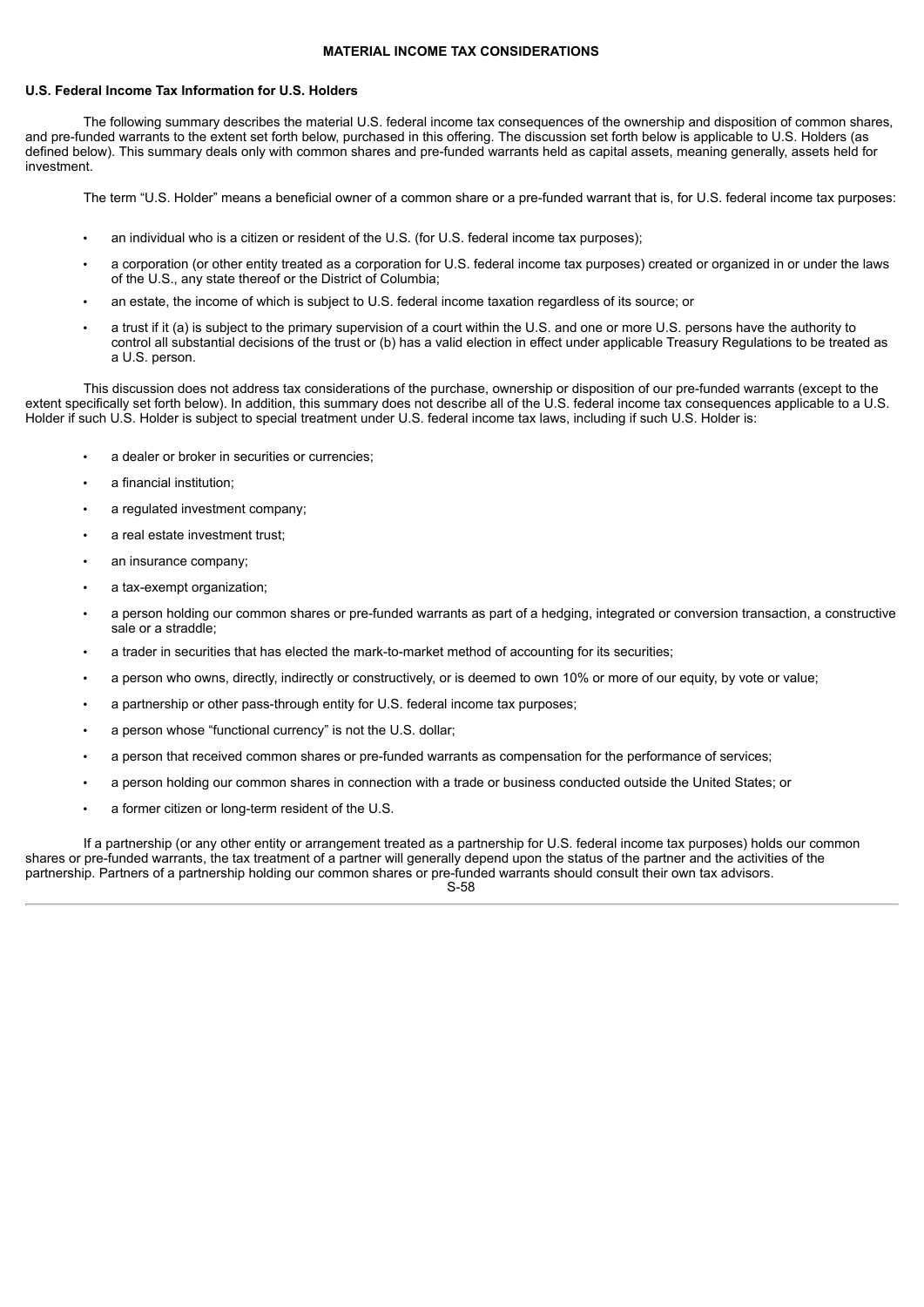## MATERIAL INCOME TAX CONSIDERATIONS

### U.S. Federal Income Tax Information for U.S. Holders

The following summary describes the material U.S. federal income tax consequences of the ownership and disposition of common shares, and pre-funded warrants to the extent set forth below, purchased in this offering. The discussion set forth below is applicable to U.S. Holders (as defined below). This summary deals only with common shares and pre-funded warrants held as capital assets, meaning generally, assets held for investment.

The term "U.S. Holder" means a beneficial owner of a common share or a pre-funded warrant that is, for U.S. federal income tax purposes:

- an individual who is a citizen or resident of the U.S. (for U.S. federal income tax purposes);
- a corporation (or other entity treated as a corporation for U.S. federal income tax purposes) created or organized in or under the laws of the U.S., any state thereof or the District of Columbia;
- an estate, the income of which is subject to U.S. federal income taxation regardless of its source; or
- a trust if it (a) is subject to the primary supervision of a court within the U.S. and one or more U.S. persons have the authority to control all substantial decisions of the trust or (b) has a valid election in effect under applicable Treasury Regulations to be treated as a U.S. person.

This discussion does not address tax considerations of the purchase, ownership or disposition of our pre-funded warrants (except to the extent specifically set forth below). In addition, this summary does not describe all of the U.S. federal income tax consequences applicable to a U.S. Holder if such U.S. Holder is subject to special treatment under U.S. federal income tax laws, including if such U.S. Holder is:

- a dealer or broker in securities or currencies;
- a financial institution;
- a regulated investment company;
- a real estate investment trust;
- an insurance company;
- a tax-exempt organization;
- a person holding our common shares or pre-funded warrants as part of a hedging, integrated or conversion transaction, a constructive sale or a straddle;
- a trader in securities that has elected the mark-to-market method of accounting for its securities;
- a person who owns, directly, indirectly or constructively, or is deemed to own 10% or more of our equity, by vote or value;
- a partnership or other pass-through entity for U.S. federal income tax purposes;
- a person whose "functional currency" is not the U.S. dollar;
- a person that received common shares or pre-funded warrants as compensation for the performance of services;
- a person holding our common shares in connection with a trade or business conducted outside the United States; or
- a former citizen or long-term resident of the U.S.

If a partnership (or any other entity or arrangement treated as a partnership for U.S. federal income tax purposes) holds our common shares or pre-funded warrants, the tax treatment of a partner will generally depend upon the status of the partner and the activities of the partnership. Partners of a partnership holding our common shares or pre-funded warrants should consult their own tax advisors.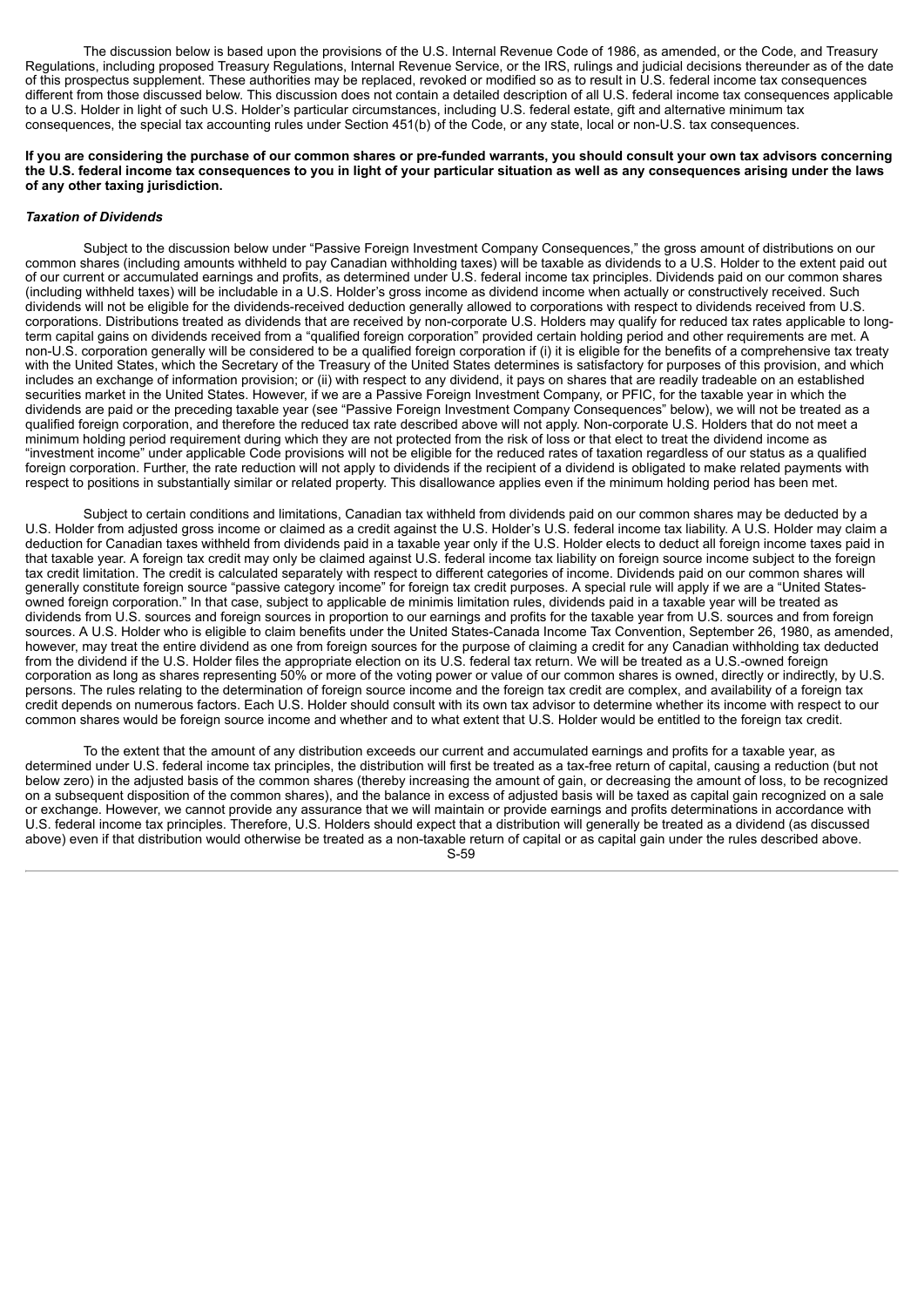The discussion below is based upon the provisions of the U.S. Internal Revenue Code of 1986, as amended, or the Code, and Treasury Regulations, including proposed Treasury Regulations, Internal Revenue Service, or the IRS, rulings and judicial decisions thereunder as of the date of this prospectus supplement. These authorities may be replaced, revoked or modified so as to result in U.S. federal income tax consequences different from those discussed below. This discussion does not contain a detailed description of all U.S. federal income tax consequences applicable to a U.S. Holder in light of such U.S. Holder's particular circumstances, including U.S. federal estate, gift and alternative minimum tax consequences, the special tax accounting rules under Section 451(b) of the Code, or any state, local or non-U.S. tax consequences.

**If you are considering the purchase of our common shares or pre-funded warrants, you should consult your own tax advisors concerning the U.S. federal income tax consequences to you in light of your particular situation as well as any consequences arising under the laws of any other taxing jurisdiction.**

***Taxation of Dividends***

Subject to the discussion below under "Passive Foreign Investment Company Consequences," the gross amount of distributions on our common shares (including amounts withheld to pay Canadian withholding taxes) will be taxable as dividends to a U.S. Holder to the extent paid out of our current or accumulated earnings and profits, as determined under U.S. federal income tax principles. Dividends paid on our common shares (including withheld taxes) will be includable in a U.S. Holder's gross income as dividend income when actually or constructively received. Such dividends will not be eligible for the dividends-received deduction generally allowed to corporations with respect to dividends received from U.S. corporations. Distributions treated as dividends that are received by non-corporate U.S. Holders may qualify for reduced tax rates applicable to long-term capital gains on dividends received from a "qualified foreign corporation" provided certain holding period and other requirements are met. A non-U.S. corporation generally will be considered to be a qualified foreign corporation if (i) it is eligible for the benefits of a comprehensive tax treaty with the United States, which the Secretary of the Treasury of the United States determines is satisfactory for purposes of this provision, and which includes an exchange of information provision; or (ii) with respect to any dividend, it pays on shares that are readily tradeable on an established securities market in the United States. However, if we are a Passive Foreign Investment Company, or PFIC, for the taxable year in which the dividends are paid or the preceding taxable year (see "Passive Foreign Investment Company Consequences" below), we will not be treated as a qualified foreign corporation, and therefore the reduced tax rate described above will not apply. Non-corporate U.S. Holders that do not meet a minimum holding period requirement during which they are not protected from the risk of loss or that elect to treat the dividend income as "investment income" under applicable Code provisions will not be eligible for the reduced rates of taxation regardless of our status as a qualified foreign corporation. Further, the rate reduction will not apply to dividends if the recipient of a dividend is obligated to make related payments with respect to positions in substantially similar or related property. This disallowance applies even if the minimum holding period has been met.

Subject to certain conditions and limitations, Canadian tax withheld from dividends paid on our common shares may be deducted by a U.S. Holder from adjusted gross income or claimed as a credit against the U.S. Holder's U.S. federal income tax liability. A U.S. Holder may claim a deduction for Canadian taxes withheld from dividends paid in a taxable year only if the U.S. Holder elects to deduct all foreign income taxes paid in that taxable year. A foreign tax credit may only be claimed against U.S. federal income tax liability on foreign source income subject to the foreign tax credit limitation. The credit is calculated separately with respect to different categories of income. Dividends paid on our common shares will generally constitute foreign source "passive category income" for foreign tax credit purposes. A special rule will apply if we are a "United States-owned foreign corporation." In that case, subject to applicable de minimis limitation rules, dividends paid in a taxable year will be treated as dividends from U.S. sources and foreign sources in proportion to our earnings and profits for the taxable year from U.S. sources and from foreign sources. A U.S. Holder who is eligible to claim benefits under the United States-Canada Income Tax Convention, September 26, 1980, as amended, however, may treat the entire dividend as one from foreign sources for the purpose of claiming a credit for any Canadian withholding tax deducted from the dividend if the U.S. Holder files the appropriate election on its U.S. federal tax return. We will be treated as a U.S.-owned foreign corporation as long as shares representing 50% or more of the voting power or value of our common shares is owned, directly or indirectly, by U.S. persons. The rules relating to the determination of foreign source income and the foreign tax credit are complex, and availability of a foreign tax credit depends on numerous factors. Each U.S. Holder should consult with its own tax advisor to determine whether its income with respect to our common shares would be foreign source income and whether and to what extent that U.S. Holder would be entitled to the foreign tax credit.

To the extent that the amount of any distribution exceeds our current and accumulated earnings and profits for a taxable year, as determined under U.S. federal income tax principles, the distribution will first be treated as a tax-free return of capital, causing a reduction (but not below zero) in the adjusted basis of the common shares (thereby increasing the amount of gain, or decreasing the amount of loss, to be recognized on a subsequent disposition of the common shares), and the balance in excess of adjusted basis will be taxed as capital gain recognized on a sale or exchange. However, we cannot provide any assurance that we will maintain or provide earnings and profits determinations in accordance with U.S. federal income tax principles. Therefore, U.S. Holders should expect that a distribution will generally be treated as a dividend (as discussed above) even if that distribution would otherwise be treated as a non-taxable return of capital or as capital gain under the rules described above.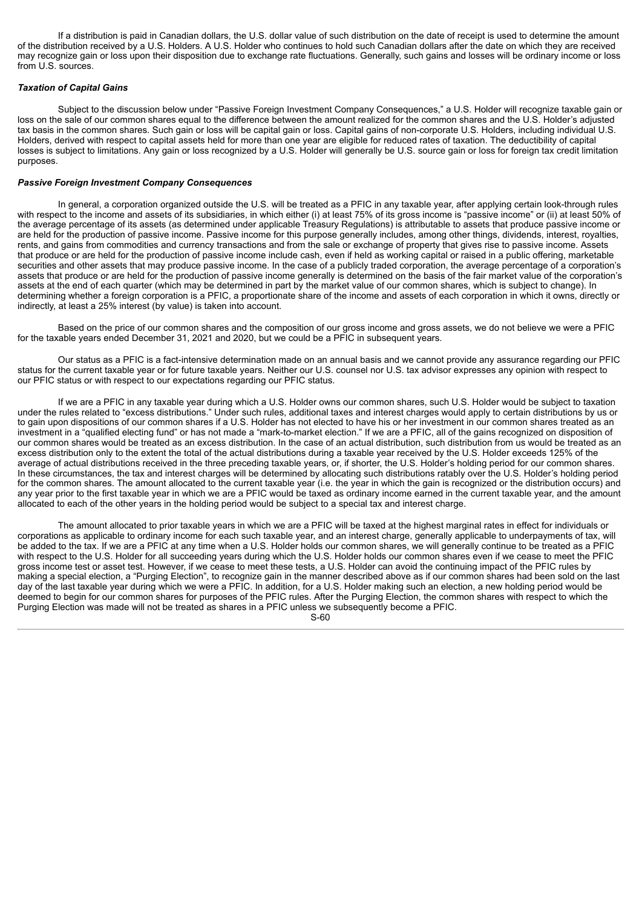If a distribution is paid in Canadian dollars, the U.S. dollar value of such distribution on the date of receipt is used to determine the amount of the distribution received by a U.S. Holders. A U.S. Holder who continues to hold such Canadian dollars after the date on which they are received may recognize gain or loss upon their disposition due to exchange rate fluctuations. Generally, such gains and losses will be ordinary income or loss from U.S. sources.

***Taxation of Capital Gains***

Subject to the discussion below under "Passive Foreign Investment Company Consequences," a U.S. Holder will recognize taxable gain or loss on the sale of our common shares equal to the difference between the amount realized for the common shares and the U.S. Holder's adjusted tax basis in the common shares. Such gain or loss will be capital gain or loss. Capital gains of non-corporate U.S. Holders, including individual U.S. Holders, derived with respect to capital assets held for more than one year are eligible for reduced rates of taxation. The deductibility of capital losses is subject to limitations. Any gain or loss recognized by a U.S. Holder will generally be U.S. source gain or loss for foreign tax credit limitation purposes.

***Passive Foreign Investment Company Consequences***

In general, a corporation organized outside the U.S. will be treated as a PFIC in any taxable year, after applying certain look-through rules with respect to the income and assets of its subsidiaries, in which either (i) at least 75% of its gross income is "passive income" or (ii) at least 50% of the average percentage of its assets (as determined under applicable Treasury Regulations) is attributable to assets that produce passive income or are held for the production of passive income. Passive income for this purpose generally includes, among other things, dividends, interest, royalties, rents, and gains from commodities and currency transactions and from the sale or exchange of property that gives rise to passive income. Assets that produce or are held for the production of passive income include cash, even if held as working capital or raised in a public offering, marketable securities and other assets that may produce passive income. In the case of a publicly traded corporation, the average percentage of a corporation's assets that produce or are held for the production of passive income generally is determined on the basis of the fair market value of the corporation's assets at the end of each quarter (which may be determined in part by the market value of our common shares, which is subject to change). In determining whether a foreign corporation is a PFIC, a proportionate share of the income and assets of each corporation in which it owns, directly or indirectly, at least a 25% interest (by value) is taken into account.

Based on the price of our common shares and the composition of our gross income and gross assets, we do not believe we were a PFIC for the taxable years ended December 31, 2021 and 2020, but we could be a PFIC in subsequent years.

Our status as a PFIC is a fact-intensive determination made on an annual basis and we cannot provide any assurance regarding our PFIC status for the current taxable year or for future taxable years. Neither our U.S. counsel nor U.S. tax advisor expresses any opinion with respect to our PFIC status or with respect to our expectations regarding our PFIC status.

If we are a PFIC in any taxable year during which a U.S. Holder owns our common shares, such U.S. Holder would be subject to taxation under the rules related to "excess distributions." Under such rules, additional taxes and interest charges would apply to certain distributions by us or to gain upon dispositions of our common shares if a U.S. Holder has not elected to have his or her investment in our common shares treated as an investment in a "qualified electing fund" or has not made a "mark-to-market election." If we are a PFIC, all of the gains recognized on disposition of our common shares would be treated as an excess distribution. In the case of an actual distribution, such distribution from us would be treated as an excess distribution only to the extent the total of the actual distributions during a taxable year received by the U.S. Holder exceeds 125% of the average of actual distributions received in the three preceding taxable years, or, if shorter, the U.S. Holder's holding period for our common shares. In these circumstances, the tax and interest charges will be determined by allocating such distributions ratably over the U.S. Holder's holding period for the common shares. The amount allocated to the current taxable year (i.e. the year in which the gain is recognized or the distribution occurs) and any year prior to the first taxable year in which we are a PFIC would be taxed as ordinary income earned in the current taxable year, and the amount allocated to each of the other years in the holding period would be subject to a special tax and interest charge.

The amount allocated to prior taxable years in which we are a PFIC will be taxed at the highest marginal rates in effect for individuals or corporations as applicable to ordinary income for each such taxable year, and an interest charge, generally applicable to underpayments of tax, will be added to the tax. If we are a PFIC at any time when a U.S. Holder holds our common shares, we will generally continue to be treated as a PFIC with respect to the U.S. Holder for all succeeding years during which the U.S. Holder holds our common shares even if we cease to meet the PFIC gross income test or asset test. However, if we cease to meet these tests, a U.S. Holder can avoid the continuing impact of the PFIC rules by making a special election, a "Purging Election", to recognize gain in the manner described above as if our common shares had been sold on the last day of the last taxable year during which we were a PFIC. In addition, for a U.S. Holder making such an election, a new holding period would be deemed to begin for our common shares for purposes of the PFIC rules. After the Purging Election, the common shares with respect to which the Purging Election was made will not be treated as shares in a PFIC unless we subsequently become a PFIC.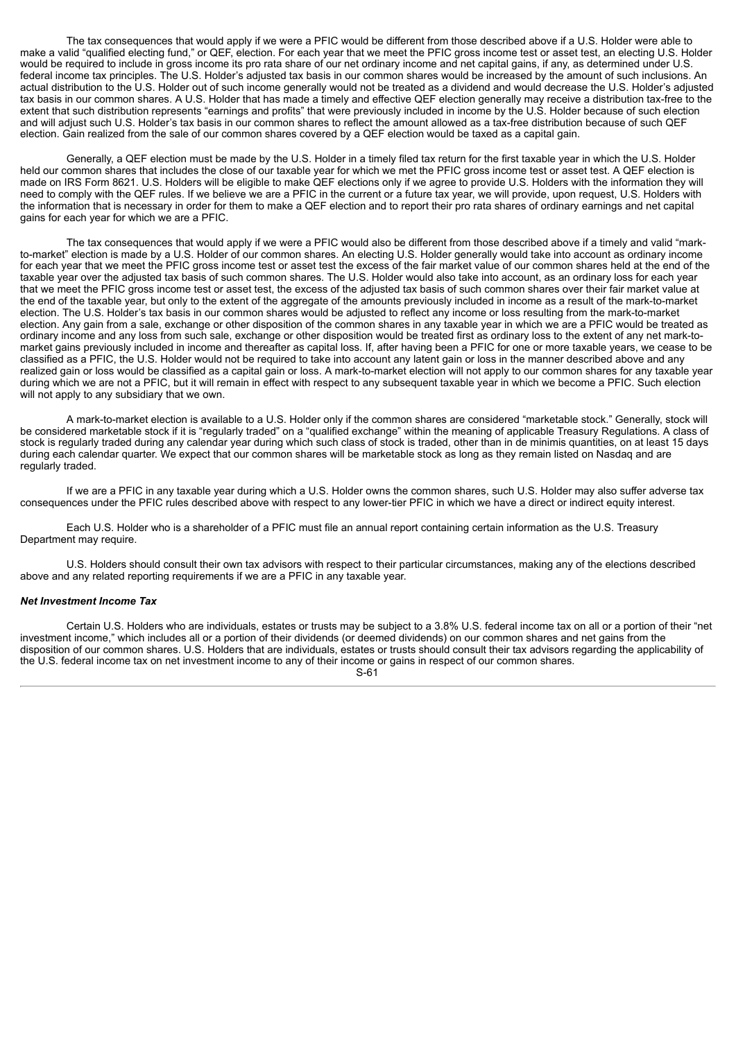The tax consequences that would apply if we were a PFIC would be different from those described above if a U.S. Holder were able to make a valid "qualified electing fund," or QEF, election. For each year that we meet the PFIC gross income test or asset test, an electing U.S. Holder would be required to include in gross income its pro rata share of our net ordinary income and net capital gains, if any, as determined under U.S. federal income tax principles. The U.S. Holder's adjusted tax basis in our common shares would be increased by the amount of such inclusions. An actual distribution to the U.S. Holder out of such income generally would not be treated as a dividend and would decrease the U.S. Holder's adjusted tax basis in our common shares. A U.S. Holder that has made a timely and effective QEF election generally may receive a distribution tax-free to the extent that such distribution represents "earnings and profits" that were previously included in income by the U.S. Holder because of such election and will adjust such U.S. Holder's tax basis in our common shares to reflect the amount allowed as a tax-free distribution because of such QEF election. Gain realized from the sale of our common shares covered by a QEF election would be taxed as a capital gain.

Generally, a QEF election must be made by the U.S. Holder in a timely filed tax return for the first taxable year in which the U.S. Holder held our common shares that includes the close of our taxable year for which we met the PFIC gross income test or asset test. A QEF election is made on IRS Form 8621. U.S. Holders will be eligible to make QEF elections only if we agree to provide U.S. Holders with the information they will need to comply with the QEF rules. If we believe we are a PFIC in the current or a future tax year, we will provide, upon request, U.S. Holders with the information that is necessary in order for them to make a QEF election and to report their pro rata shares of ordinary earnings and net capital gains for each year for which we are a PFIC.

The tax consequences that would apply if we were a PFIC would also be different from those described above if a timely and valid "mark-to-market" election is made by a U.S. Holder of our common shares. An electing U.S. Holder generally would take into account as ordinary income for each year that we meet the PFIC gross income test or asset test the excess of the fair market value of our common shares held at the end of the taxable year over the adjusted tax basis of such common shares. The U.S. Holder would also take into account, as an ordinary loss for each year that we meet the PFIC gross income test or asset test, the excess of the adjusted tax basis of such common shares over their fair market value at the end of the taxable year, but only to the extent of the aggregate of the amounts previously included in income as a result of the mark-to-market election. The U.S. Holder's tax basis in our common shares would be adjusted to reflect any income or loss resulting from the mark-to-market election. Any gain from a sale, exchange or other disposition of the common shares in any taxable year in which we are a PFIC would be treated as ordinary income and any loss from such sale, exchange or other disposition would be treated first as ordinary loss to the extent of any net mark-to-market gains previously included in income and thereafter as capital loss. If, after having been a PFIC for one or more taxable years, we cease to be classified as a PFIC, the U.S. Holder would not be required to take into account any latent gain or loss in the manner described above and any realized gain or loss would be classified as a capital gain or loss. A mark-to-market election will not apply to our common shares for any taxable year during which we are not a PFIC, but it will remain in effect with respect to any subsequent taxable year in which we become a PFIC. Such election will not apply to any subsidiary that we own.

A mark-to-market election is available to a U.S. Holder only if the common shares are considered "marketable stock." Generally, stock will be considered marketable stock if it is "regularly traded" on a "qualified exchange" within the meaning of applicable Treasury Regulations. A class of stock is regularly traded during any calendar year during which such class of stock is traded, other than in de minimis quantities, on at least 15 days during each calendar quarter. We expect that our common shares will be marketable stock as long as they remain listed on Nasdaq and are regularly traded.

If we are a PFIC in any taxable year during which a U.S. Holder owns the common shares, such U.S. Holder may also suffer adverse tax consequences under the PFIC rules described above with respect to any lower-tier PFIC in which we have a direct or indirect equity interest.

Each U.S. Holder who is a shareholder of a PFIC must file an annual report containing certain information as the U.S. Treasury Department may require.

U.S. Holders should consult their own tax advisors with respect to their particular circumstances, making any of the elections described above and any related reporting requirements if we are a PFIC in any taxable year.

***Net Investment Income Tax***

Certain U.S. Holders who are individuals, estates or trusts may be subject to a 3.8% U.S. federal income tax on all or a portion of their "net investment income," which includes all or a portion of their dividends (or deemed dividends) on our common shares and net gains from the disposition of our common shares. U.S. Holders that are individuals, estates or trusts should consult their tax advisors regarding the applicability of the U.S. federal income tax on net investment income to any of their income or gains in respect of our common shares.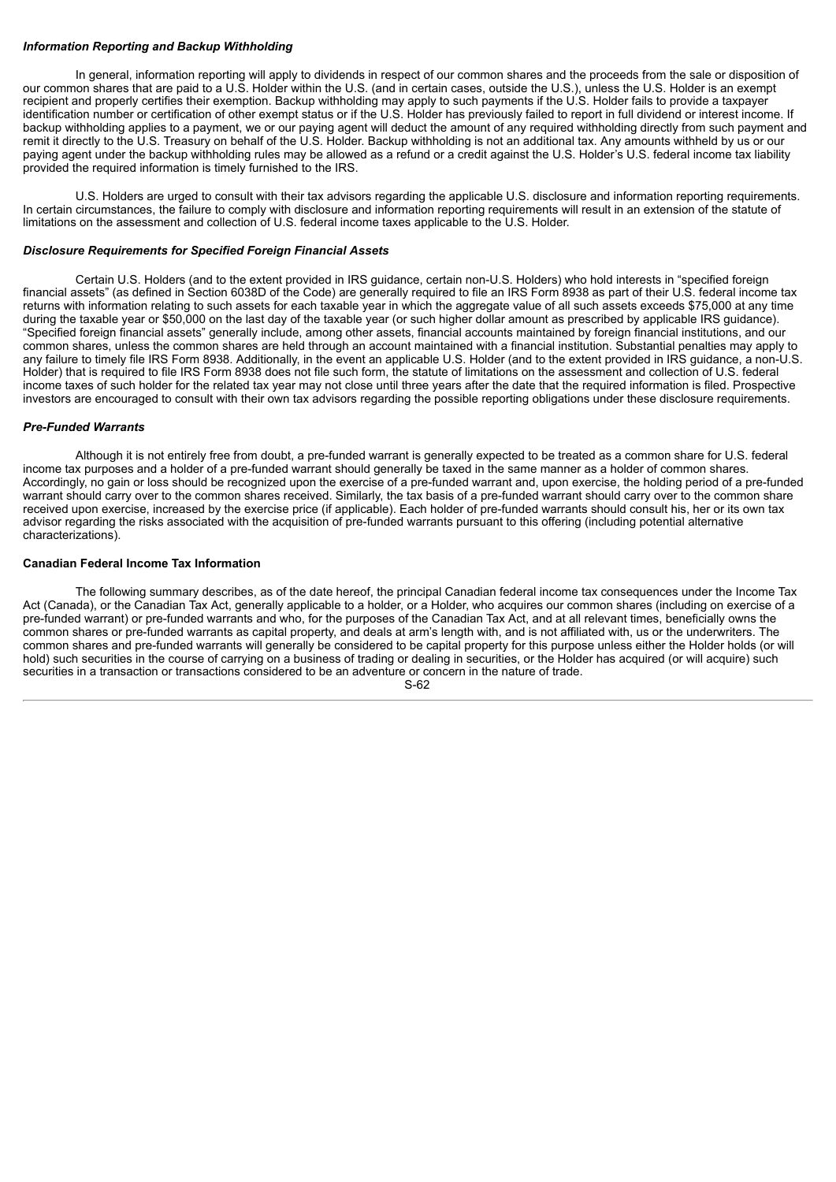### *Information Reporting and Backup Withholding*

In general, information reporting will apply to dividends in respect of our common shares and the proceeds from the sale or disposition of our common shares that are paid to a U.S. Holder within the U.S. (and in certain cases, outside the U.S.), unless the U.S. Holder is an exempt recipient and properly certifies their exemption. Backup withholding may apply to such payments if the U.S. Holder fails to provide a taxpayer identification number or certification of other exempt status or if the U.S. Holder has previously failed to report in full dividend or interest income. If backup withholding applies to a payment, we or our paying agent will deduct the amount of any required withholding directly from such payment and remit it directly to the U.S. Treasury on behalf of the U.S. Holder. Backup withholding is not an additional tax. Any amounts withheld by us or our paying agent under the backup withholding rules may be allowed as a refund or a credit against the U.S. Holder's U.S. federal income tax liability provided the required information is timely furnished to the IRS.

U.S. Holders are urged to consult with their tax advisors regarding the applicable U.S. disclosure and information reporting requirements. In certain circumstances, the failure to comply with disclosure and information reporting requirements will result in an extension of the statute of limitations on the assessment and collection of U.S. federal income taxes applicable to the U.S. Holder.

### *Disclosure Requirements for Specified Foreign Financial Assets*

Certain U.S. Holders (and to the extent provided in IRS guidance, certain non-U.S. Holders) who hold interests in "specified foreign financial assets" (as defined in Section 6038D of the Code) are generally required to file an IRS Form 8938 as part of their U.S. federal income tax returns with information relating to such assets for each taxable year in which the aggregate value of all such assets exceeds $75,000 at any time during the taxable year or $50,000 on the last day of the taxable year (or such higher dollar amount as prescribed by applicable IRS guidance). "Specified foreign financial assets" generally include, among other assets, financial accounts maintained by foreign financial institutions, and our common shares, unless the common shares are held through an account maintained with a financial institution. Substantial penalties may apply to any failure to timely file IRS Form 8938. Additionally, in the event an applicable U.S. Holder (and to the extent provided in IRS guidance, a non-U.S. Holder) that is required to file IRS Form 8938 does not file such form, the statute of limitations on the assessment and collection of U.S. federal income taxes of such holder for the related tax year may not close until three years after the date that the required information is filed. Prospective investors are encouraged to consult with their own tax advisors regarding the possible reporting obligations under these disclosure requirements.

### *Pre-Funded Warrants*

Although it is not entirely free from doubt, a pre-funded warrant is generally expected to be treated as a common share for U.S. federal income tax purposes and a holder of a pre-funded warrant should generally be taxed in the same manner as a holder of common shares. Accordingly, no gain or loss should be recognized upon the exercise of a pre-funded warrant and, upon exercise, the holding period of a pre-funded warrant should carry over to the common shares received. Similarly, the tax basis of a pre-funded warrant should carry over to the common share received upon exercise, increased by the exercise price (if applicable). Each holder of pre-funded warrants should consult his, her or its own tax advisor regarding the risks associated with the acquisition of pre-funded warrants pursuant to this offering (including potential alternative characterizations).

## **Canadian Federal Income Tax Information**

The following summary describes, as of the date hereof, the principal Canadian federal income tax consequences under the Income Tax Act (Canada), or the Canadian Tax Act, generally applicable to a holder, or a Holder, who acquires our common shares (including on exercise of a pre-funded warrant) or pre-funded warrants and who, for the purposes of the Canadian Tax Act, and at all relevant times, beneficially owns the common shares or pre-funded warrants as capital property, and deals at arm's length with, and is not affiliated with, us or the underwriters. The common shares and pre-funded warrants will generally be considered to be capital property for this purpose unless either the Holder holds (or will hold) such securities in the course of carrying on a business of trading or dealing in securities, or the Holder has acquired (or will acquire) such securities in a transaction or transactions considered to be an adventure or concern in the nature of trade.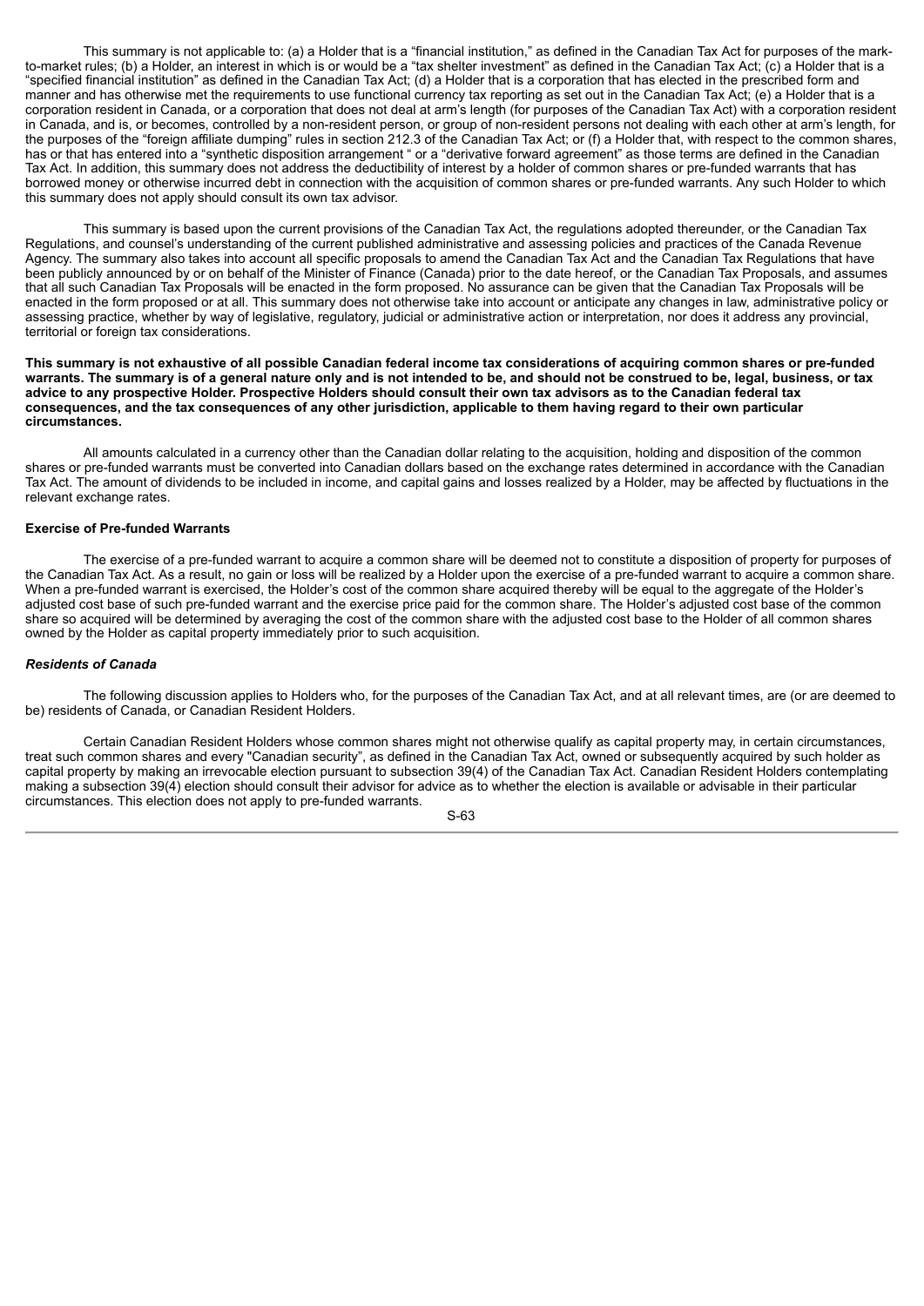This summary is not applicable to: (a) a Holder that is a "financial institution," as defined in the Canadian Tax Act for purposes of the mark-to-market rules; (b) a Holder, an interest in which is or would be a "tax shelter investment" as defined in the Canadian Tax Act; (c) a Holder that is a "specified financial institution" as defined in the Canadian Tax Act; (d) a Holder that is a corporation that has elected in the prescribed form and manner and has otherwise met the requirements to use functional currency tax reporting as set out in the Canadian Tax Act; (e) a Holder that is a corporation resident in Canada, or a corporation that does not deal at arm's length (for purposes of the Canadian Tax Act) with a corporation resident in Canada, and is, or becomes, controlled by a non-resident person, or group of non-resident persons not dealing with each other at arm's length, for the purposes of the "foreign affiliate dumping" rules in section 212.3 of the Canadian Tax Act; or (f) a Holder that, with respect to the common shares, has or that has entered into a "synthetic disposition arrangement " or a "derivative forward agreement" as those terms are defined in the Canadian Tax Act. In addition, this summary does not address the deductibility of interest by a holder of common shares or pre-funded warrants that has borrowed money or otherwise incurred debt in connection with the acquisition of common shares or pre-funded warrants. Any such Holder to which this summary does not apply should consult its own tax advisor.

This summary is based upon the current provisions of the Canadian Tax Act, the regulations adopted thereunder, or the Canadian Tax Regulations, and counsel's understanding of the current published administrative and assessing policies and practices of the Canada Revenue Agency. The summary also takes into account all specific proposals to amend the Canadian Tax Act and the Canadian Tax Regulations that have been publicly announced by or on behalf of the Minister of Finance (Canada) prior to the date hereof, or the Canadian Tax Proposals, and assumes that all such Canadian Tax Proposals will be enacted in the form proposed. No assurance can be given that the Canadian Tax Proposals will be enacted in the form proposed or at all. This summary does not otherwise take into account or anticipate any changes in law, administrative policy or assessing practice, whether by way of legislative, regulatory, judicial or administrative action or interpretation, nor does it address any provincial, territorial or foreign tax considerations.

**This summary is not exhaustive of all possible Canadian federal income tax considerations of acquiring common shares or pre-funded warrants. The summary is of a general nature only and is not intended to be, and should not be construed to be, legal, business, or tax advice to any prospective Holder. Prospective Holders should consult their own tax advisors as to the Canadian federal tax consequences, and the tax consequences of any other jurisdiction, applicable to them having regard to their own particular circumstances.**

All amounts calculated in a currency other than the Canadian dollar relating to the acquisition, holding and disposition of the common shares or pre-funded warrants must be converted into Canadian dollars based on the exchange rates determined in accordance with the Canadian Tax Act. The amount of dividends to be included in income, and capital gains and losses realized by a Holder, may be affected by fluctuations in the relevant exchange rates.

**Exercise of Pre-funded Warrants**

The exercise of a pre-funded warrant to acquire a common share will be deemed not to constitute a disposition of property for purposes of the Canadian Tax Act. As a result, no gain or loss will be realized by a Holder upon the exercise of a pre-funded warrant to acquire a common share. When a pre-funded warrant is exercised, the Holder's cost of the common share acquired thereby will be equal to the aggregate of the Holder's adjusted cost base of such pre-funded warrant and the exercise price paid for the common share. The Holder's adjusted cost base of the common share so acquired will be determined by averaging the cost of the common share with the adjusted cost base to the Holder of all common shares owned by the Holder as capital property immediately prior to such acquisition.

***Residents of Canada***

The following discussion applies to Holders who, for the purposes of the Canadian Tax Act, and at all relevant times, are (or are deemed to be) residents of Canada, or Canadian Resident Holders.

Certain Canadian Resident Holders whose common shares might not otherwise qualify as capital property may, in certain circumstances, treat such common shares and every "Canadian security", as defined in the Canadian Tax Act, owned or subsequently acquired by such holder as capital property by making an irrevocable election pursuant to subsection 39(4) of the Canadian Tax Act. Canadian Resident Holders contemplating making a subsection 39(4) election should consult their advisor for advice as to whether the election is available or advisable in their particular circumstances. This election does not apply to pre-funded warrants.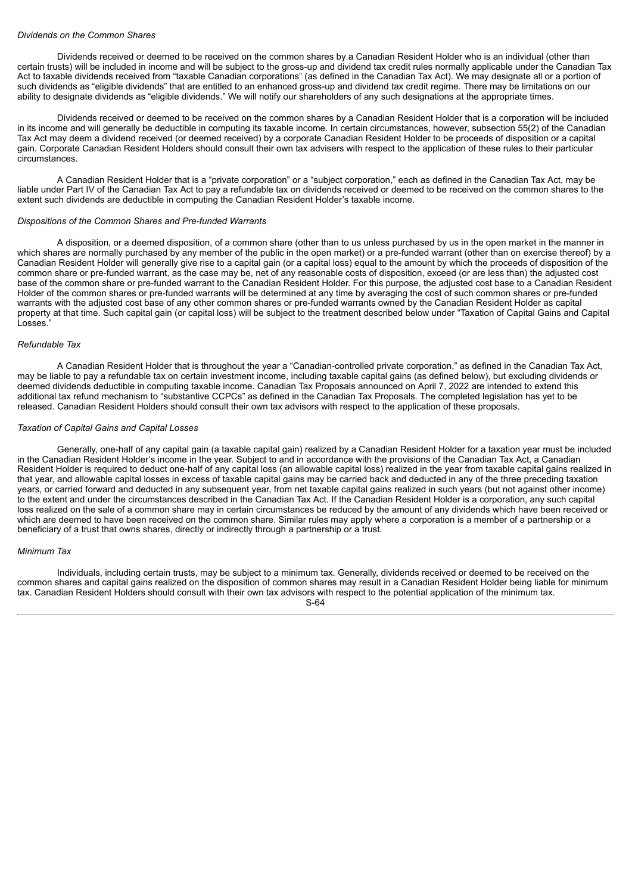*Dividends on the Common Shares*

Dividends received or deemed to be received on the common shares by a Canadian Resident Holder who is an individual (other than certain trusts) will be included in income and will be subject to the gross-up and dividend tax credit rules normally applicable under the Canadian Tax Act to taxable dividends received from "taxable Canadian corporations" (as defined in the Canadian Tax Act). We may designate all or a portion of such dividends as "eligible dividends" that are entitled to an enhanced gross-up and dividend tax credit regime. There may be limitations on our ability to designate dividends as "eligible dividends." We will notify our shareholders of any such designations at the appropriate times.

Dividends received or deemed to be received on the common shares by a Canadian Resident Holder that is a corporation will be included in its income and will generally be deductible in computing its taxable income. In certain circumstances, however, subsection 55(2) of the Canadian Tax Act may deem a dividend received (or deemed received) by a corporate Canadian Resident Holder to be proceeds of disposition or a capital gain. Corporate Canadian Resident Holders should consult their own tax advisers with respect to the application of these rules to their particular circumstances.

A Canadian Resident Holder that is a "private corporation" or a "subject corporation," each as defined in the Canadian Tax Act, may be liable under Part IV of the Canadian Tax Act to pay a refundable tax on dividends received or deemed to be received on the common shares to the extent such dividends are deductible in computing the Canadian Resident Holder's taxable income.

*Dispositions of the Common Shares and Pre-funded Warrants*

A disposition, or a deemed disposition, of a common share (other than to us unless purchased by us in the open market in the manner in which shares are normally purchased by any member of the public in the open market) or a pre-funded warrant (other than on exercise thereof) by a Canadian Resident Holder will generally give rise to a capital gain (or a capital loss) equal to the amount by which the proceeds of disposition of the common share or pre-funded warrant, as the case may be, net of any reasonable costs of disposition, exceed (or are less than) the adjusted cost base of the common share or pre-funded warrant to the Canadian Resident Holder. For this purpose, the adjusted cost base to a Canadian Resident Holder of the common shares or pre-funded warrants will be determined at any time by averaging the cost of such common shares or pre-funded warrants with the adjusted cost base of any other common shares or pre-funded warrants owned by the Canadian Resident Holder as capital property at that time. Such capital gain (or capital loss) will be subject to the treatment described below under "Taxation of Capital Gains and Capital Losses."

*Refundable Tax*

A Canadian Resident Holder that is throughout the year a "Canadian-controlled private corporation," as defined in the Canadian Tax Act, may be liable to pay a refundable tax on certain investment income, including taxable capital gains (as defined below), but excluding dividends or deemed dividends deductible in computing taxable income. Canadian Tax Proposals announced on April 7, 2022 are intended to extend this additional tax refund mechanism to "substantive CCPCs" as defined in the Canadian Tax Proposals. The completed legislation has yet to be released. Canadian Resident Holders should consult their own tax advisors with respect to the application of these proposals.

*Taxation of Capital Gains and Capital Losses*

Generally, one-half of any capital gain (a taxable capital gain) realized by a Canadian Resident Holder for a taxation year must be included in the Canadian Resident Holder's income in the year. Subject to and in accordance with the provisions of the Canadian Tax Act, a Canadian Resident Holder is required to deduct one-half of any capital loss (an allowable capital loss) realized in the year from taxable capital gains realized in that year, and allowable capital losses in excess of taxable capital gains may be carried back and deducted in any of the three preceding taxation years, or carried forward and deducted in any subsequent year, from net taxable capital gains realized in such years (but not against other income) to the extent and under the circumstances described in the Canadian Tax Act. If the Canadian Resident Holder is a corporation, any such capital loss realized on the sale of a common share may in certain circumstances be reduced by the amount of any dividends which have been received or which are deemed to have been received on the common share. Similar rules may apply where a corporation is a member of a partnership or a beneficiary of a trust that owns shares, directly or indirectly through a partnership or a trust.

*Minimum Tax*

Individuals, including certain trusts, may be subject to a minimum tax. Generally, dividends received or deemed to be received on the common shares and capital gains realized on the disposition of common shares may result in a Canadian Resident Holder being liable for minimum tax. Canadian Resident Holders should consult with their own tax advisors with respect to the potential application of the minimum tax.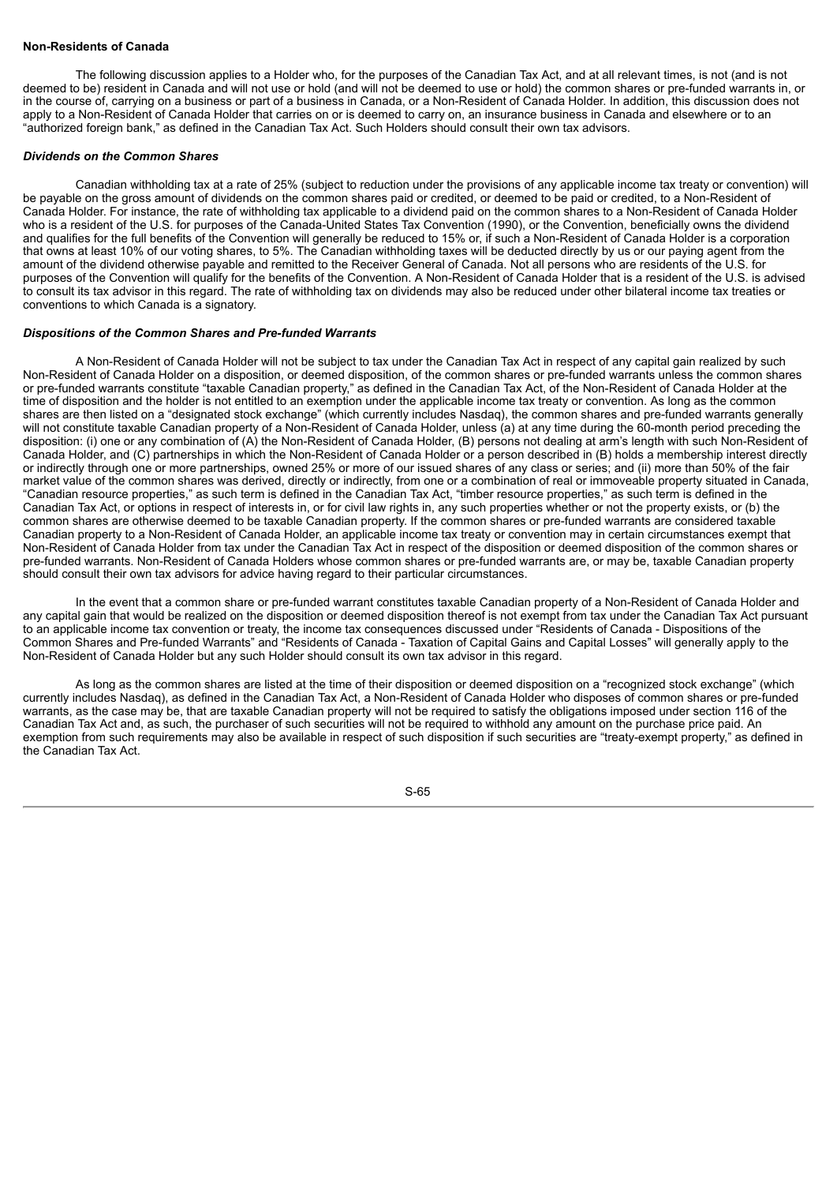**Non-Residents of Canada**

The following discussion applies to a Holder who, for the purposes of the Canadian Tax Act, and at all relevant times, is not (and is not deemed to be) resident in Canada and will not use or hold (and will not be deemed to use or hold) the common shares or pre-funded warrants in, or in the course of, carrying on a business or part of a business in Canada, or a Non-Resident of Canada Holder. In addition, this discussion does not apply to a Non-Resident of Canada Holder that carries on or is deemed to carry on, an insurance business in Canada and elsewhere or to an "authorized foreign bank," as defined in the Canadian Tax Act. Such Holders should consult their own tax advisors.

***Dividends on the Common Shares***

Canadian withholding tax at a rate of 25% (subject to reduction under the provisions of any applicable income tax treaty or convention) will be payable on the gross amount of dividends on the common shares paid or credited, or deemed to be paid or credited, to a Non-Resident of Canada Holder. For instance, the rate of withholding tax applicable to a dividend paid on the common shares to a Non-Resident of Canada Holder who is a resident of the U.S. for purposes of the Canada-United States Tax Convention (1990), or the Convention, beneficially owns the dividend and qualifies for the full benefits of the Convention will generally be reduced to 15% or, if such a Non-Resident of Canada Holder is a corporation that owns at least 10% of our voting shares, to 5%. The Canadian withholding taxes will be deducted directly by us or our paying agent from the amount of the dividend otherwise payable and remitted to the Receiver General of Canada. Not all persons who are residents of the U.S. for purposes of the Convention will qualify for the benefits of the Convention. A Non-Resident of Canada Holder that is a resident of the U.S. is advised to consult its tax advisor in this regard. The rate of withholding tax on dividends may also be reduced under other bilateral income tax treaties or conventions to which Canada is a signatory.

***Dispositions of the Common Shares and Pre-funded Warrants***

A Non-Resident of Canada Holder will not be subject to tax under the Canadian Tax Act in respect of any capital gain realized by such Non-Resident of Canada Holder on a disposition, or deemed disposition, of the common shares or pre-funded warrants unless the common shares or pre-funded warrants constitute "taxable Canadian property," as defined in the Canadian Tax Act, of the Non-Resident of Canada Holder at the time of disposition and the holder is not entitled to an exemption under the applicable income tax treaty or convention. As long as the common shares are then listed on a "designated stock exchange" (which currently includes Nasdaq), the common shares and pre-funded warrants generally will not constitute taxable Canadian property of a Non-Resident of Canada Holder, unless (a) at any time during the 60-month period preceding the disposition: (i) one or any combination of (A) the Non-Resident of Canada Holder, (B) persons not dealing at arm's length with such Non-Resident of Canada Holder, and (C) partnerships in which the Non-Resident of Canada Holder or a person described in (B) holds a membership interest directly or indirectly through one or more partnerships, owned 25% or more of our issued shares of any class or series; and (ii) more than 50% of the fair market value of the common shares was derived, directly or indirectly, from one or a combination of real or immoveable property situated in Canada, "Canadian resource properties," as such term is defined in the Canadian Tax Act, "timber resource properties," as such term is defined in the Canadian Tax Act, or options in respect of interests in, or for civil law rights in, any such properties whether or not the property exists, or (b) the common shares are otherwise deemed to be taxable Canadian property. If the common shares or pre-funded warrants are considered taxable Canadian property to a Non-Resident of Canada Holder, an applicable income tax treaty or convention may in certain circumstances exempt that Non-Resident of Canada Holder from tax under the Canadian Tax Act in respect of the disposition or deemed disposition of the common shares or pre-funded warrants. Non-Resident of Canada Holders whose common shares or pre-funded warrants are, or may be, taxable Canadian property should consult their own tax advisors for advice having regard to their particular circumstances.

In the event that a common share or pre-funded warrant constitutes taxable Canadian property of a Non-Resident of Canada Holder and any capital gain that would be realized on the disposition or deemed disposition thereof is not exempt from tax under the Canadian Tax Act pursuant to an applicable income tax convention or treaty, the income tax consequences discussed under "Residents of Canada - Dispositions of the Common Shares and Pre-funded Warrants" and "Residents of Canada - Taxation of Capital Gains and Capital Losses" will generally apply to the Non-Resident of Canada Holder but any such Holder should consult its own tax advisor in this regard.

As long as the common shares are listed at the time of their disposition or deemed disposition on a "recognized stock exchange" (which currently includes Nasdaq), as defined in the Canadian Tax Act, a Non-Resident of Canada Holder who disposes of common shares or pre-funded warrants, as the case may be, that are taxable Canadian property will not be required to satisfy the obligations imposed under section 116 of the Canadian Tax Act and, as such, the purchaser of such securities will not be required to withhold any amount on the purchase price paid. An exemption from such requirements may also be available in respect of such disposition if such securities are "treaty-exempt property," as defined in the Canadian Tax Act.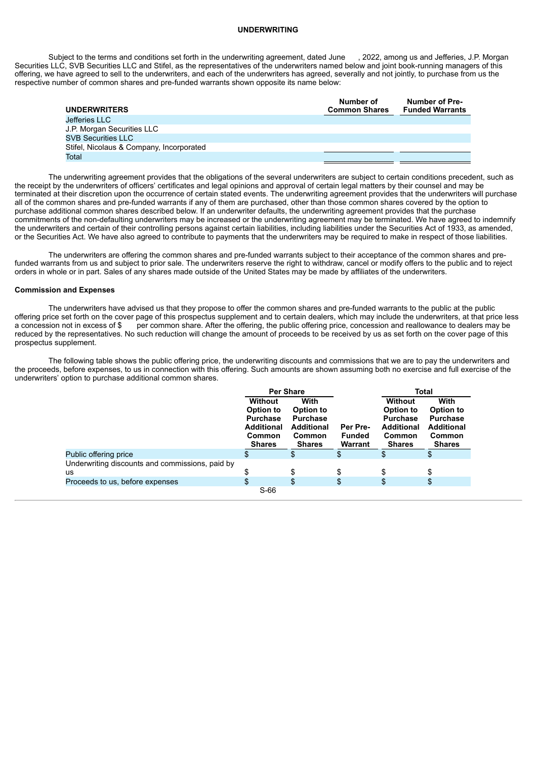## UNDERWRITING

Subject to the terms and conditions set forth in the underwriting agreement, dated June , 2022, among us and Jefferies, J.P. Morgan Securities LLC, SVB Securities LLC and Stifel, as the representatives of the underwriters named below and joint book-running managers of this offering, we have agreed to sell to the underwriters, and each of the underwriters has agreed, severally and not jointly, to purchase from us the respective number of common shares and pre-funded warrants shown opposite its name below:

| UNDERWRITERS | Number of Common Shares | Number of Pre-Funded Warrants |
|---|---|---|
| Jefferies LLC | | |
| J.P. Morgan Securities LLC | | |
| SVB Securities LLC | | |
| Stifel, Nicolaus & Company, Incorporated | | |
| Total | | |

The underwriting agreement provides that the obligations of the several underwriters are subject to certain conditions precedent, such as the receipt by the underwriters of officers' certificates and legal opinions and approval of certain legal matters by their counsel and may be terminated at their discretion upon the occurrence of certain stated events. The underwriting agreement provides that the underwriters will purchase all of the common shares and pre-funded warrants if any of them are purchased, other than those common shares covered by the option to purchase additional common shares described below. If an underwriter defaults, the underwriting agreement provides that the purchase commitments of the non-defaulting underwriters may be increased or the underwriting agreement may be terminated. We have agreed to indemnify the underwriters and certain of their controlling persons against certain liabilities, including liabilities under the Securities Act of 1933, as amended, or the Securities Act. We have also agreed to contribute to payments that the underwriters may be required to make in respect of those liabilities.

The underwriters are offering the common shares and pre-funded warrants subject to their acceptance of the common shares and pre-funded warrants from us and subject to prior sale. The underwriters reserve the right to withdraw, cancel or modify offers to the public and to reject orders in whole or in part. Sales of any shares made outside of the United States may be made by affiliates of the underwriters.

### Commission and Expenses

The underwriters have advised us that they propose to offer the common shares and pre-funded warrants to the public at the public offering price set forth on the cover page of this prospectus supplement and to certain dealers, which may include the underwriters, at that price less a concession not in excess of $ per common share. After the offering, the public offering price, concession and reallowance to dealers may be reduced by the representatives. No such reduction will change the amount of proceeds to be received by us as set forth on the cover page of this prospectus supplement.

The following table shows the public offering price, the underwriting discounts and commissions that we are to pay the underwriters and the proceeds, before expenses, to us in connection with this offering. Such amounts are shown assuming both no exercise and full exercise of the underwriters' option to purchase additional common shares.

| | Per Share | | | Total | |
|---|---|---|---|---|---|
| | Without Option to Purchase Additional Common Shares | With Option to Purchase Additional Common Shares | Per Pre-Funded Warrant | Without Option to Purchase Additional Common Shares | With Option to Purchase Additional Common Shares |
| Public offering price | $ | $ | $ | $ | $ |
| Underwriting discounts and commissions, paid by us | $ | $ | $ | $ | $ |
| Proceeds to us, before expenses | $ | $ | $ | $ | $ |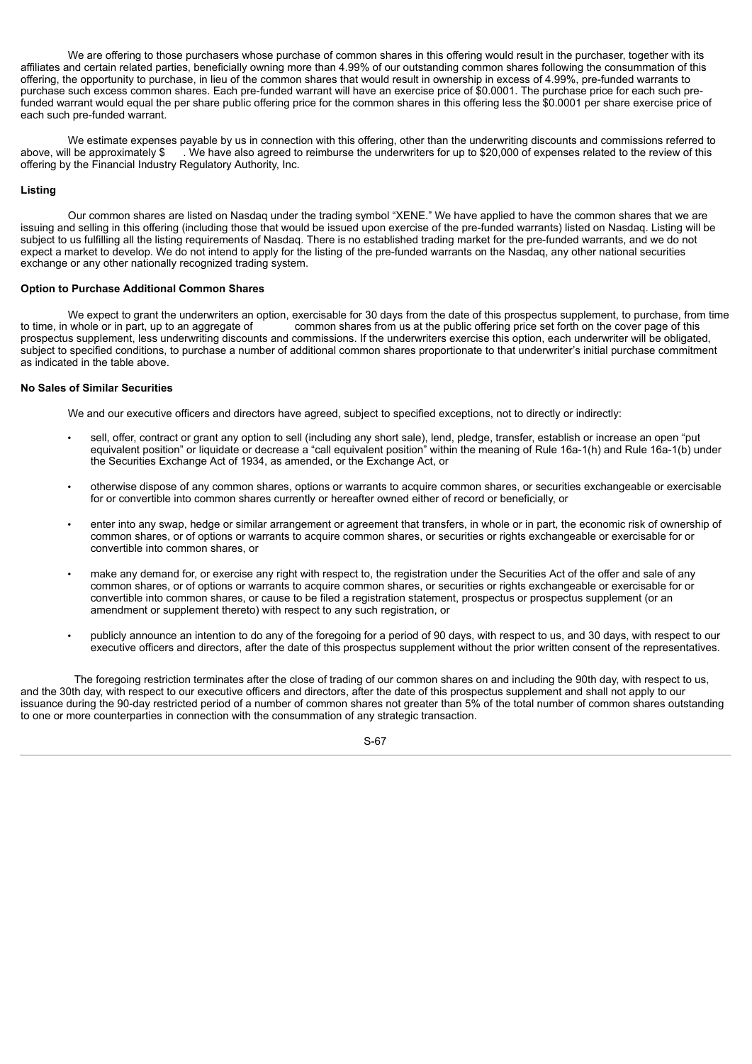We are offering to those purchasers whose purchase of common shares in this offering would result in the purchaser, together with its affiliates and certain related parties, beneficially owning more than 4.99% of our outstanding common shares following the consummation of this offering, the opportunity to purchase, in lieu of the common shares that would result in ownership in excess of 4.99%, pre-funded warrants to purchase such excess common shares. Each pre-funded warrant will have an exercise price of $0.0001. The purchase price for each such pre-funded warrant would equal the per share public offering price for the common shares in this offering less the $0.0001 per share exercise price of each such pre-funded warrant.

We estimate expenses payable by us in connection with this offering, other than the underwriting discounts and commissions referred to above, will be approximately $ . We have also agreed to reimburse the underwriters for up to $20,000 of expenses related to the review of this offering by the Financial Industry Regulatory Authority, Inc.

**Listing**

Our common shares are listed on Nasdaq under the trading symbol "XENE." We have applied to have the common shares that we are issuing and selling in this offering (including those that would be issued upon exercise of the pre-funded warrants) listed on Nasdaq. Listing will be subject to us fulfilling all the listing requirements of Nasdaq. There is no established trading market for the pre-funded warrants, and we do not expect a market to develop. We do not intend to apply for the listing of the pre-funded warrants on the Nasdaq, any other national securities exchange or any other nationally recognized trading system.

**Option to Purchase Additional Common Shares**

We expect to grant the underwriters an option, exercisable for 30 days from the date of this prospectus supplement, to purchase, from time to time, in whole or in part, up to an aggregate of common shares from us at the public offering price set forth on the cover page of this prospectus supplement, less underwriting discounts and commissions. If the underwriters exercise this option, each underwriter will be obligated, subject to specified conditions, to purchase a number of additional common shares proportionate to that underwriter's initial purchase commitment as indicated in the table above.

**No Sales of Similar Securities**

We and our executive officers and directors have agreed, subject to specified exceptions, not to directly or indirectly:

- sell, offer, contract or grant any option to sell (including any short sale), lend, pledge, transfer, establish or increase an open "put equivalent position" or liquidate or decrease a "call equivalent position" within the meaning of Rule 16a-1(h) and Rule 16a-1(b) under the Securities Exchange Act of 1934, as amended, or the Exchange Act, or
- otherwise dispose of any common shares, options or warrants to acquire common shares, or securities exchangeable or exercisable for or convertible into common shares currently or hereafter owned either of record or beneficially, or
- enter into any swap, hedge or similar arrangement or agreement that transfers, in whole or in part, the economic risk of ownership of common shares, or of options or warrants to acquire common shares, or securities or rights exchangeable or exercisable for or convertible into common shares, or
- make any demand for, or exercise any right with respect to, the registration under the Securities Act of the offer and sale of any common shares, or of options or warrants to acquire common shares, or securities or rights exchangeable or exercisable for or convertible into common shares, or cause to be filed a registration statement, prospectus or prospectus supplement (or an amendment or supplement thereto) with respect to any such registration, or
- publicly announce an intention to do any of the foregoing for a period of 90 days, with respect to us, and 30 days, with respect to our executive officers and directors, after the date of this prospectus supplement without the prior written consent of the representatives.

The foregoing restriction terminates after the close of trading of our common shares on and including the 90th day, with respect to us, and the 30th day, with respect to our executive officers and directors, after the date of this prospectus supplement and shall not apply to our issuance during the 90-day restricted period of a number of common shares not greater than 5% of the total number of common shares outstanding to one or more counterparties in connection with the consummation of any strategic transaction.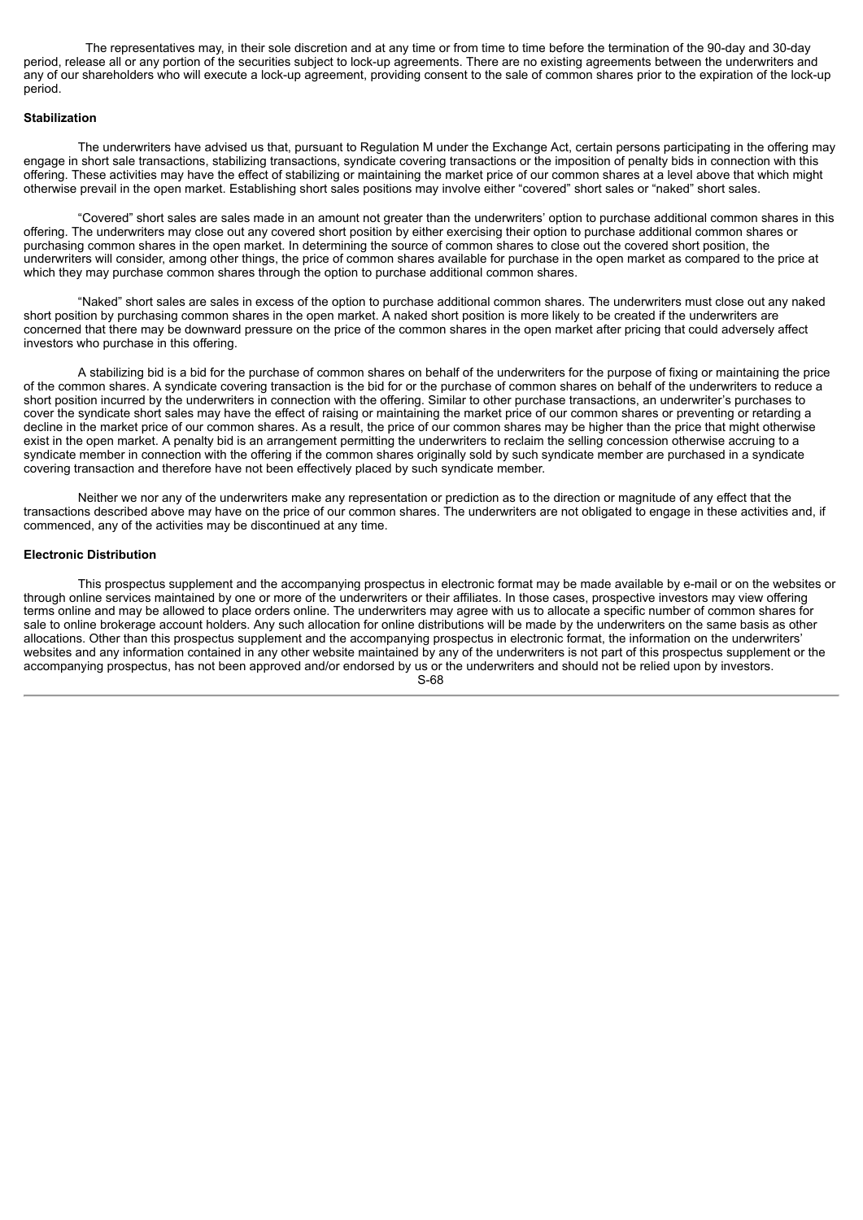The representatives may, in their sole discretion and at any time or from time to time before the termination of the 90-day and 30-day period, release all or any portion of the securities subject to lock-up agreements. There are no existing agreements between the underwriters and any of our shareholders who will execute a lock-up agreement, providing consent to the sale of common shares prior to the expiration of the lock-up period.

**Stabilization**

The underwriters have advised us that, pursuant to Regulation M under the Exchange Act, certain persons participating in the offering may engage in short sale transactions, stabilizing transactions, syndicate covering transactions or the imposition of penalty bids in connection with this offering. These activities may have the effect of stabilizing or maintaining the market price of our common shares at a level above that which might otherwise prevail in the open market. Establishing short sales positions may involve either "covered" short sales or "naked" short sales.

"Covered" short sales are sales made in an amount not greater than the underwriters' option to purchase additional common shares in this offering. The underwriters may close out any covered short position by either exercising their option to purchase additional common shares or purchasing common shares in the open market. In determining the source of common shares to close out the covered short position, the underwriters will consider, among other things, the price of common shares available for purchase in the open market as compared to the price at which they may purchase common shares through the option to purchase additional common shares.

"Naked" short sales are sales in excess of the option to purchase additional common shares. The underwriters must close out any naked short position by purchasing common shares in the open market. A naked short position is more likely to be created if the underwriters are concerned that there may be downward pressure on the price of the common shares in the open market after pricing that could adversely affect investors who purchase in this offering.

A stabilizing bid is a bid for the purchase of common shares on behalf of the underwriters for the purpose of fixing or maintaining the price of the common shares. A syndicate covering transaction is the bid for or the purchase of common shares on behalf of the underwriters to reduce a short position incurred by the underwriters in connection with the offering. Similar to other purchase transactions, an underwriter's purchases to cover the syndicate short sales may have the effect of raising or maintaining the market price of our common shares or preventing or retarding a decline in the market price of our common shares. As a result, the price of our common shares may be higher than the price that might otherwise exist in the open market. A penalty bid is an arrangement permitting the underwriters to reclaim the selling concession otherwise accruing to a syndicate member in connection with the offering if the common shares originally sold by such syndicate member are purchased in a syndicate covering transaction and therefore have not been effectively placed by such syndicate member.

Neither we nor any of the underwriters make any representation or prediction as to the direction or magnitude of any effect that the transactions described above may have on the price of our common shares. The underwriters are not obligated to engage in these activities and, if commenced, any of the activities may be discontinued at any time.

**Electronic Distribution**

This prospectus supplement and the accompanying prospectus in electronic format may be made available by e-mail or on the websites or through online services maintained by one or more of the underwriters or their affiliates. In those cases, prospective investors may view offering terms online and may be allowed to place orders online. The underwriters may agree with us to allocate a specific number of common shares for sale to online brokerage account holders. Any such allocation for online distributions will be made by the underwriters on the same basis as other allocations. Other than this prospectus supplement and the accompanying prospectus in electronic format, the information on the underwriters' websites and any information contained in any other website maintained by any of the underwriters is not part of this prospectus supplement or the accompanying prospectus, has not been approved and/or endorsed by us or the underwriters and should not be relied upon by investors.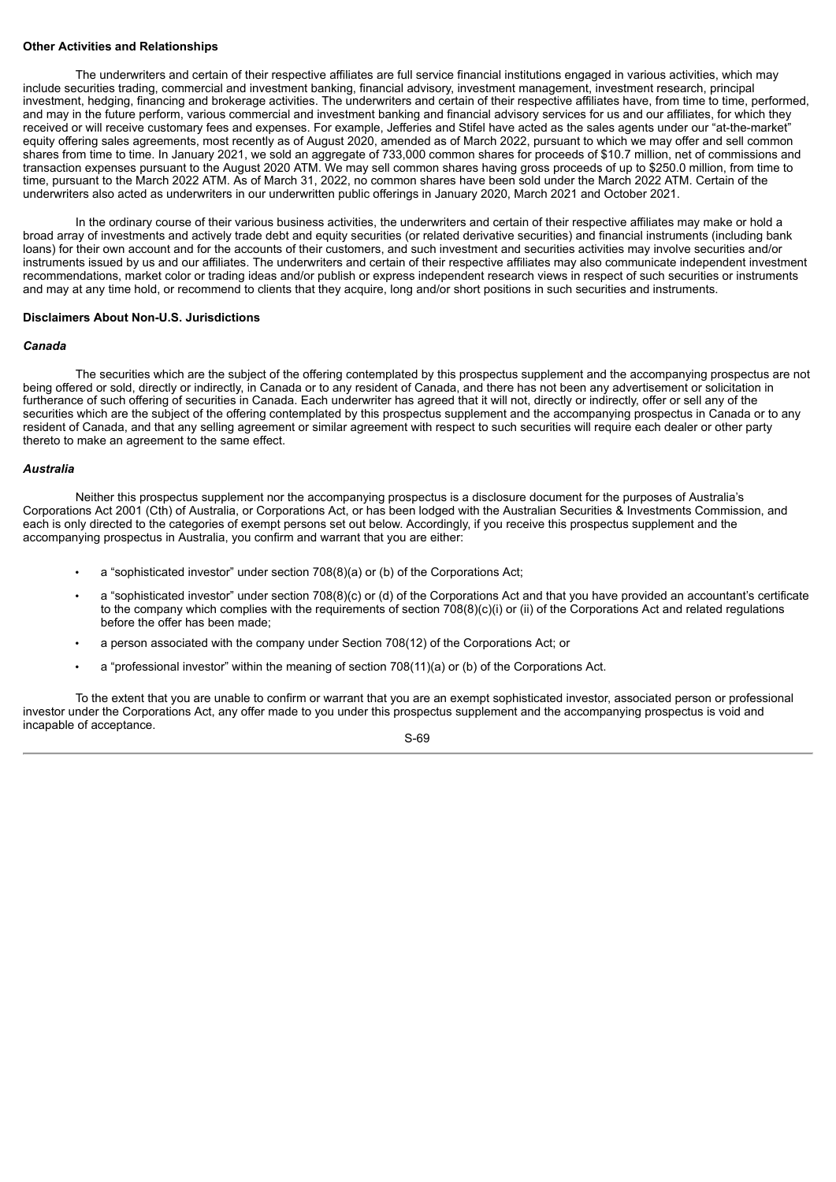**Other Activities and Relationships**

The underwriters and certain of their respective affiliates are full service financial institutions engaged in various activities, which may include securities trading, commercial and investment banking, financial advisory, investment management, investment research, principal investment, hedging, financing and brokerage activities. The underwriters and certain of their respective affiliates have, from time to time, performed, and may in the future perform, various commercial and investment banking and financial advisory services for us and our affiliates, for which they received or will receive customary fees and expenses. For example, Jefferies and Stifel have acted as the sales agents under our "at-the-market" equity offering sales agreements, most recently as of August 2020, amended as of March 2022, pursuant to which we may offer and sell common shares from time to time. In January 2021, we sold an aggregate of 733,000 common shares for proceeds of $10.7 million, net of commissions and transaction expenses pursuant to the August 2020 ATM. We may sell common shares having gross proceeds of up to $250.0 million, from time to time, pursuant to the March 2022 ATM. As of March 31, 2022, no common shares have been sold under the March 2022 ATM. Certain of the underwriters also acted as underwriters in our underwritten public offerings in January 2020, March 2021 and October 2021.

In the ordinary course of their various business activities, the underwriters and certain of their respective affiliates may make or hold a broad array of investments and actively trade debt and equity securities (or related derivative securities) and financial instruments (including bank loans) for their own account and for the accounts of their customers, and such investment and securities activities may involve securities and/or instruments issued by us and our affiliates. The underwriters and certain of their respective affiliates may also communicate independent investment recommendations, market color or trading ideas and/or publish or express independent research views in respect of such securities or instruments and may at any time hold, or recommend to clients that they acquire, long and/or short positions in such securities and instruments.

**Disclaimers About Non-U.S. Jurisdictions**

***Canada***

The securities which are the subject of the offering contemplated by this prospectus supplement and the accompanying prospectus are not being offered or sold, directly or indirectly, in Canada or to any resident of Canada, and there has not been any advertisement or solicitation in furtherance of such offering of securities in Canada. Each underwriter has agreed that it will not, directly or indirectly, offer or sell any of the securities which are the subject of the offering contemplated by this prospectus supplement and the accompanying prospectus in Canada or to any resident of Canada, and that any selling agreement or similar agreement with respect to such securities will require each dealer or other party thereto to make an agreement to the same effect.

***Australia***

Neither this prospectus supplement nor the accompanying prospectus is a disclosure document for the purposes of Australia's Corporations Act 2001 (Cth) of Australia, or Corporations Act, or has been lodged with the Australian Securities & Investments Commission, and each is only directed to the categories of exempt persons set out below. Accordingly, if you receive this prospectus supplement and the accompanying prospectus in Australia, you confirm and warrant that you are either:

- a "sophisticated investor" under section 708(8)(a) or (b) of the Corporations Act;
- a "sophisticated investor" under section 708(8)(c) or (d) of the Corporations Act and that you have provided an accountant's certificate to the company which complies with the requirements of section 708(8)(c)(i) or (ii) of the Corporations Act and related regulations before the offer has been made;
- a person associated with the company under Section 708(12) of the Corporations Act; or
- a "professional investor" within the meaning of section 708(11)(a) or (b) of the Corporations Act.

To the extent that you are unable to confirm or warrant that you are an exempt sophisticated investor, associated person or professional investor under the Corporations Act, any offer made to you under this prospectus supplement and the accompanying prospectus is void and incapable of acceptance.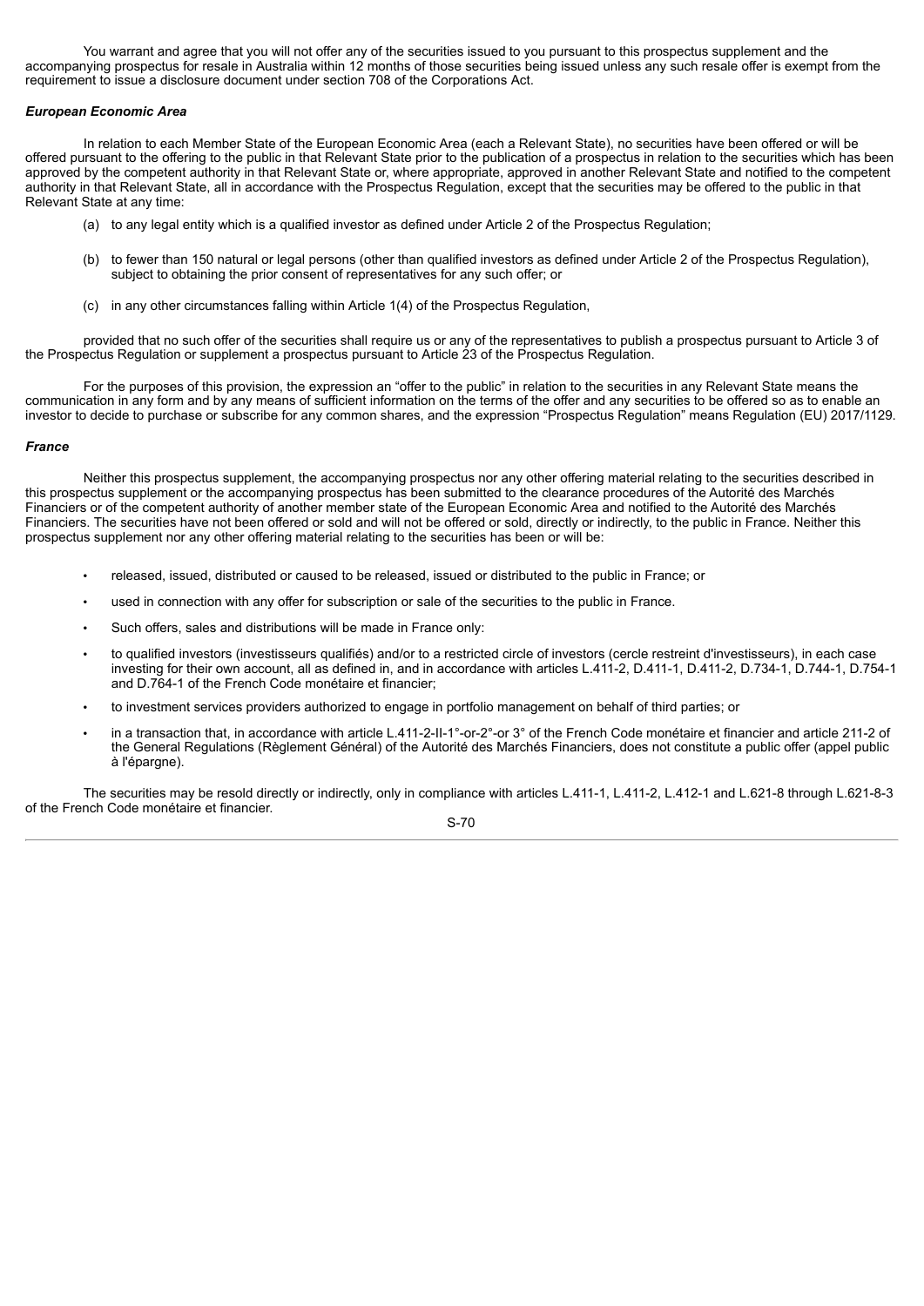You warrant and agree that you will not offer any of the securities issued to you pursuant to this prospectus supplement and the accompanying prospectus for resale in Australia within 12 months of those securities being issued unless any such resale offer is exempt from the requirement to issue a disclosure document under section 708 of the Corporations Act.

***European Economic Area***

In relation to each Member State of the European Economic Area (each a Relevant State), no securities have been offered or will be offered pursuant to the offering to the public in that Relevant State prior to the publication of a prospectus in relation to the securities which has been approved by the competent authority in that Relevant State or, where appropriate, approved in another Relevant State and notified to the competent authority in that Relevant State, all in accordance with the Prospectus Regulation, except that the securities may be offered to the public in that Relevant State at any time:

(a) to any legal entity which is a qualified investor as defined under Article 2 of the Prospectus Regulation;

(b) to fewer than 150 natural or legal persons (other than qualified investors as defined under Article 2 of the Prospectus Regulation), subject to obtaining the prior consent of representatives for any such offer; or

(c) in any other circumstances falling within Article 1(4) of the Prospectus Regulation,

provided that no such offer of the securities shall require us or any of the representatives to publish a prospectus pursuant to Article 3 of the Prospectus Regulation or supplement a prospectus pursuant to Article 23 of the Prospectus Regulation.

For the purposes of this provision, the expression an "offer to the public" in relation to the securities in any Relevant State means the communication in any form and by any means of sufficient information on the terms of the offer and any securities to be offered so as to enable an investor to decide to purchase or subscribe for any common shares, and the expression "Prospectus Regulation" means Regulation (EU) 2017/1129.

***France***

Neither this prospectus supplement, the accompanying prospectus nor any other offering material relating to the securities described in this prospectus supplement or the accompanying prospectus has been submitted to the clearance procedures of the Autorité des Marchés Financiers or of the competent authority of another member state of the European Economic Area and notified to the Autorité des Marchés Financiers. The securities have not been offered or sold and will not be offered or sold, directly or indirectly, to the public in France. Neither this prospectus supplement nor any other offering material relating to the securities has been or will be:

- released, issued, distributed or caused to be released, issued or distributed to the public in France; or
- used in connection with any offer for subscription or sale of the securities to the public in France.
- Such offers, sales and distributions will be made in France only:
- to qualified investors (investisseurs qualifiés) and/or to a restricted circle of investors (cercle restreint d'investisseurs), in each case investing for their own account, all as defined in, and in accordance with articles L.411-2, D.411-1, D.411-2, D.734-1, D.744-1, D.754-1 and D.764-1 of the French Code monétaire et financier;
- to investment services providers authorized to engage in portfolio management on behalf of third parties; or
- in a transaction that, in accordance with article L.411-2-II-1°-or-2°-or 3° of the French Code monétaire et financier and article 211-2 of the General Regulations (Règlement Général) of the Autorité des Marchés Financiers, does not constitute a public offer (appel public à l'épargne).

The securities may be resold directly or indirectly, only in compliance with articles L.411-1, L.411-2, L.412-1 and L.621-8 through L.621-8-3 of the French Code monétaire et financier.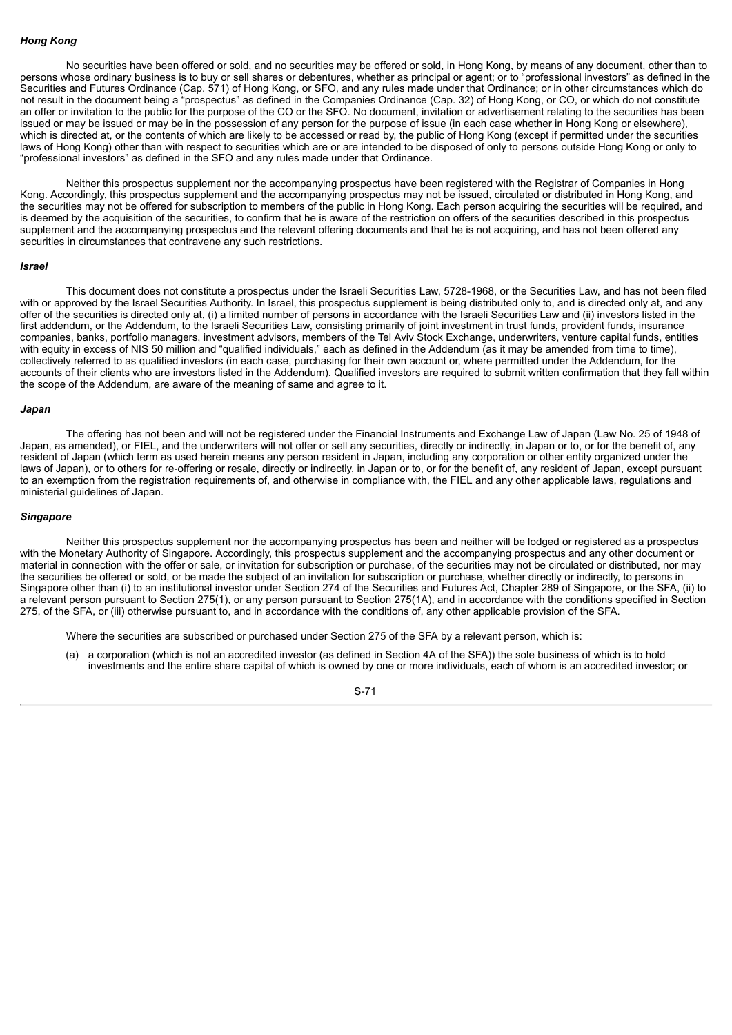***Hong Kong***

No securities have been offered or sold, and no securities may be offered or sold, in Hong Kong, by means of any document, other than to persons whose ordinary business is to buy or sell shares or debentures, whether as principal or agent; or to "professional investors" as defined in the Securities and Futures Ordinance (Cap. 571) of Hong Kong, or SFO, and any rules made under that Ordinance; or in other circumstances which do not result in the document being a "prospectus" as defined in the Companies Ordinance (Cap. 32) of Hong Kong, or CO, or which do not constitute an offer or invitation to the public for the purpose of the CO or the SFO. No document, invitation or advertisement relating to the securities has been issued or may be issued or may be in the possession of any person for the purpose of issue (in each case whether in Hong Kong or elsewhere), which is directed at, or the contents of which are likely to be accessed or read by, the public of Hong Kong (except if permitted under the securities laws of Hong Kong) other than with respect to securities which are or are intended to be disposed of only to persons outside Hong Kong or only to "professional investors" as defined in the SFO and any rules made under that Ordinance.

Neither this prospectus supplement nor the accompanying prospectus have been registered with the Registrar of Companies in Hong Kong. Accordingly, this prospectus supplement and the accompanying prospectus may not be issued, circulated or distributed in Hong Kong, and the securities may not be offered for subscription to members of the public in Hong Kong. Each person acquiring the securities will be required, and is deemed by the acquisition of the securities, to confirm that he is aware of the restriction on offers of the securities described in this prospectus supplement and the accompanying prospectus and the relevant offering documents and that he is not acquiring, and has not been offered any securities in circumstances that contravene any such restrictions.

***Israel***

This document does not constitute a prospectus under the Israeli Securities Law, 5728-1968, or the Securities Law, and has not been filed with or approved by the Israel Securities Authority. In Israel, this prospectus supplement is being distributed only to, and is directed only at, and any offer of the securities is directed only at, (i) a limited number of persons in accordance with the Israeli Securities Law and (ii) investors listed in the first addendum, or the Addendum, to the Israeli Securities Law, consisting primarily of joint investment in trust funds, provident funds, insurance companies, banks, portfolio managers, investment advisors, members of the Tel Aviv Stock Exchange, underwriters, venture capital funds, entities with equity in excess of NIS 50 million and "qualified individuals," each as defined in the Addendum (as it may be amended from time to time), collectively referred to as qualified investors (in each case, purchasing for their own account or, where permitted under the Addendum, for the accounts of their clients who are investors listed in the Addendum). Qualified investors are required to submit written confirmation that they fall within the scope of the Addendum, are aware of the meaning of same and agree to it.

***Japan***

The offering has not been and will not be registered under the Financial Instruments and Exchange Law of Japan (Law No. 25 of 1948 of Japan, as amended), or FIEL, and the underwriters will not offer or sell any securities, directly or indirectly, in Japan or to, or for the benefit of, any resident of Japan (which term as used herein means any person resident in Japan, including any corporation or other entity organized under the laws of Japan), or to others for re-offering or resale, directly or indirectly, in Japan or to, or for the benefit of, any resident of Japan, except pursuant to an exemption from the registration requirements of, and otherwise in compliance with, the FIEL and any other applicable laws, regulations and ministerial guidelines of Japan.

***Singapore***

Neither this prospectus supplement nor the accompanying prospectus has been and neither will be lodged or registered as a prospectus with the Monetary Authority of Singapore. Accordingly, this prospectus supplement and the accompanying prospectus and any other document or material in connection with the offer or sale, or invitation for subscription or purchase, of the securities may not be circulated or distributed, nor may the securities be offered or sold, or be made the subject of an invitation for subscription or purchase, whether directly or indirectly, to persons in Singapore other than (i) to an institutional investor under Section 274 of the Securities and Futures Act, Chapter 289 of Singapore, or the SFA, (ii) to a relevant person pursuant to Section 275(1), or any person pursuant to Section 275(1A), and in accordance with the conditions specified in Section 275, of the SFA, or (iii) otherwise pursuant to, and in accordance with the conditions of, any other applicable provision of the SFA.

Where the securities are subscribed or purchased under Section 275 of the SFA by a relevant person, which is:

(a) a corporation (which is not an accredited investor (as defined in Section 4A of the SFA)) the sole business of which is to hold investments and the entire share capital of which is owned by one or more individuals, each of whom is an accredited investor; or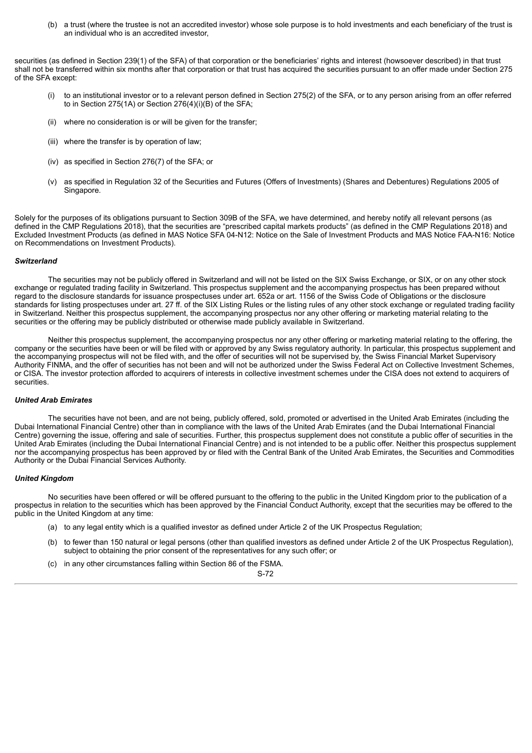(b) a trust (where the trustee is not an accredited investor) whose sole purpose is to hold investments and each beneficiary of the trust is an individual who is an accredited investor,

securities (as defined in Section 239(1) of the SFA) of that corporation or the beneficiaries' rights and interest (howsoever described) in that trust shall not be transferred within six months after that corporation or that trust has acquired the securities pursuant to an offer made under Section 275 of the SFA except:

(i) to an institutional investor or to a relevant person defined in Section 275(2) of the SFA, or to any person arising from an offer referred to in Section 275(1A) or Section 276(4)(i)(B) of the SFA;

(ii) where no consideration is or will be given for the transfer;

(iii) where the transfer is by operation of law;

(iv) as specified in Section 276(7) of the SFA; or

(v) as specified in Regulation 32 of the Securities and Futures (Offers of Investments) (Shares and Debentures) Regulations 2005 of Singapore.

Solely for the purposes of its obligations pursuant to Section 309B of the SFA, we have determined, and hereby notify all relevant persons (as defined in the CMP Regulations 2018), that the securities are "prescribed capital markets products" (as defined in the CMP Regulations 2018) and Excluded Investment Products (as defined in MAS Notice SFA 04-N12: Notice on the Sale of Investment Products and MAS Notice FAA-N16: Notice on Recommendations on Investment Products).

***Switzerland***

The securities may not be publicly offered in Switzerland and will not be listed on the SIX Swiss Exchange, or SIX, or on any other stock exchange or regulated trading facility in Switzerland. This prospectus supplement and the accompanying prospectus has been prepared without regard to the disclosure standards for issuance prospectuses under art. 652a or art. 1156 of the Swiss Code of Obligations or the disclosure standards for listing prospectuses under art. 27 ff. of the SIX Listing Rules or the listing rules of any other stock exchange or regulated trading facility in Switzerland. Neither this prospectus supplement, the accompanying prospectus nor any other offering or marketing material relating to the securities or the offering may be publicly distributed or otherwise made publicly available in Switzerland.

Neither this prospectus supplement, the accompanying prospectus nor any other offering or marketing material relating to the offering, the company or the securities have been or will be filed with or approved by any Swiss regulatory authority. In particular, this prospectus supplement and the accompanying prospectus will not be filed with, and the offer of securities will not be supervised by, the Swiss Financial Market Supervisory Authority FINMA, and the offer of securities has not been and will not be authorized under the Swiss Federal Act on Collective Investment Schemes, or CISA. The investor protection afforded to acquirers of interests in collective investment schemes under the CISA does not extend to acquirers of securities.

***United Arab Emirates***

The securities have not been, and are not being, publicly offered, sold, promoted or advertised in the United Arab Emirates (including the Dubai International Financial Centre) other than in compliance with the laws of the United Arab Emirates (and the Dubai International Financial Centre) governing the issue, offering and sale of securities. Further, this prospectus supplement does not constitute a public offer of securities in the United Arab Emirates (including the Dubai International Financial Centre) and is not intended to be a public offer. Neither this prospectus supplement nor the accompanying prospectus has been approved by or filed with the Central Bank of the United Arab Emirates, the Securities and Commodities Authority or the Dubai Financial Services Authority.

***United Kingdom***

No securities have been offered or will be offered pursuant to the offering to the public in the United Kingdom prior to the publication of a prospectus in relation to the securities which has been approved by the Financial Conduct Authority, except that the securities may be offered to the public in the United Kingdom at any time:

(a) to any legal entity which is a qualified investor as defined under Article 2 of the UK Prospectus Regulation;

(b) to fewer than 150 natural or legal persons (other than qualified investors as defined under Article 2 of the UK Prospectus Regulation), subject to obtaining the prior consent of the representatives for any such offer; or

(c) in any other circumstances falling within Section 86 of the FSMA.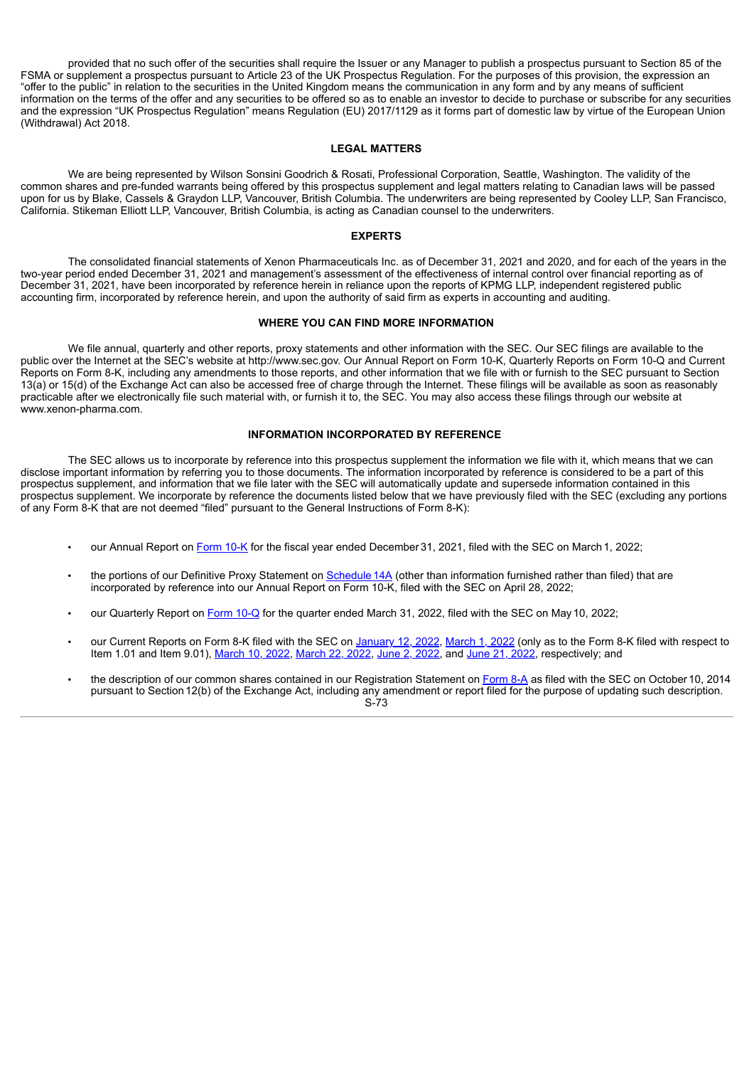provided that no such offer of the securities shall require the Issuer or any Manager to publish a prospectus pursuant to Section 85 of the FSMA or supplement a prospectus pursuant to Article 23 of the UK Prospectus Regulation. For the purposes of this provision, the expression an "offer to the public" in relation to the securities in the United Kingdom means the communication in any form and by any means of sufficient information on the terms of the offer and any securities to be offered so as to enable an investor to decide to purchase or subscribe for any securities and the expression "UK Prospectus Regulation" means Regulation (EU) 2017/1129 as it forms part of domestic law by virtue of the European Union (Withdrawal) Act 2018.

## LEGAL MATTERS

We are being represented by Wilson Sonsini Goodrich & Rosati, Professional Corporation, Seattle, Washington. The validity of the common shares and pre-funded warrants being offered by this prospectus supplement and legal matters relating to Canadian laws will be passed upon for us by Blake, Cassels & Graydon LLP, Vancouver, British Columbia. The underwriters are being represented by Cooley LLP, San Francisco, California. Stikeman Elliott LLP, Vancouver, British Columbia, is acting as Canadian counsel to the underwriters.

## EXPERTS

The consolidated financial statements of Xenon Pharmaceuticals Inc. as of December 31, 2021 and 2020, and for each of the years in the two-year period ended December 31, 2021 and management's assessment of the effectiveness of internal control over financial reporting as of December 31, 2021, have been incorporated by reference herein in reliance upon the reports of KPMG LLP, independent registered public accounting firm, incorporated by reference herein, and upon the authority of said firm as experts in accounting and auditing.

## WHERE YOU CAN FIND MORE INFORMATION

We file annual, quarterly and other reports, proxy statements and other information with the SEC. Our SEC filings are available to the public over the Internet at the SEC's website at http://www.sec.gov. Our Annual Report on Form 10-K, Quarterly Reports on Form 10-Q and Current Reports on Form 8-K, including any amendments to those reports, and other information that we file with or furnish to the SEC pursuant to Section 13(a) or 15(d) of the Exchange Act can also be accessed free of charge through the Internet. These filings will be available as soon as reasonably practicable after we electronically file such material with, or furnish it to, the SEC. You may also access these filings through our website at www.xenon-pharma.com.

## INFORMATION INCORPORATED BY REFERENCE

The SEC allows us to incorporate by reference into this prospectus supplement the information we file with it, which means that we can disclose important information by referring you to those documents. The information incorporated by reference is considered to be a part of this prospectus supplement, and information that we file later with the SEC will automatically update and supersede information contained in this prospectus supplement. We incorporate by reference the documents listed below that we have previously filed with the SEC (excluding any portions of any Form 8-K that are not deemed "filed" pursuant to the General Instructions of Form 8-K):

- our Annual Report on Form 10-K for the fiscal year ended December 31, 2021, filed with the SEC on March 1, 2022;
- the portions of our Definitive Proxy Statement on Schedule 14A (other than information furnished rather than filed) that are incorporated by reference into our Annual Report on Form 10-K, filed with the SEC on April 28, 2022;
- our Quarterly Report on Form 10-Q for the quarter ended March 31, 2022, filed with the SEC on May 10, 2022;
- our Current Reports on Form 8-K filed with the SEC on January 12, 2022, March 1, 2022 (only as to the Form 8-K filed with respect to Item 1.01 and Item 9.01), March 10, 2022, March 22, 2022, June 2, 2022, and June 21, 2022, respectively; and
- the description of our common shares contained in our Registration Statement on Form 8-A as filed with the SEC on October 10, 2014 pursuant to Section 12(b) of the Exchange Act, including any amendment or report filed for the purpose of updating such description.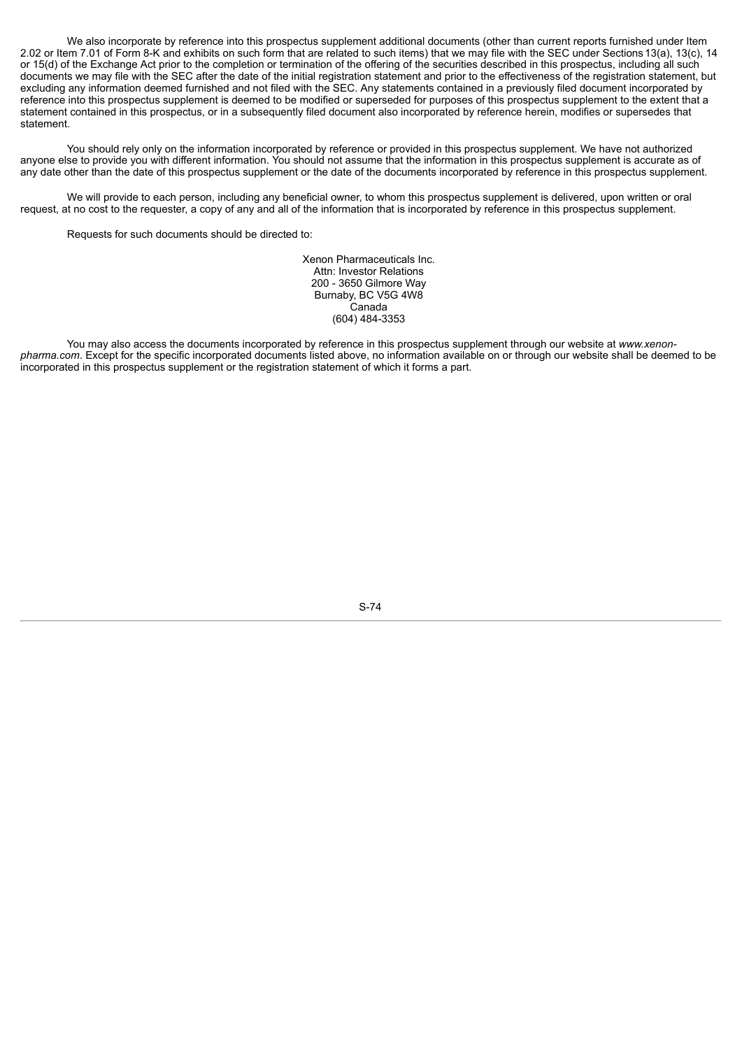We also incorporate by reference into this prospectus supplement additional documents (other than current reports furnished under Item 2.02 or Item 7.01 of Form 8-K and exhibits on such form that are related to such items) that we may file with the SEC under Sections 13(a), 13(c), 14 or 15(d) of the Exchange Act prior to the completion or termination of the offering of the securities described in this prospectus, including all such documents we may file with the SEC after the date of the initial registration statement and prior to the effectiveness of the registration statement, but excluding any information deemed furnished and not filed with the SEC. Any statements contained in a previously filed document incorporated by reference into this prospectus supplement is deemed to be modified or superseded for purposes of this prospectus supplement to the extent that a statement contained in this prospectus, or in a subsequently filed document also incorporated by reference herein, modifies or supersedes that statement.

You should rely only on the information incorporated by reference or provided in this prospectus supplement. We have not authorized anyone else to provide you with different information. You should not assume that the information in this prospectus supplement is accurate as of any date other than the date of this prospectus supplement or the date of the documents incorporated by reference in this prospectus supplement.

We will provide to each person, including any beneficial owner, to whom this prospectus supplement is delivered, upon written or oral request, at no cost to the requester, a copy of any and all of the information that is incorporated by reference in this prospectus supplement.

Requests for such documents should be directed to:

Xenon Pharmaceuticals Inc.
Attn: Investor Relations
200 - 3650 Gilmore Way
Burnaby, BC V5G 4W8
Canada
(604) 484-3353

You may also access the documents incorporated by reference in this prospectus supplement through our website at *www.xenon-pharma.com*. Except for the specific incorporated documents listed above, no information available on or through our website shall be deemed to be incorporated in this prospectus supplement or the registration statement of which it forms a part.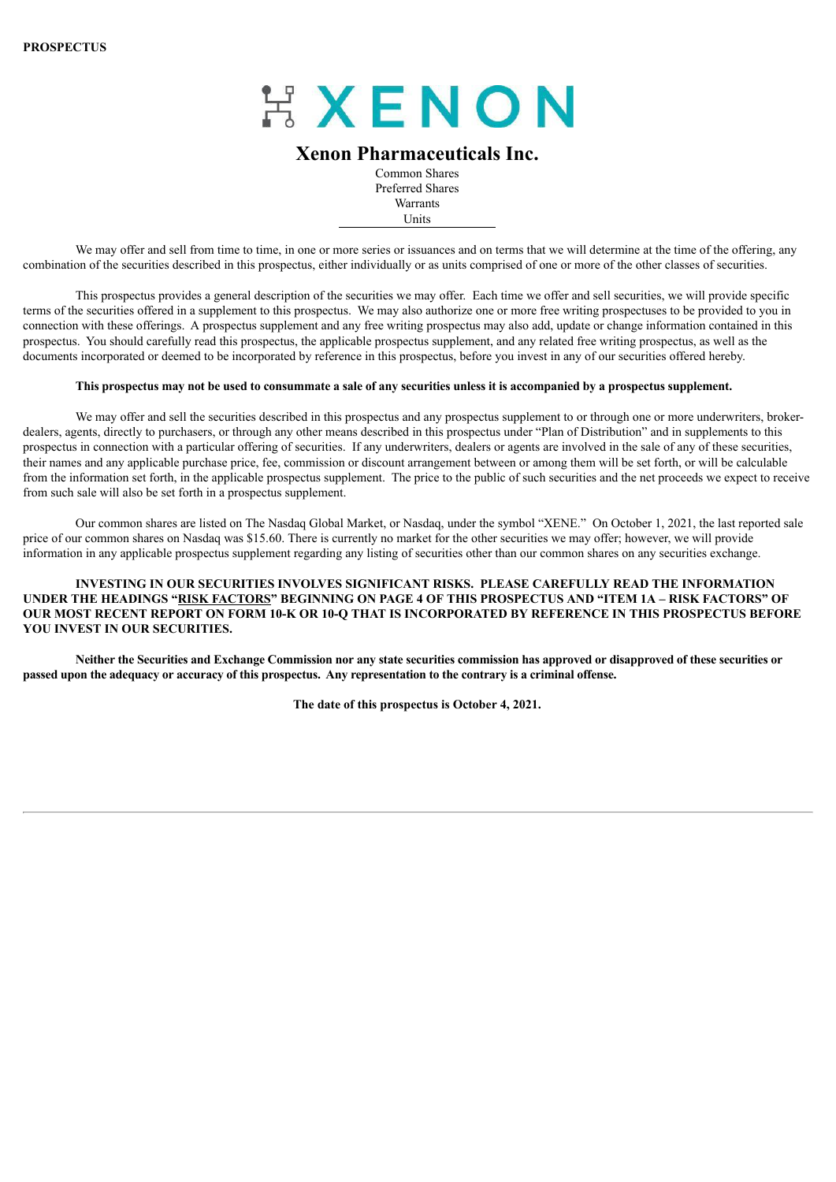**PROSPECTUS**

# XENON

## Xenon Pharmaceuticals Inc.

Common Shares
Preferred Shares
Warrants
Units

We may offer and sell from time to time, in one or more series or issuances and on terms that we will determine at the time of the offering, any combination of the securities described in this prospectus, either individually or as units comprised of one or more of the other classes of securities.

This prospectus provides a general description of the securities we may offer. Each time we offer and sell securities, we will provide specific terms of the securities offered in a supplement to this prospectus. We may also authorize one or more free writing prospectuses to be provided to you in connection with these offerings. A prospectus supplement and any free writing prospectus may also add, update or change information contained in this prospectus. You should carefully read this prospectus, the applicable prospectus supplement, and any related free writing prospectus, as well as the documents incorporated or deemed to be incorporated by reference in this prospectus, before you invest in any of our securities offered hereby.

**This prospectus may not be used to consummate a sale of any securities unless it is accompanied by a prospectus supplement.**

We may offer and sell the securities described in this prospectus and any prospectus supplement to or through one or more underwriters, broker-dealers, agents, directly to purchasers, or through any other means described in this prospectus under "Plan of Distribution" and in supplements to this prospectus in connection with a particular offering of securities. If any underwriters, dealers or agents are involved in the sale of any of these securities, their names and any applicable purchase price, fee, commission or discount arrangement between or among them will be set forth, or will be calculable from the information set forth, in the applicable prospectus supplement. The price to the public of such securities and the net proceeds we expect to receive from such sale will also be set forth in a prospectus supplement.

Our common shares are listed on The Nasdaq Global Market, or Nasdaq, under the symbol "XENE." On October 1, 2021, the last reported sale price of our common shares on Nasdaq was $15.60. There is currently no market for the other securities we may offer; however, we will provide information in any applicable prospectus supplement regarding any listing of securities other than our common shares on any securities exchange.

**INVESTING IN OUR SECURITIES INVOLVES SIGNIFICANT RISKS. PLEASE CAREFULLY READ THE INFORMATION UNDER THE HEADINGS "RISK FACTORS" BEGINNING ON PAGE 4 OF THIS PROSPECTUS AND "ITEM 1A – RISK FACTORS" OF OUR MOST RECENT REPORT ON FORM 10-K OR 10-Q THAT IS INCORPORATED BY REFERENCE IN THIS PROSPECTUS BEFORE YOU INVEST IN OUR SECURITIES.**

**Neither the Securities and Exchange Commission nor any state securities commission has approved or disapproved of these securities or passed upon the adequacy or accuracy of this prospectus. Any representation to the contrary is a criminal offense.**

**The date of this prospectus is October 4, 2021.**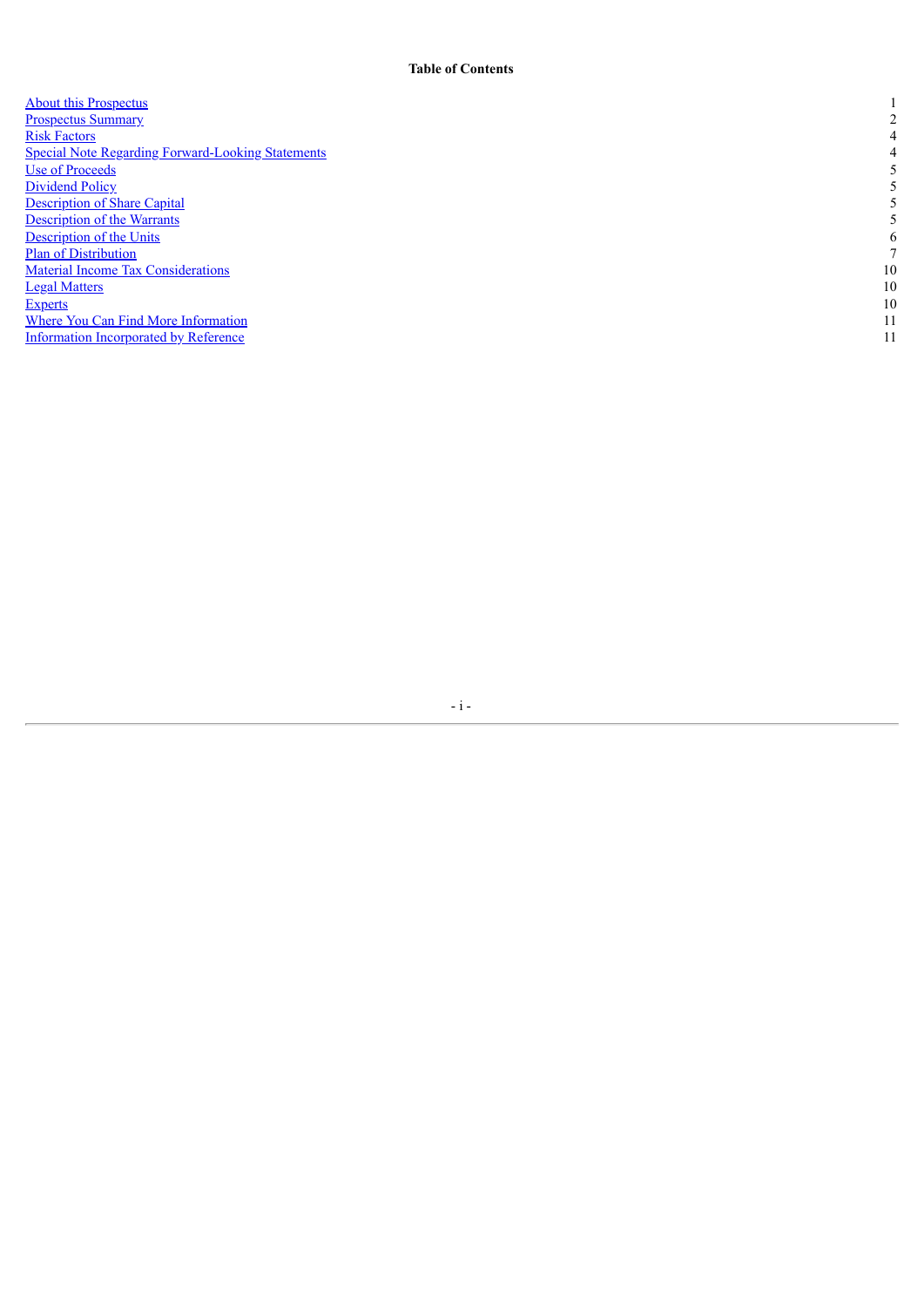**Table of Contents**

| | |
|---|---|
| About this Prospectus | 1 |
| Prospectus Summary | 2 |
| Risk Factors | 4 |
| Special Note Regarding Forward-Looking Statements | 4 |
| Use of Proceeds | 5 |
| Dividend Policy | 5 |
| Description of Share Capital | 5 |
| Description of the Warrants | 5 |
| Description of the Units | 6 |
| Plan of Distribution | 7 |
| Material Income Tax Considerations | 10 |
| Legal Matters | 10 |
| Experts | 10 |
| Where You Can Find More Information | 11 |
| Information Incorporated by Reference | 11 |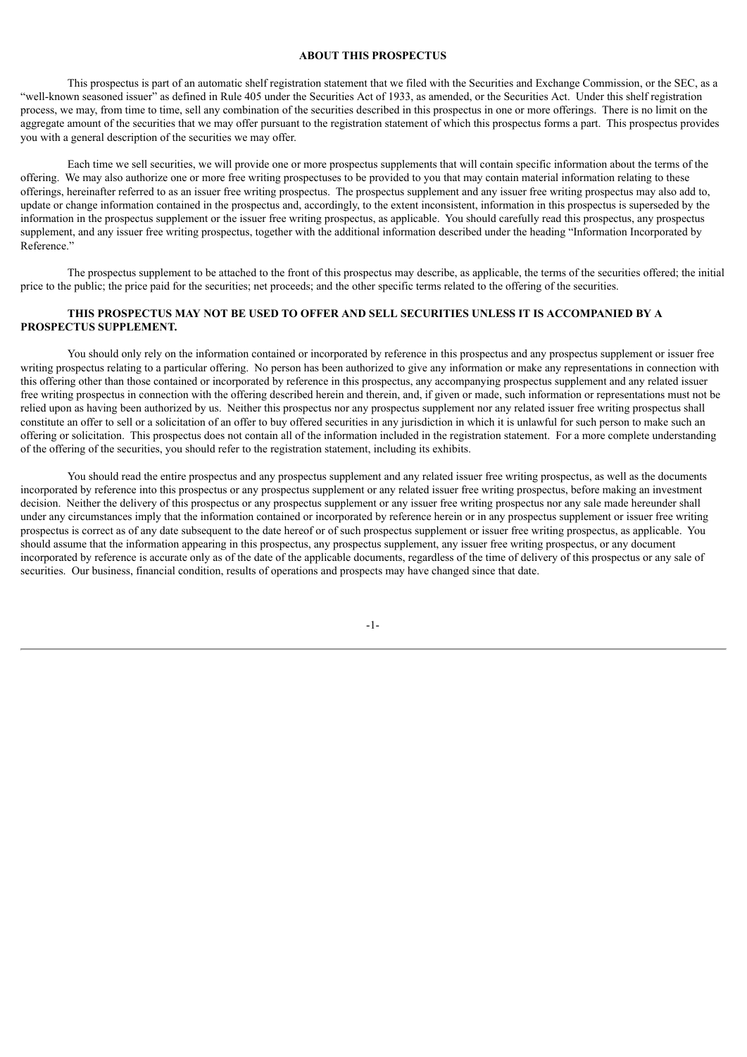## ABOUT THIS PROSPECTUS

This prospectus is part of an automatic shelf registration statement that we filed with the Securities and Exchange Commission, or the SEC, as a "well-known seasoned issuer" as defined in Rule 405 under the Securities Act of 1933, as amended, or the Securities Act. Under this shelf registration process, we may, from time to time, sell any combination of the securities described in this prospectus in one or more offerings. There is no limit on the aggregate amount of the securities that we may offer pursuant to the registration statement of which this prospectus forms a part. This prospectus provides you with a general description of the securities we may offer.

Each time we sell securities, we will provide one or more prospectus supplements that will contain specific information about the terms of the offering. We may also authorize one or more free writing prospectuses to be provided to you that may contain material information relating to these offerings, hereinafter referred to as an issuer free writing prospectus. The prospectus supplement and any issuer free writing prospectus may also add to, update or change information contained in the prospectus and, accordingly, to the extent inconsistent, information in this prospectus is superseded by the information in the prospectus supplement or the issuer free writing prospectus, as applicable. You should carefully read this prospectus, any prospectus supplement, and any issuer free writing prospectus, together with the additional information described under the heading "Information Incorporated by Reference."

The prospectus supplement to be attached to the front of this prospectus may describe, as applicable, the terms of the securities offered; the initial price to the public; the price paid for the securities; net proceeds; and the other specific terms related to the offering of the securities.

**THIS PROSPECTUS MAY NOT BE USED TO OFFER AND SELL SECURITIES UNLESS IT IS ACCOMPANIED BY A PROSPECTUS SUPPLEMENT.**

You should only rely on the information contained or incorporated by reference in this prospectus and any prospectus supplement or issuer free writing prospectus relating to a particular offering. No person has been authorized to give any information or make any representations in connection with this offering other than those contained or incorporated by reference in this prospectus, any accompanying prospectus supplement and any related issuer free writing prospectus in connection with the offering described herein and therein, and, if given or made, such information or representations must not be relied upon as having been authorized by us. Neither this prospectus nor any prospectus supplement nor any related issuer free writing prospectus shall constitute an offer to sell or a solicitation of an offer to buy offered securities in any jurisdiction in which it is unlawful for such person to make such an offering or solicitation. This prospectus does not contain all of the information included in the registration statement. For a more complete understanding of the offering of the securities, you should refer to the registration statement, including its exhibits.

You should read the entire prospectus and any prospectus supplement and any related issuer free writing prospectus, as well as the documents incorporated by reference into this prospectus or any prospectus supplement or any related issuer free writing prospectus, before making an investment decision. Neither the delivery of this prospectus or any prospectus supplement or any issuer free writing prospectus nor any sale made hereunder shall under any circumstances imply that the information contained or incorporated by reference herein or in any prospectus supplement or issuer free writing prospectus is correct as of any date subsequent to the date hereof or of such prospectus supplement or issuer free writing prospectus, as applicable. You should assume that the information appearing in this prospectus, any prospectus supplement, any issuer free writing prospectus, or any document incorporated by reference is accurate only as of the date of the applicable documents, regardless of the time of delivery of this prospectus or any sale of securities. Our business, financial condition, results of operations and prospects may have changed since that date.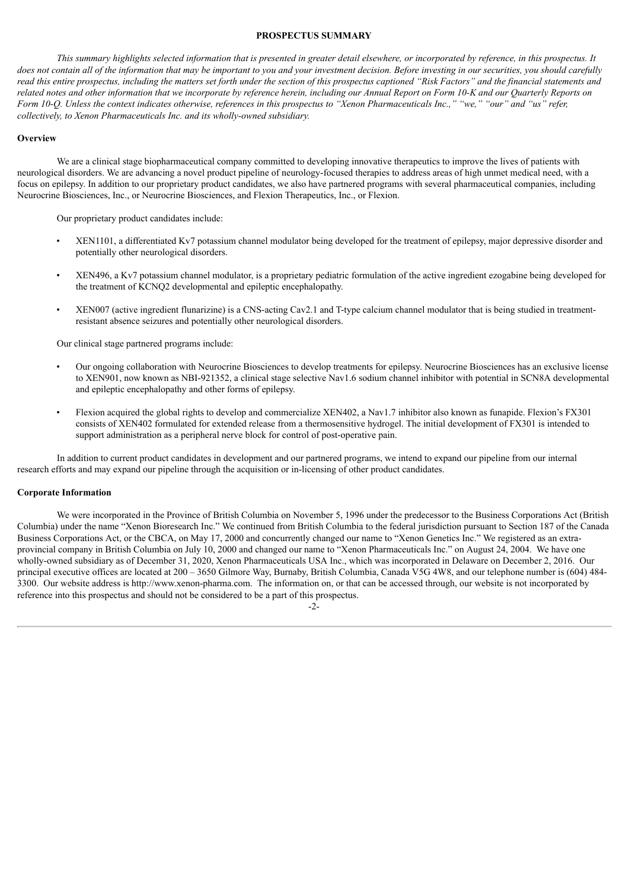## PROSPECTUS SUMMARY

*This summary highlights selected information that is presented in greater detail elsewhere, or incorporated by reference, in this prospectus. It does not contain all of the information that may be important to you and your investment decision. Before investing in our securities, you should carefully read this entire prospectus, including the matters set forth under the section of this prospectus captioned "Risk Factors" and the financial statements and related notes and other information that we incorporate by reference herein, including our Annual Report on Form 10-K and our Quarterly Reports on Form 10-Q. Unless the context indicates otherwise, references in this prospectus to "Xenon Pharmaceuticals Inc.," "we," "our" and "us" refer, collectively, to Xenon Pharmaceuticals Inc. and its wholly-owned subsidiary.*

### Overview

We are a clinical stage biopharmaceutical company committed to developing innovative therapeutics to improve the lives of patients with neurological disorders. We are advancing a novel product pipeline of neurology-focused therapies to address areas of high unmet medical need, with a focus on epilepsy. In addition to our proprietary product candidates, we also have partnered programs with several pharmaceutical companies, including Neurocrine Biosciences, Inc., or Neurocrine Biosciences, and Flexion Therapeutics, Inc., or Flexion.

Our proprietary product candidates include:

- XEN1101, a differentiated Kv7 potassium channel modulator being developed for the treatment of epilepsy, major depressive disorder and potentially other neurological disorders.
- XEN496, a Kv7 potassium channel modulator, is a proprietary pediatric formulation of the active ingredient ezogabine being developed for the treatment of KCNQ2 developmental and epileptic encephalopathy.
- XEN007 (active ingredient flunarizine) is a CNS-acting Cav2.1 and T-type calcium channel modulator that is being studied in treatment-resistant absence seizures and potentially other neurological disorders.

Our clinical stage partnered programs include:

- Our ongoing collaboration with Neurocrine Biosciences to develop treatments for epilepsy. Neurocrine Biosciences has an exclusive license to XEN901, now known as NBI-921352, a clinical stage selective Nav1.6 sodium channel inhibitor with potential in SCN8A developmental and epileptic encephalopathy and other forms of epilepsy.
- Flexion acquired the global rights to develop and commercialize XEN402, a Nav1.7 inhibitor also known as funapide. Flexion's FX301 consists of XEN402 formulated for extended release from a thermosensitive hydrogel. The initial development of FX301 is intended to support administration as a peripheral nerve block for control of post-operative pain.

In addition to current product candidates in development and our partnered programs, we intend to expand our pipeline from our internal research efforts and may expand our pipeline through the acquisition or in-licensing of other product candidates.

### Corporate Information

We were incorporated in the Province of British Columbia on November 5, 1996 under the predecessor to the Business Corporations Act (British Columbia) under the name "Xenon Bioresearch Inc." We continued from British Columbia to the federal jurisdiction pursuant to Section 187 of the Canada Business Corporations Act, or the CBCA, on May 17, 2000 and concurrently changed our name to "Xenon Genetics Inc." We registered as an extra-provincial company in British Columbia on July 10, 2000 and changed our name to "Xenon Pharmaceuticals Inc." on August 24, 2004. We have one wholly-owned subsidiary as of December 31, 2020, Xenon Pharmaceuticals USA Inc., which was incorporated in Delaware on December 2, 2016. Our principal executive offices are located at 200 – 3650 Gilmore Way, Burnaby, British Columbia, Canada V5G 4W8, and our telephone number is (604) 484-3300. Our website address is http://www.xenon-pharma.com. The information on, or that can be accessed through, our website is not incorporated by reference into this prospectus and should not be considered to be a part of this prospectus.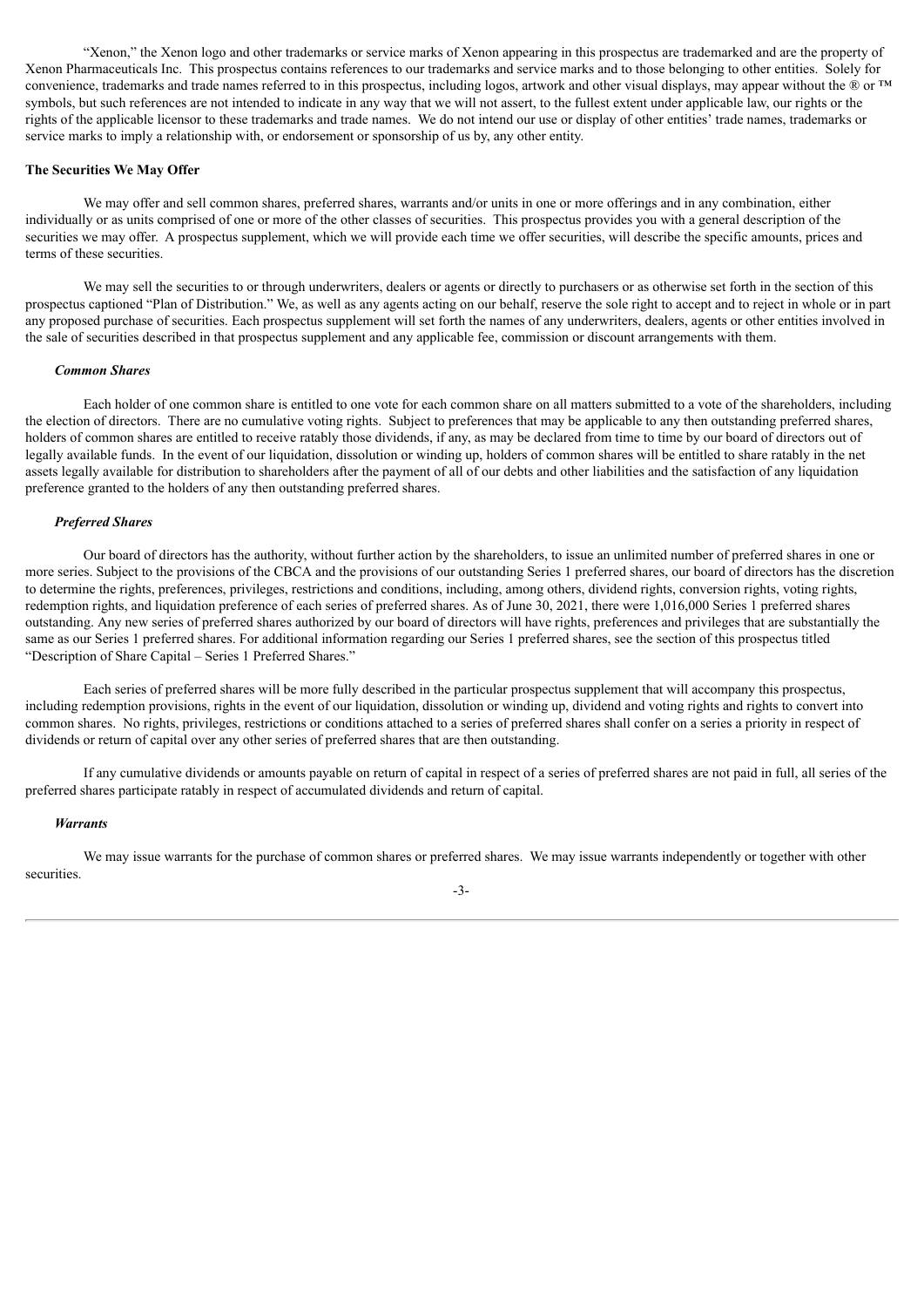"Xenon," the Xenon logo and other trademarks or service marks of Xenon appearing in this prospectus are trademarked and are the property of Xenon Pharmaceuticals Inc. This prospectus contains references to our trademarks and service marks and to those belonging to other entities. Solely for convenience, trademarks and trade names referred to in this prospectus, including logos, artwork and other visual displays, may appear without the ® or ™ symbols, but such references are not intended to indicate in any way that we will not assert, to the fullest extent under applicable law, our rights or the rights of the applicable licensor to these trademarks and trade names. We do not intend our use or display of other entities' trade names, trademarks or service marks to imply a relationship with, or endorsement or sponsorship of us by, any other entity.

**The Securities We May Offer**

We may offer and sell common shares, preferred shares, warrants and/or units in one or more offerings and in any combination, either individually or as units comprised of one or more of the other classes of securities. This prospectus provides you with a general description of the securities we may offer. A prospectus supplement, which we will provide each time we offer securities, will describe the specific amounts, prices and terms of these securities.

We may sell the securities to or through underwriters, dealers or agents or directly to purchasers or as otherwise set forth in the section of this prospectus captioned "Plan of Distribution." We, as well as any agents acting on our behalf, reserve the sole right to accept and to reject in whole or in part any proposed purchase of securities. Each prospectus supplement will set forth the names of any underwriters, dealers, agents or other entities involved in the sale of securities described in that prospectus supplement and any applicable fee, commission or discount arrangements with them.

***Common Shares***

Each holder of one common share is entitled to one vote for each common share on all matters submitted to a vote of the shareholders, including the election of directors. There are no cumulative voting rights. Subject to preferences that may be applicable to any then outstanding preferred shares, holders of common shares are entitled to receive ratably those dividends, if any, as may be declared from time to time by our board of directors out of legally available funds. In the event of our liquidation, dissolution or winding up, holders of common shares will be entitled to share ratably in the net assets legally available for distribution to shareholders after the payment of all of our debts and other liabilities and the satisfaction of any liquidation preference granted to the holders of any then outstanding preferred shares.

***Preferred Shares***

Our board of directors has the authority, without further action by the shareholders, to issue an unlimited number of preferred shares in one or more series. Subject to the provisions of the CBCA and the provisions of our outstanding Series 1 preferred shares, our board of directors has the discretion to determine the rights, preferences, privileges, restrictions and conditions, including, among others, dividend rights, conversion rights, voting rights, redemption rights, and liquidation preference of each series of preferred shares. As of June 30, 2021, there were 1,016,000 Series 1 preferred shares outstanding. Any new series of preferred shares authorized by our board of directors will have rights, preferences and privileges that are substantially the same as our Series 1 preferred shares. For additional information regarding our Series 1 preferred shares, see the section of this prospectus titled "Description of Share Capital – Series 1 Preferred Shares."

Each series of preferred shares will be more fully described in the particular prospectus supplement that will accompany this prospectus, including redemption provisions, rights in the event of our liquidation, dissolution or winding up, dividend and voting rights and rights to convert into common shares. No rights, privileges, restrictions or conditions attached to a series of preferred shares shall confer on a series a priority in respect of dividends or return of capital over any other series of preferred shares that are then outstanding.

If any cumulative dividends or amounts payable on return of capital in respect of a series of preferred shares are not paid in full, all series of the preferred shares participate ratably in respect of accumulated dividends and return of capital.

***Warrants***

We may issue warrants for the purchase of common shares or preferred shares. We may issue warrants independently or together with other securities.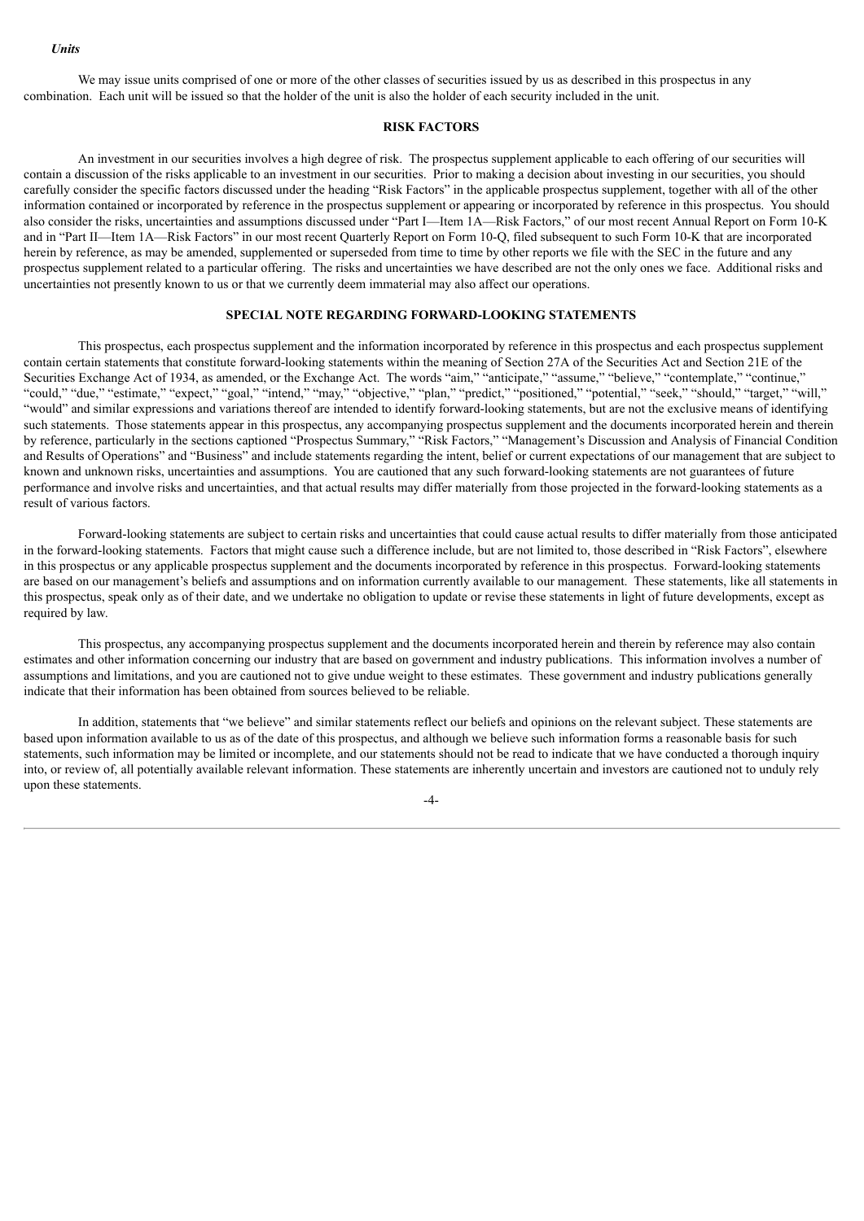*Units*

We may issue units comprised of one or more of the other classes of securities issued by us as described in this prospectus in any combination. Each unit will be issued so that the holder of the unit is also the holder of each security included in the unit.

## RISK FACTORS

An investment in our securities involves a high degree of risk. The prospectus supplement applicable to each offering of our securities will contain a discussion of the risks applicable to an investment in our securities. Prior to making a decision about investing in our securities, you should carefully consider the specific factors discussed under the heading "Risk Factors" in the applicable prospectus supplement, together with all of the other information contained or incorporated by reference in the prospectus supplement or appearing or incorporated by reference in this prospectus. You should also consider the risks, uncertainties and assumptions discussed under "Part I—Item 1A—Risk Factors," of our most recent Annual Report on Form 10-K and in "Part II—Item 1A—Risk Factors" in our most recent Quarterly Report on Form 10-Q, filed subsequent to such Form 10-K that are incorporated herein by reference, as may be amended, supplemented or superseded from time to time by other reports we file with the SEC in the future and any prospectus supplement related to a particular offering. The risks and uncertainties we have described are not the only ones we face. Additional risks and uncertainties not presently known to us or that we currently deem immaterial may also affect our operations.

## SPECIAL NOTE REGARDING FORWARD-LOOKING STATEMENTS

This prospectus, each prospectus supplement and the information incorporated by reference in this prospectus and each prospectus supplement contain certain statements that constitute forward-looking statements within the meaning of Section 27A of the Securities Act and Section 21E of the Securities Exchange Act of 1934, as amended, or the Exchange Act. The words "aim," "anticipate," "assume," "believe," "contemplate," "continue," "could," "due," "estimate," "expect," "goal," "intend," "may," "objective," "plan," "predict," "positioned," "potential," "seek," "should," "target," "will," "would" and similar expressions and variations thereof are intended to identify forward-looking statements, but are not the exclusive means of identifying such statements. Those statements appear in this prospectus, any accompanying prospectus supplement and the documents incorporated herein and therein by reference, particularly in the sections captioned "Prospectus Summary," "Risk Factors," "Management's Discussion and Analysis of Financial Condition and Results of Operations" and "Business" and include statements regarding the intent, belief or current expectations of our management that are subject to known and unknown risks, uncertainties and assumptions. You are cautioned that any such forward-looking statements are not guarantees of future performance and involve risks and uncertainties, and that actual results may differ materially from those projected in the forward-looking statements as a result of various factors.

Forward-looking statements are subject to certain risks and uncertainties that could cause actual results to differ materially from those anticipated in the forward-looking statements. Factors that might cause such a difference include, but are not limited to, those described in "Risk Factors", elsewhere in this prospectus or any applicable prospectus supplement and the documents incorporated by reference in this prospectus. Forward-looking statements are based on our management's beliefs and assumptions and on information currently available to our management. These statements, like all statements in this prospectus, speak only as of their date, and we undertake no obligation to update or revise these statements in light of future developments, except as required by law.

This prospectus, any accompanying prospectus supplement and the documents incorporated herein and therein by reference may also contain estimates and other information concerning our industry that are based on government and industry publications. This information involves a number of assumptions and limitations, and you are cautioned not to give undue weight to these estimates. These government and industry publications generally indicate that their information has been obtained from sources believed to be reliable.

In addition, statements that "we believe" and similar statements reflect our beliefs and opinions on the relevant subject. These statements are based upon information available to us as of the date of this prospectus, and although we believe such information forms a reasonable basis for such statements, such information may be limited or incomplete, and our statements should not be read to indicate that we have conducted a thorough inquiry into, or review of, all potentially available relevant information. These statements are inherently uncertain and investors are cautioned not to unduly rely upon these statements.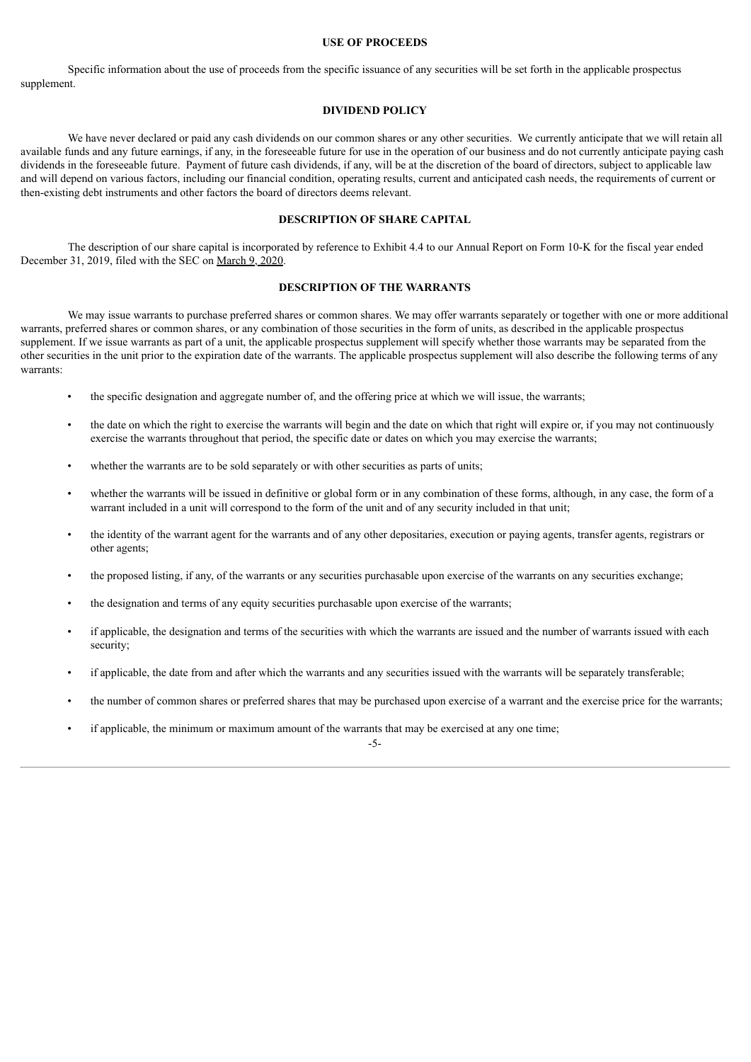## USE OF PROCEEDS

Specific information about the use of proceeds from the specific issuance of any securities will be set forth in the applicable prospectus supplement.

## DIVIDEND POLICY

We have never declared or paid any cash dividends on our common shares or any other securities. We currently anticipate that we will retain all available funds and any future earnings, if any, in the foreseeable future for use in the operation of our business and do not currently anticipate paying cash dividends in the foreseeable future. Payment of future cash dividends, if any, will be at the discretion of the board of directors, subject to applicable law and will depend on various factors, including our financial condition, operating results, current and anticipated cash needs, the requirements of current or then-existing debt instruments and other factors the board of directors deems relevant.

## DESCRIPTION OF SHARE CAPITAL

The description of our share capital is incorporated by reference to Exhibit 4.4 to our Annual Report on Form 10-K for the fiscal year ended December 31, 2019, filed with the SEC on March 9, 2020.

## DESCRIPTION OF THE WARRANTS

We may issue warrants to purchase preferred shares or common shares. We may offer warrants separately or together with one or more additional warrants, preferred shares or common shares, or any combination of those securities in the form of units, as described in the applicable prospectus supplement. If we issue warrants as part of a unit, the applicable prospectus supplement will specify whether those warrants may be separated from the other securities in the unit prior to the expiration date of the warrants. The applicable prospectus supplement will also describe the following terms of any warrants:

- the specific designation and aggregate number of, and the offering price at which we will issue, the warrants;
- the date on which the right to exercise the warrants will begin and the date on which that right will expire or, if you may not continuously exercise the warrants throughout that period, the specific date or dates on which you may exercise the warrants;
- whether the warrants are to be sold separately or with other securities as parts of units;
- whether the warrants will be issued in definitive or global form or in any combination of these forms, although, in any case, the form of a warrant included in a unit will correspond to the form of the unit and of any security included in that unit;
- the identity of the warrant agent for the warrants and of any other depositaries, execution or paying agents, transfer agents, registrars or other agents;
- the proposed listing, if any, of the warrants or any securities purchasable upon exercise of the warrants on any securities exchange;
- the designation and terms of any equity securities purchasable upon exercise of the warrants;
- if applicable, the designation and terms of the securities with which the warrants are issued and the number of warrants issued with each security;
- if applicable, the date from and after which the warrants and any securities issued with the warrants will be separately transferable;
- the number of common shares or preferred shares that may be purchased upon exercise of a warrant and the exercise price for the warrants;
- if applicable, the minimum or maximum amount of the warrants that may be exercised at any one time;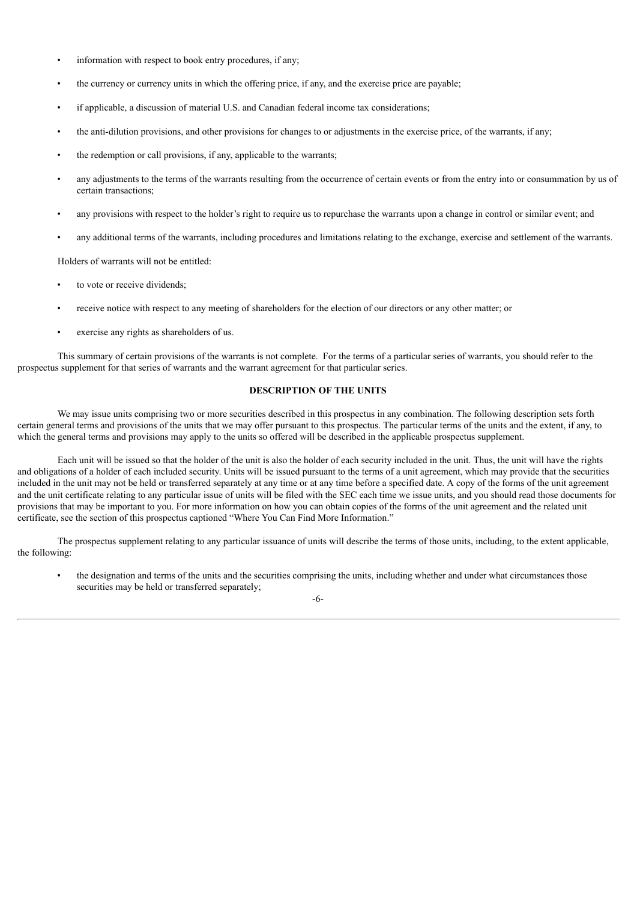- information with respect to book entry procedures, if any;
- the currency or currency units in which the offering price, if any, and the exercise price are payable;
- if applicable, a discussion of material U.S. and Canadian federal income tax considerations;
- the anti-dilution provisions, and other provisions for changes to or adjustments in the exercise price, of the warrants, if any;
- the redemption or call provisions, if any, applicable to the warrants;
- any adjustments to the terms of the warrants resulting from the occurrence of certain events or from the entry into or consummation by us of certain transactions;
- any provisions with respect to the holder's right to require us to repurchase the warrants upon a change in control or similar event; and
- any additional terms of the warrants, including procedures and limitations relating to the exchange, exercise and settlement of the warrants.

Holders of warrants will not be entitled:

- to vote or receive dividends;
- receive notice with respect to any meeting of shareholders for the election of our directors or any other matter; or
- exercise any rights as shareholders of us.

This summary of certain provisions of the warrants is not complete. For the terms of a particular series of warrants, you should refer to the prospectus supplement for that series of warrants and the warrant agreement for that particular series.

## DESCRIPTION OF THE UNITS

We may issue units comprising two or more securities described in this prospectus in any combination. The following description sets forth certain general terms and provisions of the units that we may offer pursuant to this prospectus. The particular terms of the units and the extent, if any, to which the general terms and provisions may apply to the units so offered will be described in the applicable prospectus supplement.

Each unit will be issued so that the holder of the unit is also the holder of each security included in the unit. Thus, the unit will have the rights and obligations of a holder of each included security. Units will be issued pursuant to the terms of a unit agreement, which may provide that the securities included in the unit may not be held or transferred separately at any time or at any time before a specified date. A copy of the forms of the unit agreement and the unit certificate relating to any particular issue of units will be filed with the SEC each time we issue units, and you should read those documents for provisions that may be important to you. For more information on how you can obtain copies of the forms of the unit agreement and the related unit certificate, see the section of this prospectus captioned "Where You Can Find More Information."

The prospectus supplement relating to any particular issuance of units will describe the terms of those units, including, to the extent applicable, the following:

- the designation and terms of the units and the securities comprising the units, including whether and under what circumstances those securities may be held or transferred separately;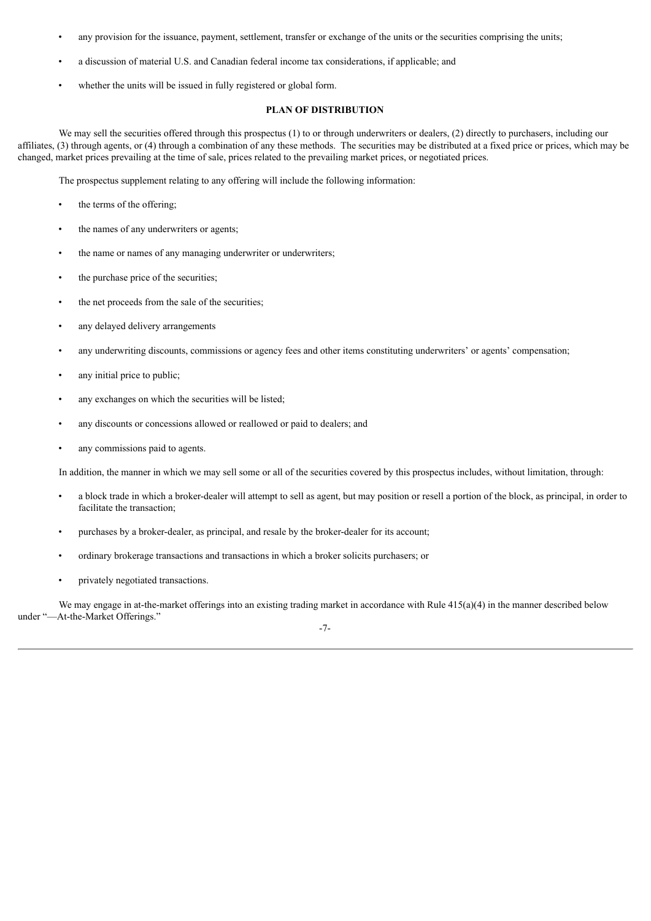- any provision for the issuance, payment, settlement, transfer or exchange of the units or the securities comprising the units;
- a discussion of material U.S. and Canadian federal income tax considerations, if applicable; and
- whether the units will be issued in fully registered or global form.

## PLAN OF DISTRIBUTION

We may sell the securities offered through this prospectus (1) to or through underwriters or dealers, (2) directly to purchasers, including our affiliates, (3) through agents, or (4) through a combination of any these methods. The securities may be distributed at a fixed price or prices, which may be changed, market prices prevailing at the time of sale, prices related to the prevailing market prices, or negotiated prices.

The prospectus supplement relating to any offering will include the following information:

- the terms of the offering;
- the names of any underwriters or agents;
- the name or names of any managing underwriter or underwriters;
- the purchase price of the securities;
- the net proceeds from the sale of the securities;
- any delayed delivery arrangements
- any underwriting discounts, commissions or agency fees and other items constituting underwriters' or agents' compensation;
- any initial price to public;
- any exchanges on which the securities will be listed;
- any discounts or concessions allowed or reallowed or paid to dealers; and
- any commissions paid to agents.

In addition, the manner in which we may sell some or all of the securities covered by this prospectus includes, without limitation, through:

- a block trade in which a broker-dealer will attempt to sell as agent, but may position or resell a portion of the block, as principal, in order to facilitate the transaction;
- purchases by a broker-dealer, as principal, and resale by the broker-dealer for its account;
- ordinary brokerage transactions and transactions in which a broker solicits purchasers; or
- privately negotiated transactions.

We may engage in at-the-market offerings into an existing trading market in accordance with Rule 415(a)(4) in the manner described below under "—At-the-Market Offerings."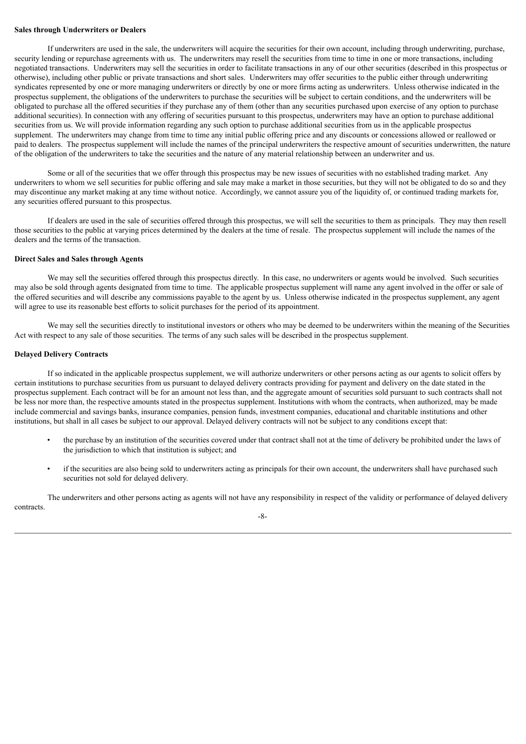**Sales through Underwriters or Dealers**

If underwriters are used in the sale, the underwriters will acquire the securities for their own account, including through underwriting, purchase, security lending or repurchase agreements with us. The underwriters may resell the securities from time to time in one or more transactions, including negotiated transactions. Underwriters may sell the securities in order to facilitate transactions in any of our other securities (described in this prospectus or otherwise), including other public or private transactions and short sales. Underwriters may offer securities to the public either through underwriting syndicates represented by one or more managing underwriters or directly by one or more firms acting as underwriters. Unless otherwise indicated in the prospectus supplement, the obligations of the underwriters to purchase the securities will be subject to certain conditions, and the underwriters will be obligated to purchase all the offered securities if they purchase any of them (other than any securities purchased upon exercise of any option to purchase additional securities). In connection with any offering of securities pursuant to this prospectus, underwriters may have an option to purchase additional securities from us. We will provide information regarding any such option to purchase additional securities from us in the applicable prospectus supplement. The underwriters may change from time to time any initial public offering price and any discounts or concessions allowed or reallowed or paid to dealers. The prospectus supplement will include the names of the principal underwriters the respective amount of securities underwritten, the nature of the obligation of the underwriters to take the securities and the nature of any material relationship between an underwriter and us.

Some or all of the securities that we offer through this prospectus may be new issues of securities with no established trading market. Any underwriters to whom we sell securities for public offering and sale may make a market in those securities, but they will not be obligated to do so and they may discontinue any market making at any time without notice. Accordingly, we cannot assure you of the liquidity of, or continued trading markets for, any securities offered pursuant to this prospectus.

If dealers are used in the sale of securities offered through this prospectus, we will sell the securities to them as principals. They may then resell those securities to the public at varying prices determined by the dealers at the time of resale. The prospectus supplement will include the names of the dealers and the terms of the transaction.

**Direct Sales and Sales through Agents**

We may sell the securities offered through this prospectus directly. In this case, no underwriters or agents would be involved. Such securities may also be sold through agents designated from time to time. The applicable prospectus supplement will name any agent involved in the offer or sale of the offered securities and will describe any commissions payable to the agent by us. Unless otherwise indicated in the prospectus supplement, any agent will agree to use its reasonable best efforts to solicit purchases for the period of its appointment.

We may sell the securities directly to institutional investors or others who may be deemed to be underwriters within the meaning of the Securities Act with respect to any sale of those securities. The terms of any such sales will be described in the prospectus supplement.

**Delayed Delivery Contracts**

If so indicated in the applicable prospectus supplement, we will authorize underwriters or other persons acting as our agents to solicit offers by certain institutions to purchase securities from us pursuant to delayed delivery contracts providing for payment and delivery on the date stated in the prospectus supplement. Each contract will be for an amount not less than, and the aggregate amount of securities sold pursuant to such contracts shall not be less nor more than, the respective amounts stated in the prospectus supplement. Institutions with whom the contracts, when authorized, may be made include commercial and savings banks, insurance companies, pension funds, investment companies, educational and charitable institutions and other institutions, but shall in all cases be subject to our approval. Delayed delivery contracts will not be subject to any conditions except that:

- the purchase by an institution of the securities covered under that contract shall not at the time of delivery be prohibited under the laws of the jurisdiction to which that institution is subject; and
- if the securities are also being sold to underwriters acting as principals for their own account, the underwriters shall have purchased such securities not sold for delayed delivery.

The underwriters and other persons acting as agents will not have any responsibility in respect of the validity or performance of delayed delivery contracts.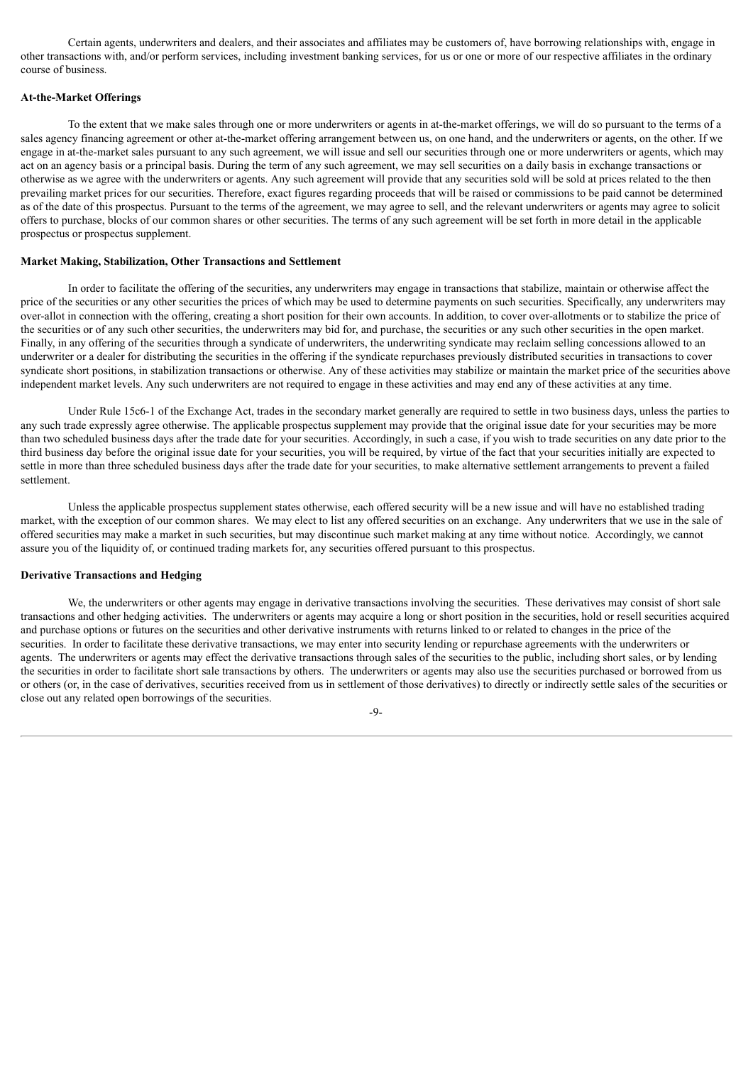Certain agents, underwriters and dealers, and their associates and affiliates may be customers of, have borrowing relationships with, engage in other transactions with, and/or perform services, including investment banking services, for us or one or more of our respective affiliates in the ordinary course of business.

**At-the-Market Offerings**

To the extent that we make sales through one or more underwriters or agents in at-the-market offerings, we will do so pursuant to the terms of a sales agency financing agreement or other at-the-market offering arrangement between us, on one hand, and the underwriters or agents, on the other. If we engage in at-the-market sales pursuant to any such agreement, we will issue and sell our securities through one or more underwriters or agents, which may act on an agency basis or a principal basis. During the term of any such agreement, we may sell securities on a daily basis in exchange transactions or otherwise as we agree with the underwriters or agents. Any such agreement will provide that any securities sold will be sold at prices related to the then prevailing market prices for our securities. Therefore, exact figures regarding proceeds that will be raised or commissions to be paid cannot be determined as of the date of this prospectus. Pursuant to the terms of the agreement, we may agree to sell, and the relevant underwriters or agents may agree to solicit offers to purchase, blocks of our common shares or other securities. The terms of any such agreement will be set forth in more detail in the applicable prospectus or prospectus supplement.

**Market Making, Stabilization, Other Transactions and Settlement**

In order to facilitate the offering of the securities, any underwriters may engage in transactions that stabilize, maintain or otherwise affect the price of the securities or any other securities the prices of which may be used to determine payments on such securities. Specifically, any underwriters may over-allot in connection with the offering, creating a short position for their own accounts. In addition, to cover over-allotments or to stabilize the price of the securities or of any such other securities, the underwriters may bid for, and purchase, the securities or any such other securities in the open market. Finally, in any offering of the securities through a syndicate of underwriters, the underwriting syndicate may reclaim selling concessions allowed to an underwriter or a dealer for distributing the securities in the offering if the syndicate repurchases previously distributed securities in transactions to cover syndicate short positions, in stabilization transactions or otherwise. Any of these activities may stabilize or maintain the market price of the securities above independent market levels. Any such underwriters are not required to engage in these activities and may end any of these activities at any time.

Under Rule 15c6-1 of the Exchange Act, trades in the secondary market generally are required to settle in two business days, unless the parties to any such trade expressly agree otherwise. The applicable prospectus supplement may provide that the original issue date for your securities may be more than two scheduled business days after the trade date for your securities. Accordingly, in such a case, if you wish to trade securities on any date prior to the third business day before the original issue date for your securities, you will be required, by virtue of the fact that your securities initially are expected to settle in more than three scheduled business days after the trade date for your securities, to make alternative settlement arrangements to prevent a failed settlement.

Unless the applicable prospectus supplement states otherwise, each offered security will be a new issue and will have no established trading market, with the exception of our common shares. We may elect to list any offered securities on an exchange. Any underwriters that we use in the sale of offered securities may make a market in such securities, but may discontinue such market making at any time without notice. Accordingly, we cannot assure you of the liquidity of, or continued trading markets for, any securities offered pursuant to this prospectus.

**Derivative Transactions and Hedging**

We, the underwriters or other agents may engage in derivative transactions involving the securities. These derivatives may consist of short sale transactions and other hedging activities. The underwriters or agents may acquire a long or short position in the securities, hold or resell securities acquired and purchase options or futures on the securities and other derivative instruments with returns linked to or related to changes in the price of the securities. In order to facilitate these derivative transactions, we may enter into security lending or repurchase agreements with the underwriters or agents. The underwriters or agents may effect the derivative transactions through sales of the securities to the public, including short sales, or by lending the securities in order to facilitate short sale transactions by others. The underwriters or agents may also use the securities purchased or borrowed from us or others (or, in the case of derivatives, securities received from us in settlement of those derivatives) to directly or indirectly settle sales of the securities or close out any related open borrowings of the securities.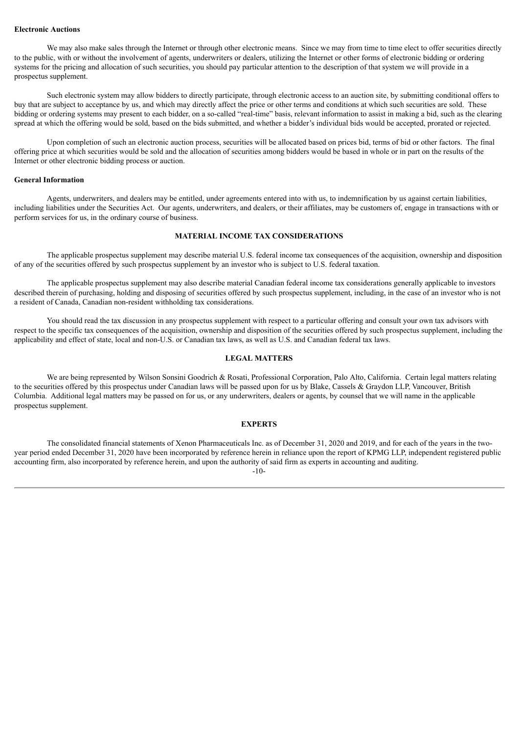**Electronic Auctions**

We may also make sales through the Internet or through other electronic means. Since we may from time to time elect to offer securities directly to the public, with or without the involvement of agents, underwriters or dealers, utilizing the Internet or other forms of electronic bidding or ordering systems for the pricing and allocation of such securities, you should pay particular attention to the description of that system we will provide in a prospectus supplement.

Such electronic system may allow bidders to directly participate, through electronic access to an auction site, by submitting conditional offers to buy that are subject to acceptance by us, and which may directly affect the price or other terms and conditions at which such securities are sold. These bidding or ordering systems may present to each bidder, on a so-called "real-time" basis, relevant information to assist in making a bid, such as the clearing spread at which the offering would be sold, based on the bids submitted, and whether a bidder's individual bids would be accepted, prorated or rejected.

Upon completion of such an electronic auction process, securities will be allocated based on prices bid, terms of bid or other factors. The final offering price at which securities would be sold and the allocation of securities among bidders would be based in whole or in part on the results of the Internet or other electronic bidding process or auction.

**General Information**

Agents, underwriters, and dealers may be entitled, under agreements entered into with us, to indemnification by us against certain liabilities, including liabilities under the Securities Act. Our agents, underwriters, and dealers, or their affiliates, may be customers of, engage in transactions with or perform services for us, in the ordinary course of business.

## MATERIAL INCOME TAX CONSIDERATIONS

The applicable prospectus supplement may describe material U.S. federal income tax consequences of the acquisition, ownership and disposition of any of the securities offered by such prospectus supplement by an investor who is subject to U.S. federal taxation.

The applicable prospectus supplement may also describe material Canadian federal income tax considerations generally applicable to investors described therein of purchasing, holding and disposing of securities offered by such prospectus supplement, including, in the case of an investor who is not a resident of Canada, Canadian non-resident withholding tax considerations.

You should read the tax discussion in any prospectus supplement with respect to a particular offering and consult your own tax advisors with respect to the specific tax consequences of the acquisition, ownership and disposition of the securities offered by such prospectus supplement, including the applicability and effect of state, local and non-U.S. or Canadian tax laws, as well as U.S. and Canadian federal tax laws.

## LEGAL MATTERS

We are being represented by Wilson Sonsini Goodrich & Rosati, Professional Corporation, Palo Alto, California. Certain legal matters relating to the securities offered by this prospectus under Canadian laws will be passed upon for us by Blake, Cassels & Graydon LLP, Vancouver, British Columbia. Additional legal matters may be passed on for us, or any underwriters, dealers or agents, by counsel that we will name in the applicable prospectus supplement.

## EXPERTS

The consolidated financial statements of Xenon Pharmaceuticals Inc. as of December 31, 2020 and 2019, and for each of the years in the two-year period ended December 31, 2020 have been incorporated by reference herein in reliance upon the report of KPMG LLP, independent registered public accounting firm, also incorporated by reference herein, and upon the authority of said firm as experts in accounting and auditing.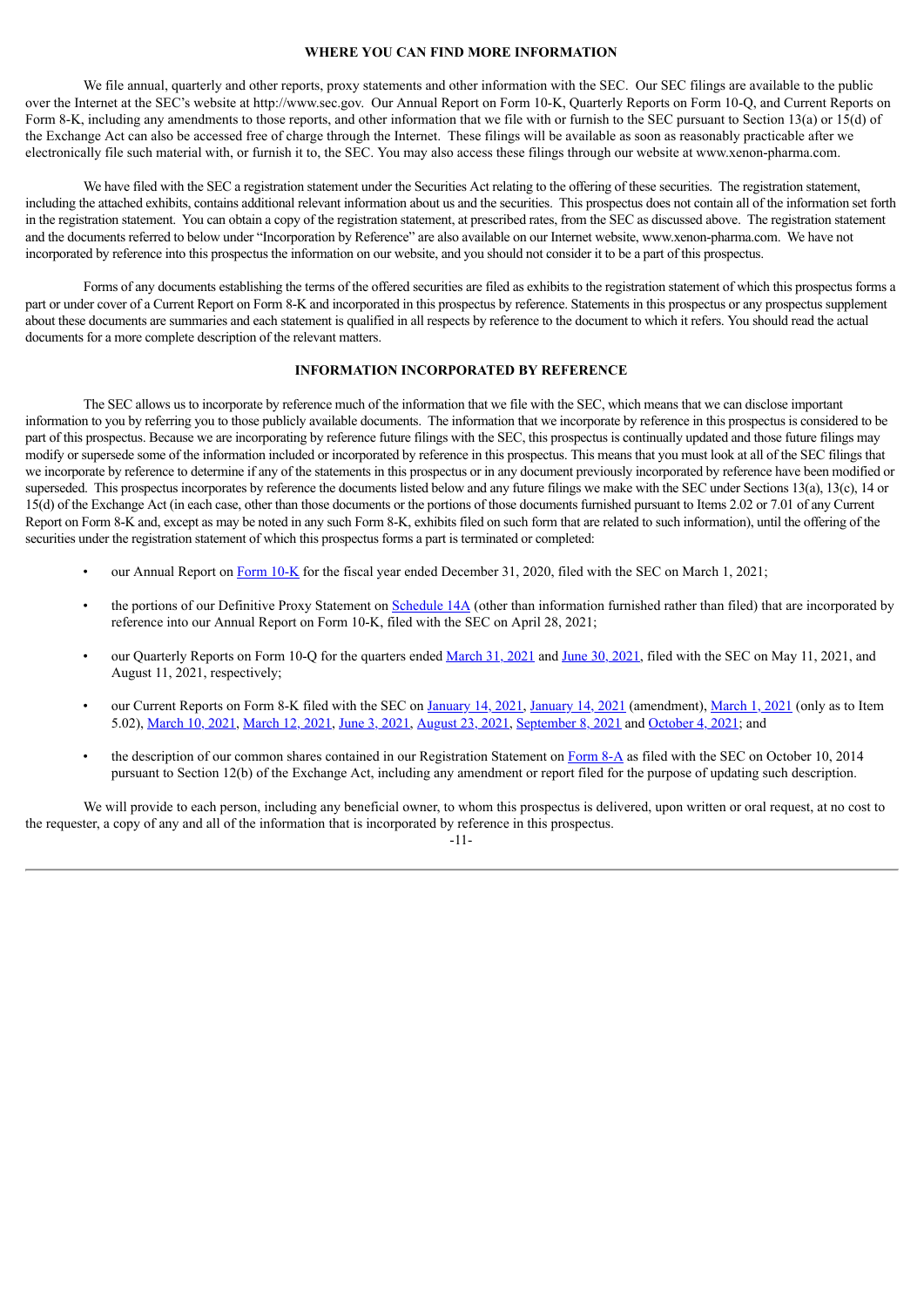## WHERE YOU CAN FIND MORE INFORMATION

We file annual, quarterly and other reports, proxy statements and other information with the SEC. Our SEC filings are available to the public over the Internet at the SEC's website at http://www.sec.gov. Our Annual Report on Form 10-K, Quarterly Reports on Form 10-Q, and Current Reports on Form 8-K, including any amendments to those reports, and other information that we file with or furnish to the SEC pursuant to Section 13(a) or 15(d) of the Exchange Act can also be accessed free of charge through the Internet. These filings will be available as soon as reasonably practicable after we electronically file such material with, or furnish it to, the SEC. You may also access these filings through our website at www.xenon-pharma.com.

We have filed with the SEC a registration statement under the Securities Act relating to the offering of these securities. The registration statement, including the attached exhibits, contains additional relevant information about us and the securities. This prospectus does not contain all of the information set forth in the registration statement. You can obtain a copy of the registration statement, at prescribed rates, from the SEC as discussed above. The registration statement and the documents referred to below under "Incorporation by Reference" are also available on our Internet website, www.xenon-pharma.com. We have not incorporated by reference into this prospectus the information on our website, and you should not consider it to be a part of this prospectus.

Forms of any documents establishing the terms of the offered securities are filed as exhibits to the registration statement of which this prospectus forms a part or under cover of a Current Report on Form 8-K and incorporated in this prospectus by reference. Statements in this prospectus or any prospectus supplement about these documents are summaries and each statement is qualified in all respects by reference to the document to which it refers. You should read the actual documents for a more complete description of the relevant matters.

## INFORMATION INCORPORATED BY REFERENCE

The SEC allows us to incorporate by reference much of the information that we file with the SEC, which means that we can disclose important information to you by referring you to those publicly available documents. The information that we incorporate by reference in this prospectus is considered to be part of this prospectus. Because we are incorporating by reference future filings with the SEC, this prospectus is continually updated and those future filings may modify or supersede some of the information included or incorporated by reference in this prospectus. This means that you must look at all of the SEC filings that we incorporate by reference to determine if any of the statements in this prospectus or in any document previously incorporated by reference have been modified or superseded. This prospectus incorporates by reference the documents listed below and any future filings we make with the SEC under Sections 13(a), 13(c), 14 or 15(d) of the Exchange Act (in each case, other than those documents or the portions of those documents furnished pursuant to Items 2.02 or 7.01 of any Current Report on Form 8-K and, except as may be noted in any such Form 8-K, exhibits filed on such form that are related to such information), until the offering of the securities under the registration statement of which this prospectus forms a part is terminated or completed:

- our Annual Report on Form 10-K for the fiscal year ended December 31, 2020, filed with the SEC on March 1, 2021;
- the portions of our Definitive Proxy Statement on Schedule 14A (other than information furnished rather than filed) that are incorporated by reference into our Annual Report on Form 10-K, filed with the SEC on April 28, 2021;
- our Quarterly Reports on Form 10-Q for the quarters ended March 31, 2021 and June 30, 2021, filed with the SEC on May 11, 2021, and August 11, 2021, respectively;
- our Current Reports on Form 8-K filed with the SEC on January 14, 2021, January 14, 2021 (amendment), March 1, 2021 (only as to Item 5.02), March 10, 2021, March 12, 2021, June 3, 2021, August 23, 2021, September 8, 2021 and October 4, 2021; and
- the description of our common shares contained in our Registration Statement on Form 8-A as filed with the SEC on October 10, 2014 pursuant to Section 12(b) of the Exchange Act, including any amendment or report filed for the purpose of updating such description.

We will provide to each person, including any beneficial owner, to whom this prospectus is delivered, upon written or oral request, at no cost to the requester, a copy of any and all of the information that is incorporated by reference in this prospectus.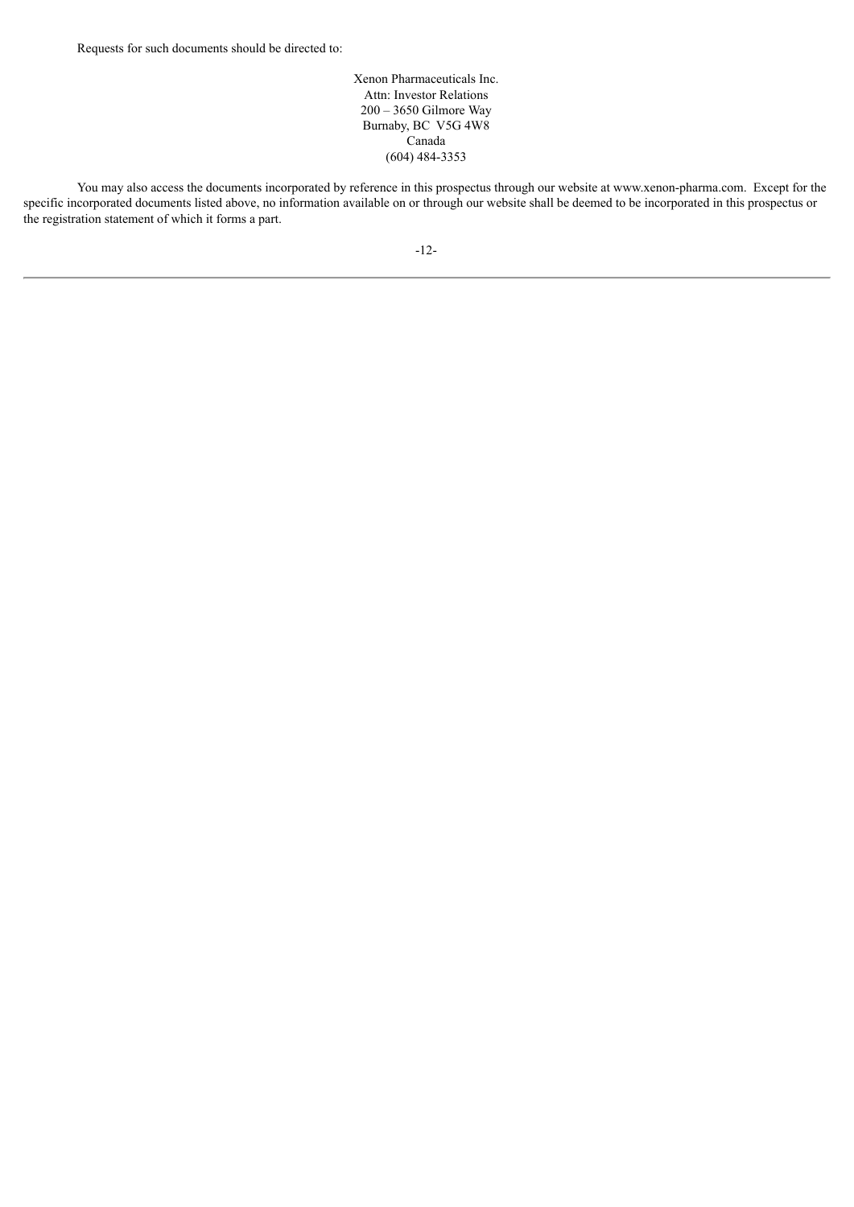Requests for such documents should be directed to:

Xenon Pharmaceuticals Inc.
Attn: Investor Relations
200 – 3650 Gilmore Way
Burnaby, BC  V5G 4W8
Canada
(604) 484-3353

You may also access the documents incorporated by reference in this prospectus through our website at www.xenon-pharma.com.  Except for the specific incorporated documents listed above, no information available on or through our website shall be deemed to be incorporated in this prospectus or the registration statement of which it forms a part.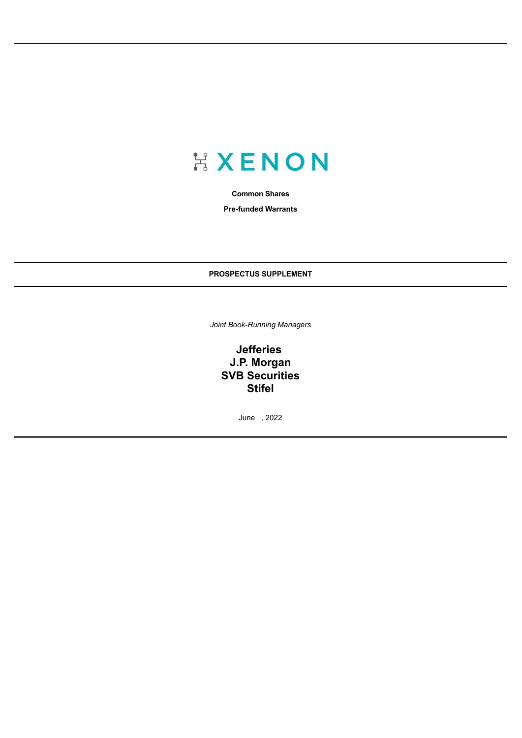# XENON

**Common Shares**

**Pre-funded Warrants**

---

**PROSPECTUS SUPPLEMENT**

---

*Joint Book-Running Managers*

**Jefferies**
**J.P. Morgan**
**SVB Securities**
**Stifel**

June , 2022